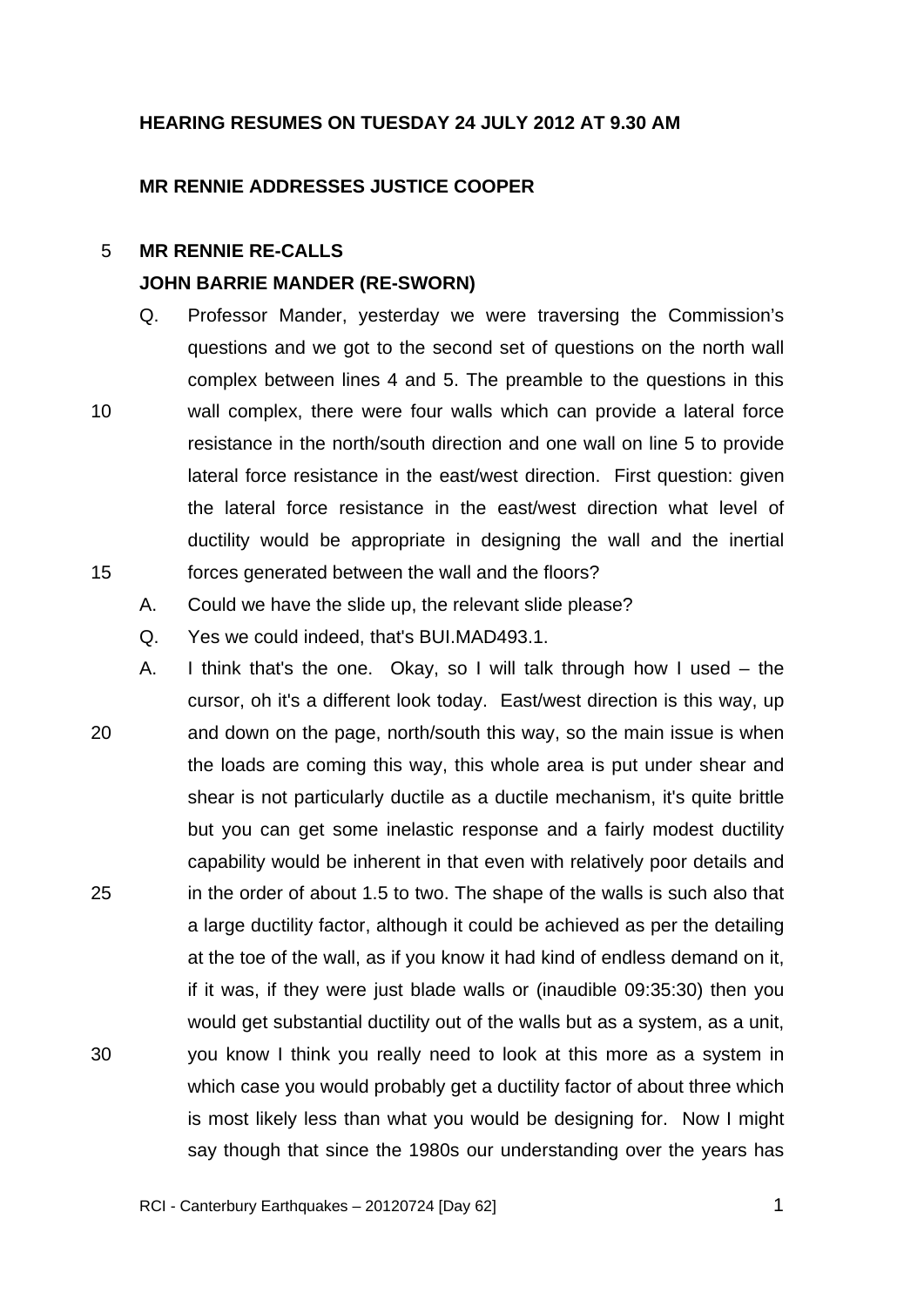**HEARING RESUMES ON TUESDAY 24 JULY 2012 AT 9.30 AM**

**MR RENNIE ADDRESSES JUSTICE COOPER**

**MR RENNIE RE-CALLS**
**JOHN BARRIE MANDER (RE-SWORN)**

Q. Professor Mander, yesterday we were traversing the Commission's questions and we got to the second set of questions on the north wall complex between lines 4 and 5. The preamble to the questions in this wall complex, there were four walls which can provide a lateral force resistance in the north/south direction and one wall on line 5 to provide lateral force resistance in the east/west direction. First question: given the lateral force resistance in the east/west direction what level of ductility would be appropriate in designing the wall and the inertial forces generated between the wall and the floors?

A. Could we have the slide up, the relevant slide please?

Q. Yes we could indeed, that's BUI.MAD493.1.

A. I think that's the one. Okay, so I will talk through how I used – the cursor, oh it's a different look today. East/west direction is this way, up and down on the page, north/south this way, so the main issue is when the loads are coming this way, this whole area is put under shear and shear is not particularly ductile as a ductile mechanism, it's quite brittle but you can get some inelastic response and a fairly modest ductility capability would be inherent in that even with relatively poor details and in the order of about 1.5 to two. The shape of the walls is such also that a large ductility factor, although it could be achieved as per the detailing at the toe of the wall, as if you know it had kind of endless demand on it, if it was, if they were just blade walls or (inaudible 09:35:30) then you would get substantial ductility out of the walls but as a system, as a unit, you know I think you really need to look at this more as a system in which case you would probably get a ductility factor of about three which is most likely less than what you would be designing for. Now I might say though that since the 1980s our understanding over the years has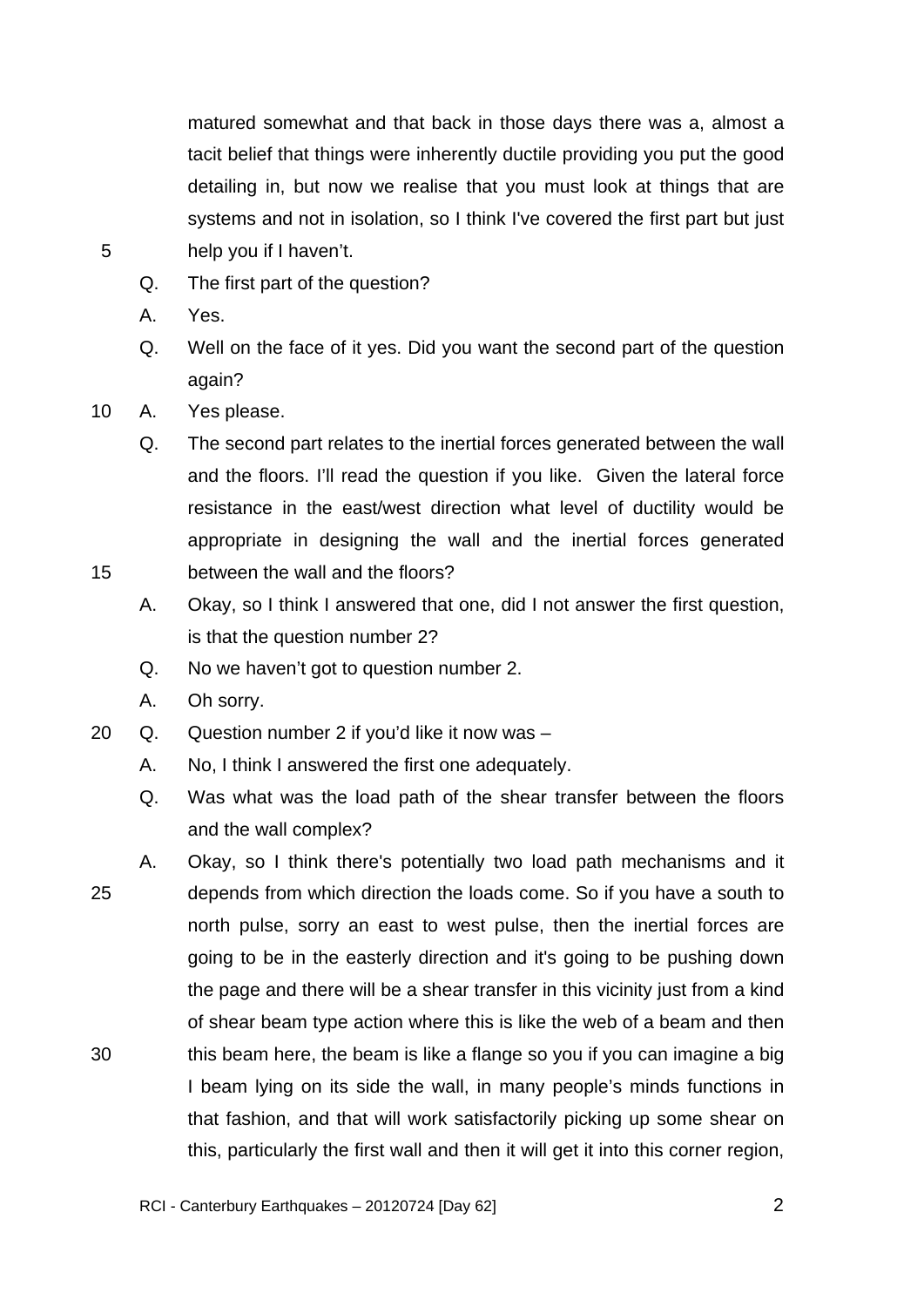matured somewhat and that back in those days there was a, almost a tacit belief that things were inherently ductile providing you put the good detailing in, but now we realise that you must look at things that are systems and not in isolation, so I think I've covered the first part but just help you if I haven't.

Q. The first part of the question?

A. Yes.

Q. Well on the face of it yes. Did you want the second part of the question again?

A. Yes please.

Q. The second part relates to the inertial forces generated between the wall and the floors. I'll read the question if you like. Given the lateral force resistance in the east/west direction what level of ductility would be appropriate in designing the wall and the inertial forces generated between the wall and the floors?

A. Okay, so I think I answered that one, did I not answer the first question, is that the question number 2?

Q. No we haven't got to question number 2.

A. Oh sorry.

Q. Question number 2 if you'd like it now was –

A. No, I think I answered the first one adequately.

Q. Was what was the load path of the shear transfer between the floors and the wall complex?

A. Okay, so I think there's potentially two load path mechanisms and it depends from which direction the loads come. So if you have a south to north pulse, sorry an east to west pulse, then the inertial forces are going to be in the easterly direction and it's going to be pushing down the page and there will be a shear transfer in this vicinity just from a kind of shear beam type action where this is like the web of a beam and then this beam here, the beam is like a flange so you if you can imagine a big I beam lying on its side the wall, in many people's minds functions in that fashion, and that will work satisfactorily picking up some shear on this, particularly the first wall and then it will get it into this corner region,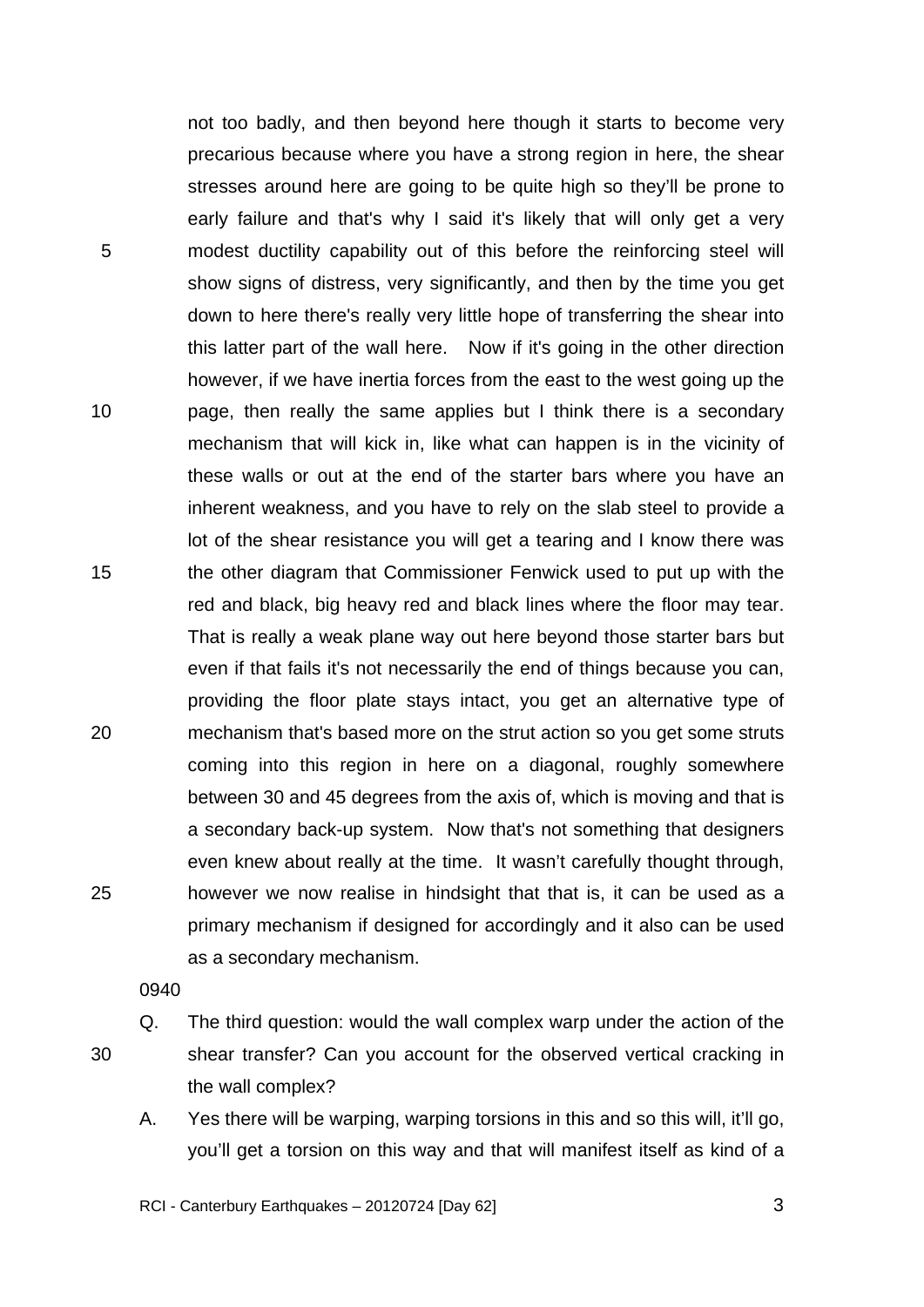not too badly, and then beyond here though it starts to become very precarious because where you have a strong region in here, the shear stresses around here are going to be quite high so they'll be prone to early failure and that's why I said it's likely that will only get a very modest ductility capability out of this before the reinforcing steel will show signs of distress, very significantly, and then by the time you get down to here there's really very little hope of transferring the shear into this latter part of the wall here. Now if it's going in the other direction however, if we have inertia forces from the east to the west going up the page, then really the same applies but I think there is a secondary mechanism that will kick in, like what can happen is in the vicinity of these walls or out at the end of the starter bars where you have an inherent weakness, and you have to rely on the slab steel to provide a lot of the shear resistance you will get a tearing and I know there was the other diagram that Commissioner Fenwick used to put up with the red and black, big heavy red and black lines where the floor may tear. That is really a weak plane way out here beyond those starter bars but even if that fails it's not necessarily the end of things because you can, providing the floor plate stays intact, you get an alternative type of mechanism that's based more on the strut action so you get some struts coming into this region in here on a diagonal, roughly somewhere between 30 and 45 degrees from the axis of, which is moving and that is a secondary back-up system. Now that's not something that designers even knew about really at the time. It wasn't carefully thought through, however we now realise in hindsight that that is, it can be used as a primary mechanism if designed for accordingly and it also can be used as a secondary mechanism.

0940

Q. The third question: would the wall complex warp under the action of the shear transfer? Can you account for the observed vertical cracking in the wall complex?

A. Yes there will be warping, warping torsions in this and so this will, it'll go, you'll get a torsion on this way and that will manifest itself as kind of a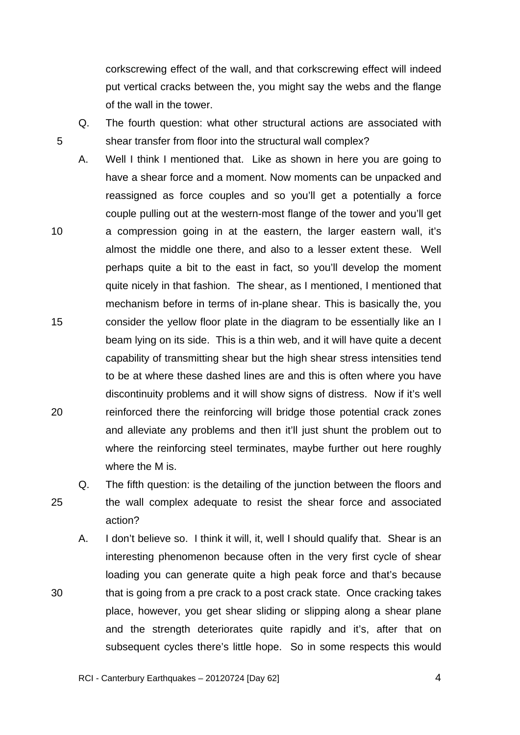corkscrewing effect of the wall, and that corkscrewing effect will indeed put vertical cracks between the, you might say the webs and the flange of the wall in the tower.

Q. The fourth question: what other structural actions are associated with shear transfer from floor into the structural wall complex?

A. Well I think I mentioned that. Like as shown in here you are going to have a shear force and a moment. Now moments can be unpacked and reassigned as force couples and so you'll get a potentially a force couple pulling out at the western-most flange of the tower and you'll get a compression going in at the eastern, the larger eastern wall, it's almost the middle one there, and also to a lesser extent these. Well perhaps quite a bit to the east in fact, so you'll develop the moment quite nicely in that fashion. The shear, as I mentioned, I mentioned that mechanism before in terms of in-plane shear. This is basically the, you consider the yellow floor plate in the diagram to be essentially like an I beam lying on its side. This is a thin web, and it will have quite a decent capability of transmitting shear but the high shear stress intensities tend to be at where these dashed lines are and this is often where you have discontinuity problems and it will show signs of distress. Now if it's well reinforced there the reinforcing will bridge those potential crack zones and alleviate any problems and then it'll just shunt the problem out to where the reinforcing steel terminates, maybe further out here roughly where the M is.

Q. The fifth question: is the detailing of the junction between the floors and the wall complex adequate to resist the shear force and associated action?

A. I don't believe so. I think it will, it, well I should qualify that. Shear is an interesting phenomenon because often in the very first cycle of shear loading you can generate quite a high peak force and that's because that is going from a pre crack to a post crack state. Once cracking takes place, however, you get shear sliding or slipping along a shear plane and the strength deteriorates quite rapidly and it's, after that on subsequent cycles there's little hope. So in some respects this would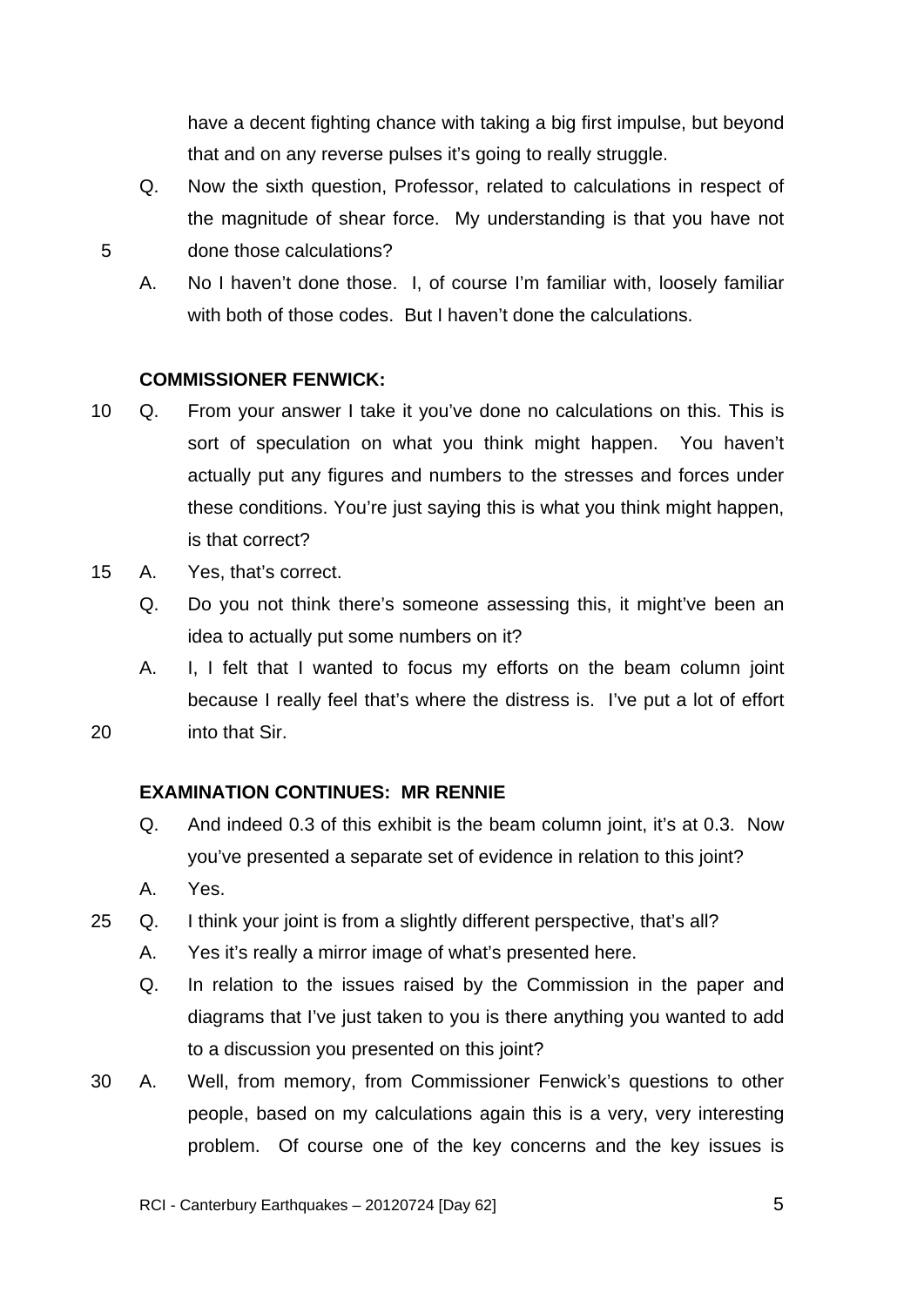have a decent fighting chance with taking a big first impulse, but beyond that and on any reverse pulses it's going to really struggle.

Q. Now the sixth question, Professor, related to calculations in respect of the magnitude of shear force. My understanding is that you have not done those calculations?

A. No I haven't done those. I, of course I'm familiar with, loosely familiar with both of those codes. But I haven't done the calculations.

**COMMISSIONER FENWICK:**

Q. From your answer I take it you've done no calculations on this. This is sort of speculation on what you think might happen. You haven't actually put any figures and numbers to the stresses and forces under these conditions. You're just saying this is what you think might happen, is that correct?

A. Yes, that's correct.

Q. Do you not think there's someone assessing this, it might've been an idea to actually put some numbers on it?

A. I, I felt that I wanted to focus my efforts on the beam column joint because I really feel that's where the distress is. I've put a lot of effort into that Sir.

**EXAMINATION CONTINUES: MR RENNIE**

Q. And indeed 0.3 of this exhibit is the beam column joint, it's at 0.3. Now you've presented a separate set of evidence in relation to this joint?

A. Yes.

Q. I think your joint is from a slightly different perspective, that's all?

A. Yes it's really a mirror image of what's presented here.

Q. In relation to the issues raised by the Commission in the paper and diagrams that I've just taken to you is there anything you wanted to add to a discussion you presented on this joint?

A. Well, from memory, from Commissioner Fenwick's questions to other people, based on my calculations again this is a very, very interesting problem. Of course one of the key concerns and the key issues is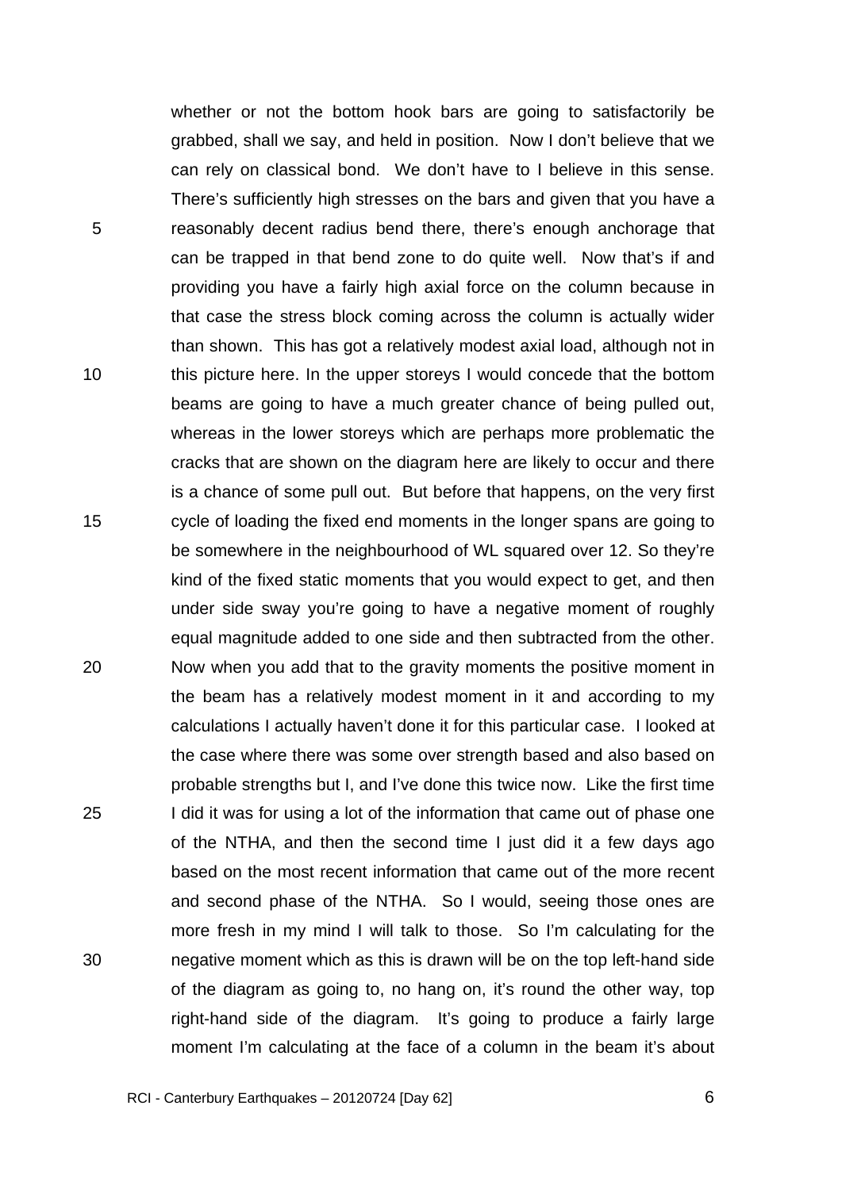whether or not the bottom hook bars are going to satisfactorily be grabbed, shall we say, and held in position. Now I don't believe that we can rely on classical bond. We don't have to I believe in this sense. There's sufficiently high stresses on the bars and given that you have a reasonably decent radius bend there, there's enough anchorage that can be trapped in that bend zone to do quite well. Now that's if and providing you have a fairly high axial force on the column because in that case the stress block coming across the column is actually wider than shown. This has got a relatively modest axial load, although not in this picture here. In the upper storeys I would concede that the bottom beams are going to have a much greater chance of being pulled out, whereas in the lower storeys which are perhaps more problematic the cracks that are shown on the diagram here are likely to occur and there is a chance of some pull out. But before that happens, on the very first cycle of loading the fixed end moments in the longer spans are going to be somewhere in the neighbourhood of WL squared over 12. So they're kind of the fixed static moments that you would expect to get, and then under side sway you're going to have a negative moment of roughly equal magnitude added to one side and then subtracted from the other. Now when you add that to the gravity moments the positive moment in the beam has a relatively modest moment in it and according to my calculations I actually haven't done it for this particular case. I looked at the case where there was some over strength based and also based on probable strengths but I, and I've done this twice now. Like the first time I did it was for using a lot of the information that came out of phase one of the NTHA, and then the second time I just did it a few days ago based on the most recent information that came out of the more recent and second phase of the NTHA. So I would, seeing those ones are more fresh in my mind I will talk to those. So I'm calculating for the negative moment which as this is drawn will be on the top left-hand side of the diagram as going to, no hang on, it's round the other way, top right-hand side of the diagram. It's going to produce a fairly large moment I'm calculating at the face of a column in the beam it's about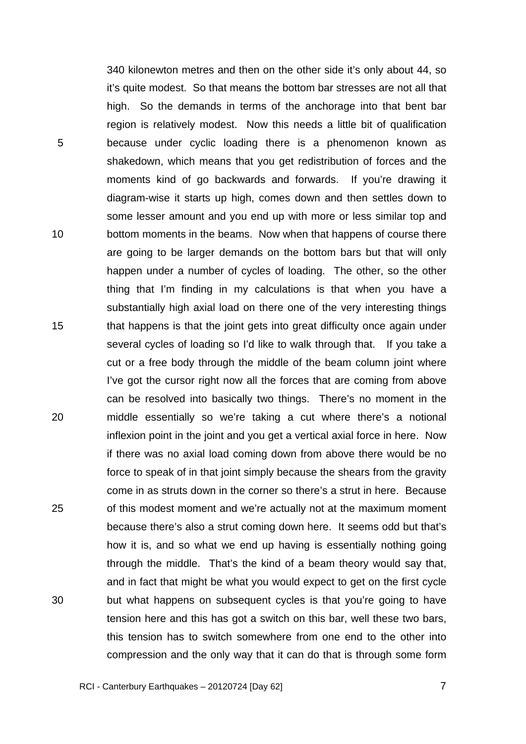340 kilonewton metres and then on the other side it's only about 44, so it's quite modest. So that means the bottom bar stresses are not all that high. So the demands in terms of the anchorage into that bent bar region is relatively modest. Now this needs a little bit of qualification because under cyclic loading there is a phenomenon known as shakedown, which means that you get redistribution of forces and the moments kind of go backwards and forwards. If you're drawing it diagram-wise it starts up high, comes down and then settles down to some lesser amount and you end up with more or less similar top and bottom moments in the beams. Now when that happens of course there are going to be larger demands on the bottom bars but that will only happen under a number of cycles of loading. The other, so the other thing that I'm finding in my calculations is that when you have a substantially high axial load on there one of the very interesting things that happens is that the joint gets into great difficulty once again under several cycles of loading so I'd like to walk through that. If you take a cut or a free body through the middle of the beam column joint where I've got the cursor right now all the forces that are coming from above can be resolved into basically two things. There's no moment in the middle essentially so we're taking a cut where there's a notional inflexion point in the joint and you get a vertical axial force in here. Now if there was no axial load coming down from above there would be no force to speak of in that joint simply because the shears from the gravity come in as struts down in the corner so there's a strut in here. Because of this modest moment and we're actually not at the maximum moment because there's also a strut coming down here. It seems odd but that's how it is, and so what we end up having is essentially nothing going through the middle. That's the kind of a beam theory would say that, and in fact that might be what you would expect to get on the first cycle but what happens on subsequent cycles is that you're going to have tension here and this has got a switch on this bar, well these two bars, this tension has to switch somewhere from one end to the other into compression and the only way that it can do that is through some form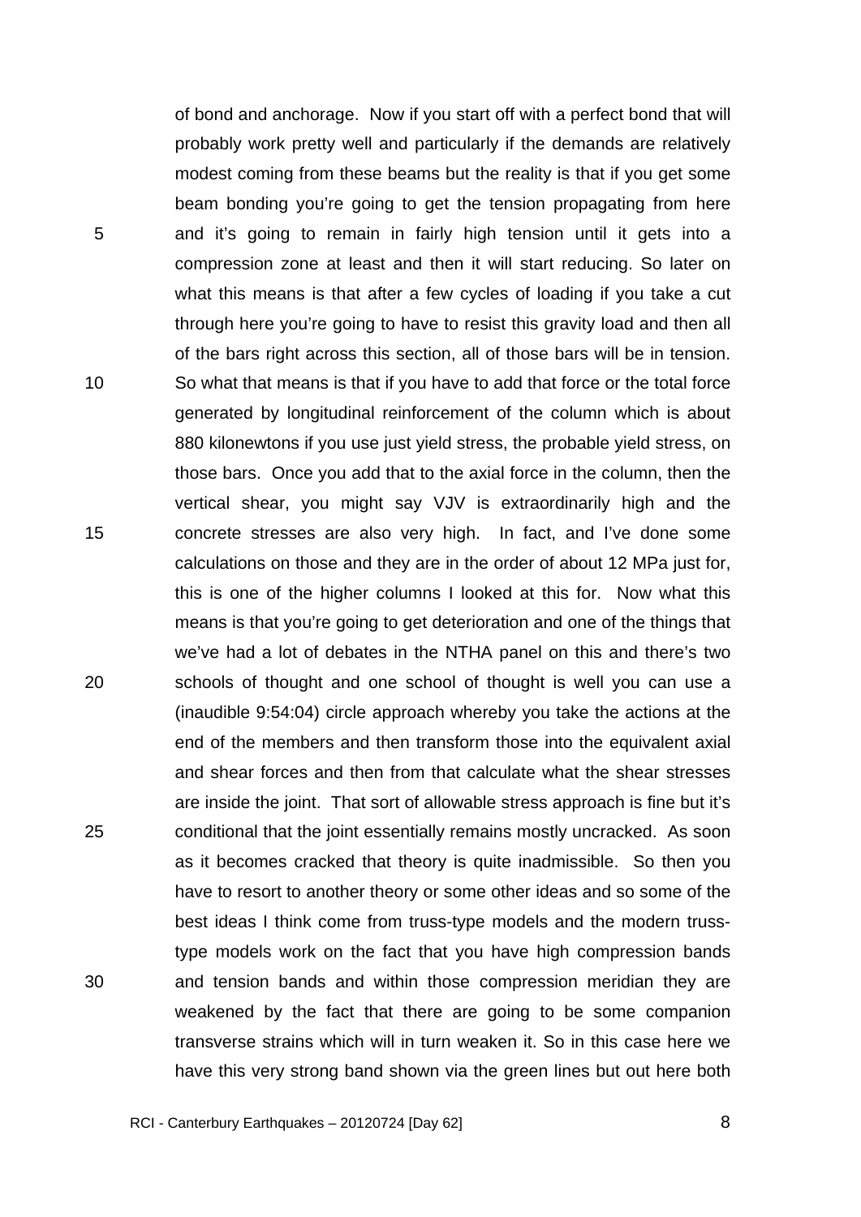of bond and anchorage. Now if you start off with a perfect bond that will probably work pretty well and particularly if the demands are relatively modest coming from these beams but the reality is that if you get some beam bonding you're going to get the tension propagating from here and it's going to remain in fairly high tension until it gets into a compression zone at least and then it will start reducing. So later on what this means is that after a few cycles of loading if you take a cut through here you're going to have to resist this gravity load and then all of the bars right across this section, all of those bars will be in tension. So what that means is that if you have to add that force or the total force generated by longitudinal reinforcement of the column which is about 880 kilonewtons if you use just yield stress, the probable yield stress, on those bars. Once you add that to the axial force in the column, then the vertical shear, you might say VJV is extraordinarily high and the concrete stresses are also very high. In fact, and I've done some calculations on those and they are in the order of about 12 MPa just for, this is one of the higher columns I looked at this for. Now what this means is that you're going to get deterioration and one of the things that we've had a lot of debates in the NTHA panel on this and there's two schools of thought and one school of thought is well you can use a (inaudible 9:54:04) circle approach whereby you take the actions at the end of the members and then transform those into the equivalent axial and shear forces and then from that calculate what the shear stresses are inside the joint. That sort of allowable stress approach is fine but it's conditional that the joint essentially remains mostly uncracked. As soon as it becomes cracked that theory is quite inadmissible. So then you have to resort to another theory or some other ideas and so some of the best ideas I think come from truss-type models and the modern truss-type models work on the fact that you have high compression bands and tension bands and within those compression meridian they are weakened by the fact that there are going to be some companion transverse strains which will in turn weaken it. So in this case here we have this very strong band shown via the green lines but out here both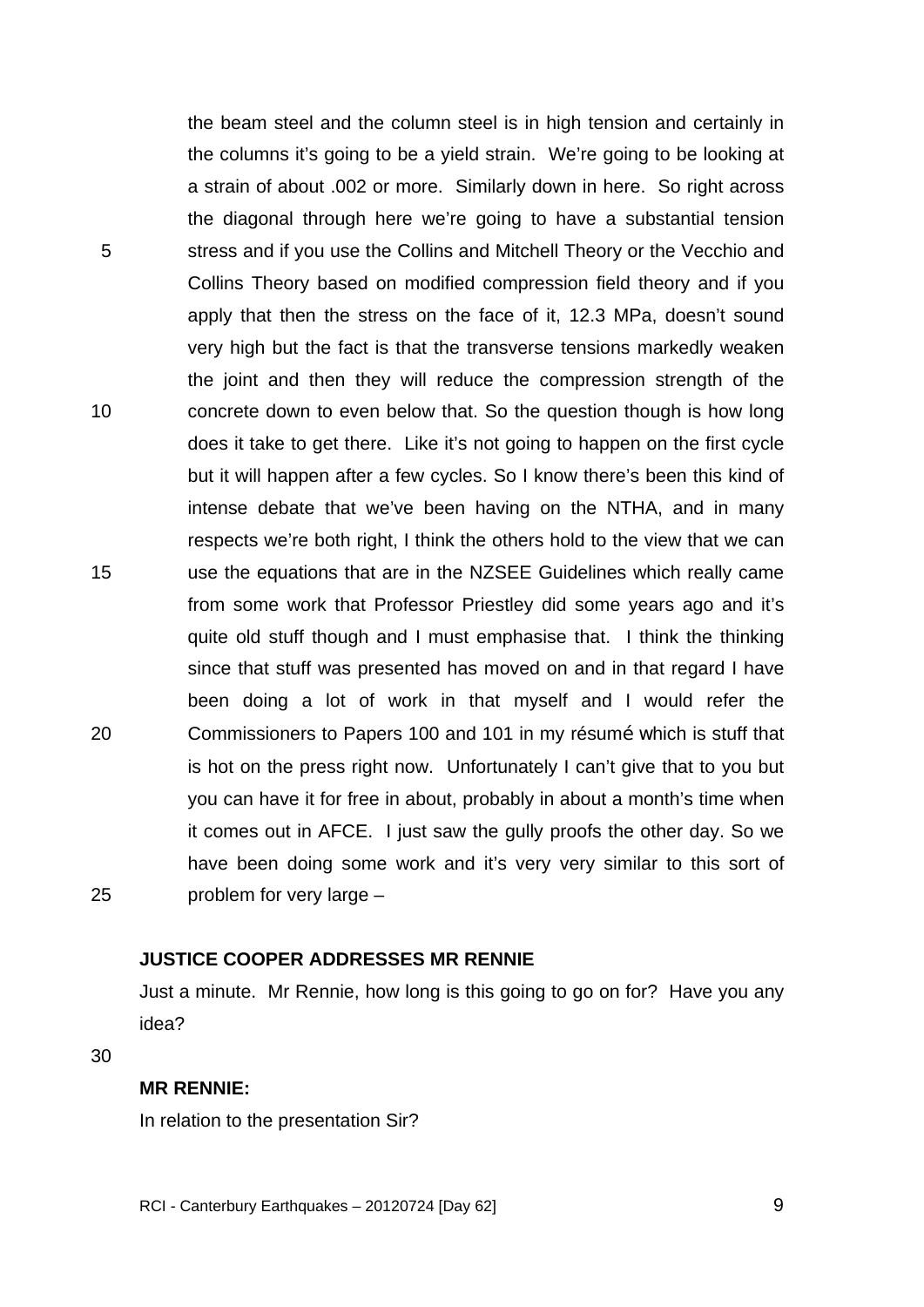the beam steel and the column steel is in high tension and certainly in the columns it's going to be a yield strain. We're going to be looking at a strain of about .002 or more. Similarly down in here. So right across the diagonal through here we're going to have a substantial tension stress and if you use the Collins and Mitchell Theory or the Vecchio and Collins Theory based on modified compression field theory and if you apply that then the stress on the face of it, 12.3 MPa, doesn't sound very high but the fact is that the transverse tensions markedly weaken the joint and then they will reduce the compression strength of the concrete down to even below that. So the question though is how long does it take to get there. Like it's not going to happen on the first cycle but it will happen after a few cycles. So I know there's been this kind of intense debate that we've been having on the NTHA, and in many respects we're both right, I think the others hold to the view that we can use the equations that are in the NZSEE Guidelines which really came from some work that Professor Priestley did some years ago and it's quite old stuff though and I must emphasise that. I think the thinking since that stuff was presented has moved on and in that regard I have been doing a lot of work in that myself and I would refer the Commissioners to Papers 100 and 101 in my résumé which is stuff that is hot on the press right now. Unfortunately I can't give that to you but you can have it for free in about, probably in about a month's time when it comes out in AFCE. I just saw the gully proofs the other day. So we have been doing some work and it's very very similar to this sort of problem for very large –

**JUSTICE COOPER ADDRESSES MR RENNIE**

Just a minute. Mr Rennie, how long is this going to go on for? Have you any idea?

**MR RENNIE:**

In relation to the presentation Sir?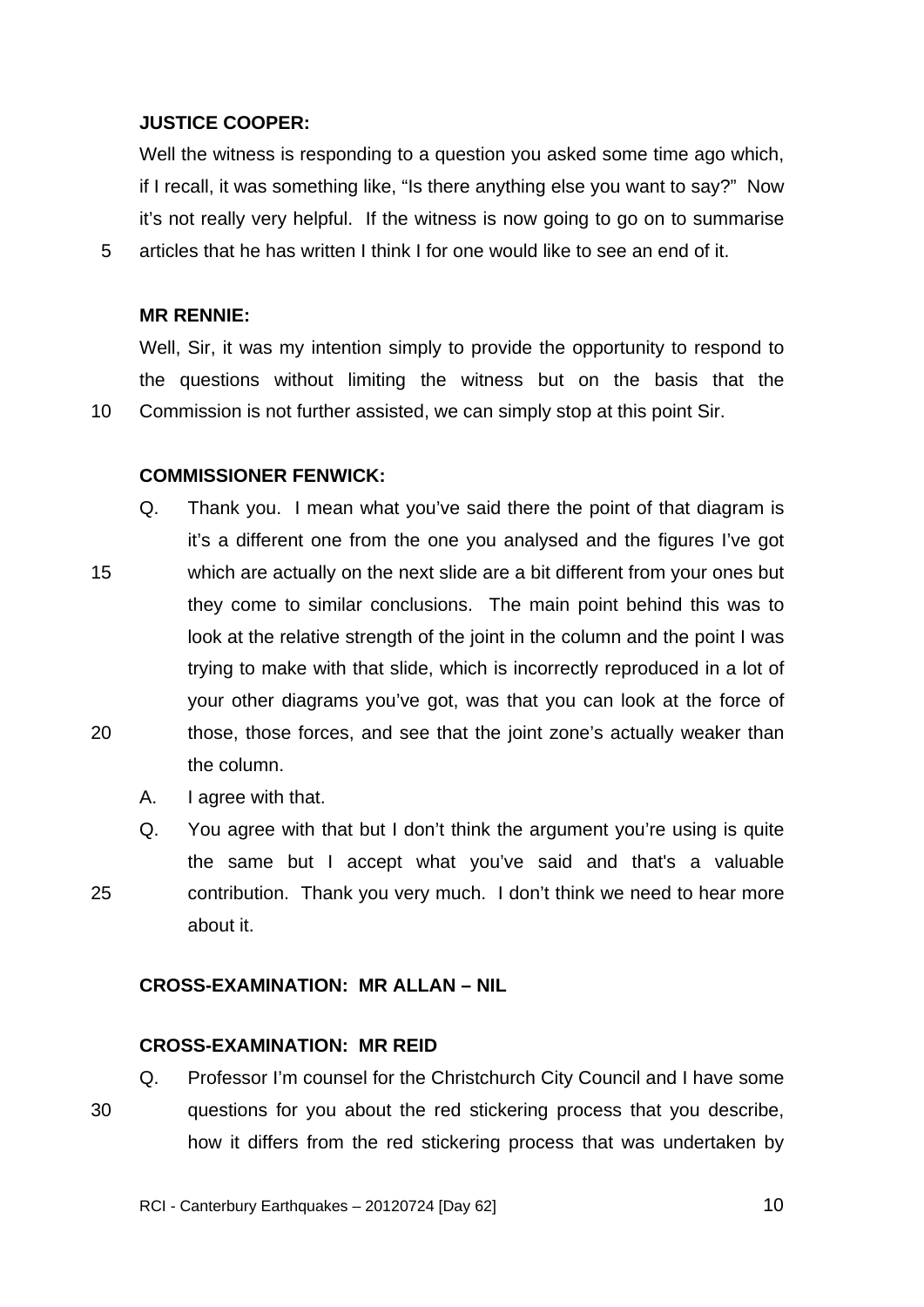**JUSTICE COOPER:**

Well the witness is responding to a question you asked some time ago which, if I recall, it was something like, "Is there anything else you want to say?" Now it's not really very helpful. If the witness is now going to go on to summarise articles that he has written I think I for one would like to see an end of it.

**MR RENNIE:**

Well, Sir, it was my intention simply to provide the opportunity to respond to the questions without limiting the witness but on the basis that the Commission is not further assisted, we can simply stop at this point Sir.

**COMMISSIONER FENWICK:**

Q. Thank you. I mean what you've said there the point of that diagram is it's a different one from the one you analysed and the figures I've got which are actually on the next slide are a bit different from your ones but they come to similar conclusions. The main point behind this was to look at the relative strength of the joint in the column and the point I was trying to make with that slide, which is incorrectly reproduced in a lot of your other diagrams you've got, was that you can look at the force of those, those forces, and see that the joint zone's actually weaker than the column.

A. I agree with that.

Q. You agree with that but I don't think the argument you're using is quite the same but I accept what you've said and that's a valuable contribution. Thank you very much. I don't think we need to hear more about it.

**CROSS-EXAMINATION: MR ALLAN – NIL**

**CROSS-EXAMINATION: MR REID**

Q. Professor I'm counsel for the Christchurch City Council and I have some questions for you about the red stickering process that you describe, how it differs from the red stickering process that was undertaken by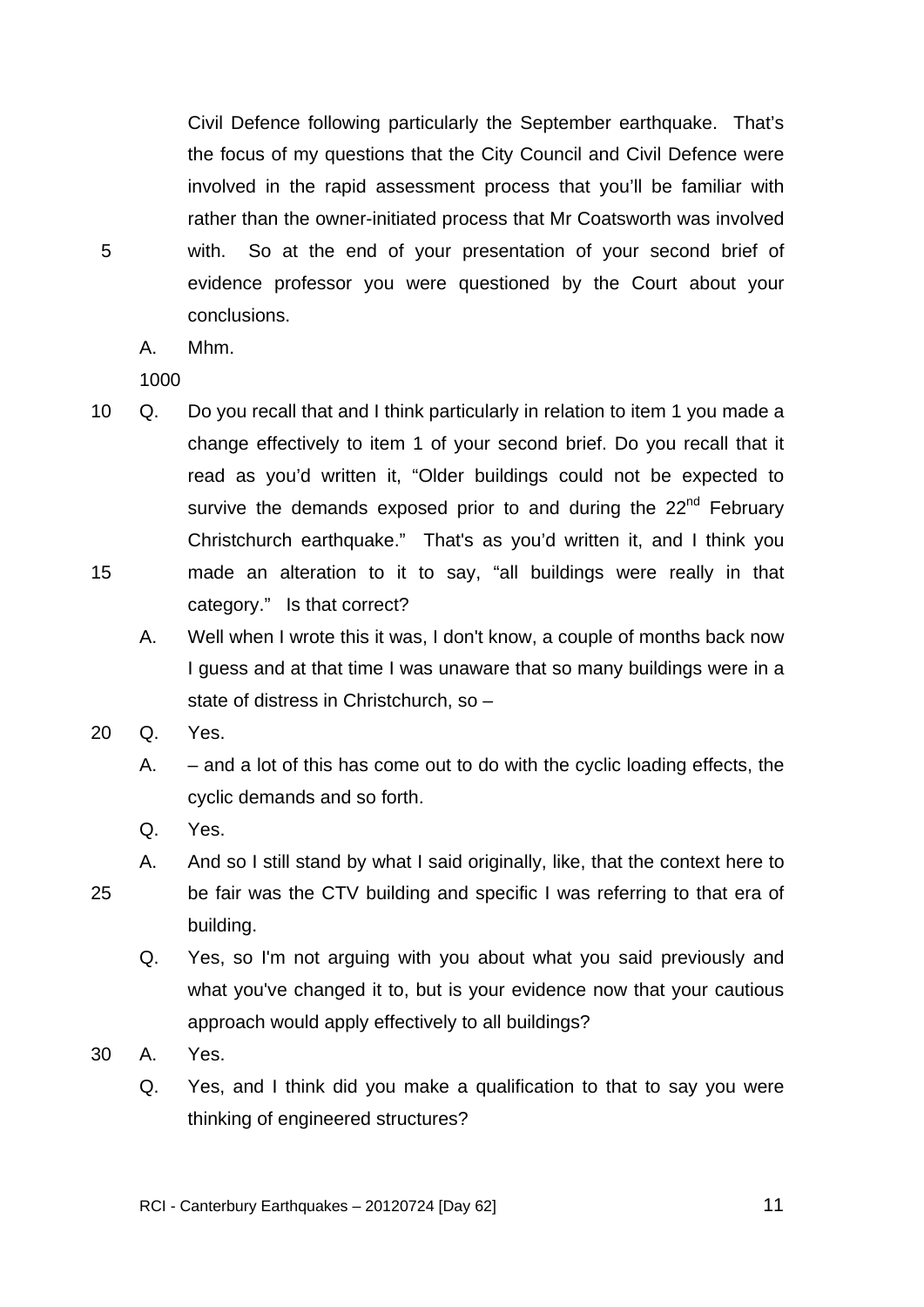Civil Defence following particularly the September earthquake. That's the focus of my questions that the City Council and Civil Defence were involved in the rapid assessment process that you'll be familiar with rather than the owner-initiated process that Mr Coatsworth was involved with. So at the end of your presentation of your second brief of evidence professor you were questioned by the Court about your conclusions.

A. Mhm.

1000

Q. Do you recall that and I think particularly in relation to item 1 you made a change effectively to item 1 of your second brief. Do you recall that it read as you'd written it, "Older buildings could not be expected to survive the demands exposed prior to and during the 22nd February Christchurch earthquake." That's as you'd written it, and I think you made an alteration to it to say, "all buildings were really in that category." Is that correct?

A. Well when I wrote this it was, I don't know, a couple of months back now I guess and at that time I was unaware that so many buildings were in a state of distress in Christchurch, so –

Q. Yes.

A. – and a lot of this has come out to do with the cyclic loading effects, the cyclic demands and so forth.

Q. Yes.

A. And so I still stand by what I said originally, like, that the context here to be fair was the CTV building and specific I was referring to that era of building.

Q. Yes, so I'm not arguing with you about what you said previously and what you've changed it to, but is your evidence now that your cautious approach would apply effectively to all buildings?

A. Yes.

Q. Yes, and I think did you make a qualification to that to say you were thinking of engineered structures?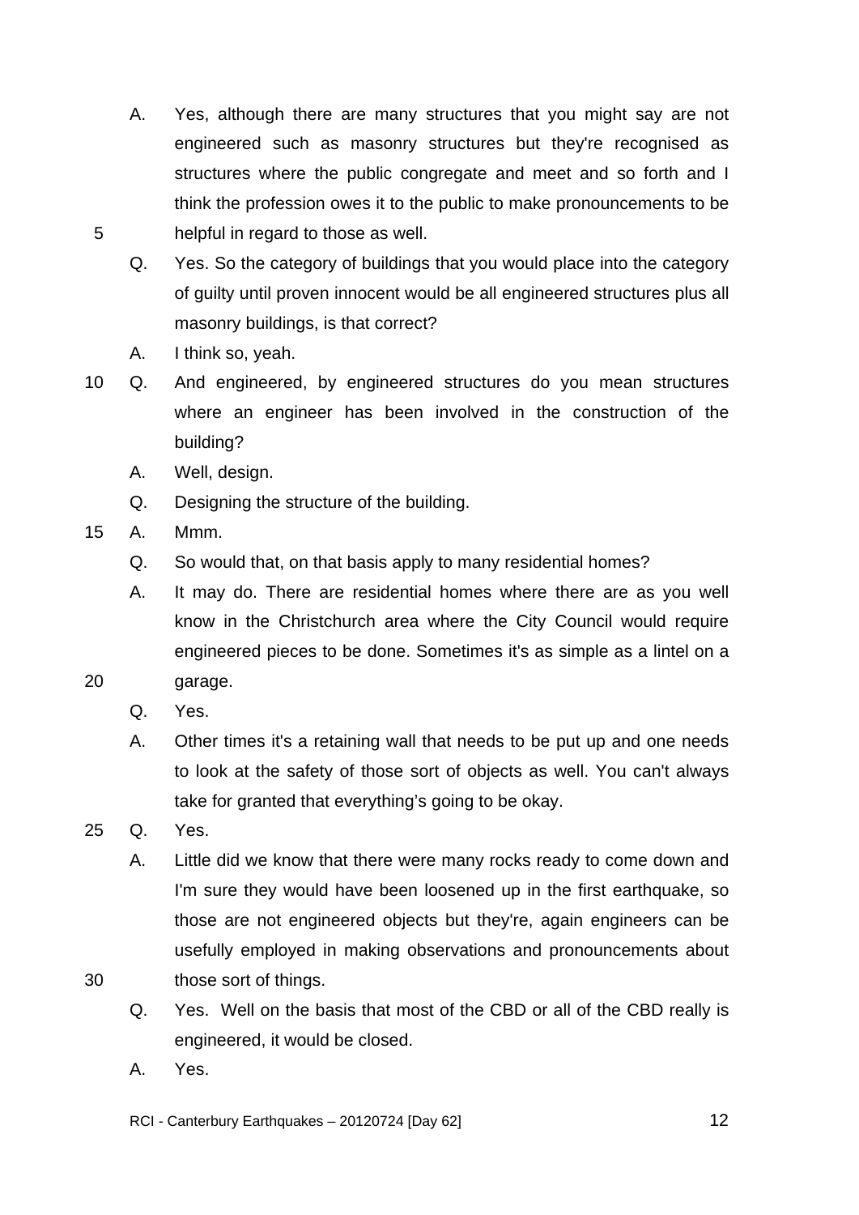A. Yes, although there are many structures that you might say are not engineered such as masonry structures but they're recognised as structures where the public congregate and meet and so forth and I think the profession owes it to the public to make pronouncements to be helpful in regard to those as well.

Q. Yes. So the category of buildings that you would place into the category of guilty until proven innocent would be all engineered structures plus all masonry buildings, is that correct?

A. I think so, yeah.

Q. And engineered, by engineered structures do you mean structures where an engineer has been involved in the construction of the building?

A. Well, design.

Q. Designing the structure of the building.

A. Mmm.

Q. So would that, on that basis apply to many residential homes?

A. It may do. There are residential homes where there are as you well know in the Christchurch area where the City Council would require engineered pieces to be done. Sometimes it's as simple as a lintel on a garage.

Q. Yes.

A. Other times it's a retaining wall that needs to be put up and one needs to look at the safety of those sort of objects as well. You can't always take for granted that everything's going to be okay.

Q. Yes.

A. Little did we know that there were many rocks ready to come down and I'm sure they would have been loosened up in the first earthquake, so those are not engineered objects but they're, again engineers can be usefully employed in making observations and pronouncements about those sort of things.

Q. Yes. Well on the basis that most of the CBD or all of the CBD really is engineered, it would be closed.

A. Yes.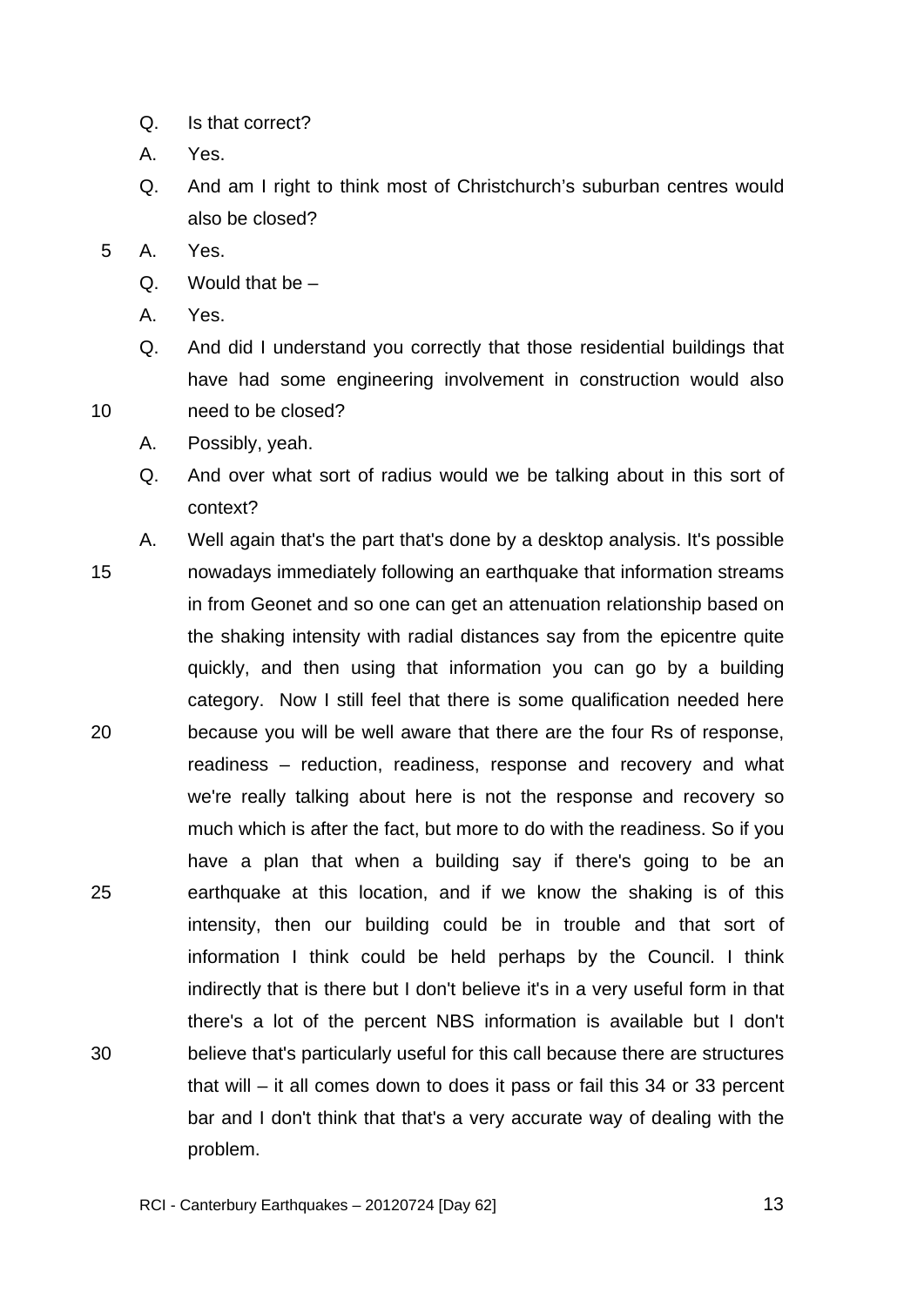Q. Is that correct?

A. Yes.

Q. And am I right to think most of Christchurch's suburban centres would also be closed?

A. Yes.

Q. Would that be –

A. Yes.

Q. And did I understand you correctly that those residential buildings that have had some engineering involvement in construction would also need to be closed?

A. Possibly, yeah.

Q. And over what sort of radius would we be talking about in this sort of context?

A. Well again that's the part that's done by a desktop analysis. It's possible nowadays immediately following an earthquake that information streams in from Geonet and so one can get an attenuation relationship based on the shaking intensity with radial distances say from the epicentre quite quickly, and then using that information you can go by a building category. Now I still feel that there is some qualification needed here because you will be well aware that there are the four Rs of response, readiness – reduction, readiness, response and recovery and what we're really talking about here is not the response and recovery so much which is after the fact, but more to do with the readiness. So if you have a plan that when a building say if there's going to be an earthquake at this location, and if we know the shaking is of this intensity, then our building could be in trouble and that sort of information I think could be held perhaps by the Council. I think indirectly that is there but I don't believe it's in a very useful form in that there's a lot of the percent NBS information is available but I don't believe that's particularly useful for this call because there are structures that will – it all comes down to does it pass or fail this 34 or 33 percent bar and I don't think that that's a very accurate way of dealing with the problem.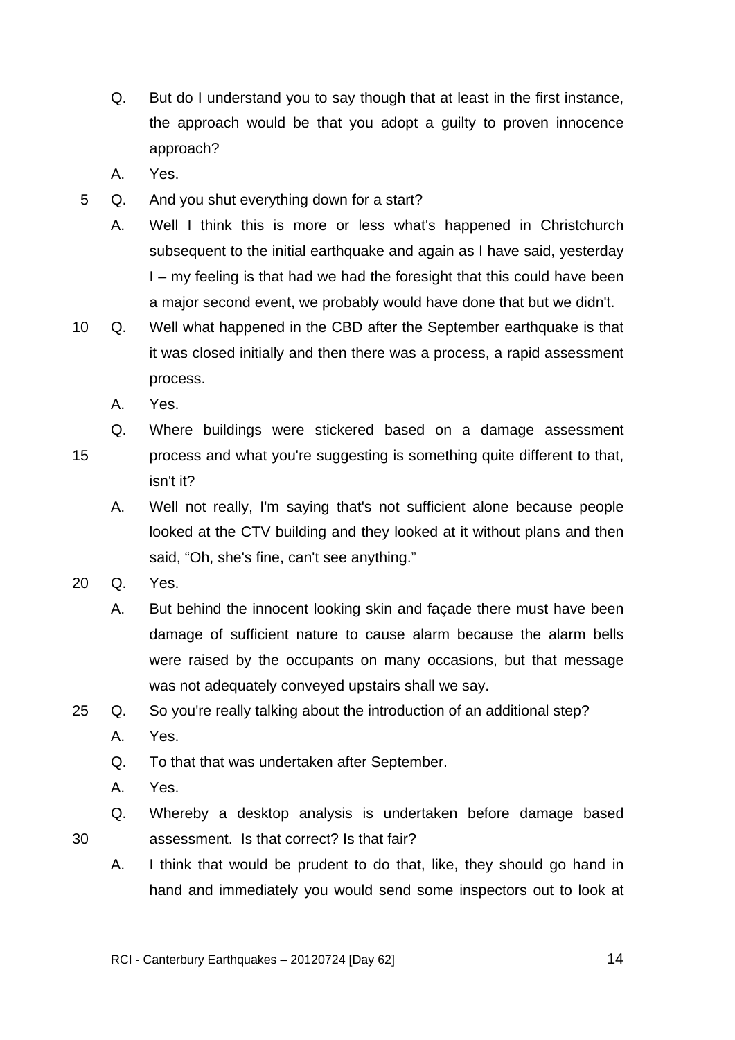Q. But do I understand you to say though that at least in the first instance, the approach would be that you adopt a guilty to proven innocence approach?

A. Yes.

Q. And you shut everything down for a start?

A. Well I think this is more or less what's happened in Christchurch subsequent to the initial earthquake and again as I have said, yesterday I – my feeling is that had we had the foresight that this could have been a major second event, we probably would have done that but we didn't.

Q. Well what happened in the CBD after the September earthquake is that it was closed initially and then there was a process, a rapid assessment process.

A. Yes.

Q. Where buildings were stickered based on a damage assessment process and what you're suggesting is something quite different to that, isn't it?

A. Well not really, I'm saying that's not sufficient alone because people looked at the CTV building and they looked at it without plans and then said, "Oh, she's fine, can't see anything."

Q. Yes.

A. But behind the innocent looking skin and façade there must have been damage of sufficient nature to cause alarm because the alarm bells were raised by the occupants on many occasions, but that message was not adequately conveyed upstairs shall we say.

Q. So you're really talking about the introduction of an additional step?

A. Yes.

Q. To that that was undertaken after September.

A. Yes.

Q. Whereby a desktop analysis is undertaken before damage based assessment. Is that correct? Is that fair?

A. I think that would be prudent to do that, like, they should go hand in hand and immediately you would send some inspectors out to look at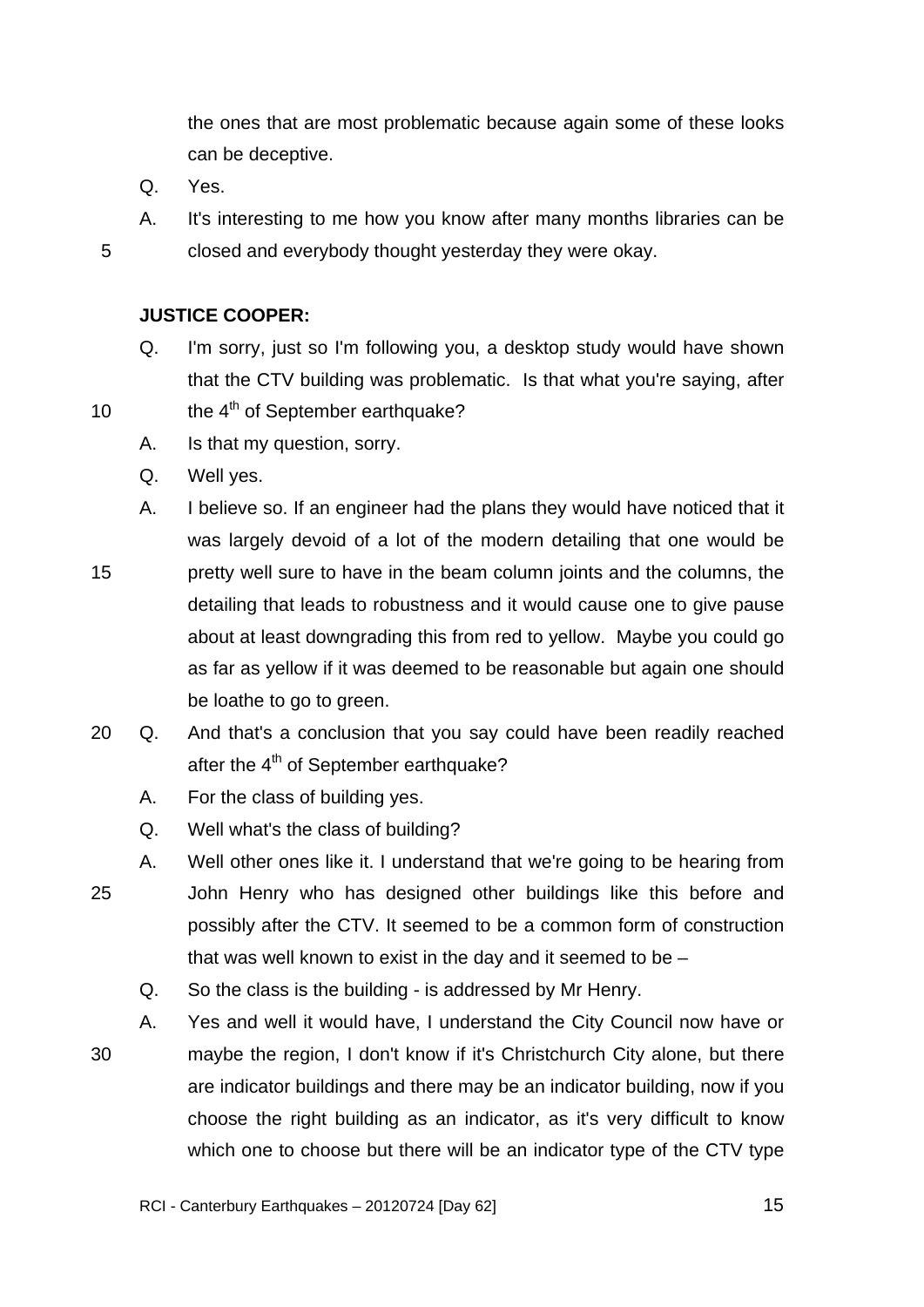the ones that are most problematic because again some of these looks can be deceptive.

Q. Yes.

A. It's interesting to me how you know after many months libraries can be closed and everybody thought yesterday they were okay.

**JUSTICE COOPER:**

Q. I'm sorry, just so I'm following you, a desktop study would have shown that the CTV building was problematic. Is that what you're saying, after the 4th of September earthquake?

A. Is that my question, sorry.

Q. Well yes.

A. I believe so. If an engineer had the plans they would have noticed that it was largely devoid of a lot of the modern detailing that one would be pretty well sure to have in the beam column joints and the columns, the detailing that leads to robustness and it would cause one to give pause about at least downgrading this from red to yellow. Maybe you could go as far as yellow if it was deemed to be reasonable but again one should be loathe to go to green.

Q. And that's a conclusion that you say could have been readily reached after the 4th of September earthquake?

A. For the class of building yes.

Q. Well what's the class of building?

A. Well other ones like it. I understand that we're going to be hearing from John Henry who has designed other buildings like this before and possibly after the CTV. It seemed to be a common form of construction that was well known to exist in the day and it seemed to be –

Q. So the class is the building - is addressed by Mr Henry.

A. Yes and well it would have, I understand the City Council now have or maybe the region, I don't know if it's Christchurch City alone, but there are indicator buildings and there may be an indicator building, now if you choose the right building as an indicator, as it's very difficult to know which one to choose but there will be an indicator type of the CTV type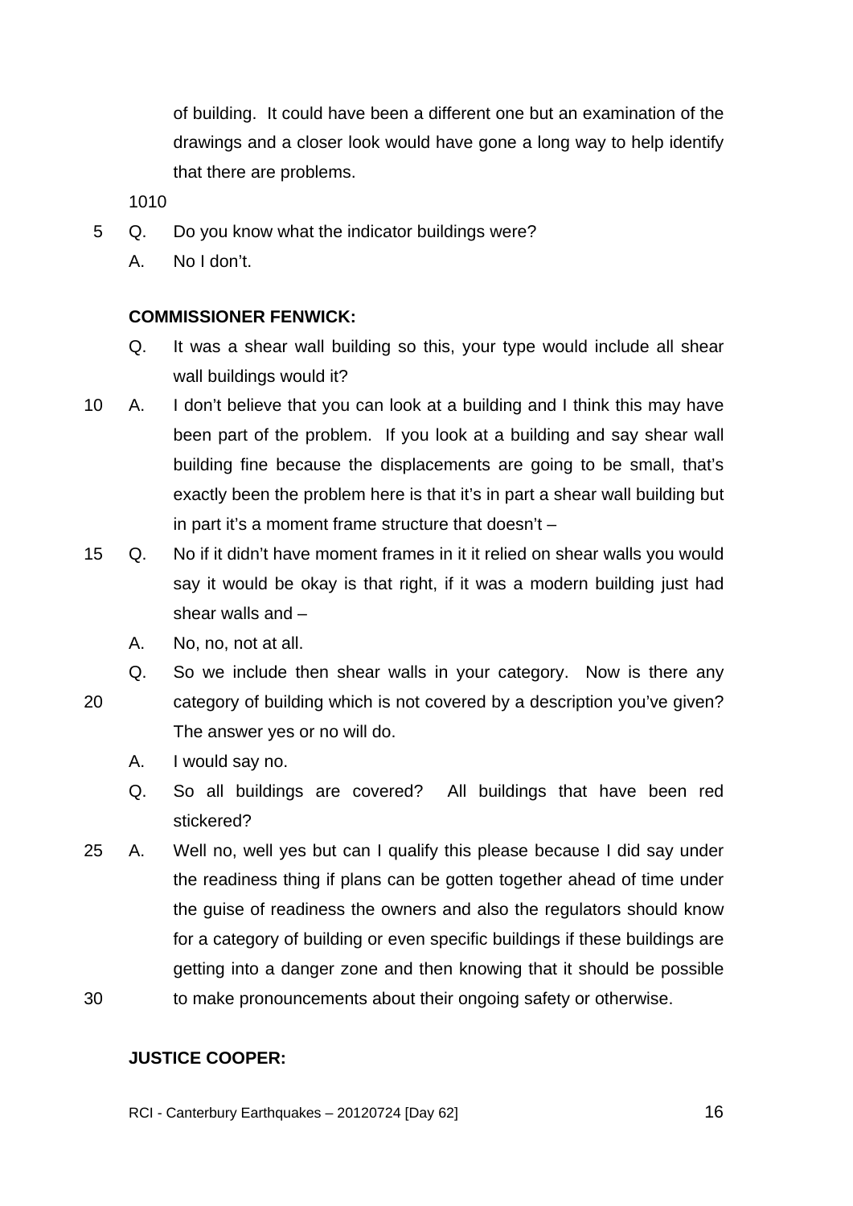of building. It could have been a different one but an examination of the drawings and a closer look would have gone a long way to help identify that there are problems.

1010

Q. Do you know what the indicator buildings were?

A. No I don't.

**COMMISSIONER FENWICK:**

Q. It was a shear wall building so this, your type would include all shear wall buildings would it?

A. I don't believe that you can look at a building and I think this may have been part of the problem. If you look at a building and say shear wall building fine because the displacements are going to be small, that's exactly been the problem here is that it's in part a shear wall building but in part it's a moment frame structure that doesn't –

Q. No if it didn't have moment frames in it it relied on shear walls you would say it would be okay is that right, if it was a modern building just had shear walls and –

A. No, no, not at all.

Q. So we include then shear walls in your category. Now is there any category of building which is not covered by a description you've given? The answer yes or no will do.

A. I would say no.

Q. So all buildings are covered? All buildings that have been red stickered?

A. Well no, well yes but can I qualify this please because I did say under the readiness thing if plans can be gotten together ahead of time under the guise of readiness the owners and also the regulators should know for a category of building or even specific buildings if these buildings are getting into a danger zone and then knowing that it should be possible to make pronouncements about their ongoing safety or otherwise.

**JUSTICE COOPER:**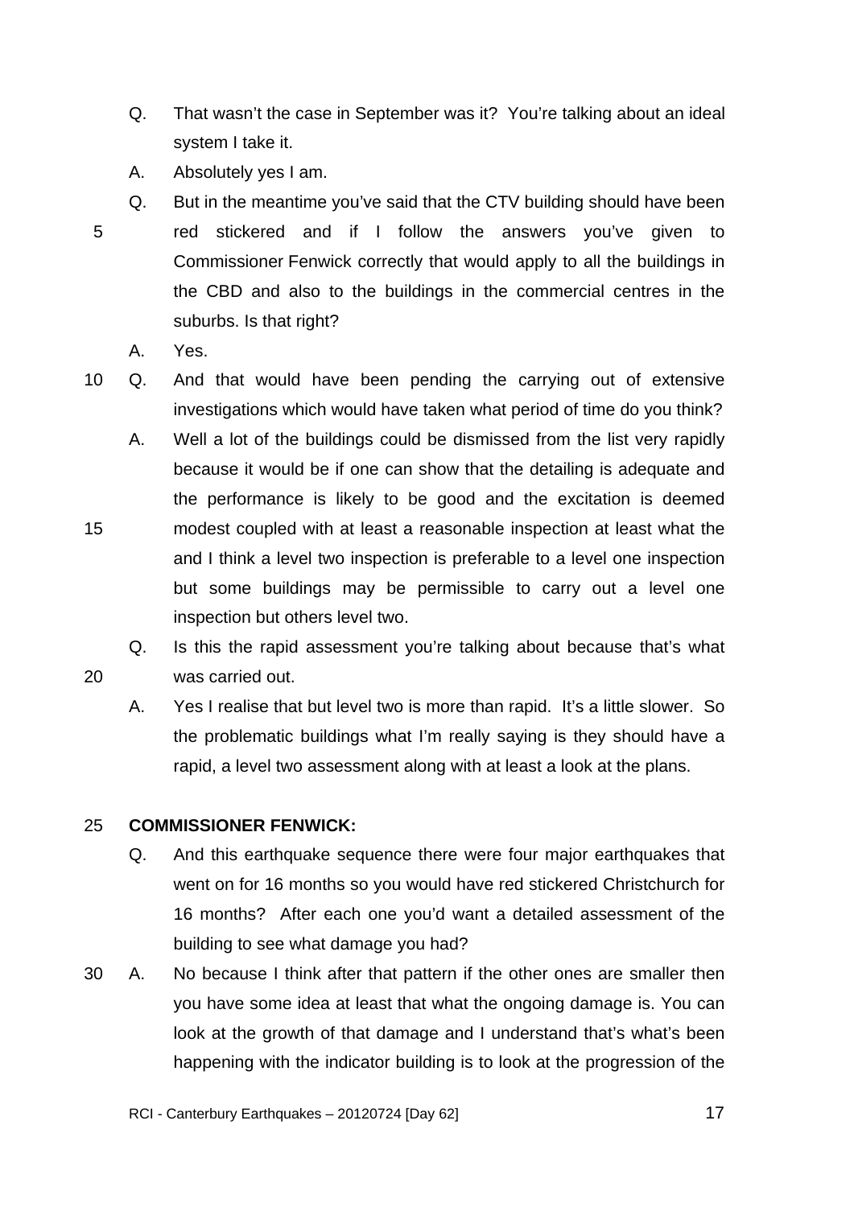Q. That wasn't the case in September was it? You're talking about an ideal system I take it.

A. Absolutely yes I am.

Q. But in the meantime you've said that the CTV building should have been red stickered and if I follow the answers you've given to Commissioner Fenwick correctly that would apply to all the buildings in the CBD and also to the buildings in the commercial centres in the suburbs. Is that right?

A. Yes.

Q. And that would have been pending the carrying out of extensive investigations which would have taken what period of time do you think?

A. Well a lot of the buildings could be dismissed from the list very rapidly because it would be if one can show that the detailing is adequate and the performance is likely to be good and the excitation is deemed modest coupled with at least a reasonable inspection at least what the and I think a level two inspection is preferable to a level one inspection but some buildings may be permissible to carry out a level one inspection but others level two.

Q. Is this the rapid assessment you're talking about because that's what was carried out.

A. Yes I realise that but level two is more than rapid. It's a little slower. So the problematic buildings what I'm really saying is they should have a rapid, a level two assessment along with at least a look at the plans.

**COMMISSIONER FENWICK:**

Q. And this earthquake sequence there were four major earthquakes that went on for 16 months so you would have red stickered Christchurch for 16 months? After each one you'd want a detailed assessment of the building to see what damage you had?

A. No because I think after that pattern if the other ones are smaller then you have some idea at least that what the ongoing damage is. You can look at the growth of that damage and I understand that's what's been happening with the indicator building is to look at the progression of the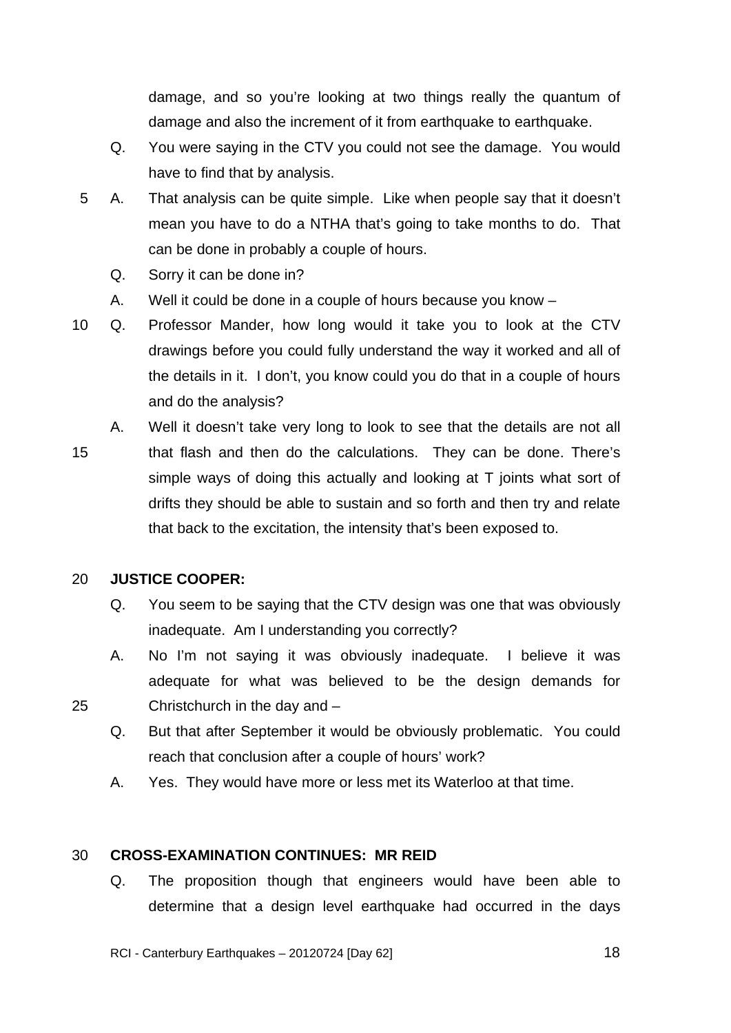damage, and so you're looking at two things really the quantum of damage and also the increment of it from earthquake to earthquake.

Q. You were saying in the CTV you could not see the damage. You would have to find that by analysis.

A. That analysis can be quite simple. Like when people say that it doesn't mean you have to do a NTHA that's going to take months to do. That can be done in probably a couple of hours.

Q. Sorry it can be done in?

A. Well it could be done in a couple of hours because you know –

Q. Professor Mander, how long would it take you to look at the CTV drawings before you could fully understand the way it worked and all of the details in it. I don't, you know could you do that in a couple of hours and do the analysis?

A. Well it doesn't take very long to look to see that the details are not all that flash and then do the calculations. They can be done. There's simple ways of doing this actually and looking at T joints what sort of drifts they should be able to sustain and so forth and then try and relate that back to the excitation, the intensity that's been exposed to.

**JUSTICE COOPER:**

Q. You seem to be saying that the CTV design was one that was obviously inadequate. Am I understanding you correctly?

A. No I'm not saying it was obviously inadequate. I believe it was adequate for what was believed to be the design demands for Christchurch in the day and –

Q. But that after September it would be obviously problematic. You could reach that conclusion after a couple of hours' work?

A. Yes. They would have more or less met its Waterloo at that time.

**CROSS-EXAMINATION CONTINUES: MR REID**

Q. The proposition though that engineers would have been able to determine that a design level earthquake had occurred in the days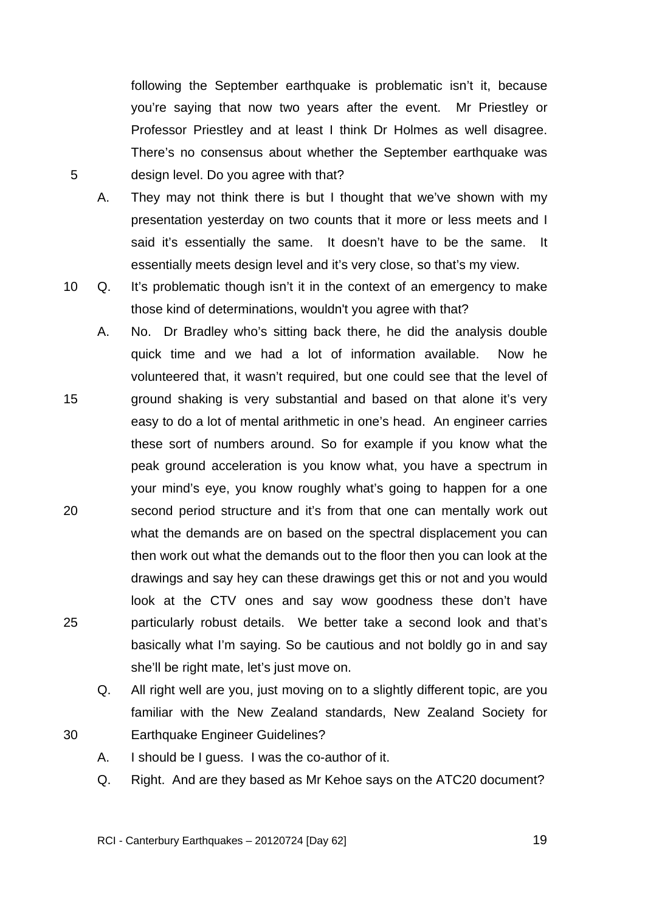following the September earthquake is problematic isn't it, because you're saying that now two years after the event. Mr Priestley or Professor Priestley and at least I think Dr Holmes as well disagree. There's no consensus about whether the September earthquake was design level. Do you agree with that?

A. They may not think there is but I thought that we've shown with my presentation yesterday on two counts that it more or less meets and I said it's essentially the same. It doesn't have to be the same. It essentially meets design level and it's very close, so that's my view.

Q. It's problematic though isn't it in the context of an emergency to make those kind of determinations, wouldn't you agree with that?

A. No. Dr Bradley who's sitting back there, he did the analysis double quick time and we had a lot of information available. Now he volunteered that, it wasn't required, but one could see that the level of ground shaking is very substantial and based on that alone it's very easy to do a lot of mental arithmetic in one's head. An engineer carries these sort of numbers around. So for example if you know what the peak ground acceleration is you know what, you have a spectrum in your mind's eye, you know roughly what's going to happen for a one second period structure and it's from that one can mentally work out what the demands are on based on the spectral displacement you can then work out what the demands out to the floor then you can look at the drawings and say hey can these drawings get this or not and you would look at the CTV ones and say wow goodness these don't have particularly robust details. We better take a second look and that's basically what I'm saying. So be cautious and not boldly go in and say she'll be right mate, let's just move on.

Q. All right well are you, just moving on to a slightly different topic, are you familiar with the New Zealand standards, New Zealand Society for Earthquake Engineer Guidelines?

A. I should be I guess. I was the co-author of it.

Q. Right. And are they based as Mr Kehoe says on the ATC20 document?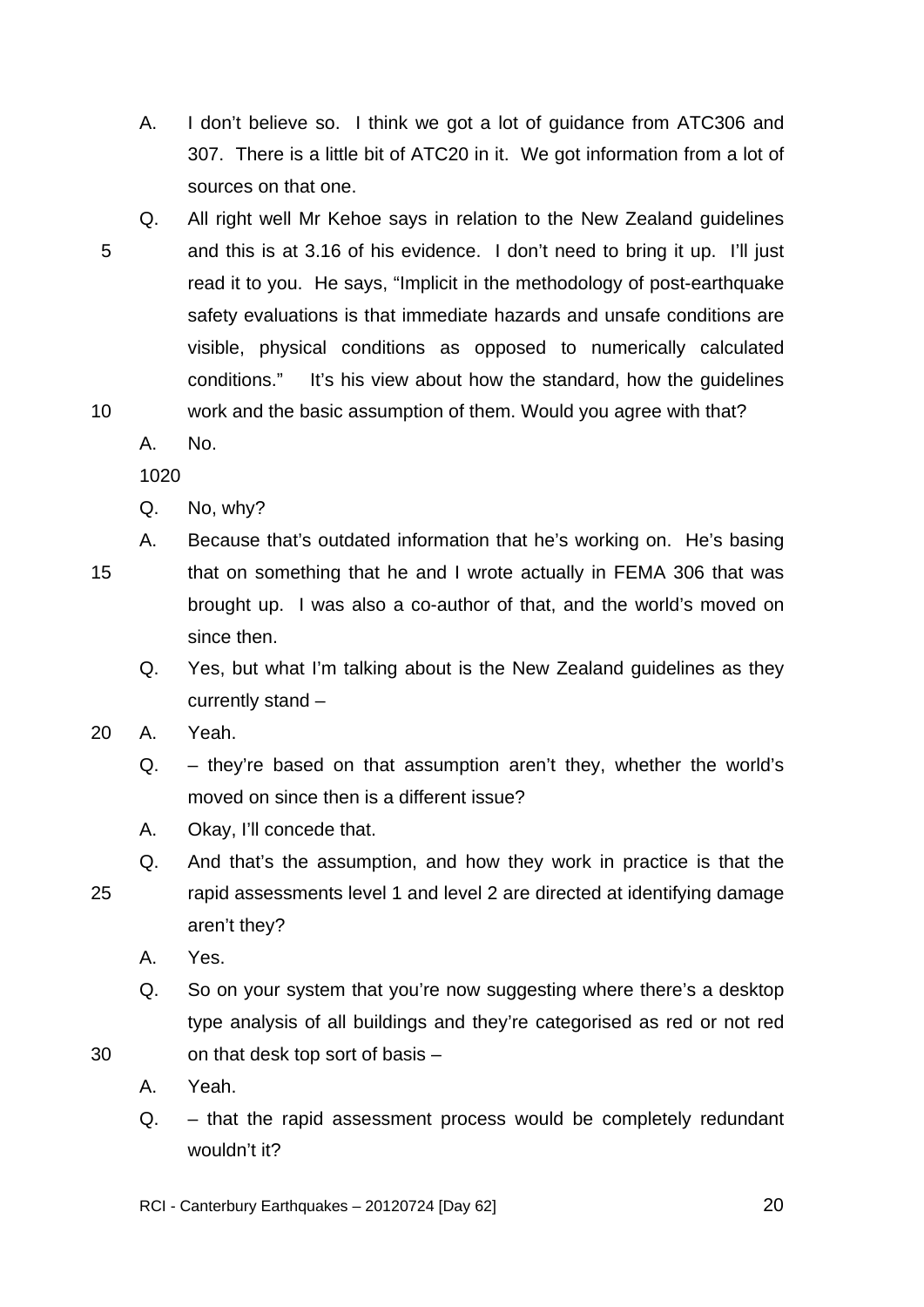A. I don't believe so. I think we got a lot of guidance from ATC306 and 307. There is a little bit of ATC20 in it. We got information from a lot of sources on that one.

Q. All right well Mr Kehoe says in relation to the New Zealand guidelines and this is at 3.16 of his evidence. I don't need to bring it up. I'll just read it to you. He says, "Implicit in the methodology of post-earthquake safety evaluations is that immediate hazards and unsafe conditions are visible, physical conditions as opposed to numerically calculated conditions." It's his view about how the standard, how the guidelines work and the basic assumption of them. Would you agree with that?

A. No.

1020

Q. No, why?

A. Because that's outdated information that he's working on. He's basing that on something that he and I wrote actually in FEMA 306 that was brought up. I was also a co-author of that, and the world's moved on since then.

Q. Yes, but what I'm talking about is the New Zealand guidelines as they currently stand –

A. Yeah.

Q. – they're based on that assumption aren't they, whether the world's moved on since then is a different issue?

A. Okay, I'll concede that.

Q. And that's the assumption, and how they work in practice is that the rapid assessments level 1 and level 2 are directed at identifying damage aren't they?

A. Yes.

Q. So on your system that you're now suggesting where there's a desktop type analysis of all buildings and they're categorised as red or not red on that desk top sort of basis –

A. Yeah.

Q. – that the rapid assessment process would be completely redundant wouldn't it?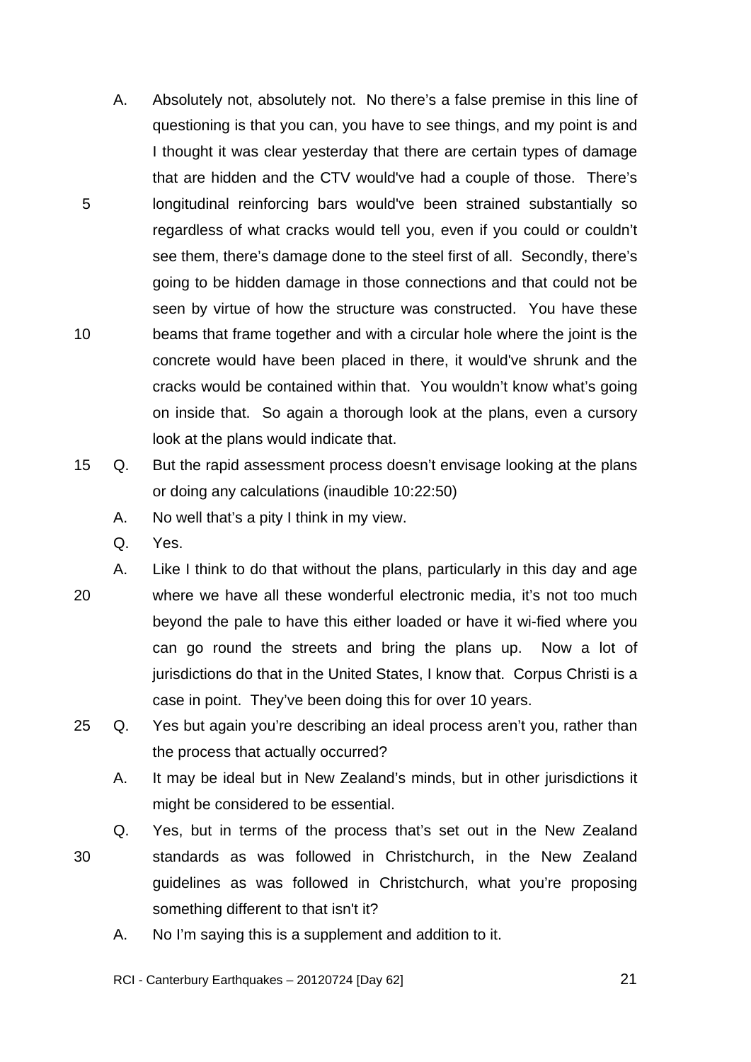A. Absolutely not, absolutely not. No there's a false premise in this line of questioning is that you can, you have to see things, and my point is and I thought it was clear yesterday that there are certain types of damage that are hidden and the CTV would've had a couple of those. There's longitudinal reinforcing bars would've been strained substantially so regardless of what cracks would tell you, even if you could or couldn't see them, there's damage done to the steel first of all. Secondly, there's going to be hidden damage in those connections and that could not be seen by virtue of how the structure was constructed. You have these beams that frame together and with a circular hole where the joint is the concrete would have been placed in there, it would've shrunk and the cracks would be contained within that. You wouldn't know what's going on inside that. So again a thorough look at the plans, even a cursory look at the plans would indicate that.

Q. But the rapid assessment process doesn't envisage looking at the plans or doing any calculations (inaudible 10:22:50)

A. No well that's a pity I think in my view.

Q. Yes.

A. Like I think to do that without the plans, particularly in this day and age where we have all these wonderful electronic media, it's not too much beyond the pale to have this either loaded or have it wi-fied where you can go round the streets and bring the plans up. Now a lot of jurisdictions do that in the United States, I know that. Corpus Christi is a case in point. They've been doing this for over 10 years.

Q. Yes but again you're describing an ideal process aren't you, rather than the process that actually occurred?

A. It may be ideal but in New Zealand's minds, but in other jurisdictions it might be considered to be essential.

Q. Yes, but in terms of the process that's set out in the New Zealand standards as was followed in Christchurch, in the New Zealand guidelines as was followed in Christchurch, what you're proposing something different to that isn't it?

A. No I'm saying this is a supplement and addition to it.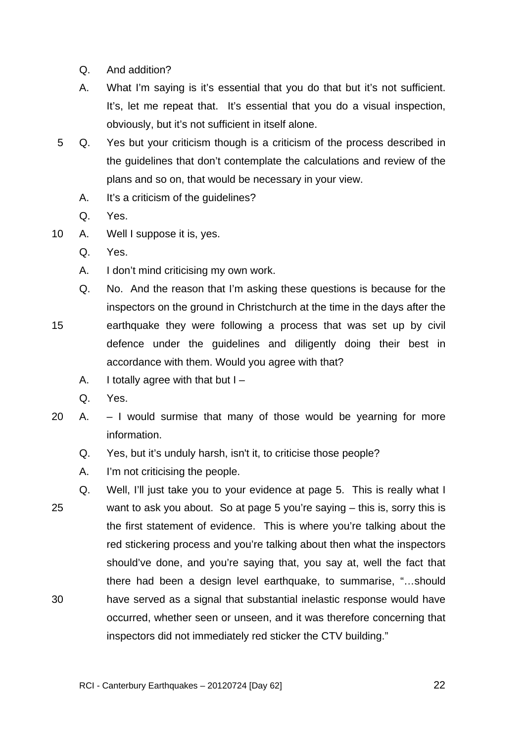Q. And addition?

A. What I'm saying is it's essential that you do that but it's not sufficient. It's, let me repeat that. It's essential that you do a visual inspection, obviously, but it's not sufficient in itself alone.

Q. Yes but your criticism though is a criticism of the process described in the guidelines that don't contemplate the calculations and review of the plans and so on, that would be necessary in your view.

A. It's a criticism of the guidelines?

Q. Yes.

A. Well I suppose it is, yes.

Q. Yes.

A. I don't mind criticising my own work.

Q. No. And the reason that I'm asking these questions is because for the inspectors on the ground in Christchurch at the time in the days after the earthquake they were following a process that was set up by civil defence under the guidelines and diligently doing their best in accordance with them. Would you agree with that?

A. I totally agree with that but I –

Q. Yes.

A. – I would surmise that many of those would be yearning for more information.

Q. Yes, but it's unduly harsh, isn't it, to criticise those people?

A. I'm not criticising the people.

Q. Well, I'll just take you to your evidence at page 5. This is really what I want to ask you about. So at page 5 you're saying – this is, sorry this is the first statement of evidence. This is where you're talking about the red stickering process and you're talking about then what the inspectors should've done, and you're saying that, you say at, well the fact that there had been a design level earthquake, to summarise, "…should have served as a signal that substantial inelastic response would have occurred, whether seen or unseen, and it was therefore concerning that inspectors did not immediately red sticker the CTV building."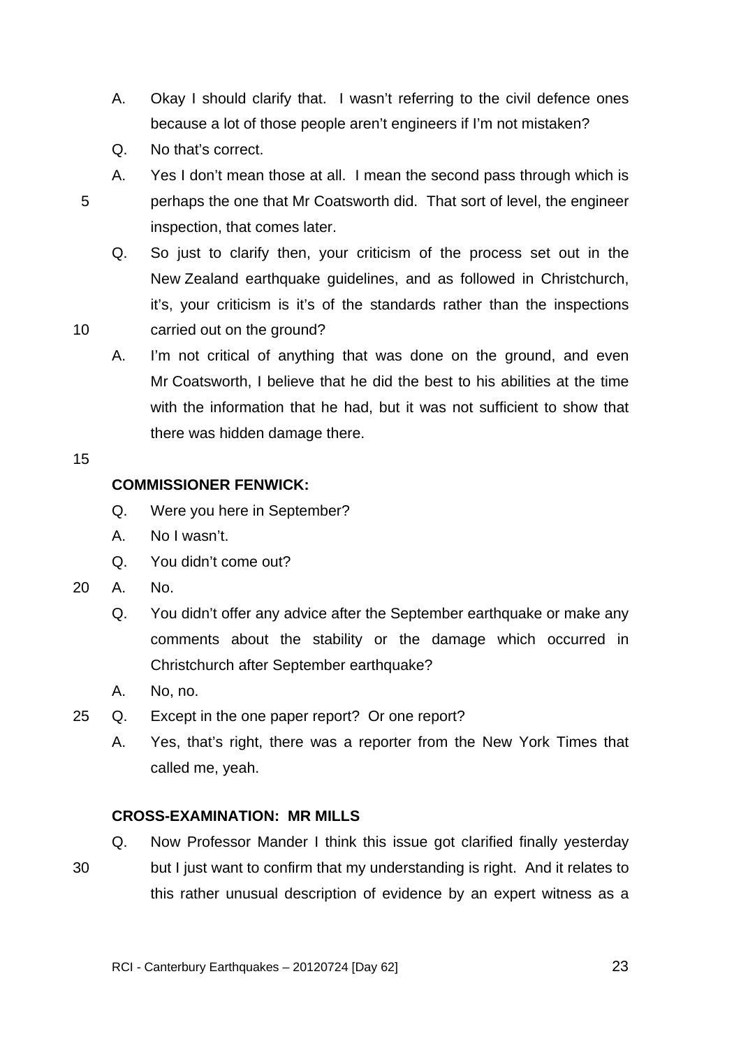A. Okay I should clarify that. I wasn't referring to the civil defence ones because a lot of those people aren't engineers if I'm not mistaken?

Q. No that's correct.

A. Yes I don't mean those at all. I mean the second pass through which is perhaps the one that Mr Coatsworth did. That sort of level, the engineer inspection, that comes later.

Q. So just to clarify then, your criticism of the process set out in the New Zealand earthquake guidelines, and as followed in Christchurch, it's, your criticism is it's of the standards rather than the inspections carried out on the ground?

A. I'm not critical of anything that was done on the ground, and even Mr Coatsworth, I believe that he did the best to his abilities at the time with the information that he had, but it was not sufficient to show that there was hidden damage there.

**COMMISSIONER FENWICK:**

Q. Were you here in September?

A. No I wasn't.

Q. You didn't come out?

A. No.

Q. You didn't offer any advice after the September earthquake or make any comments about the stability or the damage which occurred in Christchurch after September earthquake?

A. No, no.

Q. Except in the one paper report? Or one report?

A. Yes, that's right, there was a reporter from the New York Times that called me, yeah.

**CROSS-EXAMINATION: MR MILLS**

Q. Now Professor Mander I think this issue got clarified finally yesterday but I just want to confirm that my understanding is right. And it relates to this rather unusual description of evidence by an expert witness as a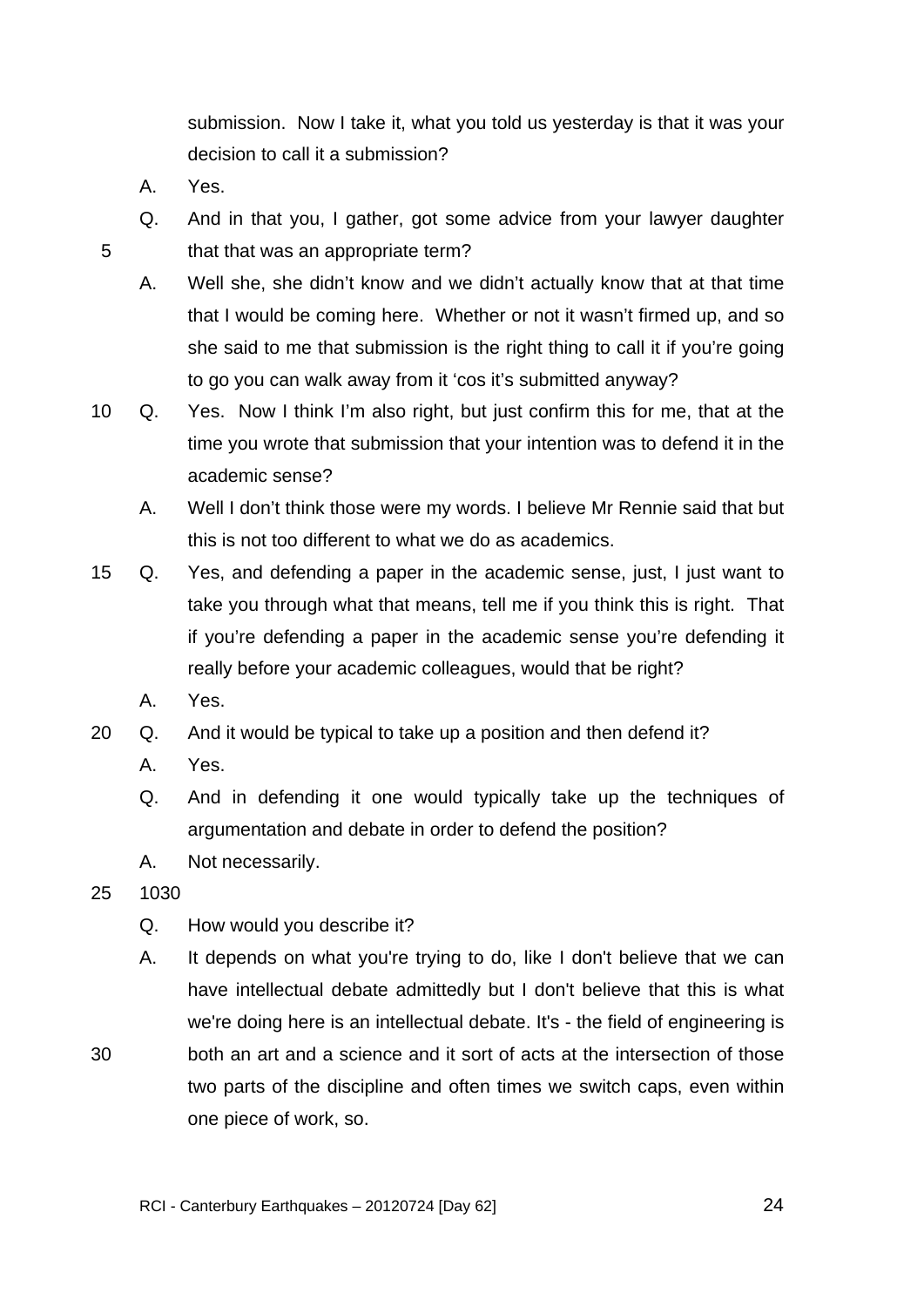submission. Now I take it, what you told us yesterday is that it was your decision to call it a submission?

A. Yes.

Q. And in that you, I gather, got some advice from your lawyer daughter that that was an appropriate term?

A. Well she, she didn't know and we didn't actually know that at that time that I would be coming here. Whether or not it wasn't firmed up, and so she said to me that submission is the right thing to call it if you're going to go you can walk away from it 'cos it's submitted anyway?

Q. Yes. Now I think I'm also right, but just confirm this for me, that at the time you wrote that submission that your intention was to defend it in the academic sense?

A. Well I don't think those were my words. I believe Mr Rennie said that but this is not too different to what we do as academics.

Q. Yes, and defending a paper in the academic sense, just, I just want to take you through what that means, tell me if you think this is right. That if you're defending a paper in the academic sense you're defending it really before your academic colleagues, would that be right?

A. Yes.

Q. And it would be typical to take up a position and then defend it?

A. Yes.

Q. And in defending it one would typically take up the techniques of argumentation and debate in order to defend the position?

A. Not necessarily.

1030

Q. How would you describe it?

A. It depends on what you're trying to do, like I don't believe that we can have intellectual debate admittedly but I don't believe that this is what we're doing here is an intellectual debate. It's - the field of engineering is both an art and a science and it sort of acts at the intersection of those two parts of the discipline and often times we switch caps, even within one piece of work, so.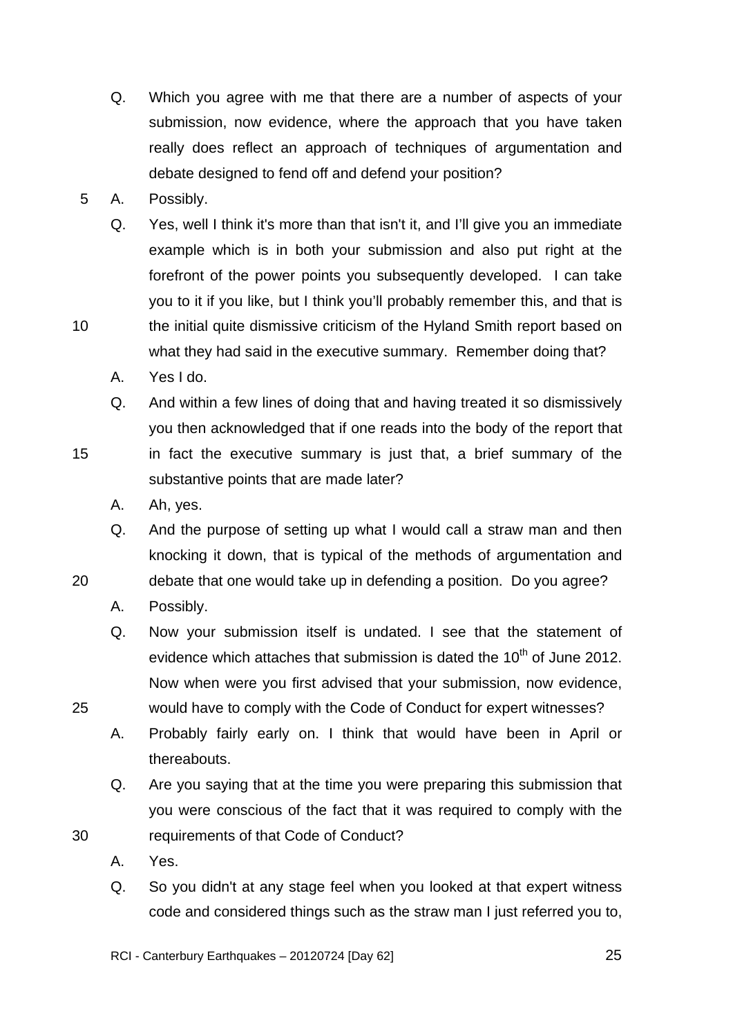Q. Which you agree with me that there are a number of aspects of your submission, now evidence, where the approach that you have taken really does reflect an approach of techniques of argumentation and debate designed to fend off and defend your position?

A. Possibly.

Q. Yes, well I think it's more than that isn't it, and I'll give you an immediate example which is in both your submission and also put right at the forefront of the power points you subsequently developed. I can take you to it if you like, but I think you'll probably remember this, and that is the initial quite dismissive criticism of the Hyland Smith report based on what they had said in the executive summary. Remember doing that?

A. Yes I do.

Q. And within a few lines of doing that and having treated it so dismissively you then acknowledged that if one reads into the body of the report that in fact the executive summary is just that, a brief summary of the substantive points that are made later?

A. Ah, yes.

Q. And the purpose of setting up what I would call a straw man and then knocking it down, that is typical of the methods of argumentation and debate that one would take up in defending a position. Do you agree?

A. Possibly.

Q. Now your submission itself is undated. I see that the statement of evidence which attaches that submission is dated the 10th of June 2012. Now when were you first advised that your submission, now evidence, would have to comply with the Code of Conduct for expert witnesses?

A. Probably fairly early on. I think that would have been in April or thereabouts.

Q. Are you saying that at the time you were preparing this submission that you were conscious of the fact that it was required to comply with the requirements of that Code of Conduct?

A. Yes.

Q. So you didn't at any stage feel when you looked at that expert witness code and considered things such as the straw man I just referred you to,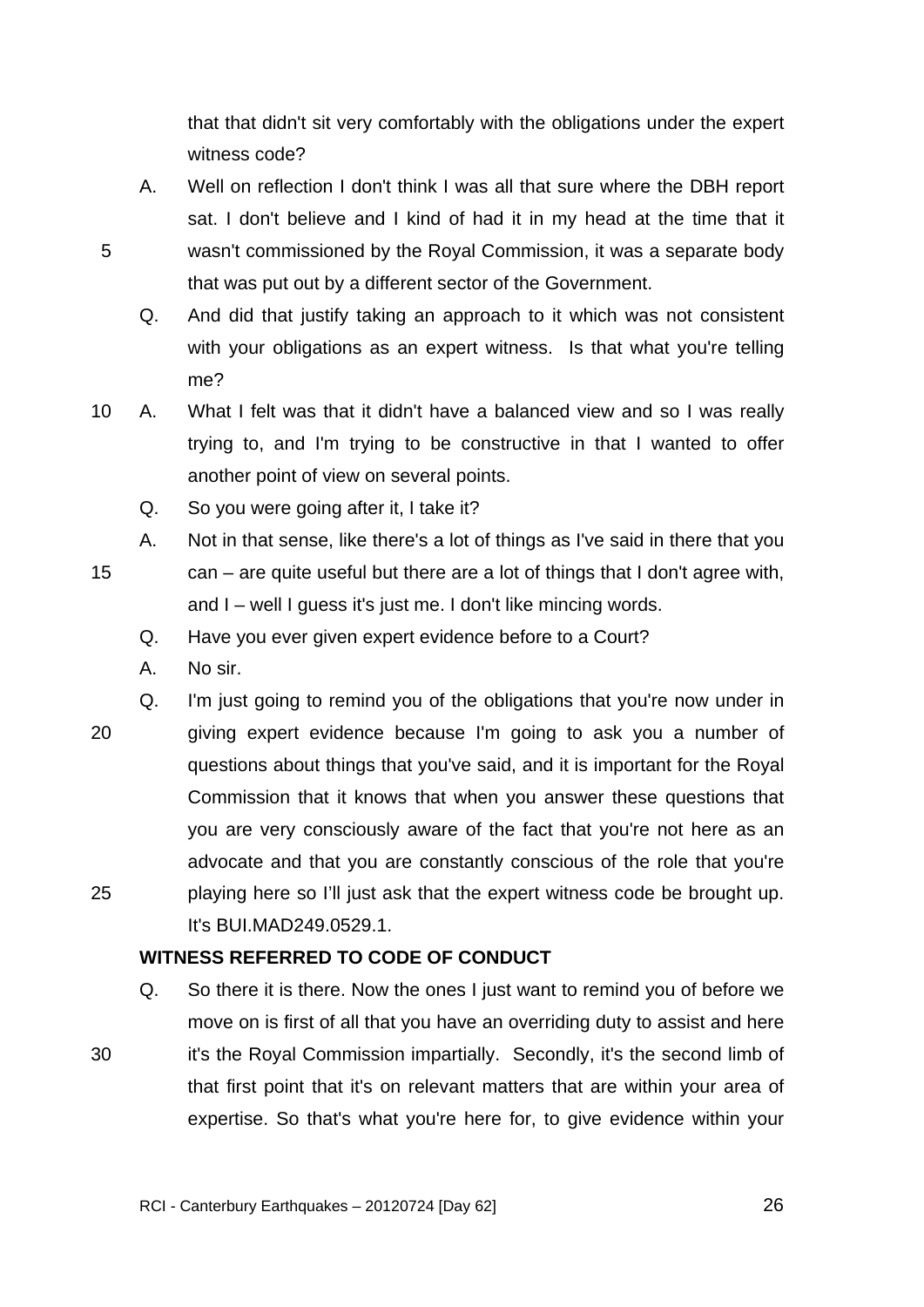that that didn't sit very comfortably with the obligations under the expert witness code?

A. Well on reflection I don't think I was all that sure where the DBH report sat. I don't believe and I kind of had it in my head at the time that it wasn't commissioned by the Royal Commission, it was a separate body that was put out by a different sector of the Government.

Q. And did that justify taking an approach to it which was not consistent with your obligations as an expert witness. Is that what you're telling me?

A. What I felt was that it didn't have a balanced view and so I was really trying to, and I'm trying to be constructive in that I wanted to offer another point of view on several points.

Q. So you were going after it, I take it?

A. Not in that sense, like there's a lot of things as I've said in there that you can – are quite useful but there are a lot of things that I don't agree with, and I – well I guess it's just me. I don't like mincing words.

Q. Have you ever given expert evidence before to a Court?

A. No sir.

Q. I'm just going to remind you of the obligations that you're now under in giving expert evidence because I'm going to ask you a number of questions about things that you've said, and it is important for the Royal Commission that it knows that when you answer these questions that you are very consciously aware of the fact that you're not here as an advocate and that you are constantly conscious of the role that you're playing here so I'll just ask that the expert witness code be brought up. It's BUI.MAD249.0529.1.

**WITNESS REFERRED TO CODE OF CONDUCT**

Q. So there it is there. Now the ones I just want to remind you of before we move on is first of all that you have an overriding duty to assist and here it's the Royal Commission impartially. Secondly, it's the second limb of that first point that it's on relevant matters that are within your area of expertise. So that's what you're here for, to give evidence within your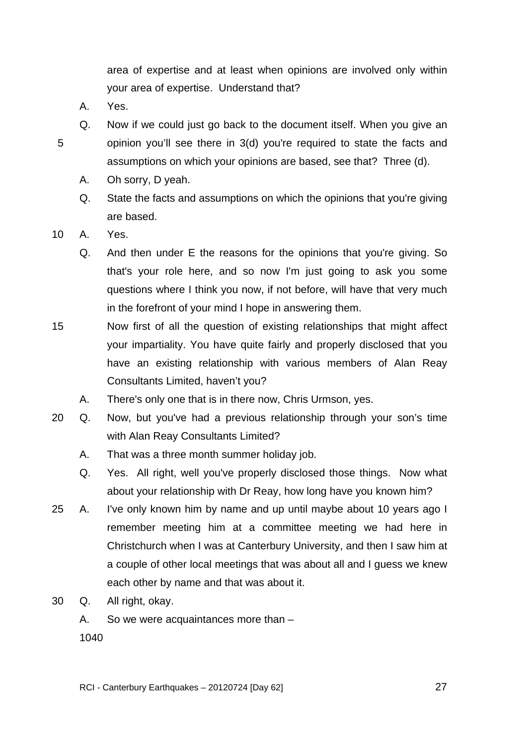area of expertise and at least when opinions are involved only within your area of expertise. Understand that?

A. Yes.

Q. Now if we could just go back to the document itself. When you give an opinion you'll see there in 3(d) you're required to state the facts and assumptions on which your opinions are based, see that? Three (d).

A. Oh sorry, D yeah.

Q. State the facts and assumptions on which the opinions that you're giving are based.

A. Yes.

Q. And then under E the reasons for the opinions that you're giving. So that's your role here, and so now I'm just going to ask you some questions where I think you now, if not before, will have that very much in the forefront of your mind I hope in answering them.

Now first of all the question of existing relationships that might affect your impartiality. You have quite fairly and properly disclosed that you have an existing relationship with various members of Alan Reay Consultants Limited, haven't you?

A. There's only one that is in there now, Chris Urmson, yes.

Q. Now, but you've had a previous relationship through your son's time with Alan Reay Consultants Limited?

A. That was a three month summer holiday job.

Q. Yes. All right, well you've properly disclosed those things. Now what about your relationship with Dr Reay, how long have you known him?

A. I've only known him by name and up until maybe about 10 years ago I remember meeting him at a committee meeting we had here in Christchurch when I was at Canterbury University, and then I saw him at a couple of other local meetings that was about all and I guess we knew each other by name and that was about it.

Q. All right, okay.

A. So we were acquaintances more than –

1040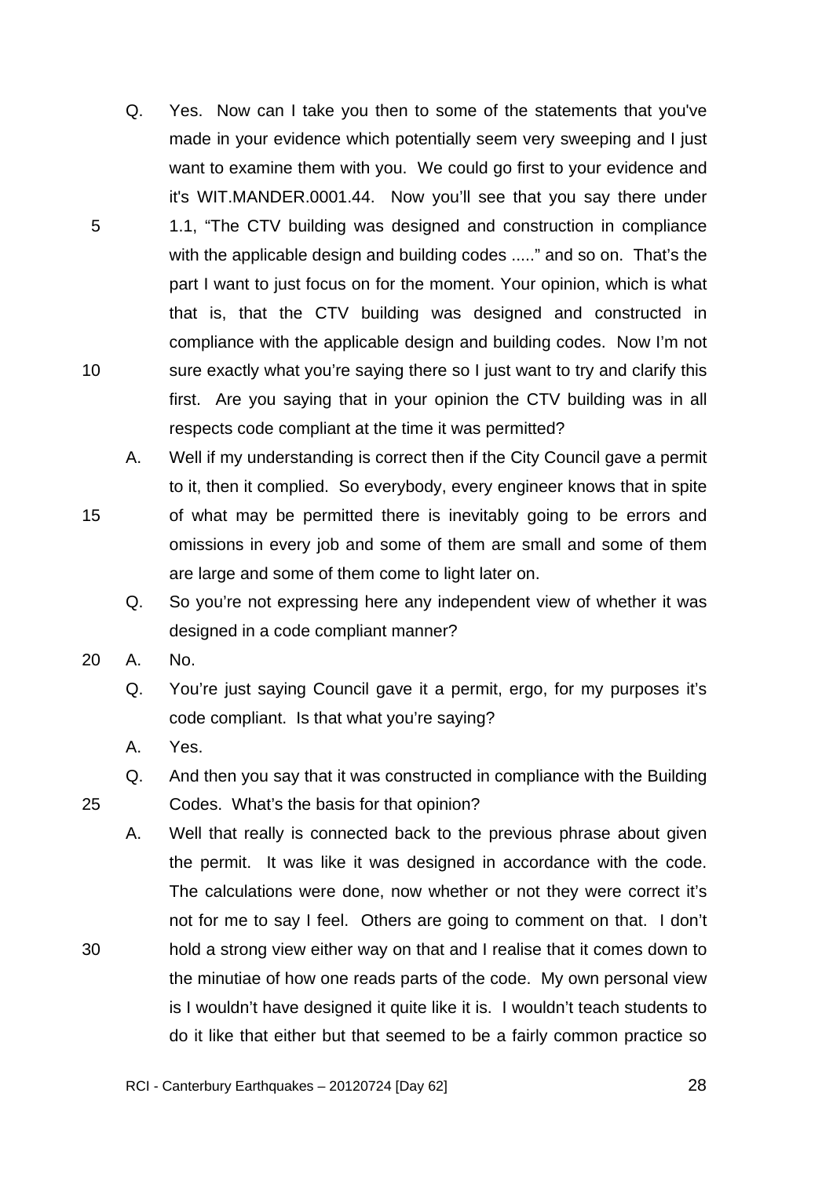Q. Yes. Now can I take you then to some of the statements that you've made in your evidence which potentially seem very sweeping and I just want to examine them with you. We could go first to your evidence and it's WIT.MANDER.0001.44. Now you'll see that you say there under 1.1, "The CTV building was designed and construction in compliance with the applicable design and building codes ....." and so on. That's the part I want to just focus on for the moment. Your opinion, which is what that is, that the CTV building was designed and constructed in compliance with the applicable design and building codes. Now I'm not sure exactly what you're saying there so I just want to try and clarify this first. Are you saying that in your opinion the CTV building was in all respects code compliant at the time it was permitted?

A. Well if my understanding is correct then if the City Council gave a permit to it, then it complied. So everybody, every engineer knows that in spite of what may be permitted there is inevitably going to be errors and omissions in every job and some of them are small and some of them are large and some of them come to light later on.

Q. So you're not expressing here any independent view of whether it was designed in a code compliant manner?

A. No.

Q. You're just saying Council gave it a permit, ergo, for my purposes it's code compliant. Is that what you're saying?

A. Yes.

Q. And then you say that it was constructed in compliance with the Building Codes. What's the basis for that opinion?

A. Well that really is connected back to the previous phrase about given the permit. It was like it was designed in accordance with the code. The calculations were done, now whether or not they were correct it's not for me to say I feel. Others are going to comment on that. I don't hold a strong view either way on that and I realise that it comes down to the minutiae of how one reads parts of the code. My own personal view is I wouldn't have designed it quite like it is. I wouldn't teach students to do it like that either but that seemed to be a fairly common practice so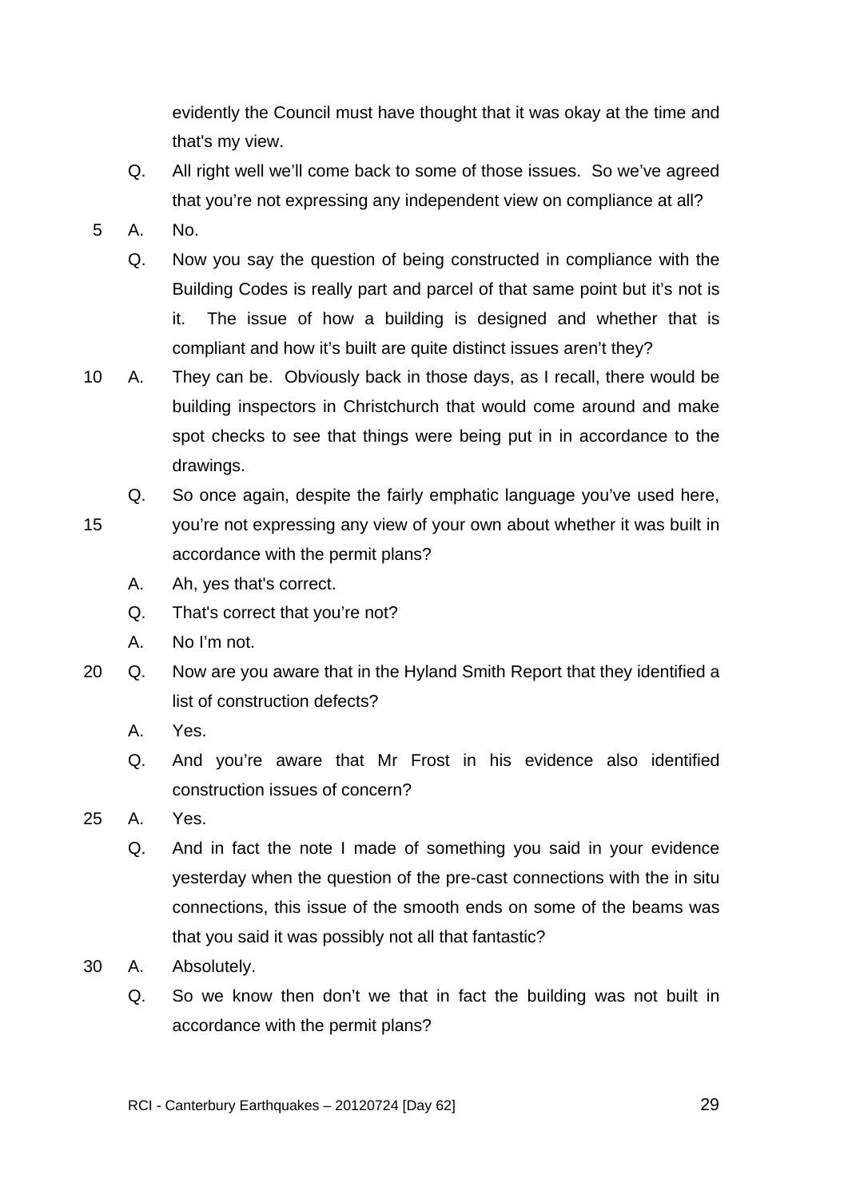evidently the Council must have thought that it was okay at the time and that's my view.

Q. All right well we'll come back to some of those issues. So we've agreed that you're not expressing any independent view on compliance at all?

A. No.

Q. Now you say the question of being constructed in compliance with the Building Codes is really part and parcel of that same point but it's not is it. The issue of how a building is designed and whether that is compliant and how it's built are quite distinct issues aren't they?

A. They can be. Obviously back in those days, as I recall, there would be building inspectors in Christchurch that would come around and make spot checks to see that things were being put in in accordance to the drawings.

Q. So once again, despite the fairly emphatic language you've used here, you're not expressing any view of your own about whether it was built in accordance with the permit plans?

A. Ah, yes that's correct.

Q. That's correct that you're not?

A. No I'm not.

Q. Now are you aware that in the Hyland Smith Report that they identified a list of construction defects?

A. Yes.

Q. And you're aware that Mr Frost in his evidence also identified construction issues of concern?

A. Yes.

Q. And in fact the note I made of something you said in your evidence yesterday when the question of the pre-cast connections with the in situ connections, this issue of the smooth ends on some of the beams was that you said it was possibly not all that fantastic?

A. Absolutely.

Q. So we know then don't we that in fact the building was not built in accordance with the permit plans?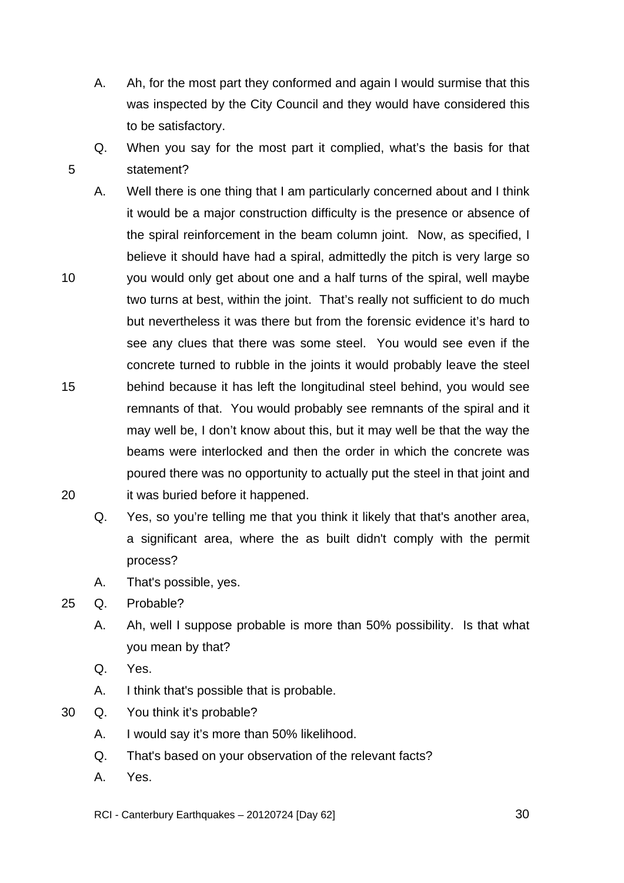A. Ah, for the most part they conformed and again I would surmise that this was inspected by the City Council and they would have considered this to be satisfactory.

Q. When you say for the most part it complied, what's the basis for that statement?

A. Well there is one thing that I am particularly concerned about and I think it would be a major construction difficulty is the presence or absence of the spiral reinforcement in the beam column joint. Now, as specified, I believe it should have had a spiral, admittedly the pitch is very large so you would only get about one and a half turns of the spiral, well maybe two turns at best, within the joint. That's really not sufficient to do much but nevertheless it was there but from the forensic evidence it's hard to see any clues that there was some steel. You would see even if the concrete turned to rubble in the joints it would probably leave the steel behind because it has left the longitudinal steel behind, you would see remnants of that. You would probably see remnants of the spiral and it may well be, I don't know about this, but it may well be that the way the beams were interlocked and then the order in which the concrete was poured there was no opportunity to actually put the steel in that joint and it was buried before it happened.

Q. Yes, so you're telling me that you think it likely that that's another area, a significant area, where the as built didn't comply with the permit process?

A. That's possible, yes.

Q. Probable?

A. Ah, well I suppose probable is more than 50% possibility. Is that what you mean by that?

Q. Yes.

A. I think that's possible that is probable.

Q. You think it's probable?

A. I would say it's more than 50% likelihood.

Q. That's based on your observation of the relevant facts?

A. Yes.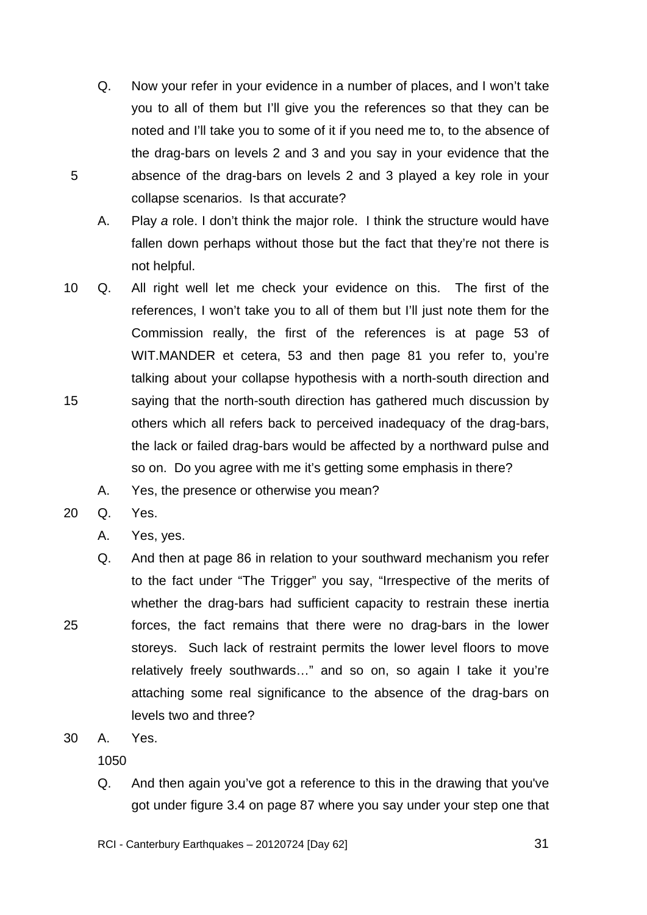Q. Now your refer in your evidence in a number of places, and I won't take you to all of them but I'll give you the references so that they can be noted and I'll take you to some of it if you need me to, to the absence of the drag-bars on levels 2 and 3 and you say in your evidence that the absence of the drag-bars on levels 2 and 3 played a key role in your collapse scenarios. Is that accurate?

A. Play *a* role. I don't think the major role. I think the structure would have fallen down perhaps without those but the fact that they're not there is not helpful.

Q. All right well let me check your evidence on this. The first of the references, I won't take you to all of them but I'll just note them for the Commission really, the first of the references is at page 53 of WIT.MANDER et cetera, 53 and then page 81 you refer to, you're talking about your collapse hypothesis with a north-south direction and saying that the north-south direction has gathered much discussion by others which all refers back to perceived inadequacy of the drag-bars, the lack or failed drag-bars would be affected by a northward pulse and so on. Do you agree with me it's getting some emphasis in there?

A. Yes, the presence or otherwise you mean?

Q. Yes.

A. Yes, yes.

Q. And then at page 86 in relation to your southward mechanism you refer to the fact under "The Trigger" you say, "Irrespective of the merits of whether the drag-bars had sufficient capacity to restrain these inertia forces, the fact remains that there were no drag-bars in the lower storeys. Such lack of restraint permits the lower level floors to move relatively freely southwards…" and so on, so again I take it you're attaching some real significance to the absence of the drag-bars on levels two and three?

A. Yes.

1050

Q. And then again you've got a reference to this in the drawing that you've got under figure 3.4 on page 87 where you say under your step one that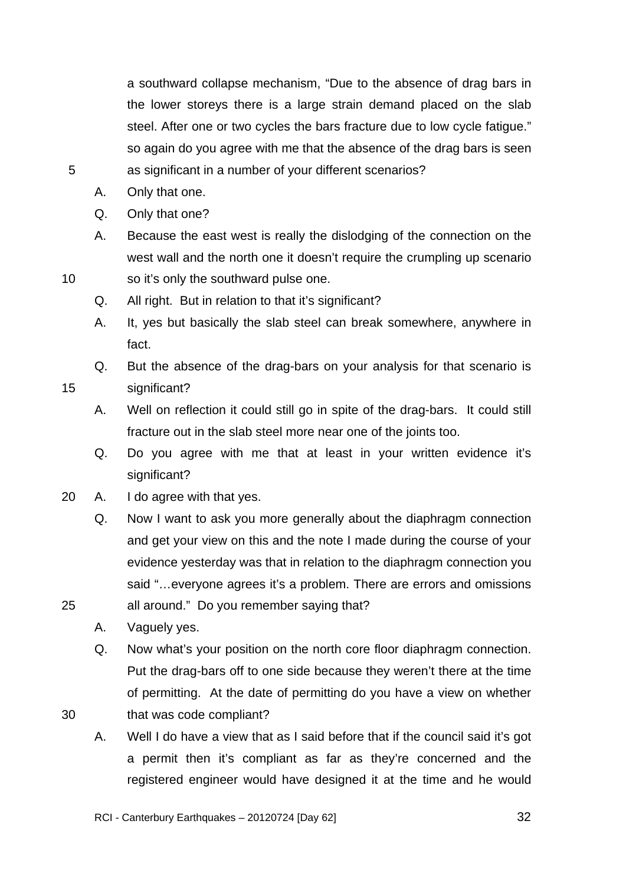a southward collapse mechanism, "Due to the absence of drag bars in the lower storeys there is a large strain demand placed on the slab steel. After one or two cycles the bars fracture due to low cycle fatigue." so again do you agree with me that the absence of the drag bars is seen as significant in a number of your different scenarios?

A. Only that one.

Q. Only that one?

A. Because the east west is really the dislodging of the connection on the west wall and the north one it doesn't require the crumpling up scenario so it's only the southward pulse one.

Q. All right. But in relation to that it's significant?

A. It, yes but basically the slab steel can break somewhere, anywhere in fact.

Q. But the absence of the drag-bars on your analysis for that scenario is significant?

A. Well on reflection it could still go in spite of the drag-bars. It could still fracture out in the slab steel more near one of the joints too.

Q. Do you agree with me that at least in your written evidence it's significant?

A. I do agree with that yes.

Q. Now I want to ask you more generally about the diaphragm connection and get your view on this and the note I made during the course of your evidence yesterday was that in relation to the diaphragm connection you said "…everyone agrees it's a problem. There are errors and omissions all around." Do you remember saying that?

A. Vaguely yes.

Q. Now what's your position on the north core floor diaphragm connection. Put the drag-bars off to one side because they weren't there at the time of permitting. At the date of permitting do you have a view on whether that was code compliant?

A. Well I do have a view that as I said before that if the council said it's got a permit then it's compliant as far as they're concerned and the registered engineer would have designed it at the time and he would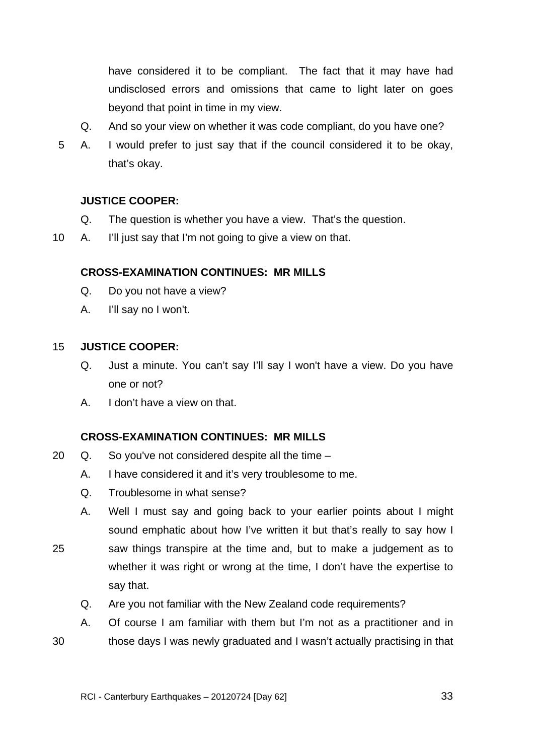have considered it to be compliant. The fact that it may have had undisclosed errors and omissions that came to light later on goes beyond that point in time in my view.

Q. And so your view on whether it was code compliant, do you have one?

A. I would prefer to just say that if the council considered it to be okay, that's okay.

**JUSTICE COOPER:**

Q. The question is whether you have a view. That's the question.

A. I'll just say that I'm not going to give a view on that.

**CROSS-EXAMINATION CONTINUES: MR MILLS**

Q. Do you not have a view?

A. I'll say no I won't.

**JUSTICE COOPER:**

Q. Just a minute. You can't say I'll say I won't have a view. Do you have one or not?

A. I don't have a view on that.

**CROSS-EXAMINATION CONTINUES: MR MILLS**

Q. So you've not considered despite all the time –

A. I have considered it and it's very troublesome to me.

Q. Troublesome in what sense?

A. Well I must say and going back to your earlier points about I might sound emphatic about how I've written it but that's really to say how I saw things transpire at the time and, but to make a judgement as to whether it was right or wrong at the time, I don't have the expertise to say that.

Q. Are you not familiar with the New Zealand code requirements?

A. Of course I am familiar with them but I'm not as a practitioner and in those days I was newly graduated and I wasn't actually practising in that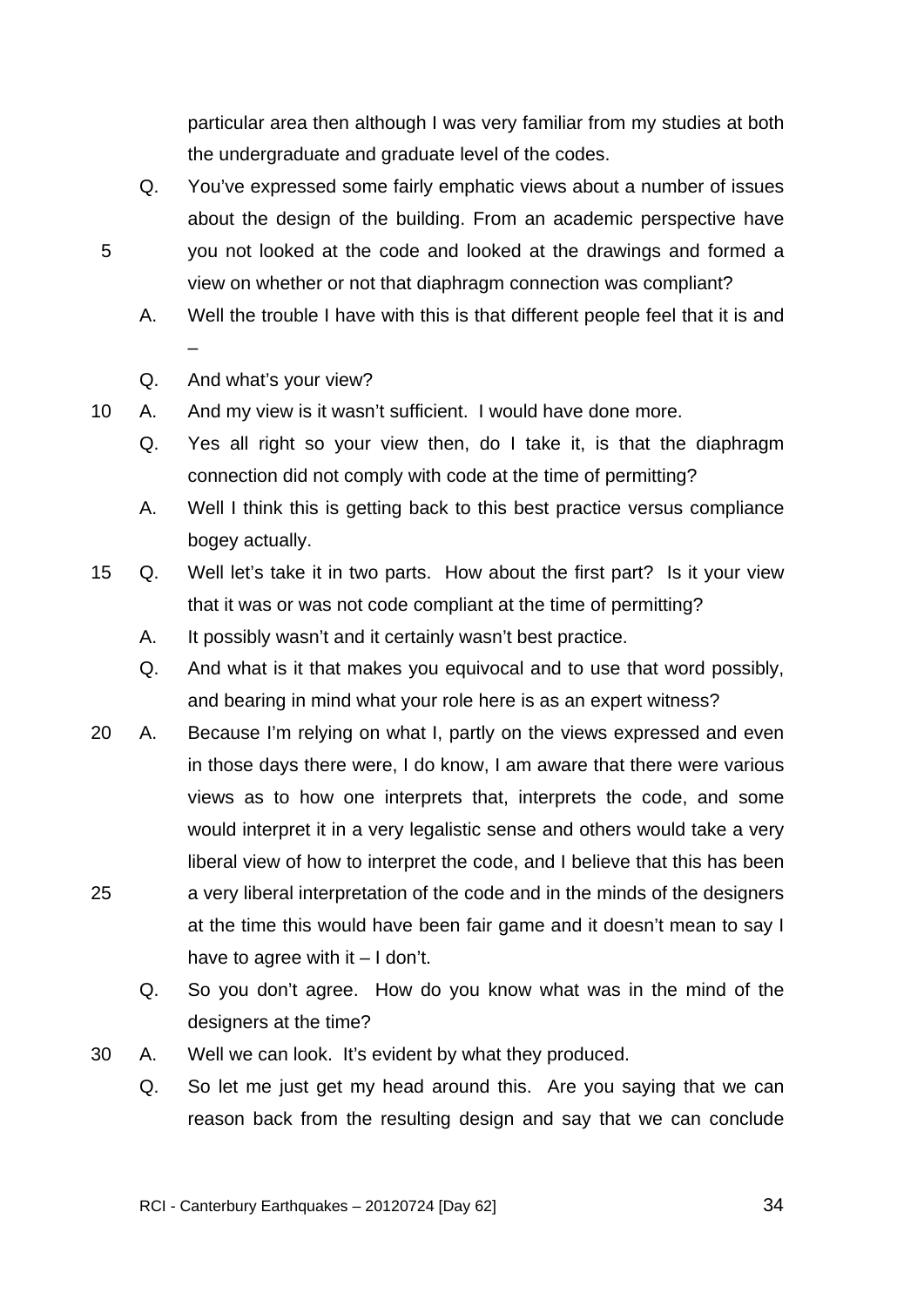particular area then although I was very familiar from my studies at both the undergraduate and graduate level of the codes.

Q. You've expressed some fairly emphatic views about a number of issues about the design of the building. From an academic perspective have you not looked at the code and looked at the drawings and formed a view on whether or not that diaphragm connection was compliant?

A. Well the trouble I have with this is that different people feel that it is and –

Q. And what's your view?

A. And my view is it wasn't sufficient. I would have done more.

Q. Yes all right so your view then, do I take it, is that the diaphragm connection did not comply with code at the time of permitting?

A. Well I think this is getting back to this best practice versus compliance bogey actually.

Q. Well let's take it in two parts. How about the first part? Is it your view that it was or was not code compliant at the time of permitting?

A. It possibly wasn't and it certainly wasn't best practice.

Q. And what is it that makes you equivocal and to use that word possibly, and bearing in mind what your role here is as an expert witness?

A. Because I'm relying on what I, partly on the views expressed and even in those days there were, I do know, I am aware that there were various views as to how one interprets that, interprets the code, and some would interpret it in a very legalistic sense and others would take a very liberal view of how to interpret the code, and I believe that this has been a very liberal interpretation of the code and in the minds of the designers at the time this would have been fair game and it doesn't mean to say I have to agree with it – I don't.

Q. So you don't agree. How do you know what was in the mind of the designers at the time?

A. Well we can look. It's evident by what they produced.

Q. So let me just get my head around this. Are you saying that we can reason back from the resulting design and say that we can conclude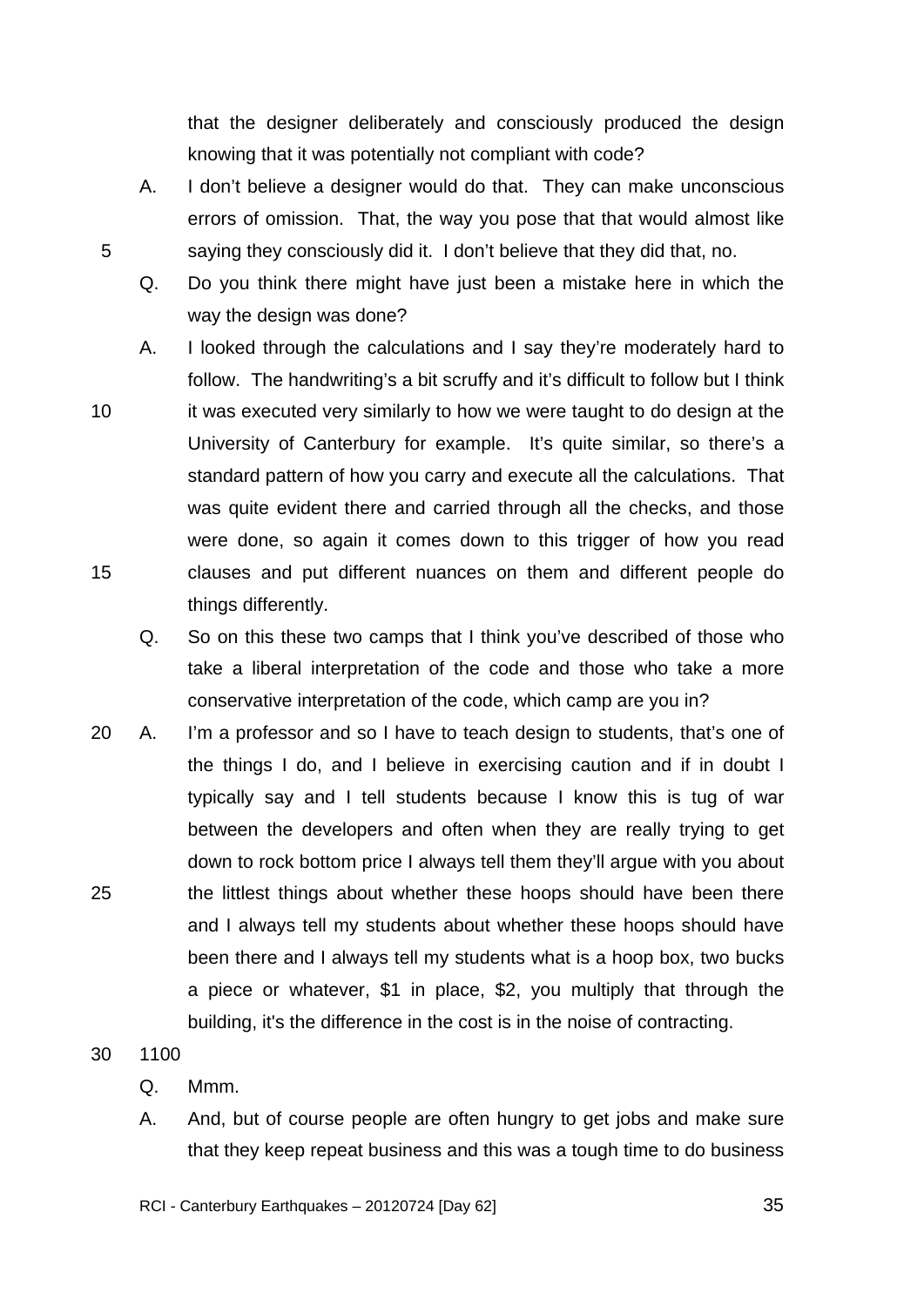that the designer deliberately and consciously produced the design knowing that it was potentially not compliant with code?

A. I don't believe a designer would do that. They can make unconscious errors of omission. That, the way you pose that that would almost like saying they consciously did it. I don't believe that they did that, no.

Q. Do you think there might have just been a mistake here in which the way the design was done?

A. I looked through the calculations and I say they're moderately hard to follow. The handwriting's a bit scruffy and it's difficult to follow but I think it was executed very similarly to how we were taught to do design at the University of Canterbury for example. It's quite similar, so there's a standard pattern of how you carry and execute all the calculations. That was quite evident there and carried through all the checks, and those were done, so again it comes down to this trigger of how you read clauses and put different nuances on them and different people do things differently.

Q. So on this these two camps that I think you've described of those who take a liberal interpretation of the code and those who take a more conservative interpretation of the code, which camp are you in?

A. I'm a professor and so I have to teach design to students, that's one of the things I do, and I believe in exercising caution and if in doubt I typically say and I tell students because I know this is tug of war between the developers and often when they are really trying to get down to rock bottom price I always tell them they'll argue with you about the littlest things about whether these hoops should have been there and I always tell my students about whether these hoops should have been there and I always tell my students what is a hoop box, two bucks a piece or whatever, $1 in place, $2, you multiply that through the building, it's the difference in the cost is in the noise of contracting.

1100

Q. Mmm.

A. And, but of course people are often hungry to get jobs and make sure that they keep repeat business and this was a tough time to do business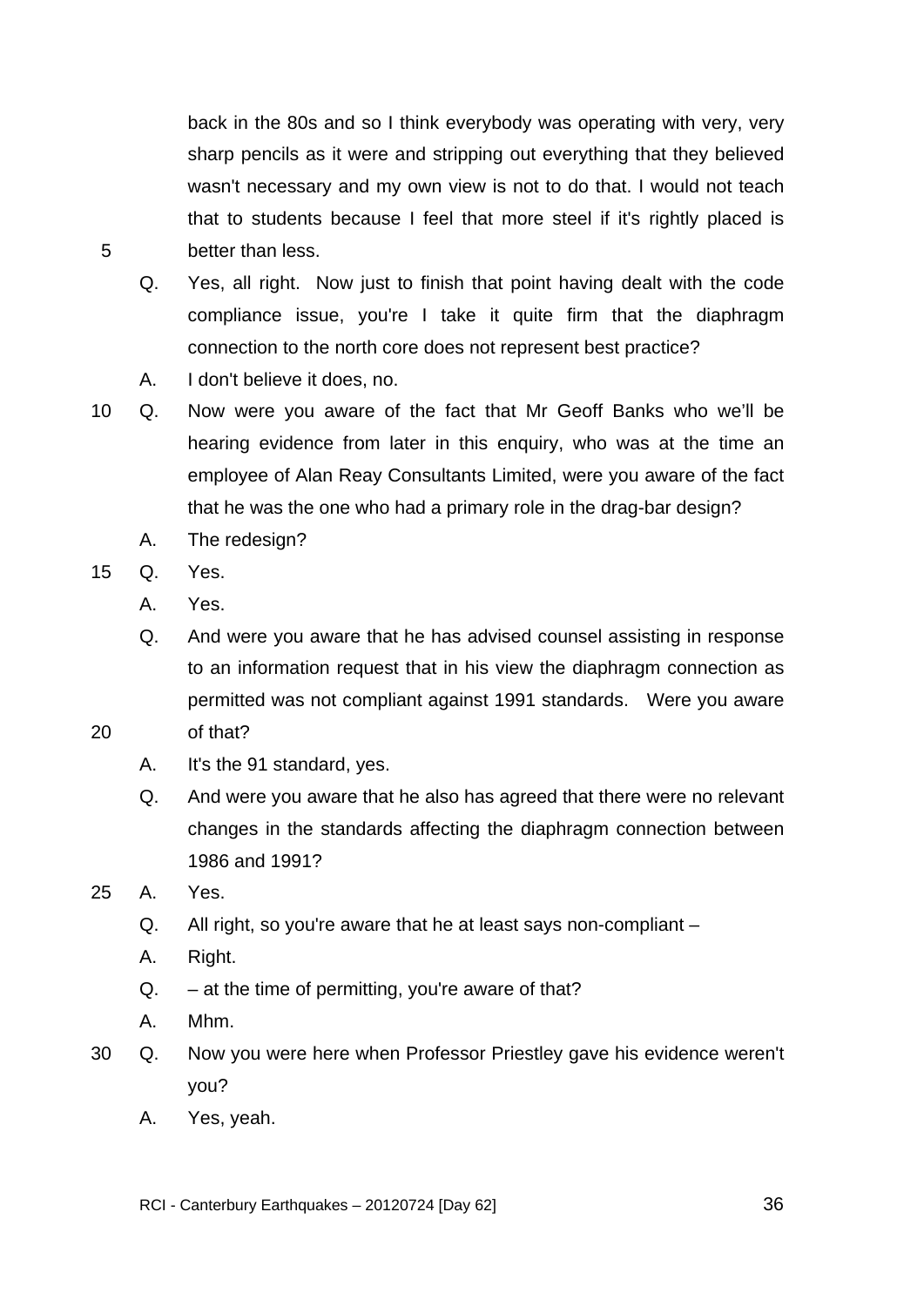back in the 80s and so I think everybody was operating with very, very sharp pencils as it were and stripping out everything that they believed wasn't necessary and my own view is not to do that. I would not teach that to students because I feel that more steel if it's rightly placed is better than less.

Q. Yes, all right. Now just to finish that point having dealt with the code compliance issue, you're I take it quite firm that the diaphragm connection to the north core does not represent best practice?

A. I don't believe it does, no.

Q. Now were you aware of the fact that Mr Geoff Banks who we'll be hearing evidence from later in this enquiry, who was at the time an employee of Alan Reay Consultants Limited, were you aware of the fact that he was the one who had a primary role in the drag-bar design?

A. The redesign?

Q. Yes.

A. Yes.

Q. And were you aware that he has advised counsel assisting in response to an information request that in his view the diaphragm connection as permitted was not compliant against 1991 standards. Were you aware of that?

A. It's the 91 standard, yes.

Q. And were you aware that he also has agreed that there were no relevant changes in the standards affecting the diaphragm connection between 1986 and 1991?

A. Yes.

Q. All right, so you're aware that he at least says non-compliant –

A. Right.

Q. – at the time of permitting, you're aware of that?

A. Mhm.

Q. Now you were here when Professor Priestley gave his evidence weren't you?

A. Yes, yeah.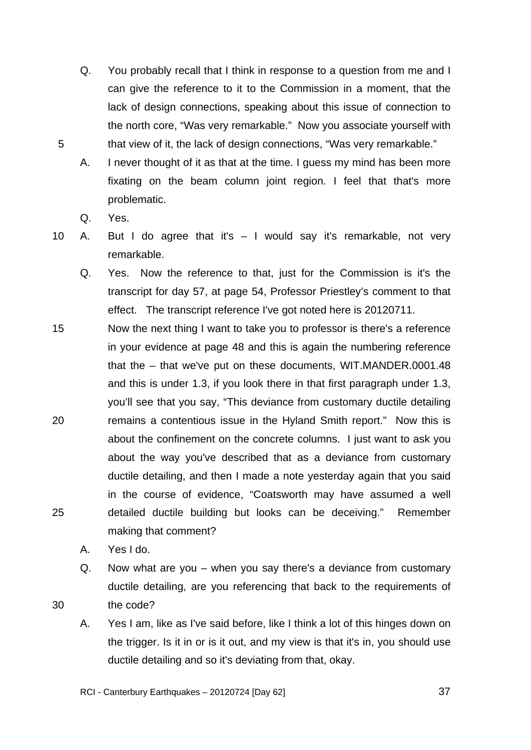Q. You probably recall that I think in response to a question from me and I can give the reference to it to the Commission in a moment, that the lack of design connections, speaking about this issue of connection to the north core, "Was very remarkable." Now you associate yourself with that view of it, the lack of design connections, "Was very remarkable."

A. I never thought of it as that at the time. I guess my mind has been more fixating on the beam column joint region. I feel that that's more problematic.

Q. Yes.

A. But I do agree that it's – I would say it's remarkable, not very remarkable.

Q. Yes. Now the reference to that, just for the Commission is it's the transcript for day 57, at page 54, Professor Priestley's comment to that effect. The transcript reference I've got noted here is 20120711.

Now the next thing I want to take you to professor is there's a reference in your evidence at page 48 and this is again the numbering reference that the – that we've put on these documents, WIT.MANDER.0001.48 and this is under 1.3, if you look there in that first paragraph under 1.3, you'll see that you say, "This deviance from customary ductile detailing remains a contentious issue in the Hyland Smith report." Now this is about the confinement on the concrete columns. I just want to ask you about the way you've described that as a deviance from customary ductile detailing, and then I made a note yesterday again that you said in the course of evidence, "Coatsworth may have assumed a well detailed ductile building but looks can be deceiving." Remember making that comment?

A. Yes I do.

Q. Now what are you – when you say there's a deviance from customary ductile detailing, are you referencing that back to the requirements of the code?

A. Yes I am, like as I've said before, like I think a lot of this hinges down on the trigger. Is it in or is it out, and my view is that it's in, you should use ductile detailing and so it's deviating from that, okay.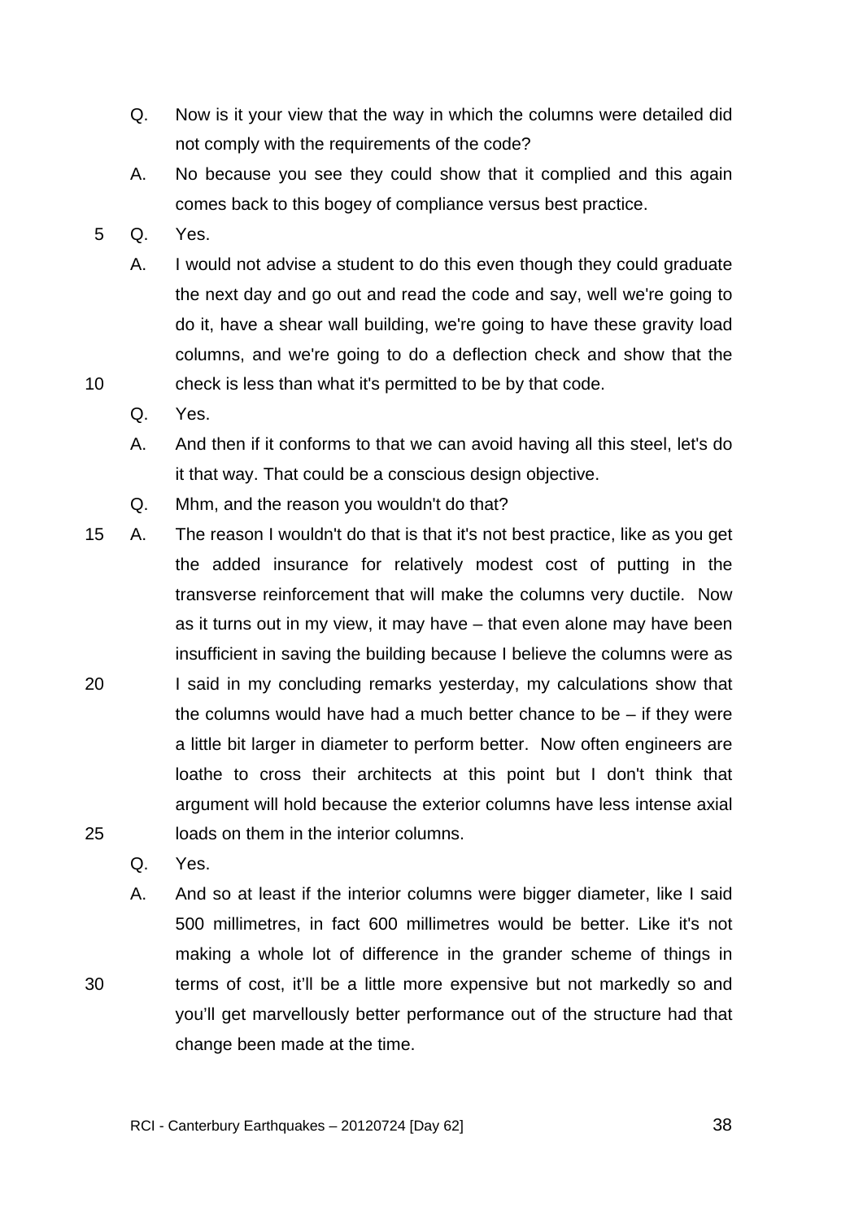Q. Now is it your view that the way in which the columns were detailed did not comply with the requirements of the code?

A. No because you see they could show that it complied and this again comes back to this bogey of compliance versus best practice.

Q. Yes.

A. I would not advise a student to do this even though they could graduate the next day and go out and read the code and say, well we're going to do it, have a shear wall building, we're going to have these gravity load columns, and we're going to do a deflection check and show that the check is less than what it's permitted to be by that code.

Q. Yes.

A. And then if it conforms to that we can avoid having all this steel, let's do it that way. That could be a conscious design objective.

Q. Mhm, and the reason you wouldn't do that?

A. The reason I wouldn't do that is that it's not best practice, like as you get the added insurance for relatively modest cost of putting in the transverse reinforcement that will make the columns very ductile. Now as it turns out in my view, it may have – that even alone may have been insufficient in saving the building because I believe the columns were as I said in my concluding remarks yesterday, my calculations show that the columns would have had a much better chance to be – if they were a little bit larger in diameter to perform better. Now often engineers are loathe to cross their architects at this point but I don't think that argument will hold because the exterior columns have less intense axial loads on them in the interior columns.

Q. Yes.

A. And so at least if the interior columns were bigger diameter, like I said 500 millimetres, in fact 600 millimetres would be better. Like it's not making a whole lot of difference in the grander scheme of things in terms of cost, it'll be a little more expensive but not markedly so and you'll get marvellously better performance out of the structure had that change been made at the time.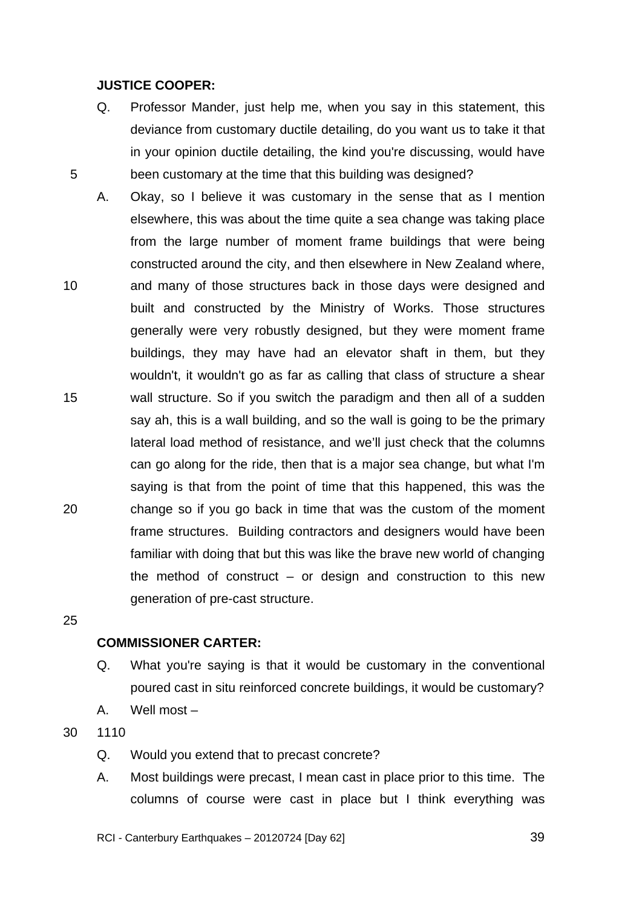**JUSTICE COOPER:**

Q. Professor Mander, just help me, when you say in this statement, this deviance from customary ductile detailing, do you want us to take it that in your opinion ductile detailing, the kind you're discussing, would have been customary at the time that this building was designed?

A. Okay, so I believe it was customary in the sense that as I mention elsewhere, this was about the time quite a sea change was taking place from the large number of moment frame buildings that were being constructed around the city, and then elsewhere in New Zealand where, and many of those structures back in those days were designed and built and constructed by the Ministry of Works. Those structures generally were very robustly designed, but they were moment frame buildings, they may have had an elevator shaft in them, but they wouldn't, it wouldn't go as far as calling that class of structure a shear wall structure. So if you switch the paradigm and then all of a sudden say ah, this is a wall building, and so the wall is going to be the primary lateral load method of resistance, and we'll just check that the columns can go along for the ride, then that is a major sea change, but what I'm saying is that from the point of time that this happened, this was the change so if you go back in time that was the custom of the moment frame structures. Building contractors and designers would have been familiar with doing that but this was like the brave new world of changing the method of construct – or design and construction to this new generation of pre-cast structure.

**COMMISSIONER CARTER:**

Q. What you're saying is that it would be customary in the conventional poured cast in situ reinforced concrete buildings, it would be customary?

A. Well most –

1110

Q. Would you extend that to precast concrete?

A. Most buildings were precast, I mean cast in place prior to this time. The columns of course were cast in place but I think everything was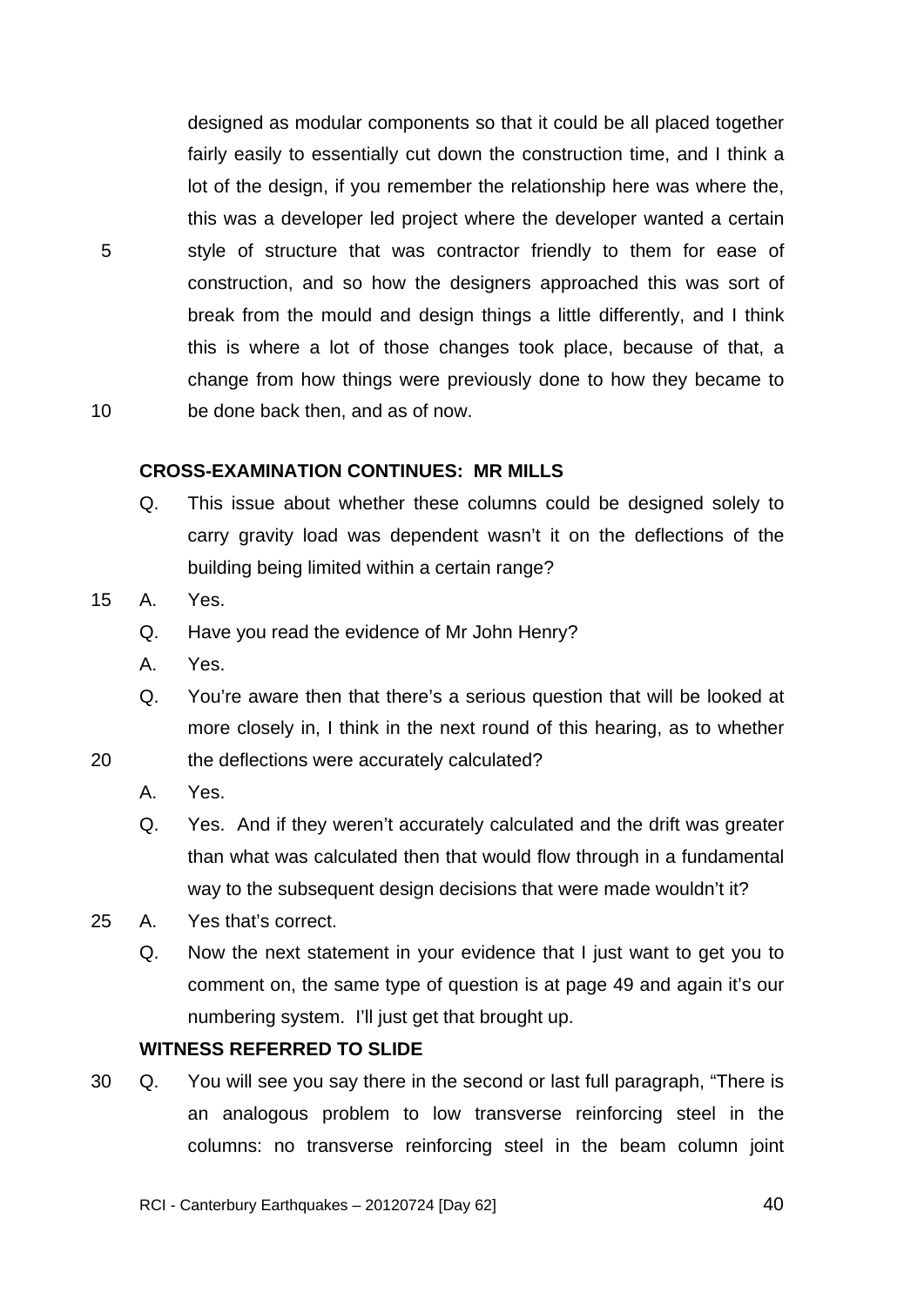designed as modular components so that it could be all placed together fairly easily to essentially cut down the construction time, and I think a lot of the design, if you remember the relationship here was where the, this was a developer led project where the developer wanted a certain style of structure that was contractor friendly to them for ease of construction, and so how the designers approached this was sort of break from the mould and design things a little differently, and I think this is where a lot of those changes took place, because of that, a change from how things were previously done to how they became to be done back then, and as of now.

**CROSS-EXAMINATION CONTINUES: MR MILLS**

Q. This issue about whether these columns could be designed solely to carry gravity load was dependent wasn't it on the deflections of the building being limited within a certain range?

A. Yes.

Q. Have you read the evidence of Mr John Henry?

A. Yes.

Q. You're aware then that there's a serious question that will be looked at more closely in, I think in the next round of this hearing, as to whether the deflections were accurately calculated?

A. Yes.

Q. Yes. And if they weren't accurately calculated and the drift was greater than what was calculated then that would flow through in a fundamental way to the subsequent design decisions that were made wouldn't it?

A. Yes that's correct.

Q. Now the next statement in your evidence that I just want to get you to comment on, the same type of question is at page 49 and again it's our numbering system. I'll just get that brought up.

**WITNESS REFERRED TO SLIDE**

Q. You will see you say there in the second or last full paragraph, "There is an analogous problem to low transverse reinforcing steel in the columns: no transverse reinforcing steel in the beam column joint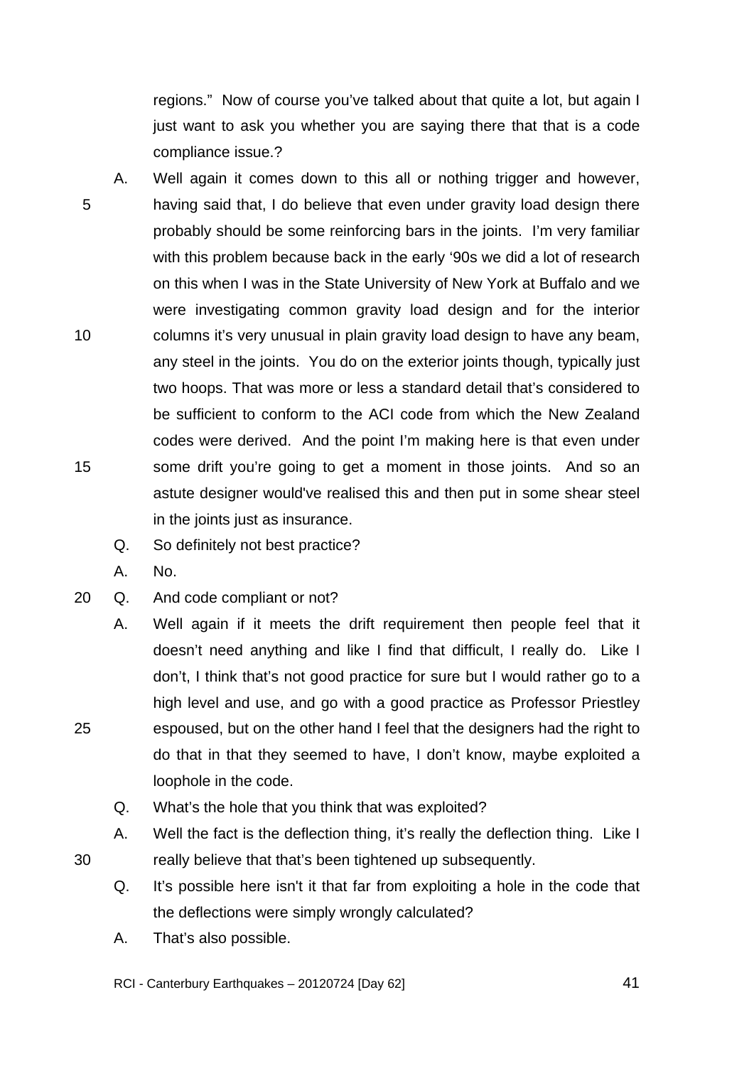regions." Now of course you've talked about that quite a lot, but again I just want to ask you whether you are saying there that that is a code compliance issue.?

A. Well again it comes down to this all or nothing trigger and however, having said that, I do believe that even under gravity load design there probably should be some reinforcing bars in the joints. I'm very familiar with this problem because back in the early '90s we did a lot of research on this when I was in the State University of New York at Buffalo and we were investigating common gravity load design and for the interior columns it's very unusual in plain gravity load design to have any beam, any steel in the joints. You do on the exterior joints though, typically just two hoops. That was more or less a standard detail that's considered to be sufficient to conform to the ACI code from which the New Zealand codes were derived. And the point I'm making here is that even under some drift you're going to get a moment in those joints. And so an astute designer would've realised this and then put in some shear steel in the joints just as insurance.

Q. So definitely not best practice?

A. No.

Q. And code compliant or not?

A. Well again if it meets the drift requirement then people feel that it doesn't need anything and like I find that difficult, I really do. Like I don't, I think that's not good practice for sure but I would rather go to a high level and use, and go with a good practice as Professor Priestley espoused, but on the other hand I feel that the designers had the right to do that in that they seemed to have, I don't know, maybe exploited a loophole in the code.

Q. What's the hole that you think that was exploited?

A. Well the fact is the deflection thing, it's really the deflection thing. Like I really believe that that's been tightened up subsequently.

Q. It's possible here isn't it that far from exploiting a hole in the code that the deflections were simply wrongly calculated?

A. That's also possible.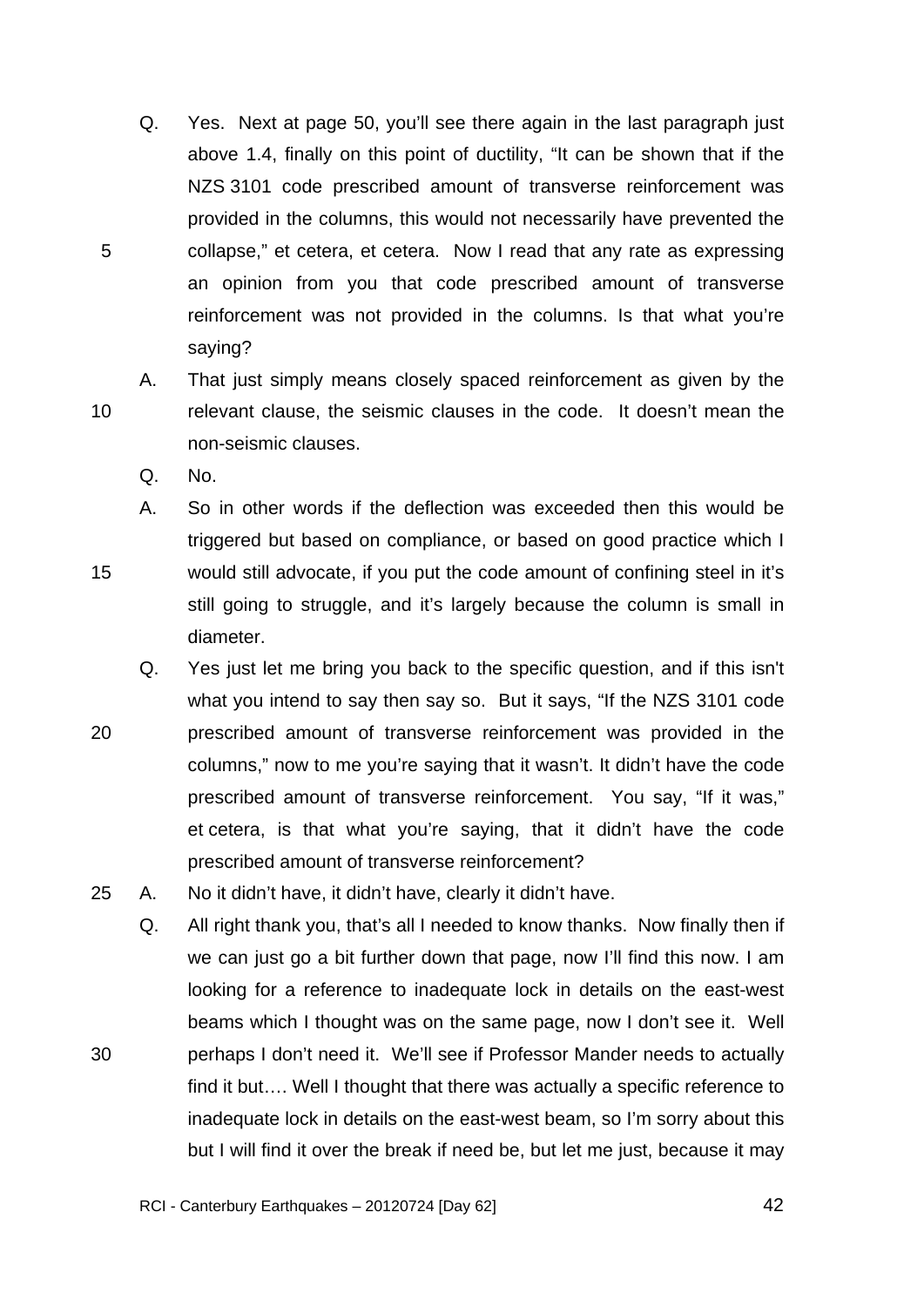Q. Yes. Next at page 50, you'll see there again in the last paragraph just above 1.4, finally on this point of ductility, "It can be shown that if the NZS 3101 code prescribed amount of transverse reinforcement was provided in the columns, this would not necessarily have prevented the collapse," et cetera, et cetera. Now I read that any rate as expressing an opinion from you that code prescribed amount of transverse reinforcement was not provided in the columns. Is that what you're saying?

A. That just simply means closely spaced reinforcement as given by the relevant clause, the seismic clauses in the code. It doesn't mean the non-seismic clauses.

Q. No.

A. So in other words if the deflection was exceeded then this would be triggered but based on compliance, or based on good practice which I would still advocate, if you put the code amount of confining steel in it's still going to struggle, and it's largely because the column is small in diameter.

Q. Yes just let me bring you back to the specific question, and if this isn't what you intend to say then say so. But it says, "If the NZS 3101 code prescribed amount of transverse reinforcement was provided in the columns," now to me you're saying that it wasn't. It didn't have the code prescribed amount of transverse reinforcement. You say, "If it was," et cetera, is that what you're saying, that it didn't have the code prescribed amount of transverse reinforcement?

A. No it didn't have, it didn't have, clearly it didn't have.

Q. All right thank you, that's all I needed to know thanks. Now finally then if we can just go a bit further down that page, now I'll find this now. I am looking for a reference to inadequate lock in details on the east-west beams which I thought was on the same page, now I don't see it. Well perhaps I don't need it. We'll see if Professor Mander needs to actually find it but…. Well I thought that there was actually a specific reference to inadequate lock in details on the east-west beam, so I'm sorry about this but I will find it over the break if need be, but let me just, because it may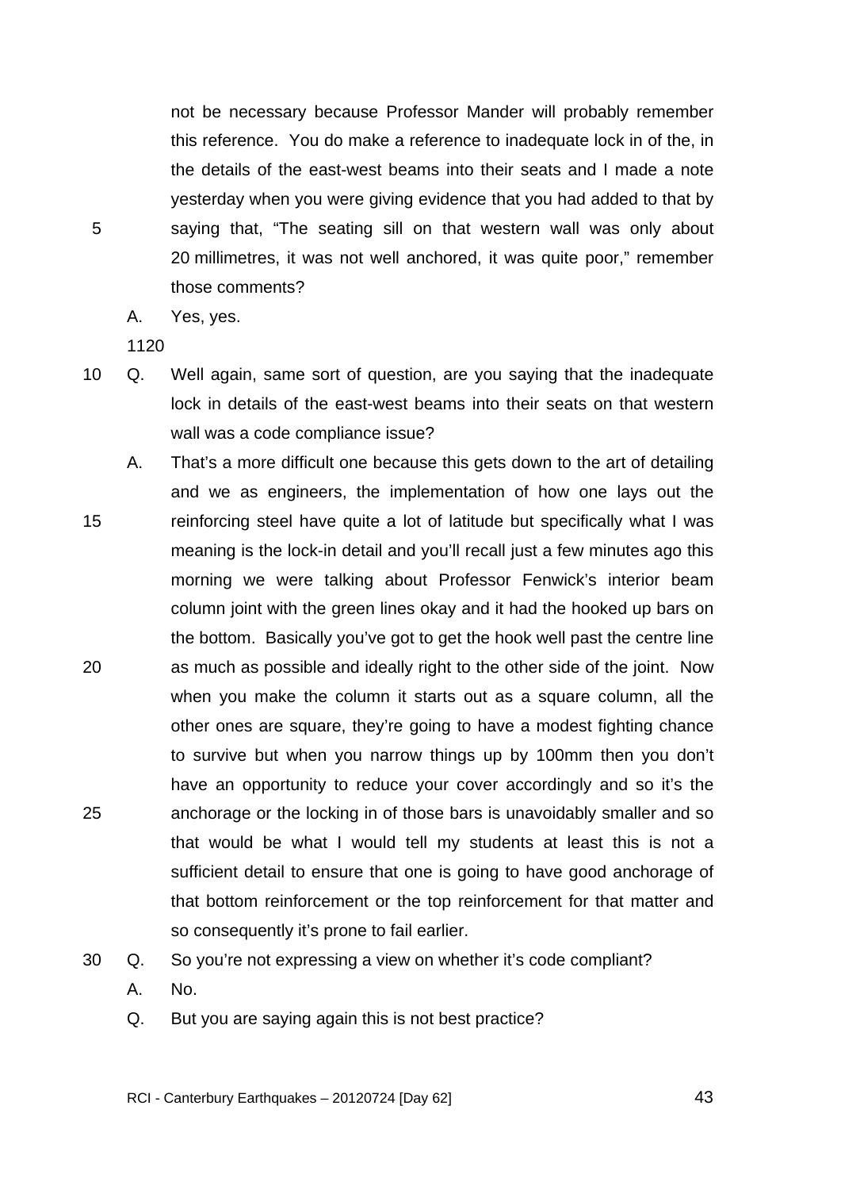not be necessary because Professor Mander will probably remember this reference. You do make a reference to inadequate lock in of the, in the details of the east-west beams into their seats and I made a note yesterday when you were giving evidence that you had added to that by saying that, “The seating sill on that western wall was only about 20 millimetres, it was not well anchored, it was quite poor,” remember those comments?

A. Yes, yes.

1120

Q. Well again, same sort of question, are you saying that the inadequate lock in details of the east-west beams into their seats on that western wall was a code compliance issue?

A. That’s a more difficult one because this gets down to the art of detailing and we as engineers, the implementation of how one lays out the reinforcing steel have quite a lot of latitude but specifically what I was meaning is the lock-in detail and you’ll recall just a few minutes ago this morning we were talking about Professor Fenwick’s interior beam column joint with the green lines okay and it had the hooked up bars on the bottom. Basically you’ve got to get the hook well past the centre line as much as possible and ideally right to the other side of the joint. Now when you make the column it starts out as a square column, all the other ones are square, they’re going to have a modest fighting chance to survive but when you narrow things up by 100mm then you don’t have an opportunity to reduce your cover accordingly and so it’s the anchorage or the locking in of those bars is unavoidably smaller and so that would be what I would tell my students at least this is not a sufficient detail to ensure that one is going to have good anchorage of that bottom reinforcement or the top reinforcement for that matter and so consequently it’s prone to fail earlier.

Q. So you’re not expressing a view on whether it’s code compliant?

A. No.

Q. But you are saying again this is not best practice?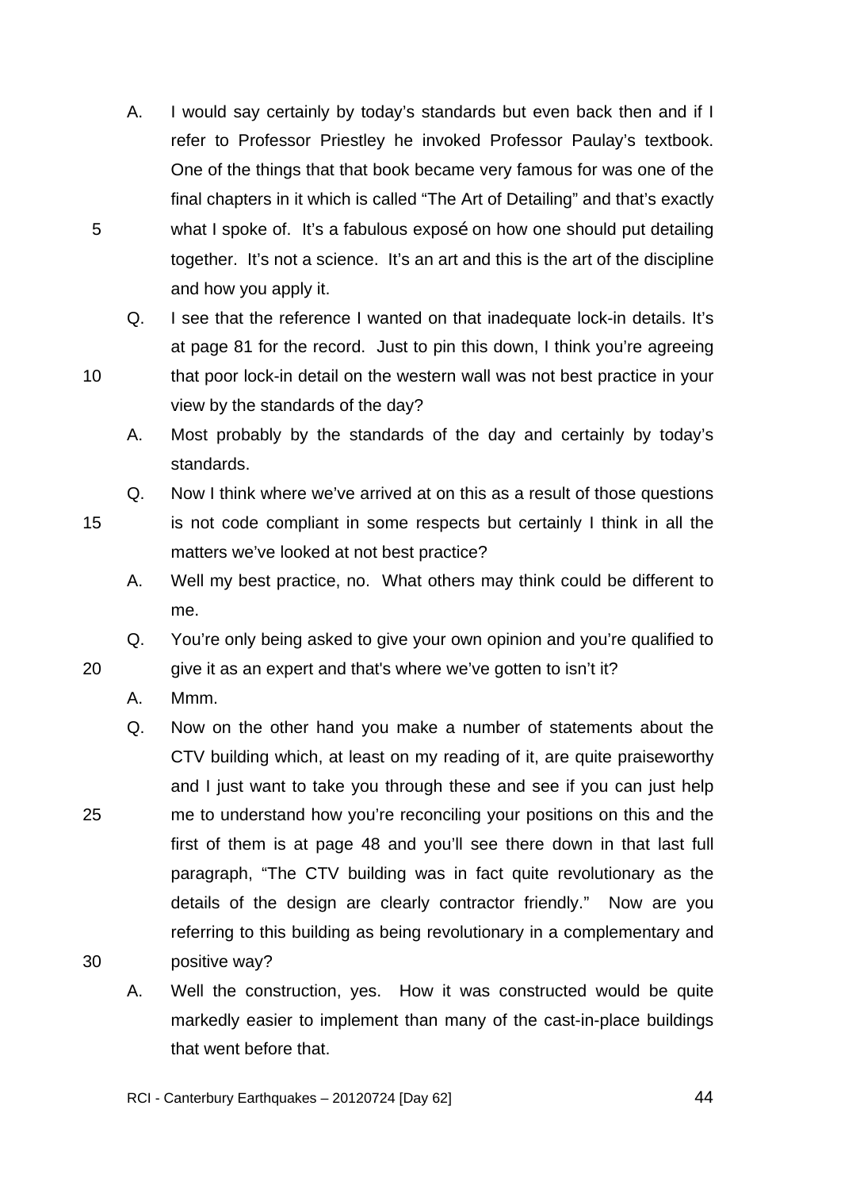A. I would say certainly by today's standards but even back then and if I refer to Professor Priestley he invoked Professor Paulay's textbook. One of the things that that book became very famous for was one of the final chapters in it which is called "The Art of Detailing" and that's exactly what I spoke of. It's a fabulous exposé on how one should put detailing together. It's not a science. It's an art and this is the art of the discipline and how you apply it.

Q. I see that the reference I wanted on that inadequate lock-in details. It's at page 81 for the record. Just to pin this down, I think you're agreeing that poor lock-in detail on the western wall was not best practice in your view by the standards of the day?

A. Most probably by the standards of the day and certainly by today's standards.

Q. Now I think where we've arrived at on this as a result of those questions is not code compliant in some respects but certainly I think in all the matters we've looked at not best practice?

A. Well my best practice, no. What others may think could be different to me.

Q. You're only being asked to give your own opinion and you're qualified to give it as an expert and that's where we've gotten to isn't it?

A. Mmm.

Q. Now on the other hand you make a number of statements about the CTV building which, at least on my reading of it, are quite praiseworthy and I just want to take you through these and see if you can just help me to understand how you're reconciling your positions on this and the first of them is at page 48 and you'll see there down in that last full paragraph, "The CTV building was in fact quite revolutionary as the details of the design are clearly contractor friendly." Now are you referring to this building as being revolutionary in a complementary and positive way?

A. Well the construction, yes. How it was constructed would be quite markedly easier to implement than many of the cast-in-place buildings that went before that.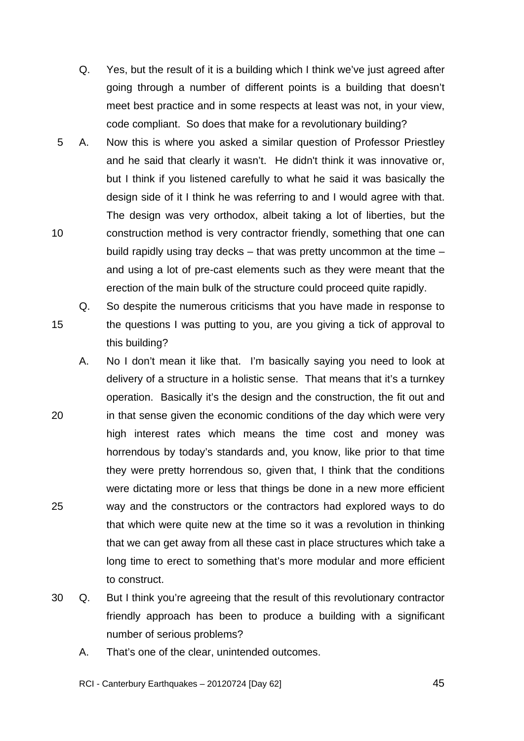Q. Yes, but the result of it is a building which I think we've just agreed after going through a number of different points is a building that doesn't meet best practice and in some respects at least was not, in your view, code compliant. So does that make for a revolutionary building?

A. Now this is where you asked a similar question of Professor Priestley and he said that clearly it wasn't. He didn't think it was innovative or, but I think if you listened carefully to what he said it was basically the design side of it I think he was referring to and I would agree with that. The design was very orthodox, albeit taking a lot of liberties, but the construction method is very contractor friendly, something that one can build rapidly using tray decks – that was pretty uncommon at the time – and using a lot of pre-cast elements such as they were meant that the erection of the main bulk of the structure could proceed quite rapidly.

Q. So despite the numerous criticisms that you have made in response to the questions I was putting to you, are you giving a tick of approval to this building?

A. No I don't mean it like that. I'm basically saying you need to look at delivery of a structure in a holistic sense. That means that it's a turnkey operation. Basically it's the design and the construction, the fit out and in that sense given the economic conditions of the day which were very high interest rates which means the time cost and money was horrendous by today's standards and, you know, like prior to that time they were pretty horrendous so, given that, I think that the conditions were dictating more or less that things be done in a new more efficient way and the constructors or the contractors had explored ways to do that which were quite new at the time so it was a revolution in thinking that we can get away from all these cast in place structures which take a long time to erect to something that's more modular and more efficient to construct.

Q. But I think you're agreeing that the result of this revolutionary contractor friendly approach has been to produce a building with a significant number of serious problems?

A. That's one of the clear, unintended outcomes.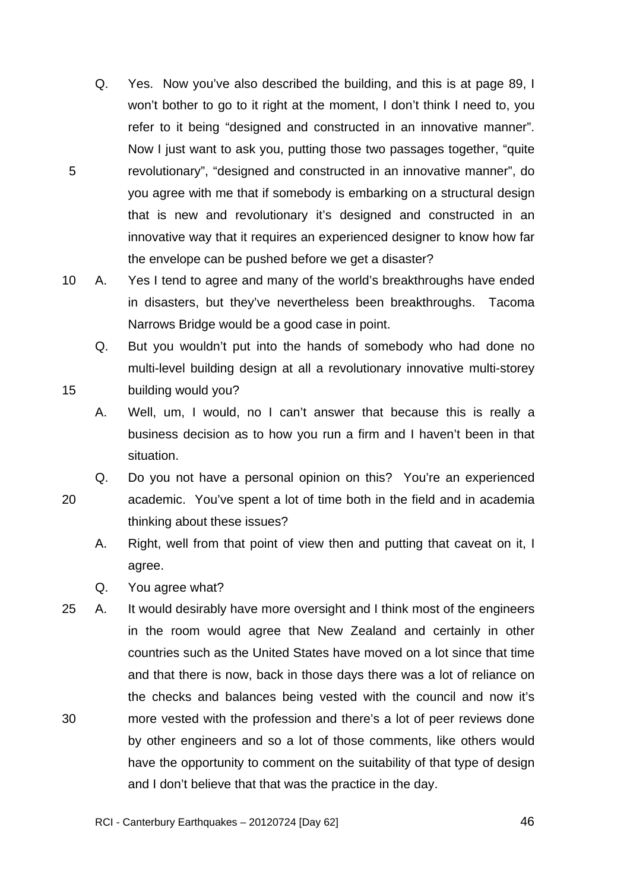Q. Yes. Now you've also described the building, and this is at page 89, I won't bother to go to it right at the moment, I don't think I need to, you refer to it being "designed and constructed in an innovative manner". Now I just want to ask you, putting those two passages together, "quite revolutionary", "designed and constructed in an innovative manner", do you agree with me that if somebody is embarking on a structural design that is new and revolutionary it's designed and constructed in an innovative way that it requires an experienced designer to know how far the envelope can be pushed before we get a disaster?

A. Yes I tend to agree and many of the world's breakthroughs have ended in disasters, but they've nevertheless been breakthroughs. Tacoma Narrows Bridge would be a good case in point.

Q. But you wouldn't put into the hands of somebody who had done no multi-level building design at all a revolutionary innovative multi-storey building would you?

A. Well, um, I would, no I can't answer that because this is really a business decision as to how you run a firm and I haven't been in that situation.

Q. Do you not have a personal opinion on this? You're an experienced academic. You've spent a lot of time both in the field and in academia thinking about these issues?

A. Right, well from that point of view then and putting that caveat on it, I agree.

Q. You agree what?

A. It would desirably have more oversight and I think most of the engineers in the room would agree that New Zealand and certainly in other countries such as the United States have moved on a lot since that time and that there is now, back in those days there was a lot of reliance on the checks and balances being vested with the council and now it's more vested with the profession and there's a lot of peer reviews done by other engineers and so a lot of those comments, like others would have the opportunity to comment on the suitability of that type of design and I don't believe that that was the practice in the day.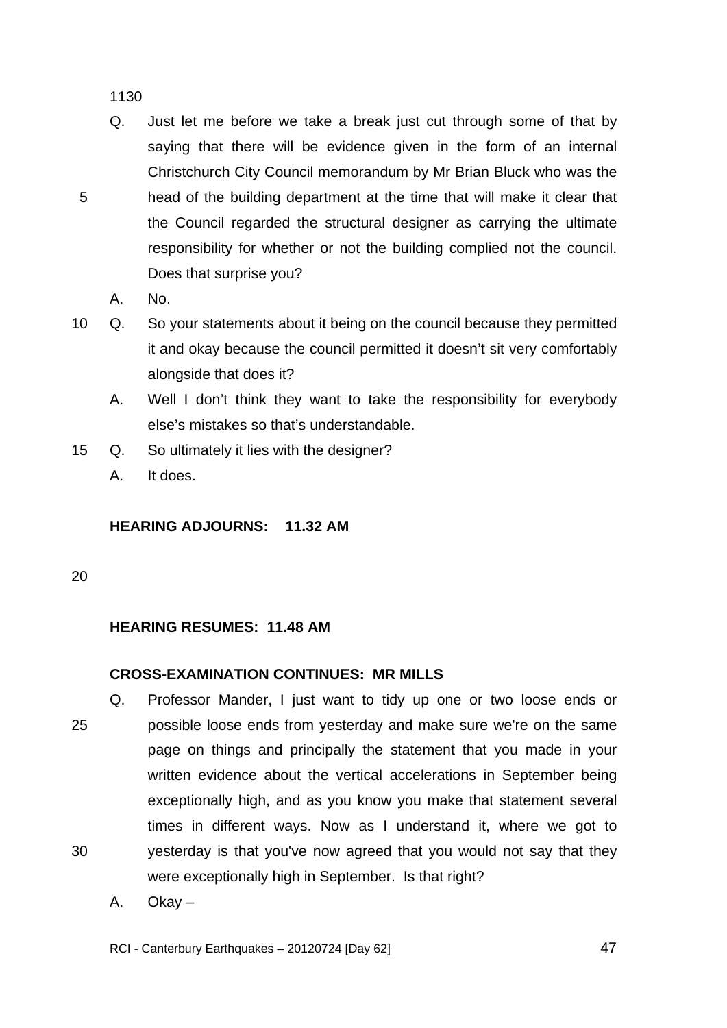1130

Q. Just let me before we take a break just cut through some of that by saying that there will be evidence given in the form of an internal Christchurch City Council memorandum by Mr Brian Bluck who was the head of the building department at the time that will make it clear that the Council regarded the structural designer as carrying the ultimate responsibility for whether or not the building complied not the council. Does that surprise you?

A. No.

Q. So your statements about it being on the council because they permitted it and okay because the council permitted it doesn't sit very comfortably alongside that does it?

A. Well I don't think they want to take the responsibility for everybody else's mistakes so that's understandable.

Q. So ultimately it lies with the designer?

A. It does.

**HEARING ADJOURNS: 11.32 AM**

**HEARING RESUMES: 11.48 AM**

**CROSS-EXAMINATION CONTINUES: MR MILLS**

Q. Professor Mander, I just want to tidy up one or two loose ends or possible loose ends from yesterday and make sure we're on the same page on things and principally the statement that you made in your written evidence about the vertical accelerations in September being exceptionally high, and as you know you make that statement several times in different ways. Now as I understand it, where we got to yesterday is that you've now agreed that you would not say that they were exceptionally high in September. Is that right?

A. Okay –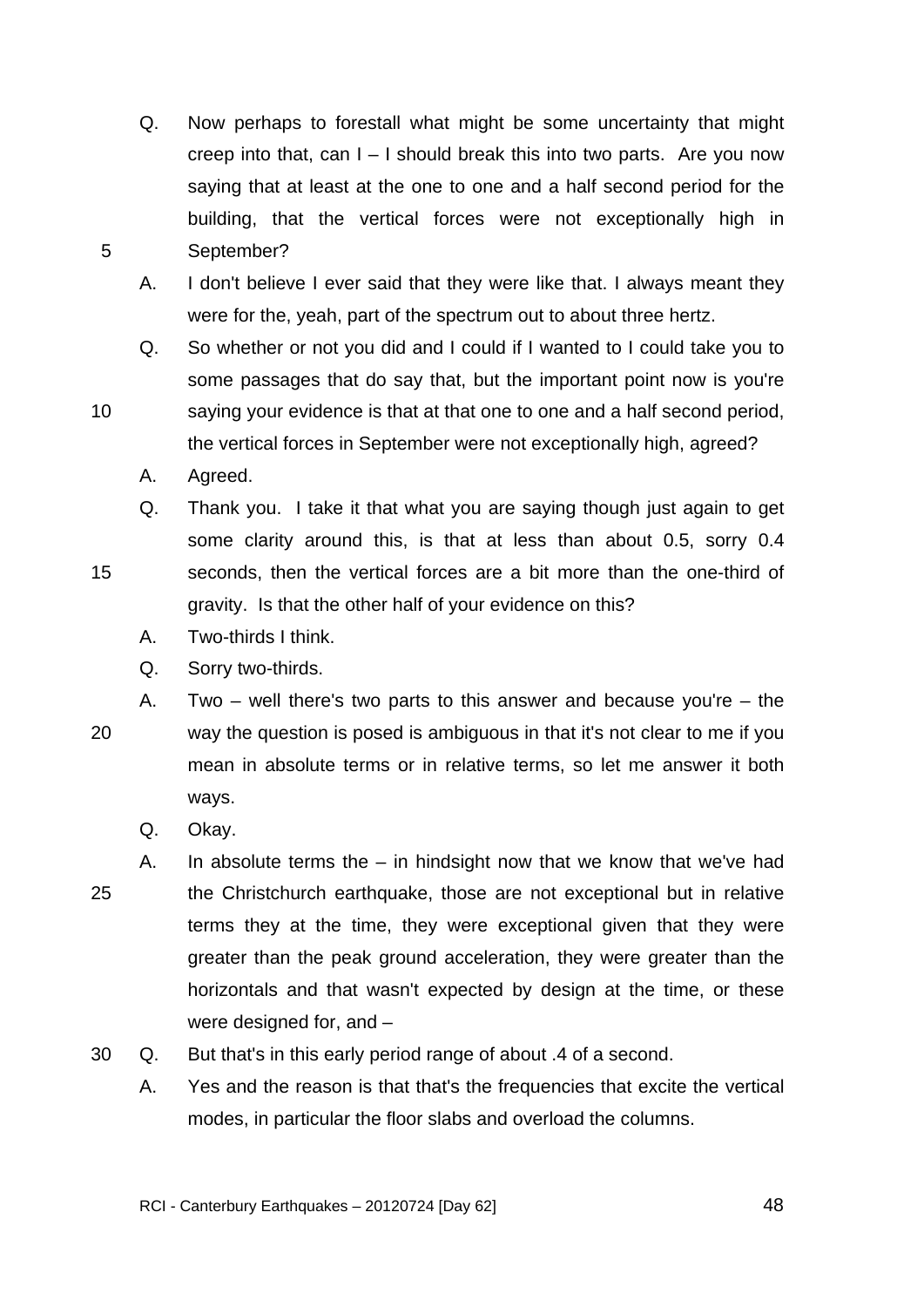Q. Now perhaps to forestall what might be some uncertainty that might creep into that, can I – I should break this into two parts. Are you now saying that at least at the one to one and a half second period for the building, that the vertical forces were not exceptionally high in September?

A. I don't believe I ever said that they were like that. I always meant they were for the, yeah, part of the spectrum out to about three hertz.

Q. So whether or not you did and I could if I wanted to I could take you to some passages that do say that, but the important point now is you're saying your evidence is that at that one to one and a half second period, the vertical forces in September were not exceptionally high, agreed?

A. Agreed.

Q. Thank you. I take it that what you are saying though just again to get some clarity around this, is that at less than about 0.5, sorry 0.4 seconds, then the vertical forces are a bit more than the one-third of gravity. Is that the other half of your evidence on this?

A. Two-thirds I think.

Q. Sorry two-thirds.

A. Two – well there's two parts to this answer and because you're – the way the question is posed is ambiguous in that it's not clear to me if you mean in absolute terms or in relative terms, so let me answer it both ways.

Q. Okay.

A. In absolute terms the – in hindsight now that we know that we've had the Christchurch earthquake, those are not exceptional but in relative terms they at the time, they were exceptional given that they were greater than the peak ground acceleration, they were greater than the horizontals and that wasn't expected by design at the time, or these were designed for, and –

Q. But that's in this early period range of about .4 of a second.

A. Yes and the reason is that that's the frequencies that excite the vertical modes, in particular the floor slabs and overload the columns.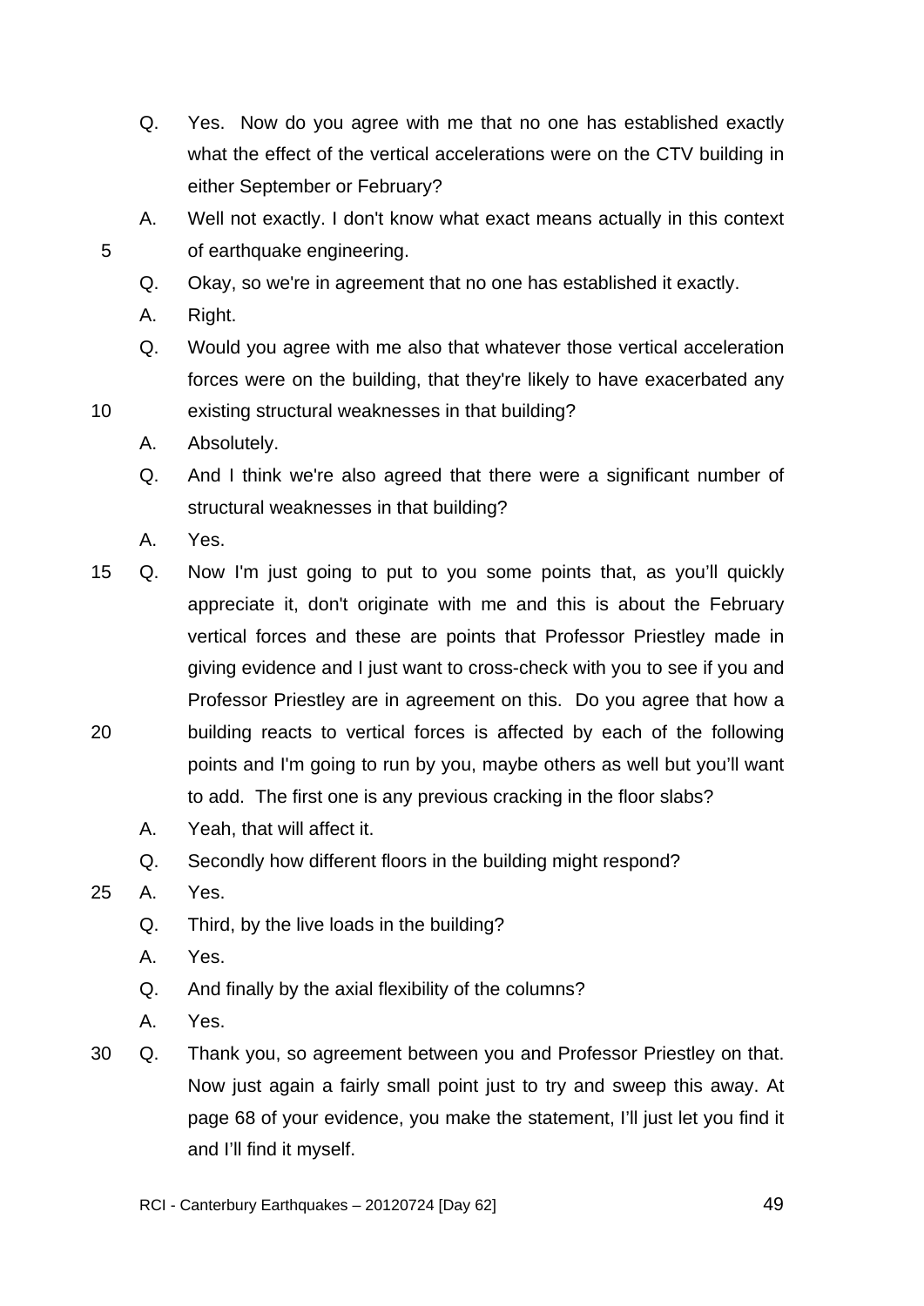Q. Yes. Now do you agree with me that no one has established exactly what the effect of the vertical accelerations were on the CTV building in either September or February?

A. Well not exactly. I don't know what exact means actually in this context of earthquake engineering.

Q. Okay, so we're in agreement that no one has established it exactly.

A. Right.

Q. Would you agree with me also that whatever those vertical acceleration forces were on the building, that they're likely to have exacerbated any existing structural weaknesses in that building?

A. Absolutely.

Q. And I think we're also agreed that there were a significant number of structural weaknesses in that building?

A. Yes.

Q. Now I'm just going to put to you some points that, as you'll quickly appreciate it, don't originate with me and this is about the February vertical forces and these are points that Professor Priestley made in giving evidence and I just want to cross-check with you to see if you and Professor Priestley are in agreement on this. Do you agree that how a building reacts to vertical forces is affected by each of the following points and I'm going to run by you, maybe others as well but you'll want to add. The first one is any previous cracking in the floor slabs?

A. Yeah, that will affect it.

Q. Secondly how different floors in the building might respond?

A. Yes.

Q. Third, by the live loads in the building?

A. Yes.

Q. And finally by the axial flexibility of the columns?

A. Yes.

Q. Thank you, so agreement between you and Professor Priestley on that. Now just again a fairly small point just to try and sweep this away. At page 68 of your evidence, you make the statement, I'll just let you find it and I'll find it myself.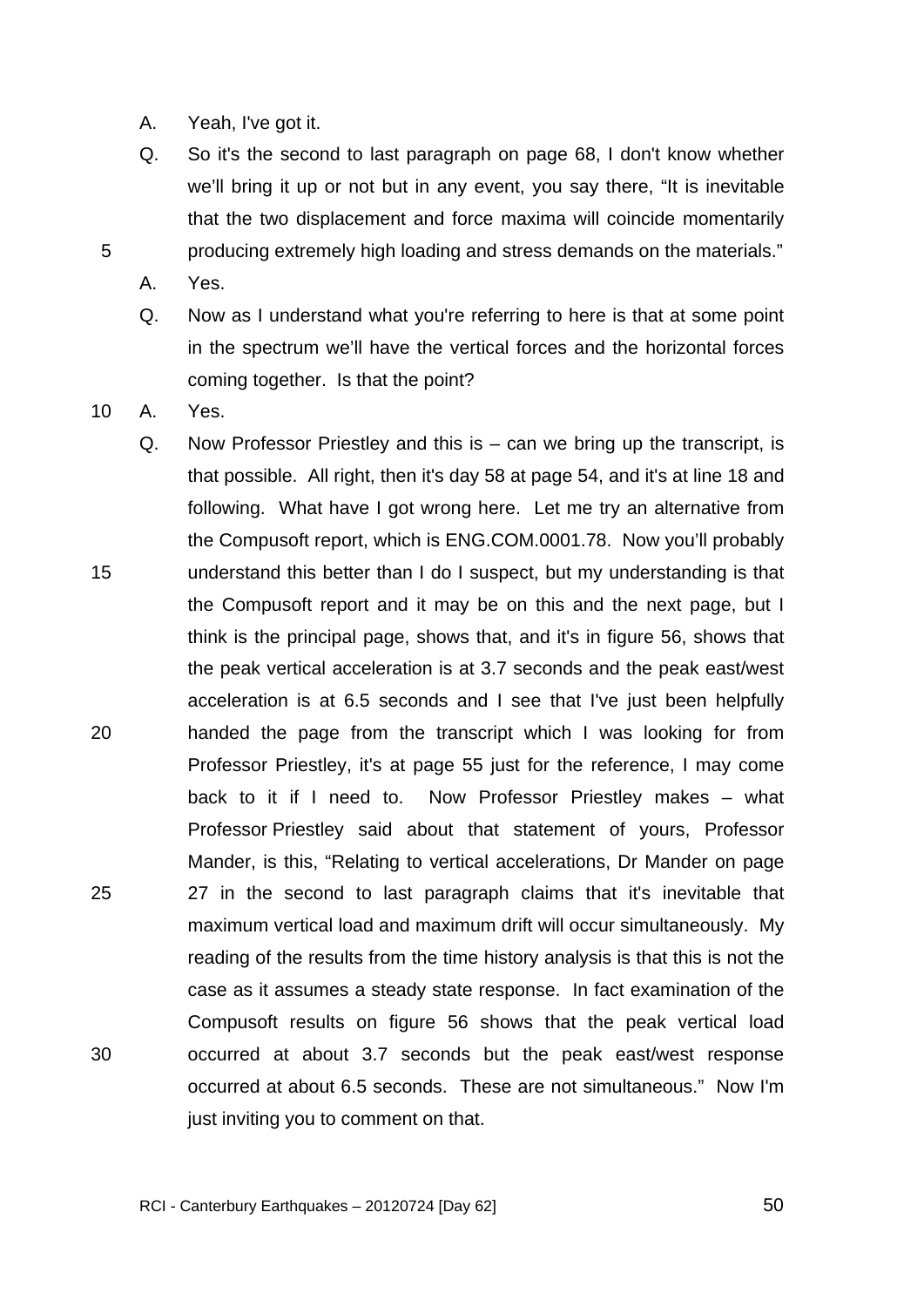A. Yeah, I've got it.

Q. So it's the second to last paragraph on page 68, I don't know whether we'll bring it up or not but in any event, you say there, "It is inevitable that the two displacement and force maxima will coincide momentarily producing extremely high loading and stress demands on the materials."

A. Yes.

Q. Now as I understand what you're referring to here is that at some point in the spectrum we'll have the vertical forces and the horizontal forces coming together. Is that the point?

A. Yes.

Q. Now Professor Priestley and this is – can we bring up the transcript, is that possible. All right, then it's day 58 at page 54, and it's at line 18 and following. What have I got wrong here. Let me try an alternative from the Compusoft report, which is ENG.COM.0001.78. Now you'll probably understand this better than I do I suspect, but my understanding is that the Compusoft report and it may be on this and the next page, but I think is the principal page, shows that, and it's in figure 56, shows that the peak vertical acceleration is at 3.7 seconds and the peak east/west acceleration is at 6.5 seconds and I see that I've just been helpfully handed the page from the transcript which I was looking for from Professor Priestley, it's at page 55 just for the reference, I may come back to it if I need to. Now Professor Priestley makes – what Professor Priestley said about that statement of yours, Professor Mander, is this, "Relating to vertical accelerations, Dr Mander on page 27 in the second to last paragraph claims that it's inevitable that maximum vertical load and maximum drift will occur simultaneously. My reading of the results from the time history analysis is that this is not the case as it assumes a steady state response. In fact examination of the Compusoft results on figure 56 shows that the peak vertical load occurred at about 3.7 seconds but the peak east/west response occurred at about 6.5 seconds. These are not simultaneous." Now I'm just inviting you to comment on that.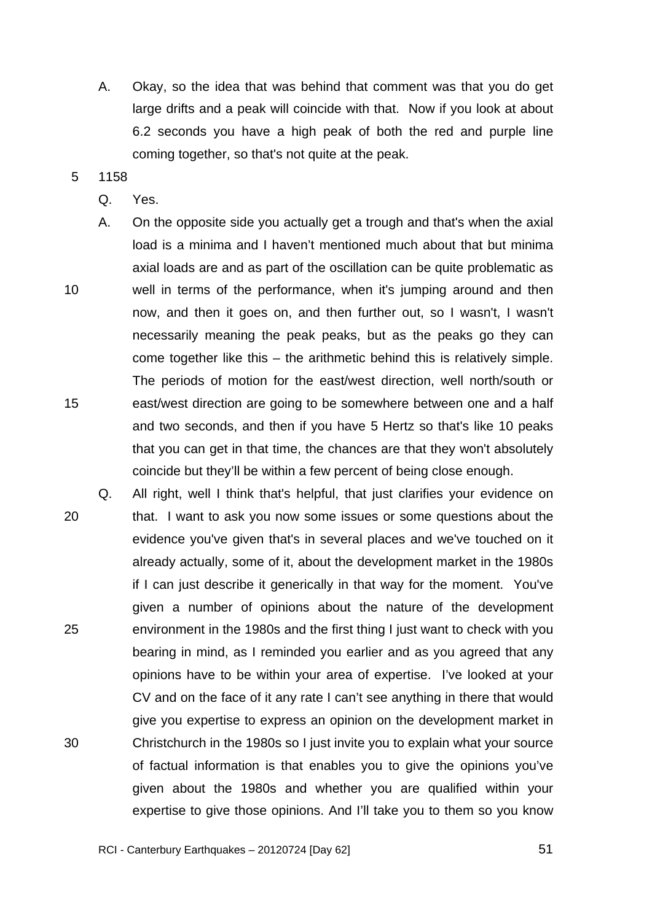A. Okay, so the idea that was behind that comment was that you do get large drifts and a peak will coincide with that. Now if you look at about 6.2 seconds you have a high peak of both the red and purple line coming together, so that's not quite at the peak.

1158

Q. Yes.

A. On the opposite side you actually get a trough and that's when the axial load is a minima and I haven't mentioned much about that but minima axial loads are and as part of the oscillation can be quite problematic as well in terms of the performance, when it's jumping around and then now, and then it goes on, and then further out, so I wasn't, I wasn't necessarily meaning the peak peaks, but as the peaks go they can come together like this – the arithmetic behind this is relatively simple. The periods of motion for the east/west direction, well north/south or east/west direction are going to be somewhere between one and a half and two seconds, and then if you have 5 Hertz so that's like 10 peaks that you can get in that time, the chances are that they won't absolutely coincide but they'll be within a few percent of being close enough.

Q. All right, well I think that's helpful, that just clarifies your evidence on that. I want to ask you now some issues or some questions about the evidence you've given that's in several places and we've touched on it already actually, some of it, about the development market in the 1980s if I can just describe it generically in that way for the moment. You've given a number of opinions about the nature of the development environment in the 1980s and the first thing I just want to check with you bearing in mind, as I reminded you earlier and as you agreed that any opinions have to be within your area of expertise. I've looked at your CV and on the face of it any rate I can't see anything in there that would give you expertise to express an opinion on the development market in Christchurch in the 1980s so I just invite you to explain what your source of factual information is that enables you to give the opinions you've given about the 1980s and whether you are qualified within your expertise to give those opinions. And I'll take you to them so you know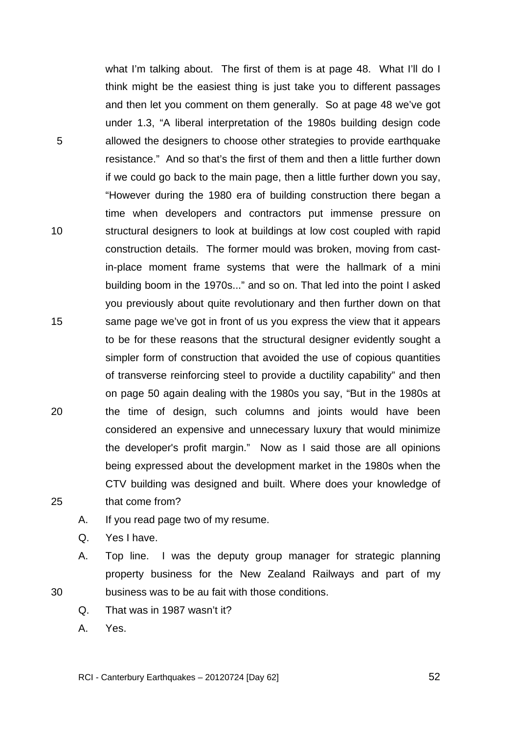what I'm talking about. The first of them is at page 48. What I'll do I think might be the easiest thing is just take you to different passages and then let you comment on them generally. So at page 48 we've got under 1.3, "A liberal interpretation of the 1980s building design code allowed the designers to choose other strategies to provide earthquake resistance." And so that's the first of them and then a little further down if we could go back to the main page, then a little further down you say, "However during the 1980 era of building construction there began a time when developers and contractors put immense pressure on structural designers to look at buildings at low cost coupled with rapid construction details. The former mould was broken, moving from cast-in-place moment frame systems that were the hallmark of a mini building boom in the 1970s..." and so on. That led into the point I asked you previously about quite revolutionary and then further down on that same page we've got in front of us you express the view that it appears to be for these reasons that the structural designer evidently sought a simpler form of construction that avoided the use of copious quantities of transverse reinforcing steel to provide a ductility capability" and then on page 50 again dealing with the 1980s you say, "But in the 1980s at the time of design, such columns and joints would have been considered an expensive and unnecessary luxury that would minimize the developer's profit margin." Now as I said those are all opinions being expressed about the development market in the 1980s when the CTV building was designed and built. Where does your knowledge of that come from?

A. If you read page two of my resume.

Q. Yes I have.

A. Top line. I was the deputy group manager for strategic planning property business for the New Zealand Railways and part of my business was to be au fait with those conditions.

Q. That was in 1987 wasn't it?

A. Yes.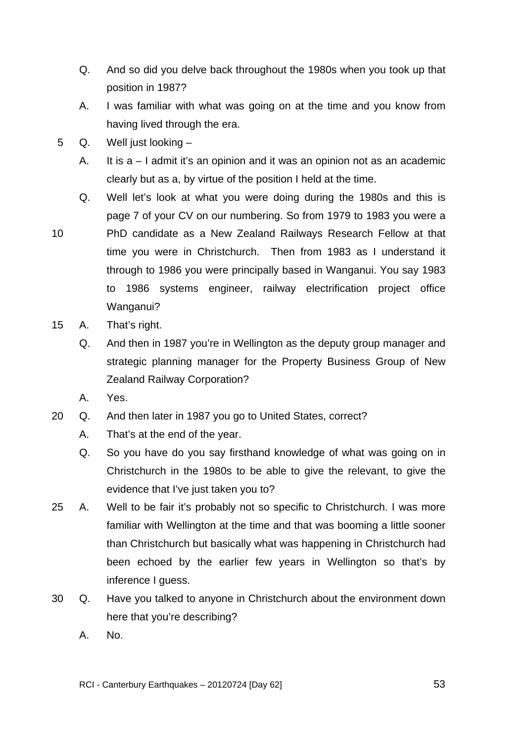Q. And so did you delve back throughout the 1980s when you took up that position in 1987?

A. I was familiar with what was going on at the time and you know from having lived through the era.

Q. Well just looking –

A. It is a – I admit it's an opinion and it was an opinion not as an academic clearly but as a, by virtue of the position I held at the time.

Q. Well let's look at what you were doing during the 1980s and this is page 7 of your CV on our numbering. So from 1979 to 1983 you were a PhD candidate as a New Zealand Railways Research Fellow at that time you were in Christchurch. Then from 1983 as I understand it through to 1986 you were principally based in Wanganui. You say 1983 to 1986 systems engineer, railway electrification project office Wanganui?

A. That's right.

Q. And then in 1987 you're in Wellington as the deputy group manager and strategic planning manager for the Property Business Group of New Zealand Railway Corporation?

A. Yes.

Q. And then later in 1987 you go to United States, correct?

A. That's at the end of the year.

Q. So you have do you say firsthand knowledge of what was going on in Christchurch in the 1980s to be able to give the relevant, to give the evidence that I've just taken you to?

A. Well to be fair it's probably not so specific to Christchurch. I was more familiar with Wellington at the time and that was booming a little sooner than Christchurch but basically what was happening in Christchurch had been echoed by the earlier few years in Wellington so that's by inference I guess.

Q. Have you talked to anyone in Christchurch about the environment down here that you're describing?

A. No.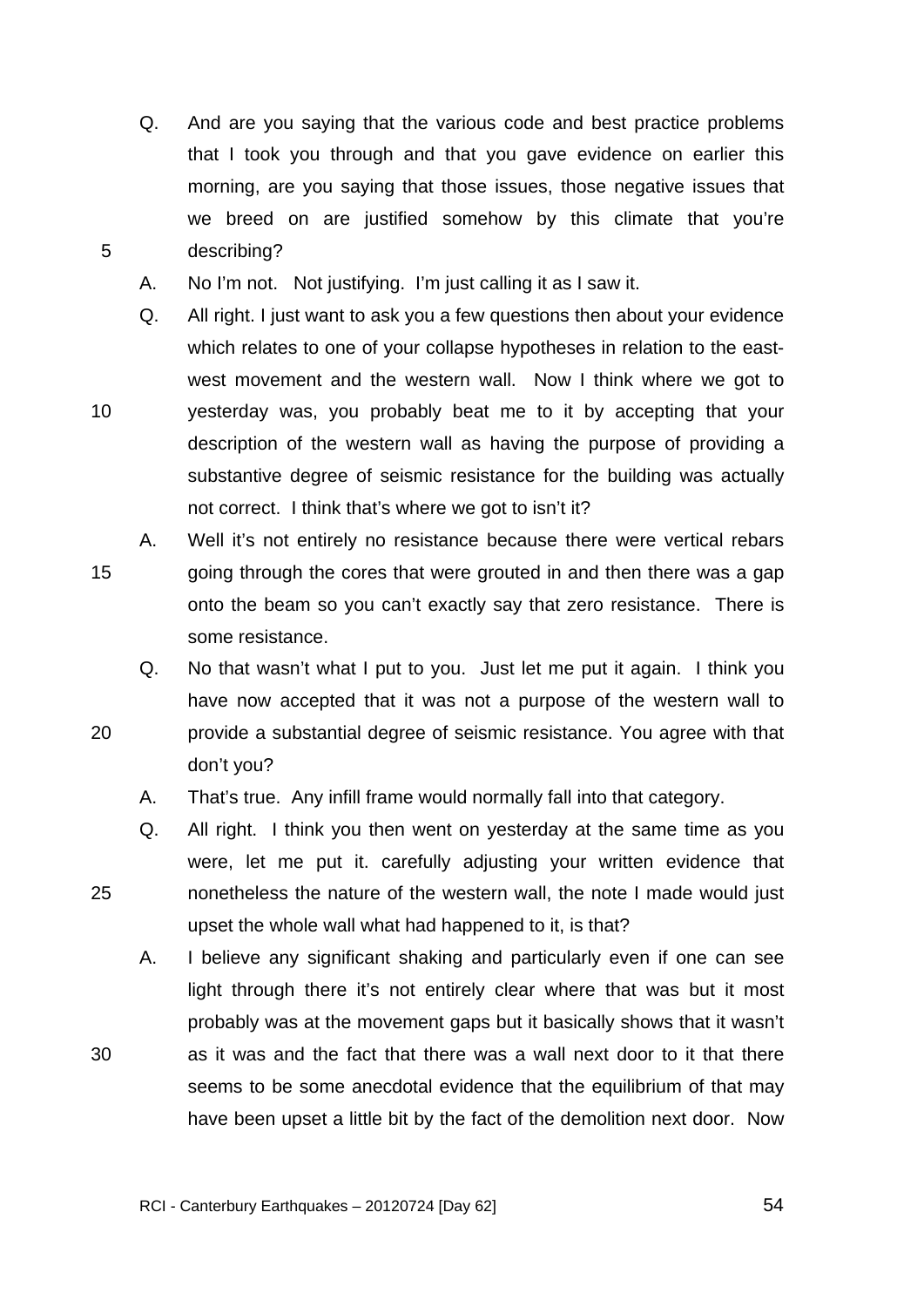Q. And are you saying that the various code and best practice problems that I took you through and that you gave evidence on earlier this morning, are you saying that those issues, those negative issues that we breed on are justified somehow by this climate that you're describing?

A. No I'm not. Not justifying. I'm just calling it as I saw it.

Q. All right. I just want to ask you a few questions then about your evidence which relates to one of your collapse hypotheses in relation to the east-west movement and the western wall. Now I think where we got to yesterday was, you probably beat me to it by accepting that your description of the western wall as having the purpose of providing a substantive degree of seismic resistance for the building was actually not correct. I think that's where we got to isn't it?

A. Well it's not entirely no resistance because there were vertical rebars going through the cores that were grouted in and then there was a gap onto the beam so you can't exactly say that zero resistance. There is some resistance.

Q. No that wasn't what I put to you. Just let me put it again. I think you have now accepted that it was not a purpose of the western wall to provide a substantial degree of seismic resistance. You agree with that don't you?

A. That's true. Any infill frame would normally fall into that category.

Q. All right. I think you then went on yesterday at the same time as you were, let me put it. carefully adjusting your written evidence that nonetheless the nature of the western wall, the note I made would just upset the whole wall what had happened to it, is that?

A. I believe any significant shaking and particularly even if one can see light through there it's not entirely clear where that was but it most probably was at the movement gaps but it basically shows that it wasn't as it was and the fact that there was a wall next door to it that there seems to be some anecdotal evidence that the equilibrium of that may have been upset a little bit by the fact of the demolition next door. Now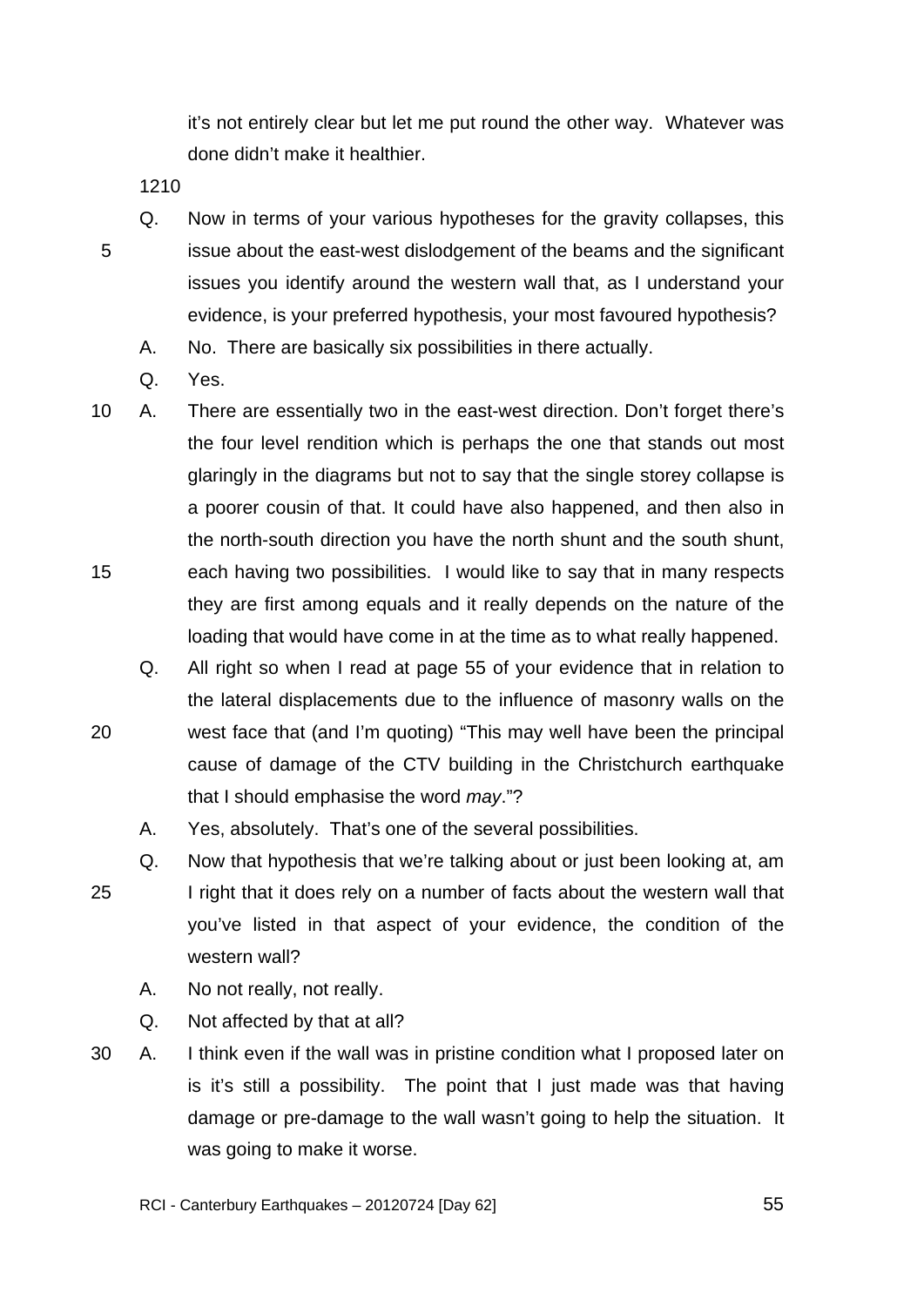it's not entirely clear but let me put round the other way. Whatever was done didn't make it healthier.

1210

Q. Now in terms of your various hypotheses for the gravity collapses, this issue about the east-west dislodgement of the beams and the significant issues you identify around the western wall that, as I understand your evidence, is your preferred hypothesis, your most favoured hypothesis?

A. No. There are basically six possibilities in there actually.

Q. Yes.

A. There are essentially two in the east-west direction. Don't forget there's the four level rendition which is perhaps the one that stands out most glaringly in the diagrams but not to say that the single storey collapse is a poorer cousin of that. It could have also happened, and then also in the north-south direction you have the north shunt and the south shunt, each having two possibilities. I would like to say that in many respects they are first among equals and it really depends on the nature of the loading that would have come in at the time as to what really happened.

Q. All right so when I read at page 55 of your evidence that in relation to the lateral displacements due to the influence of masonry walls on the west face that (and I'm quoting) "This may well have been the principal cause of damage of the CTV building in the Christchurch earthquake that I should emphasise the word *may*."?

A. Yes, absolutely. That's one of the several possibilities.

Q. Now that hypothesis that we're talking about or just been looking at, am I right that it does rely on a number of facts about the western wall that you've listed in that aspect of your evidence, the condition of the western wall?

A. No not really, not really.

Q. Not affected by that at all?

A. I think even if the wall was in pristine condition what I proposed later on is it's still a possibility. The point that I just made was that having damage or pre-damage to the wall wasn't going to help the situation. It was going to make it worse.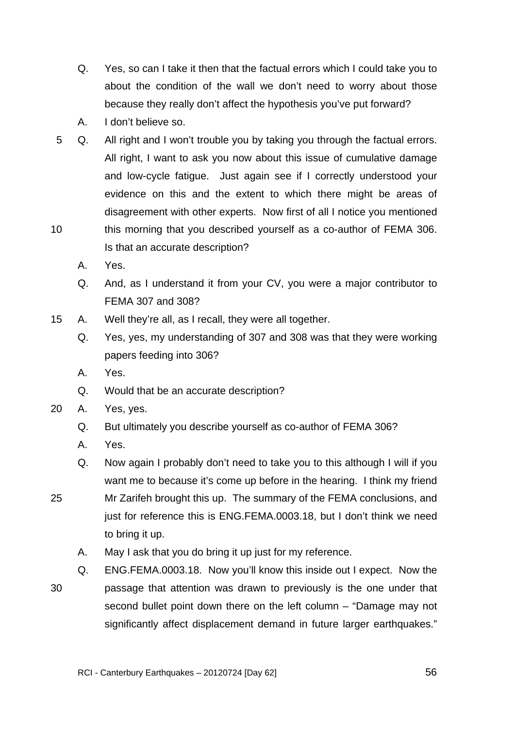Q. Yes, so can I take it then that the factual errors which I could take you to about the condition of the wall we don't need to worry about those because they really don't affect the hypothesis you've put forward?

A. I don't believe so.

Q. All right and I won't trouble you by taking you through the factual errors. All right, I want to ask you now about this issue of cumulative damage and low-cycle fatigue. Just again see if I correctly understood your evidence on this and the extent to which there might be areas of disagreement with other experts. Now first of all I notice you mentioned this morning that you described yourself as a co-author of FEMA 306. Is that an accurate description?

A. Yes.

Q. And, as I understand it from your CV, you were a major contributor to FEMA 307 and 308?

A. Well they're all, as I recall, they were all together.

Q. Yes, yes, my understanding of 307 and 308 was that they were working papers feeding into 306?

A. Yes.

Q. Would that be an accurate description?

A. Yes, yes.

Q. But ultimately you describe yourself as co-author of FEMA 306?

A. Yes.

Q. Now again I probably don't need to take you to this although I will if you want me to because it's come up before in the hearing. I think my friend Mr Zarifeh brought this up. The summary of the FEMA conclusions, and just for reference this is ENG.FEMA.0003.18, but I don't think we need to bring it up.

A. May I ask that you do bring it up just for my reference.

Q. ENG.FEMA.0003.18. Now you'll know this inside out I expect. Now the passage that attention was drawn to previously is the one under that second bullet point down there on the left column – "Damage may not significantly affect displacement demand in future larger earthquakes."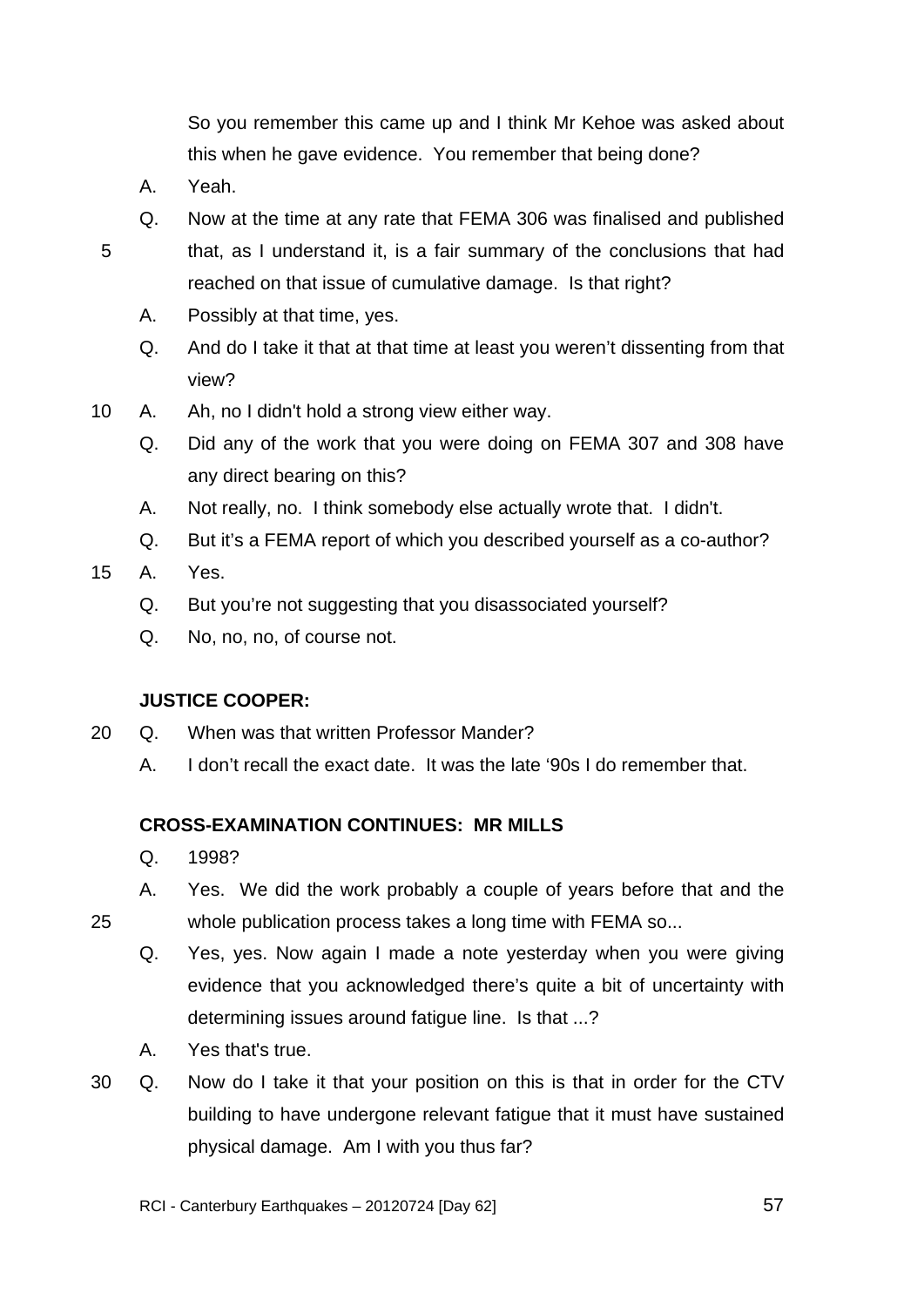So you remember this came up and I think Mr Kehoe was asked about this when he gave evidence. You remember that being done?

A. Yeah.

Q. Now at the time at any rate that FEMA 306 was finalised and published that, as I understand it, is a fair summary of the conclusions that had reached on that issue of cumulative damage. Is that right?

A. Possibly at that time, yes.

Q. And do I take it that at that time at least you weren't dissenting from that view?

A. Ah, no I didn't hold a strong view either way.

Q. Did any of the work that you were doing on FEMA 307 and 308 have any direct bearing on this?

A. Not really, no. I think somebody else actually wrote that. I didn't.

Q. But it's a FEMA report of which you described yourself as a co-author?

A. Yes.

Q. But you're not suggesting that you disassociated yourself?

Q. No, no, no, of course not.

**JUSTICE COOPER:**

Q. When was that written Professor Mander?

A. I don't recall the exact date. It was the late '90s I do remember that.

**CROSS-EXAMINATION CONTINUES: MR MILLS**

Q. 1998?

A. Yes. We did the work probably a couple of years before that and the whole publication process takes a long time with FEMA so...

Q. Yes, yes. Now again I made a note yesterday when you were giving evidence that you acknowledged there's quite a bit of uncertainty with determining issues around fatigue line. Is that ...?

A. Yes that's true.

Q. Now do I take it that your position on this is that in order for the CTV building to have undergone relevant fatigue that it must have sustained physical damage. Am I with you thus far?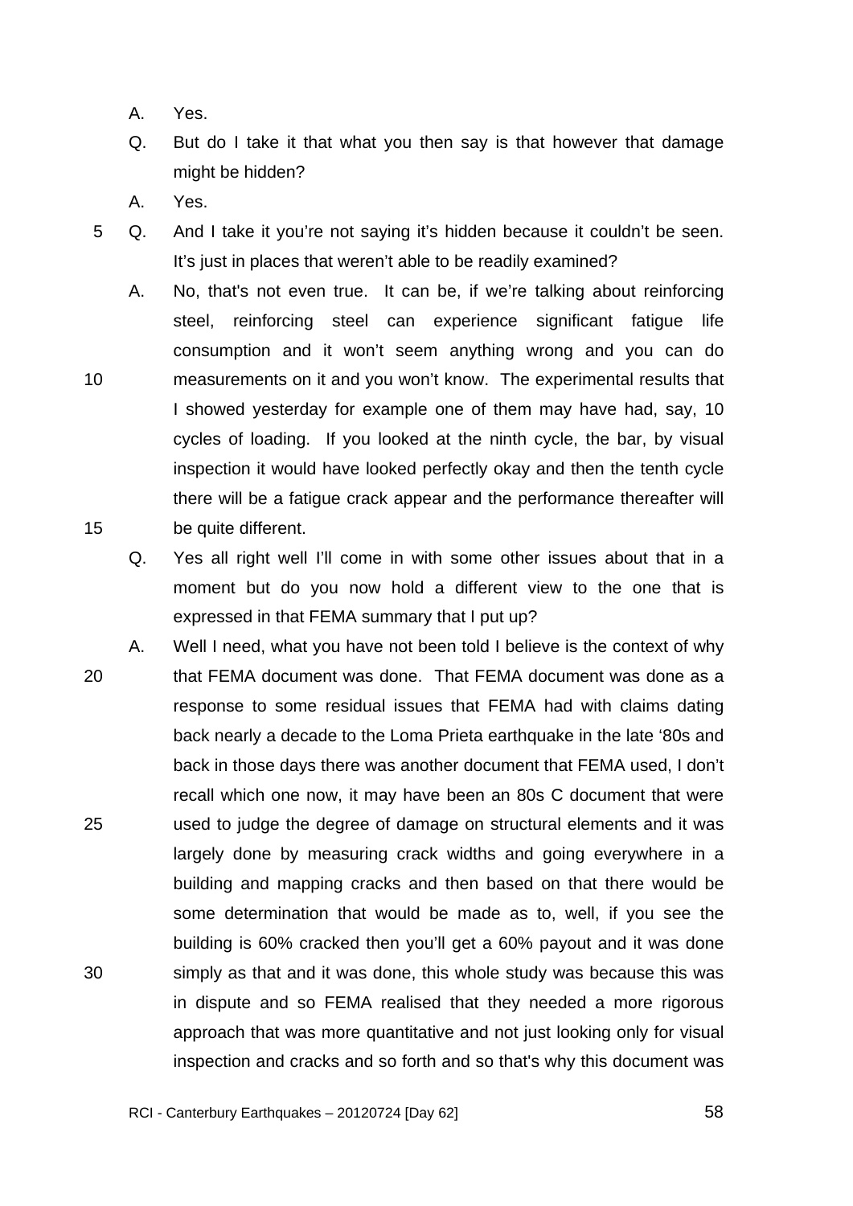A. Yes.

Q. But do I take it that what you then say is that however that damage might be hidden?

A. Yes.

Q. And I take it you're not saying it's hidden because it couldn't be seen. It's just in places that weren't able to be readily examined?

A. No, that's not even true. It can be, if we're talking about reinforcing steel, reinforcing steel can experience significant fatigue life consumption and it won't seem anything wrong and you can do measurements on it and you won't know. The experimental results that I showed yesterday for example one of them may have had, say, 10 cycles of loading. If you looked at the ninth cycle, the bar, by visual inspection it would have looked perfectly okay and then the tenth cycle there will be a fatigue crack appear and the performance thereafter will be quite different.

Q. Yes all right well I'll come in with some other issues about that in a moment but do you now hold a different view to the one that is expressed in that FEMA summary that I put up?

A. Well I need, what you have not been told I believe is the context of why that FEMA document was done. That FEMA document was done as a response to some residual issues that FEMA had with claims dating back nearly a decade to the Loma Prieta earthquake in the late '80s and back in those days there was another document that FEMA used, I don't recall which one now, it may have been an 80s C document that were used to judge the degree of damage on structural elements and it was largely done by measuring crack widths and going everywhere in a building and mapping cracks and then based on that there would be some determination that would be made as to, well, if you see the building is 60% cracked then you'll get a 60% payout and it was done simply as that and it was done, this whole study was because this was in dispute and so FEMA realised that they needed a more rigorous approach that was more quantitative and not just looking only for visual inspection and cracks and so forth and so that's why this document was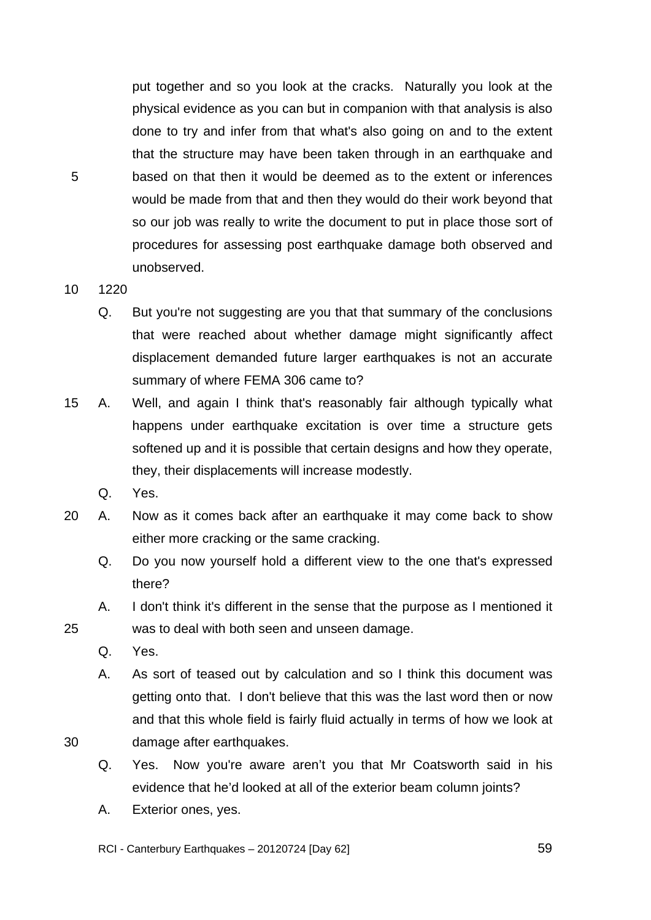put together and so you look at the cracks. Naturally you look at the physical evidence as you can but in companion with that analysis is also done to try and infer from that what's also going on and to the extent that the structure may have been taken through in an earthquake and based on that then it would be deemed as to the extent or inferences would be made from that and then they would do their work beyond that so our job was really to write the document to put in place those sort of procedures for assessing post earthquake damage both observed and unobserved.

1220

Q. But you're not suggesting are you that that summary of the conclusions that were reached about whether damage might significantly affect displacement demanded future larger earthquakes is not an accurate summary of where FEMA 306 came to?

A. Well, and again I think that's reasonably fair although typically what happens under earthquake excitation is over time a structure gets softened up and it is possible that certain designs and how they operate, they, their displacements will increase modestly.

Q. Yes.

A. Now as it comes back after an earthquake it may come back to show either more cracking or the same cracking.

Q. Do you now yourself hold a different view to the one that's expressed there?

A. I don't think it's different in the sense that the purpose as I mentioned it was to deal with both seen and unseen damage.

Q. Yes.

A. As sort of teased out by calculation and so I think this document was getting onto that. I don't believe that this was the last word then or now and that this whole field is fairly fluid actually in terms of how we look at damage after earthquakes.

Q. Yes. Now you're aware aren't you that Mr Coatsworth said in his evidence that he'd looked at all of the exterior beam column joints?

A. Exterior ones, yes.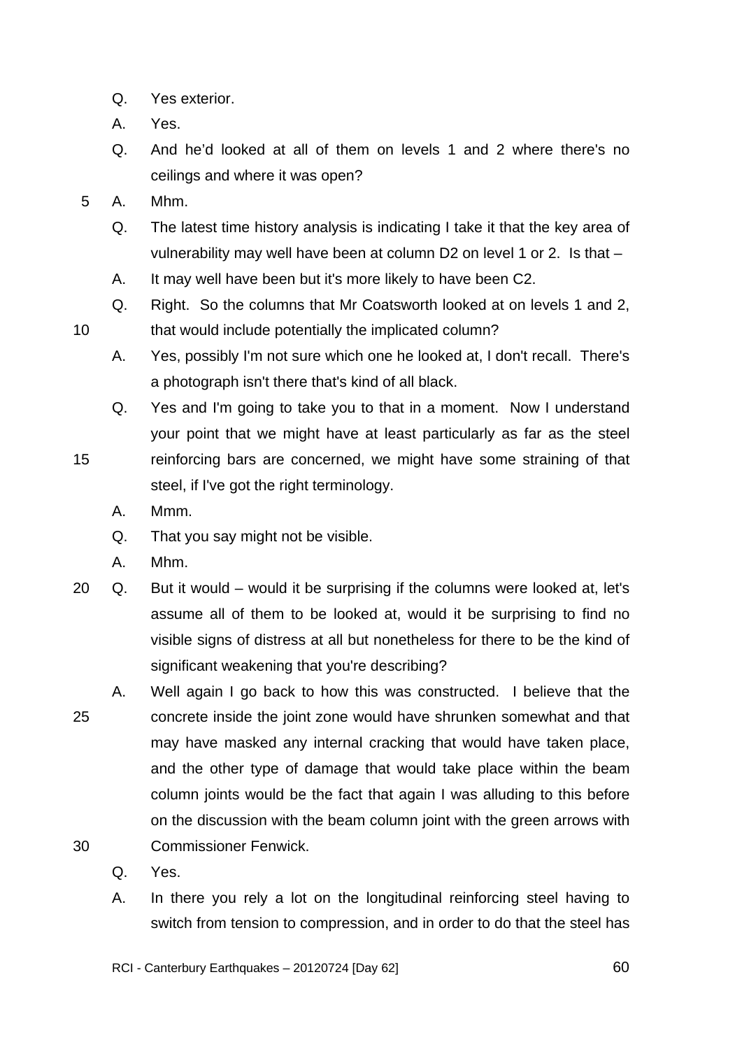Q. Yes exterior.

A. Yes.

Q. And he'd looked at all of them on levels 1 and 2 where there's no ceilings and where it was open?

A. Mhm.

Q. The latest time history analysis is indicating I take it that the key area of vulnerability may well have been at column D2 on level 1 or 2. Is that –

A. It may well have been but it's more likely to have been C2.

Q. Right. So the columns that Mr Coatsworth looked at on levels 1 and 2, that would include potentially the implicated column?

A. Yes, possibly I'm not sure which one he looked at, I don't recall. There's a photograph isn't there that's kind of all black.

Q. Yes and I'm going to take you to that in a moment. Now I understand your point that we might have at least particularly as far as the steel reinforcing bars are concerned, we might have some straining of that steel, if I've got the right terminology.

A. Mmm.

Q. That you say might not be visible.

A. Mhm.

Q. But it would – would it be surprising if the columns were looked at, let's assume all of them to be looked at, would it be surprising to find no visible signs of distress at all but nonetheless for there to be the kind of significant weakening that you're describing?

A. Well again I go back to how this was constructed. I believe that the concrete inside the joint zone would have shrunken somewhat and that may have masked any internal cracking that would have taken place, and the other type of damage that would take place within the beam column joints would be the fact that again I was alluding to this before on the discussion with the beam column joint with the green arrows with Commissioner Fenwick.

Q. Yes.

A. In there you rely a lot on the longitudinal reinforcing steel having to switch from tension to compression, and in order to do that the steel has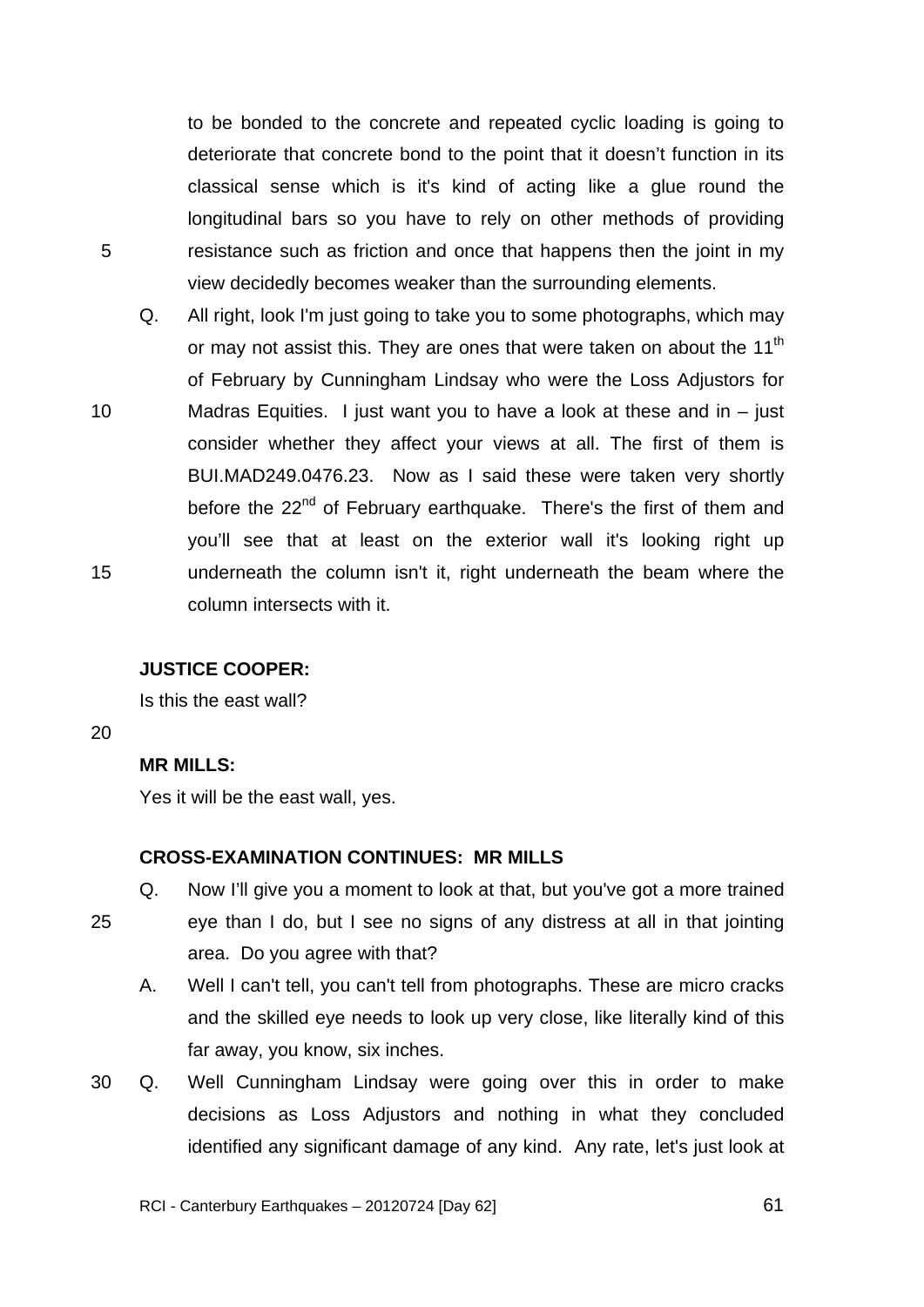to be bonded to the concrete and repeated cyclic loading is going to deteriorate that concrete bond to the point that it doesn't function in its classical sense which is it's kind of acting like a glue round the longitudinal bars so you have to rely on other methods of providing resistance such as friction and once that happens then the joint in my view decidedly becomes weaker than the surrounding elements.

Q. All right, look I'm just going to take you to some photographs, which may or may not assist this. They are ones that were taken on about the 11th of February by Cunningham Lindsay who were the Loss Adjustors for Madras Equities. I just want you to have a look at these and in – just consider whether they affect your views at all. The first of them is BUI.MAD249.0476.23. Now as I said these were taken very shortly before the 22nd of February earthquake. There's the first of them and you'll see that at least on the exterior wall it's looking right up underneath the column isn't it, right underneath the beam where the column intersects with it.

**JUSTICE COOPER:**

Is this the east wall?

**MR MILLS:**

Yes it will be the east wall, yes.

**CROSS-EXAMINATION CONTINUES: MR MILLS**

Q. Now I'll give you a moment to look at that, but you've got a more trained eye than I do, but I see no signs of any distress at all in that jointing area. Do you agree with that?

A. Well I can't tell, you can't tell from photographs. These are micro cracks and the skilled eye needs to look up very close, like literally kind of this far away, you know, six inches.

Q. Well Cunningham Lindsay were going over this in order to make decisions as Loss Adjustors and nothing in what they concluded identified any significant damage of any kind. Any rate, let's just look at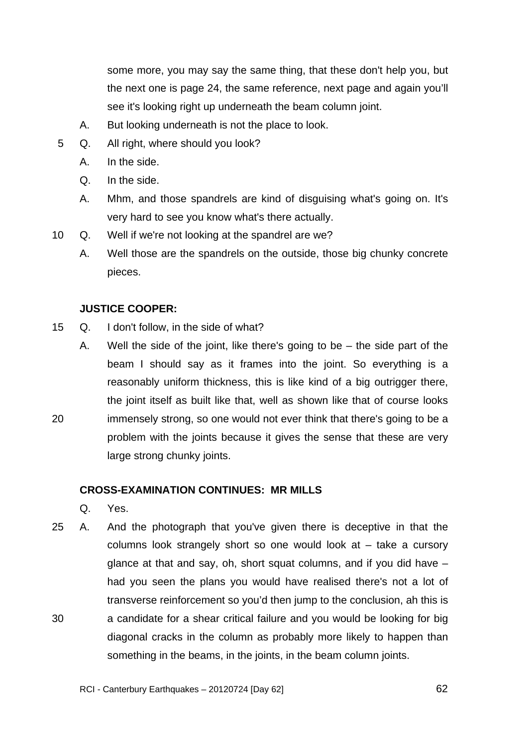some more, you may say the same thing, that these don't help you, but the next one is page 24, the same reference, next page and again you'll see it's looking right up underneath the beam column joint.

A. But looking underneath is not the place to look.

Q. All right, where should you look?

A. In the side.

Q. In the side.

A. Mhm, and those spandrels are kind of disguising what's going on. It's very hard to see you know what's there actually.

Q. Well if we're not looking at the spandrel are we?

A. Well those are the spandrels on the outside, those big chunky concrete pieces.

**JUSTICE COOPER:**

Q. I don't follow, in the side of what?

A. Well the side of the joint, like there's going to be – the side part of the beam I should say as it frames into the joint. So everything is a reasonably uniform thickness, this is like kind of a big outrigger there, the joint itself as built like that, well as shown like that of course looks immensely strong, so one would not ever think that there's going to be a problem with the joints because it gives the sense that these are very large strong chunky joints.

**CROSS-EXAMINATION CONTINUES: MR MILLS**

Q. Yes.

A. And the photograph that you've given there is deceptive in that the columns look strangely short so one would look at – take a cursory glance at that and say, oh, short squat columns, and if you did have – had you seen the plans you would have realised there's not a lot of transverse reinforcement so you'd then jump to the conclusion, ah this is a candidate for a shear critical failure and you would be looking for big diagonal cracks in the column as probably more likely to happen than something in the beams, in the joints, in the beam column joints.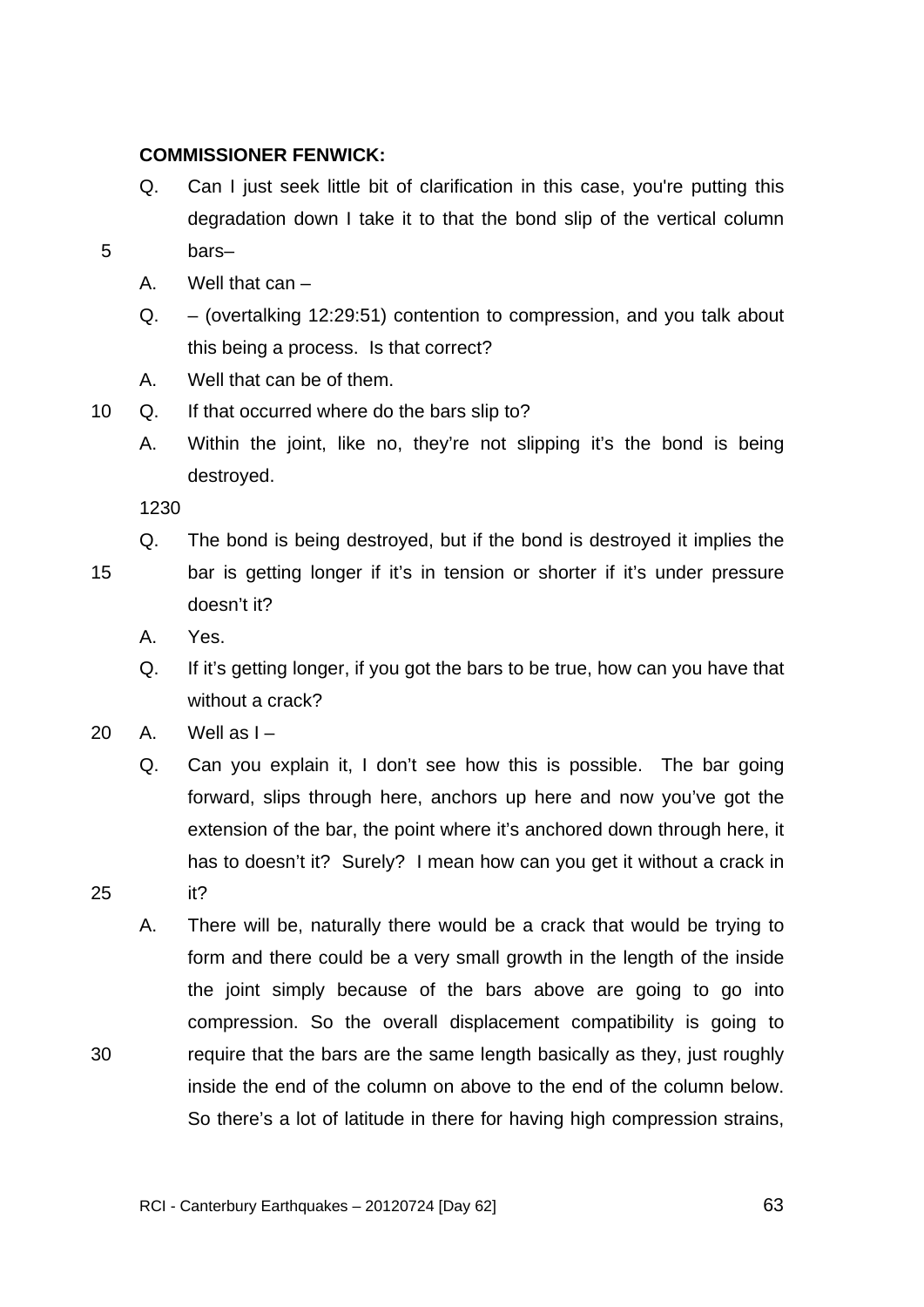**COMMISSIONER FENWICK:**

Q. Can I just seek little bit of clarification in this case, you're putting this degradation down I take it to that the bond slip of the vertical column bars–

A. Well that can –

Q. – (overtalking 12:29:51) contention to compression, and you talk about this being a process. Is that correct?

A. Well that can be of them.

Q. If that occurred where do the bars slip to?

A. Within the joint, like no, they're not slipping it's the bond is being destroyed.

1230

Q. The bond is being destroyed, but if the bond is destroyed it implies the bar is getting longer if it's in tension or shorter if it's under pressure doesn't it?

A. Yes.

Q. If it's getting longer, if you got the bars to be true, how can you have that without a crack?

A. Well as I –

Q. Can you explain it, I don't see how this is possible. The bar going forward, slips through here, anchors up here and now you've got the extension of the bar, the point where it's anchored down through here, it has to doesn't it? Surely? I mean how can you get it without a crack in it?

A. There will be, naturally there would be a crack that would be trying to form and there could be a very small growth in the length of the inside the joint simply because of the bars above are going to go into compression. So the overall displacement compatibility is going to require that the bars are the same length basically as they, just roughly inside the end of the column on above to the end of the column below. So there's a lot of latitude in there for having high compression strains,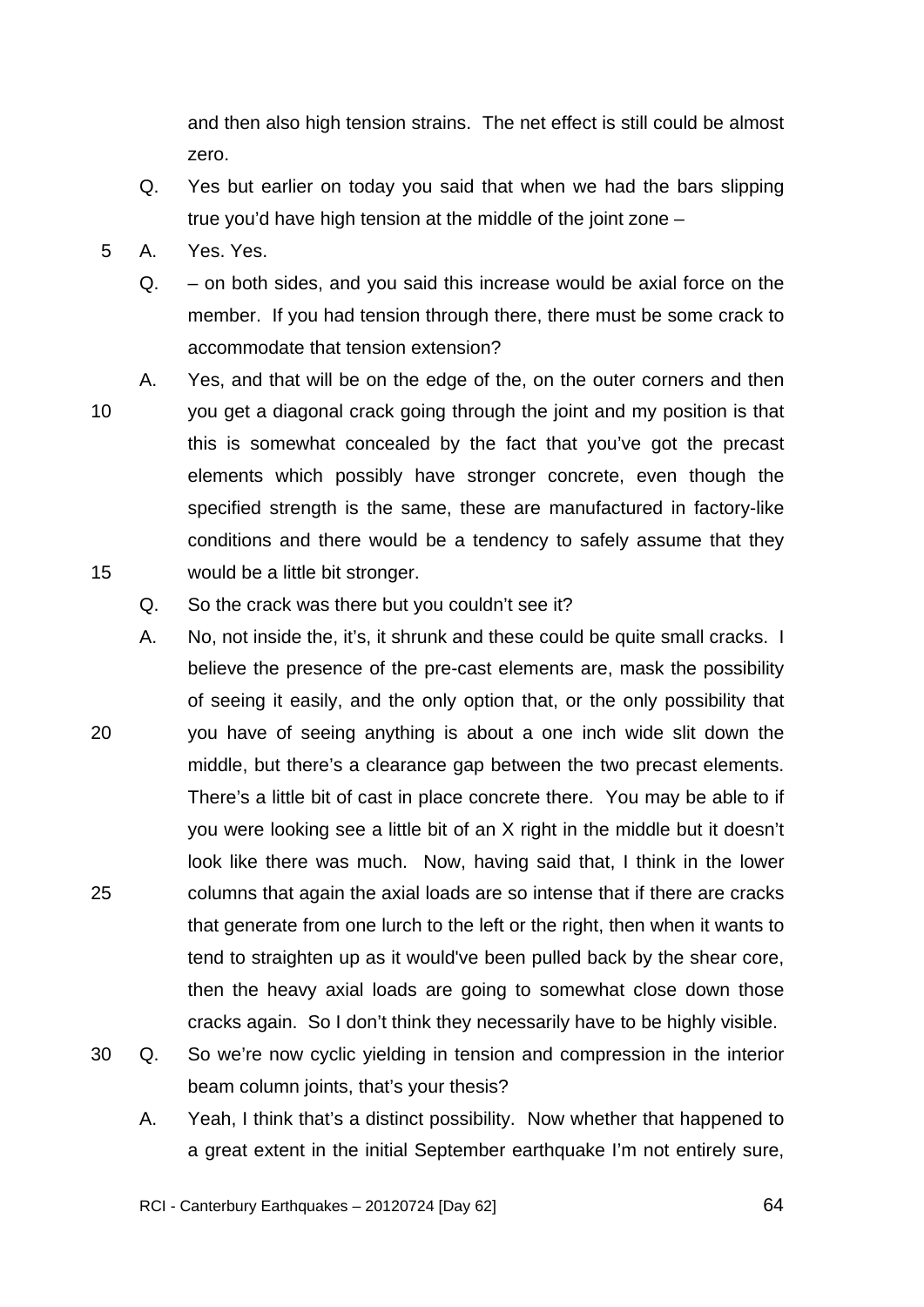and then also high tension strains. The net effect is still could be almost zero.

Q. Yes but earlier on today you said that when we had the bars slipping true you'd have high tension at the middle of the joint zone –

A. Yes. Yes.

Q. – on both sides, and you said this increase would be axial force on the member. If you had tension through there, there must be some crack to accommodate that tension extension?

A. Yes, and that will be on the edge of the, on the outer corners and then you get a diagonal crack going through the joint and my position is that this is somewhat concealed by the fact that you've got the precast elements which possibly have stronger concrete, even though the specified strength is the same, these are manufactured in factory-like conditions and there would be a tendency to safely assume that they would be a little bit stronger.

Q. So the crack was there but you couldn't see it?

A. No, not inside the, it's, it shrunk and these could be quite small cracks. I believe the presence of the pre-cast elements are, mask the possibility of seeing it easily, and the only option that, or the only possibility that you have of seeing anything is about a one inch wide slit down the middle, but there's a clearance gap between the two precast elements. There's a little bit of cast in place concrete there. You may be able to if you were looking see a little bit of an X right in the middle but it doesn't look like there was much. Now, having said that, I think in the lower columns that again the axial loads are so intense that if there are cracks that generate from one lurch to the left or the right, then when it wants to tend to straighten up as it would've been pulled back by the shear core, then the heavy axial loads are going to somewhat close down those cracks again. So I don't think they necessarily have to be highly visible.

Q. So we're now cyclic yielding in tension and compression in the interior beam column joints, that's your thesis?

A. Yeah, I think that's a distinct possibility. Now whether that happened to a great extent in the initial September earthquake I'm not entirely sure,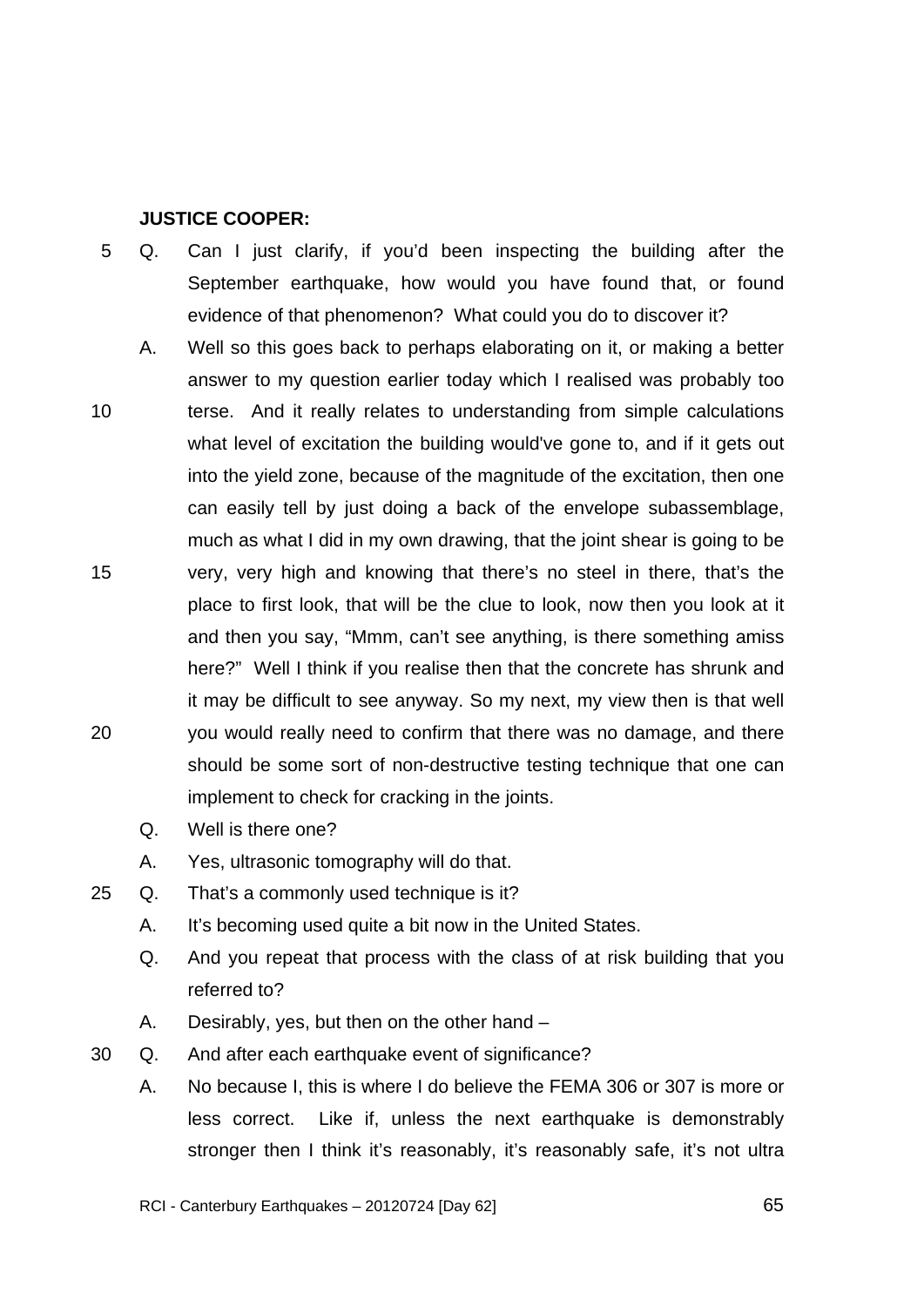**JUSTICE COOPER:**

Q. Can I just clarify, if you'd been inspecting the building after the September earthquake, how would you have found that, or found evidence of that phenomenon? What could you do to discover it?

A. Well so this goes back to perhaps elaborating on it, or making a better answer to my question earlier today which I realised was probably too terse. And it really relates to understanding from simple calculations what level of excitation the building would've gone to, and if it gets out into the yield zone, because of the magnitude of the excitation, then one can easily tell by just doing a back of the envelope subassemblage, much as what I did in my own drawing, that the joint shear is going to be very, very high and knowing that there's no steel in there, that's the place to first look, that will be the clue to look, now then you look at it and then you say, "Mmm, can't see anything, is there something amiss here?" Well I think if you realise then that the concrete has shrunk and it may be difficult to see anyway. So my next, my view then is that well you would really need to confirm that there was no damage, and there should be some sort of non-destructive testing technique that one can implement to check for cracking in the joints.

Q. Well is there one?

A. Yes, ultrasonic tomography will do that.

Q. That's a commonly used technique is it?

A. It's becoming used quite a bit now in the United States.

Q. And you repeat that process with the class of at risk building that you referred to?

A. Desirably, yes, but then on the other hand –

Q. And after each earthquake event of significance?

A. No because I, this is where I do believe the FEMA 306 or 307 is more or less correct. Like if, unless the next earthquake is demonstrably stronger then I think it's reasonably, it's reasonably safe, it's not ultra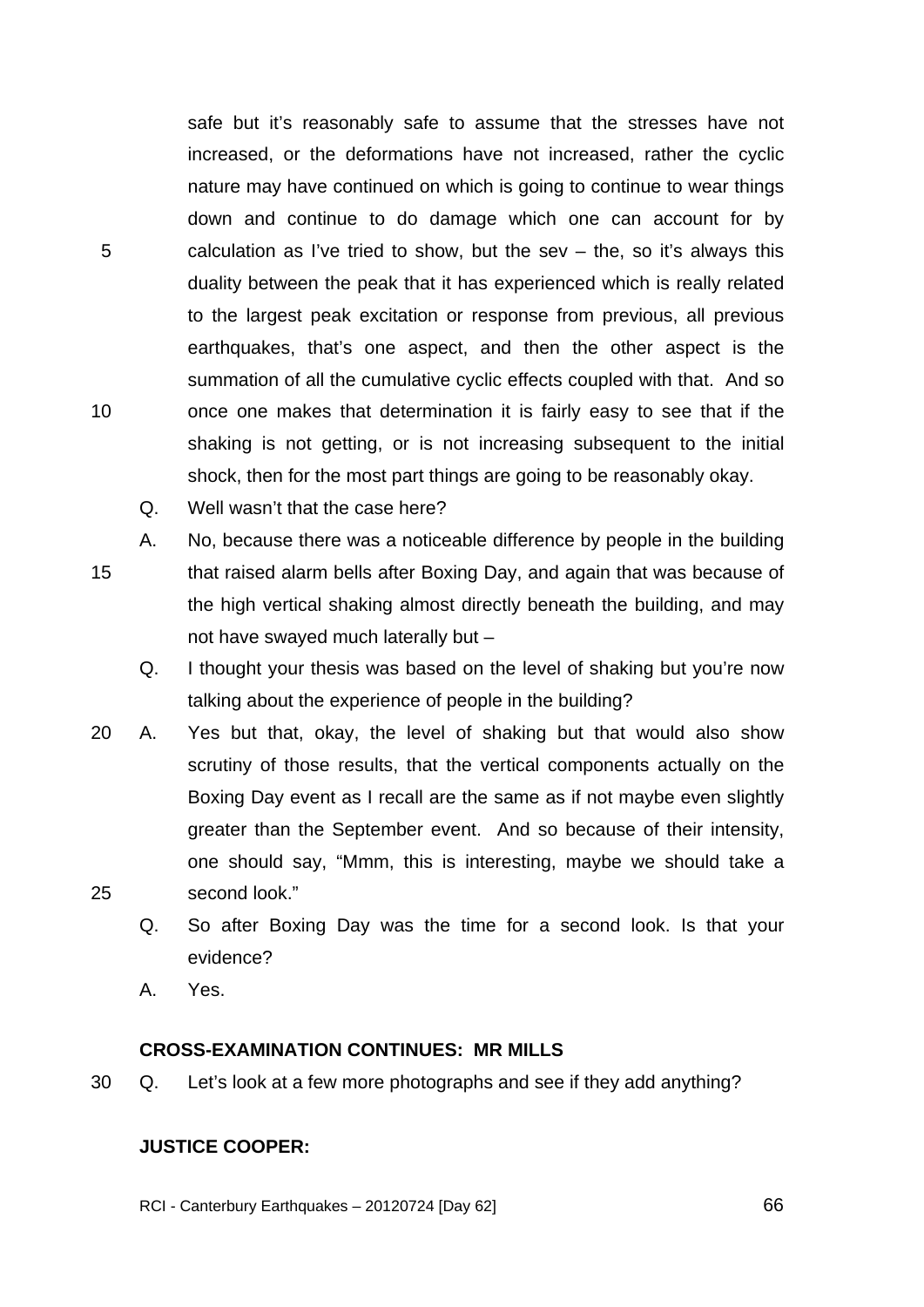safe but it's reasonably safe to assume that the stresses have not increased, or the deformations have not increased, rather the cyclic nature may have continued on which is going to continue to wear things down and continue to do damage which one can account for by calculation as I've tried to show, but the sev – the, so it's always this duality between the peak that it has experienced which is really related to the largest peak excitation or response from previous, all previous earthquakes, that's one aspect, and then the other aspect is the summation of all the cumulative cyclic effects coupled with that. And so once one makes that determination it is fairly easy to see that if the shaking is not getting, or is not increasing subsequent to the initial shock, then for the most part things are going to be reasonably okay.

Q. Well wasn't that the case here?

A. No, because there was a noticeable difference by people in the building that raised alarm bells after Boxing Day, and again that was because of the high vertical shaking almost directly beneath the building, and may not have swayed much laterally but –

Q. I thought your thesis was based on the level of shaking but you're now talking about the experience of people in the building?

A. Yes but that, okay, the level of shaking but that would also show scrutiny of those results, that the vertical components actually on the Boxing Day event as I recall are the same as if not maybe even slightly greater than the September event. And so because of their intensity, one should say, "Mmm, this is interesting, maybe we should take a second look."

Q. So after Boxing Day was the time for a second look. Is that your evidence?

A. Yes.

**CROSS-EXAMINATION CONTINUES: MR MILLS**

Q. Let's look at a few more photographs and see if they add anything?

**JUSTICE COOPER:**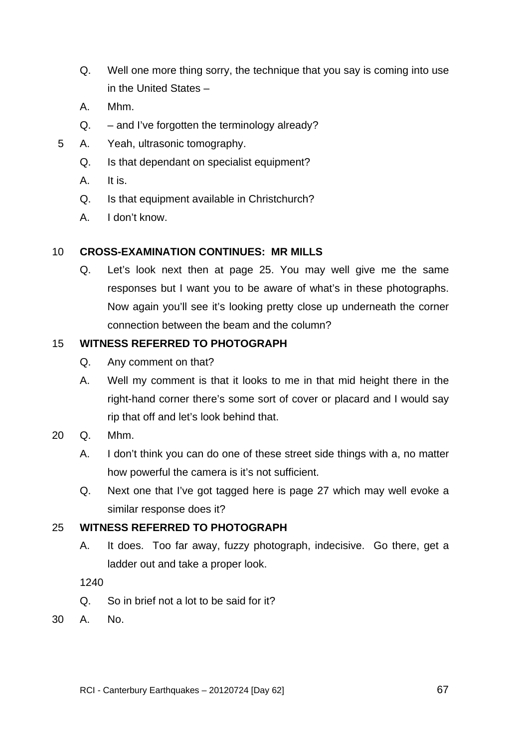Q. Well one more thing sorry, the technique that you say is coming into use in the United States –

A. Mhm.

Q. – and I've forgotten the terminology already?

A. Yeah, ultrasonic tomography.

Q. Is that dependant on specialist equipment?

A. It is.

Q. Is that equipment available in Christchurch?

A. I don't know.

**CROSS-EXAMINATION CONTINUES: MR MILLS**

Q. Let's look next then at page 25. You may well give me the same responses but I want you to be aware of what's in these photographs. Now again you'll see it's looking pretty close up underneath the corner connection between the beam and the column?

**WITNESS REFERRED TO PHOTOGRAPH**

Q. Any comment on that?

A. Well my comment is that it looks to me in that mid height there in the right-hand corner there's some sort of cover or placard and I would say rip that off and let's look behind that.

Q. Mhm.

A. I don't think you can do one of these street side things with a, no matter how powerful the camera is it's not sufficient.

Q. Next one that I've got tagged here is page 27 which may well evoke a similar response does it?

**WITNESS REFERRED TO PHOTOGRAPH**

A. It does. Too far away, fuzzy photograph, indecisive. Go there, get a ladder out and take a proper look.

1240

Q. So in brief not a lot to be said for it?

A. No.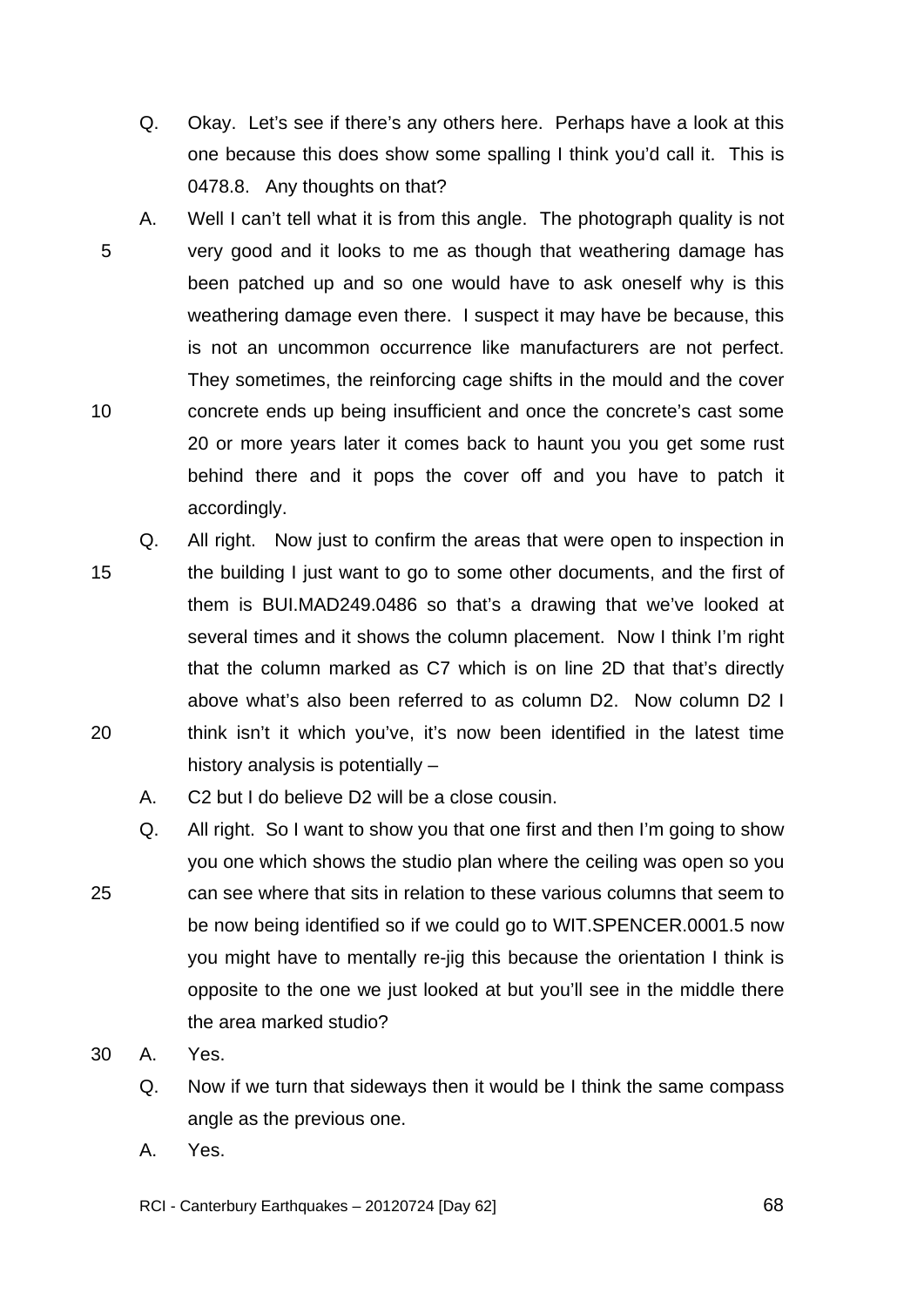Q. Okay. Let's see if there's any others here. Perhaps have a look at this one because this does show some spalling I think you'd call it. This is 0478.8. Any thoughts on that?

A. Well I can't tell what it is from this angle. The photograph quality is not very good and it looks to me as though that weathering damage has been patched up and so one would have to ask oneself why is this weathering damage even there. I suspect it may have be because, this is not an uncommon occurrence like manufacturers are not perfect. They sometimes, the reinforcing cage shifts in the mould and the cover concrete ends up being insufficient and once the concrete's cast some 20 or more years later it comes back to haunt you you get some rust behind there and it pops the cover off and you have to patch it accordingly.

Q. All right. Now just to confirm the areas that were open to inspection in the building I just want to go to some other documents, and the first of them is BUI.MAD249.0486 so that's a drawing that we've looked at several times and it shows the column placement. Now I think I'm right that the column marked as C7 which is on line 2D that that's directly above what's also been referred to as column D2. Now column D2 I think isn't it which you've, it's now been identified in the latest time history analysis is potentially –

A. C2 but I do believe D2 will be a close cousin.

Q. All right. So I want to show you that one first and then I'm going to show you one which shows the studio plan where the ceiling was open so you can see where that sits in relation to these various columns that seem to be now being identified so if we could go to WIT.SPENCER.0001.5 now you might have to mentally re-jig this because the orientation I think is opposite to the one we just looked at but you'll see in the middle there the area marked studio?

A. Yes.

Q. Now if we turn that sideways then it would be I think the same compass angle as the previous one.

A. Yes.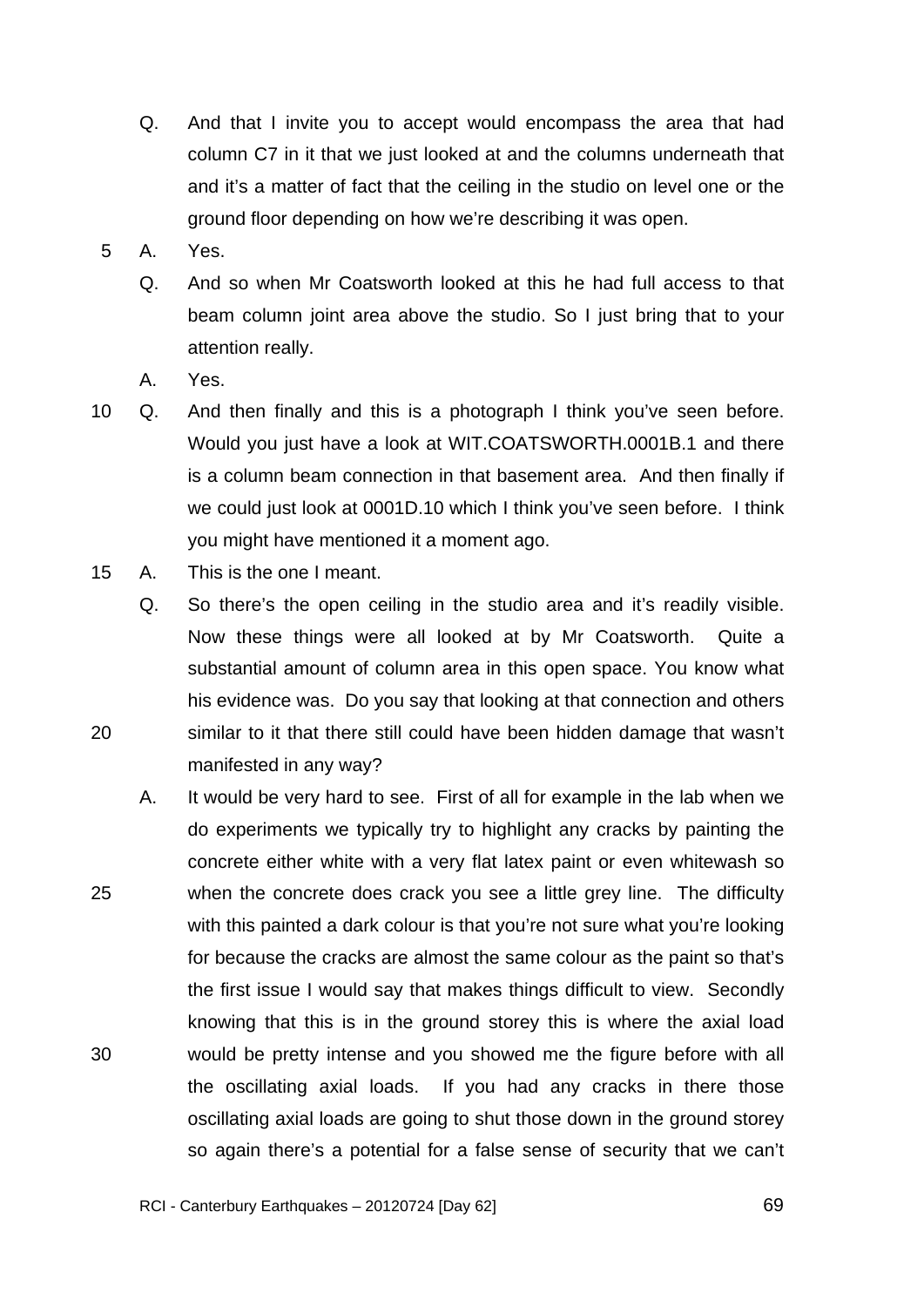Q. And that I invite you to accept would encompass the area that had column C7 in it that we just looked at and the columns underneath that and it's a matter of fact that the ceiling in the studio on level one or the ground floor depending on how we're describing it was open.

A. Yes.

Q. And so when Mr Coatsworth looked at this he had full access to that beam column joint area above the studio. So I just bring that to your attention really.

A. Yes.

Q. And then finally and this is a photograph I think you've seen before. Would you just have a look at WIT.COATSWORTH.0001B.1 and there is a column beam connection in that basement area. And then finally if we could just look at 0001D.10 which I think you've seen before. I think you might have mentioned it a moment ago.

A. This is the one I meant.

Q. So there's the open ceiling in the studio area and it's readily visible. Now these things were all looked at by Mr Coatsworth. Quite a substantial amount of column area in this open space. You know what his evidence was. Do you say that looking at that connection and others similar to it that there still could have been hidden damage that wasn't manifested in any way?

A. It would be very hard to see. First of all for example in the lab when we do experiments we typically try to highlight any cracks by painting the concrete either white with a very flat latex paint or even whitewash so when the concrete does crack you see a little grey line. The difficulty with this painted a dark colour is that you're not sure what you're looking for because the cracks are almost the same colour as the paint so that's the first issue I would say that makes things difficult to view. Secondly knowing that this is in the ground storey this is where the axial load would be pretty intense and you showed me the figure before with all the oscillating axial loads. If you had any cracks in there those oscillating axial loads are going to shut those down in the ground storey so again there's a potential for a false sense of security that we can't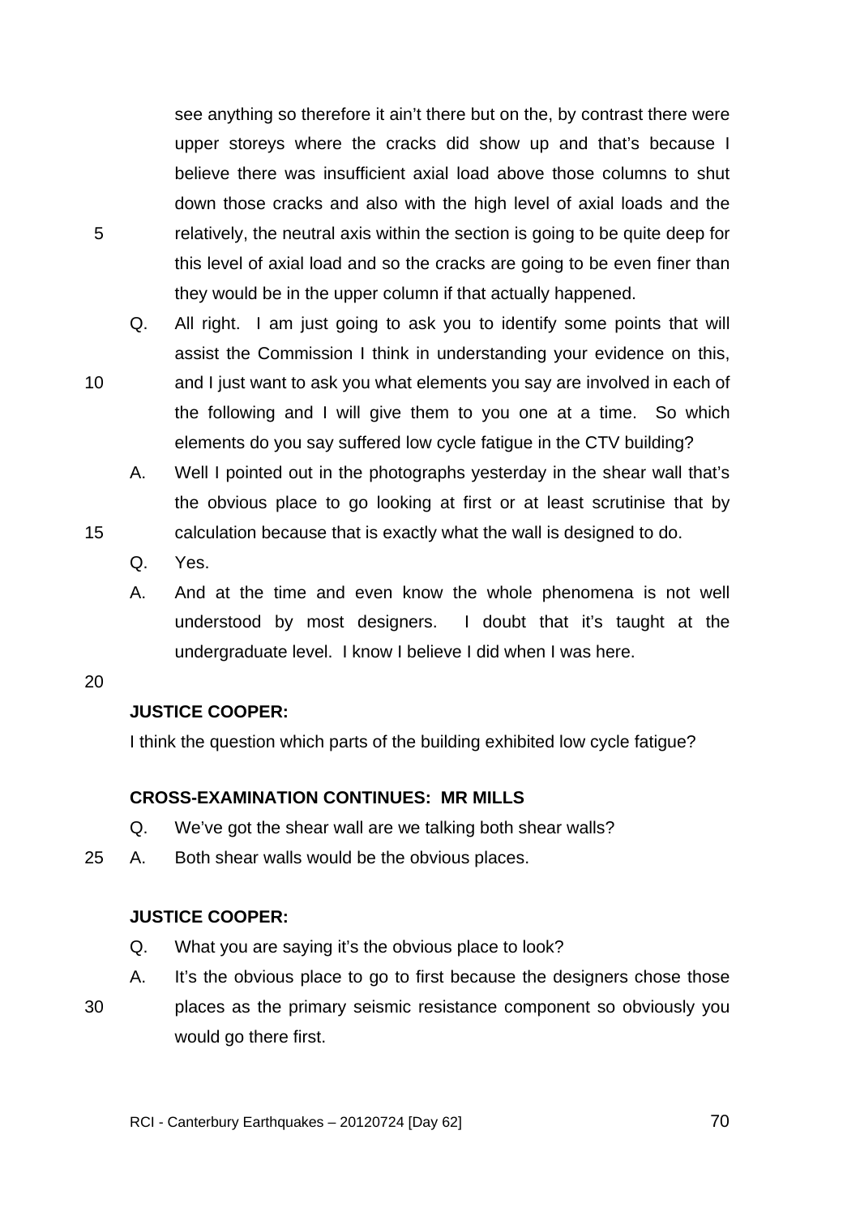see anything so therefore it ain't there but on the, by contrast there were upper storeys where the cracks did show up and that's because I believe there was insufficient axial load above those columns to shut down those cracks and also with the high level of axial loads and the relatively, the neutral axis within the section is going to be quite deep for this level of axial load and so the cracks are going to be even finer than they would be in the upper column if that actually happened.

Q. All right. I am just going to ask you to identify some points that will assist the Commission I think in understanding your evidence on this, and I just want to ask you what elements you say are involved in each of the following and I will give them to you one at a time. So which elements do you say suffered low cycle fatigue in the CTV building?

A. Well I pointed out in the photographs yesterday in the shear wall that's the obvious place to go looking at first or at least scrutinise that by calculation because that is exactly what the wall is designed to do.

Q. Yes.

A. And at the time and even know the whole phenomena is not well understood by most designers. I doubt that it's taught at the undergraduate level. I know I believe I did when I was here.

**JUSTICE COOPER:**

I think the question which parts of the building exhibited low cycle fatigue?

**CROSS-EXAMINATION CONTINUES: MR MILLS**

Q. We've got the shear wall are we talking both shear walls?

A. Both shear walls would be the obvious places.

**JUSTICE COOPER:**

Q. What you are saying it's the obvious place to look?

A. It's the obvious place to go to first because the designers chose those places as the primary seismic resistance component so obviously you would go there first.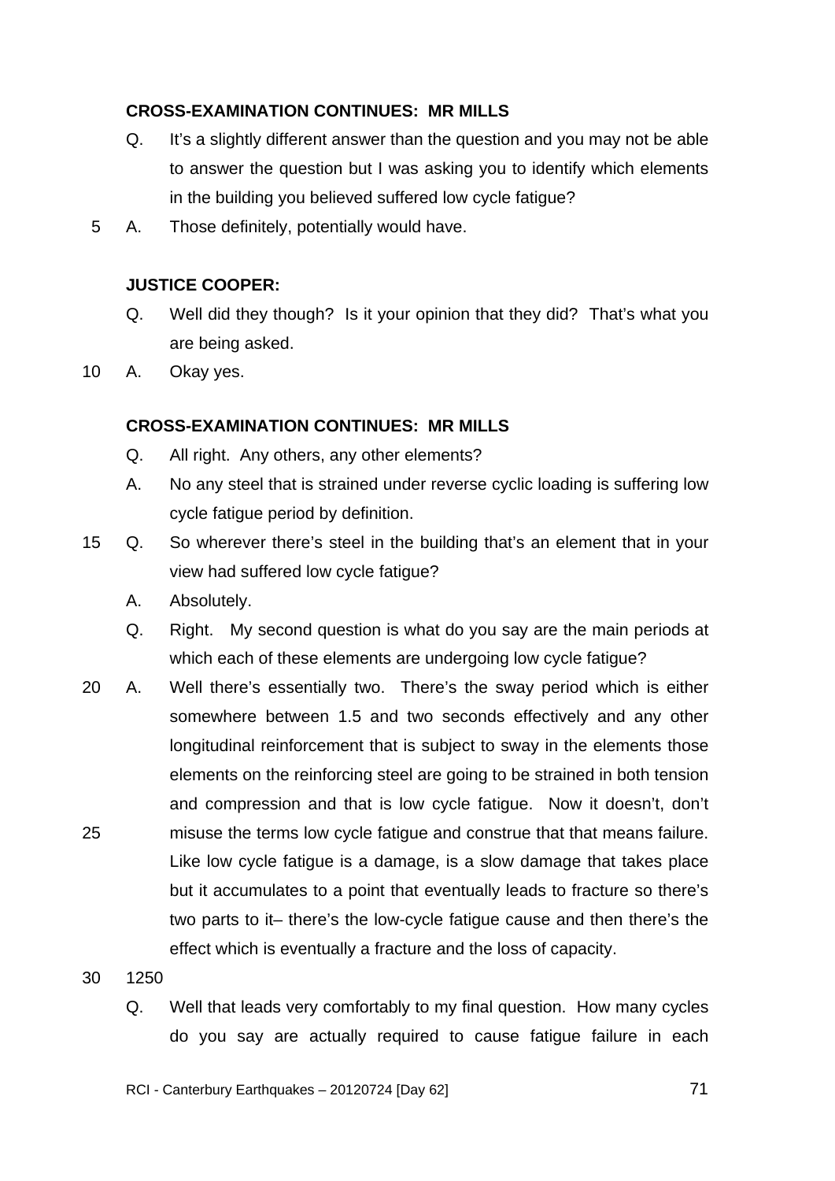**CROSS-EXAMINATION CONTINUES: MR MILLS**

Q. It's a slightly different answer than the question and you may not be able to answer the question but I was asking you to identify which elements in the building you believed suffered low cycle fatigue?

A. Those definitely, potentially would have.

**JUSTICE COOPER:**

Q. Well did they though? Is it your opinion that they did? That's what you are being asked.

A. Okay yes.

**CROSS-EXAMINATION CONTINUES: MR MILLS**

Q. All right. Any others, any other elements?

A. No any steel that is strained under reverse cyclic loading is suffering low cycle fatigue period by definition.

Q. So wherever there's steel in the building that's an element that in your view had suffered low cycle fatigue?

A. Absolutely.

Q. Right. My second question is what do you say are the main periods at which each of these elements are undergoing low cycle fatigue?

A. Well there's essentially two. There's the sway period which is either somewhere between 1.5 and two seconds effectively and any other longitudinal reinforcement that is subject to sway in the elements those elements on the reinforcing steel are going to be strained in both tension and compression and that is low cycle fatigue. Now it doesn't, don't misuse the terms low cycle fatigue and construe that that means failure. Like low cycle fatigue is a damage, is a slow damage that takes place but it accumulates to a point that eventually leads to fracture so there's two parts to it– there's the low-cycle fatigue cause and then there's the effect which is eventually a fracture and the loss of capacity.

1250

Q. Well that leads very comfortably to my final question. How many cycles do you say are actually required to cause fatigue failure in each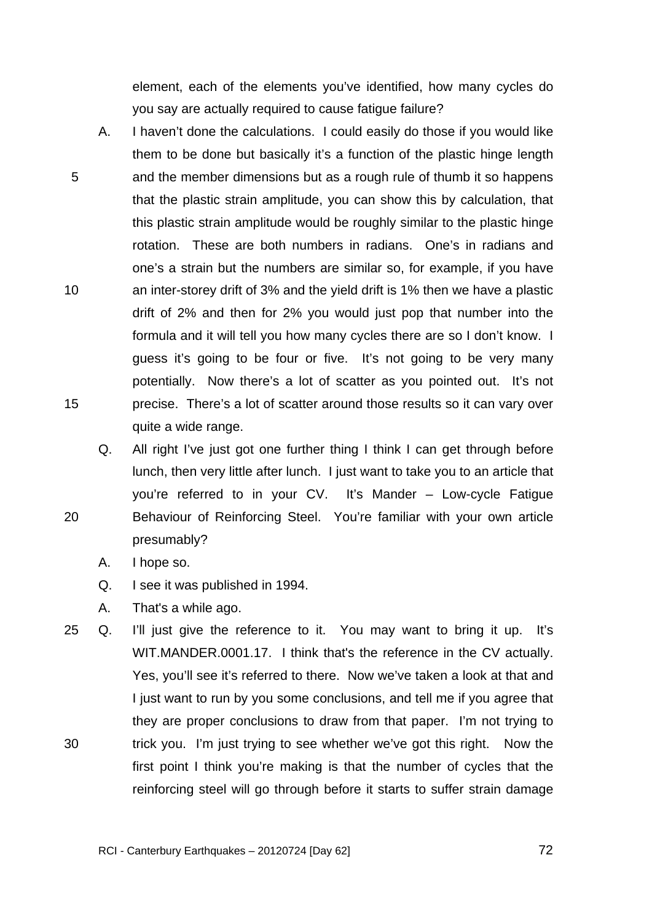element, each of the elements you've identified, how many cycles do you say are actually required to cause fatigue failure?

A. I haven't done the calculations. I could easily do those if you would like them to be done but basically it's a function of the plastic hinge length and the member dimensions but as a rough rule of thumb it so happens that the plastic strain amplitude, you can show this by calculation, that this plastic strain amplitude would be roughly similar to the plastic hinge rotation. These are both numbers in radians. One's in radians and one's a strain but the numbers are similar so, for example, if you have an inter-storey drift of 3% and the yield drift is 1% then we have a plastic drift of 2% and then for 2% you would just pop that number into the formula and it will tell you how many cycles there are so I don't know. I guess it's going to be four or five. It's not going to be very many potentially. Now there's a lot of scatter as you pointed out. It's not precise. There's a lot of scatter around those results so it can vary over quite a wide range.

Q. All right I've just got one further thing I think I can get through before lunch, then very little after lunch. I just want to take you to an article that you're referred to in your CV. It's Mander – Low-cycle Fatigue Behaviour of Reinforcing Steel. You're familiar with your own article presumably?

A. I hope so.

Q. I see it was published in 1994.

A. That's a while ago.

Q. I'll just give the reference to it. You may want to bring it up. It's WIT.MANDER.0001.17. I think that's the reference in the CV actually. Yes, you'll see it's referred to there. Now we've taken a look at that and I just want to run by you some conclusions, and tell me if you agree that they are proper conclusions to draw from that paper. I'm not trying to trick you. I'm just trying to see whether we've got this right. Now the first point I think you're making is that the number of cycles that the reinforcing steel will go through before it starts to suffer strain damage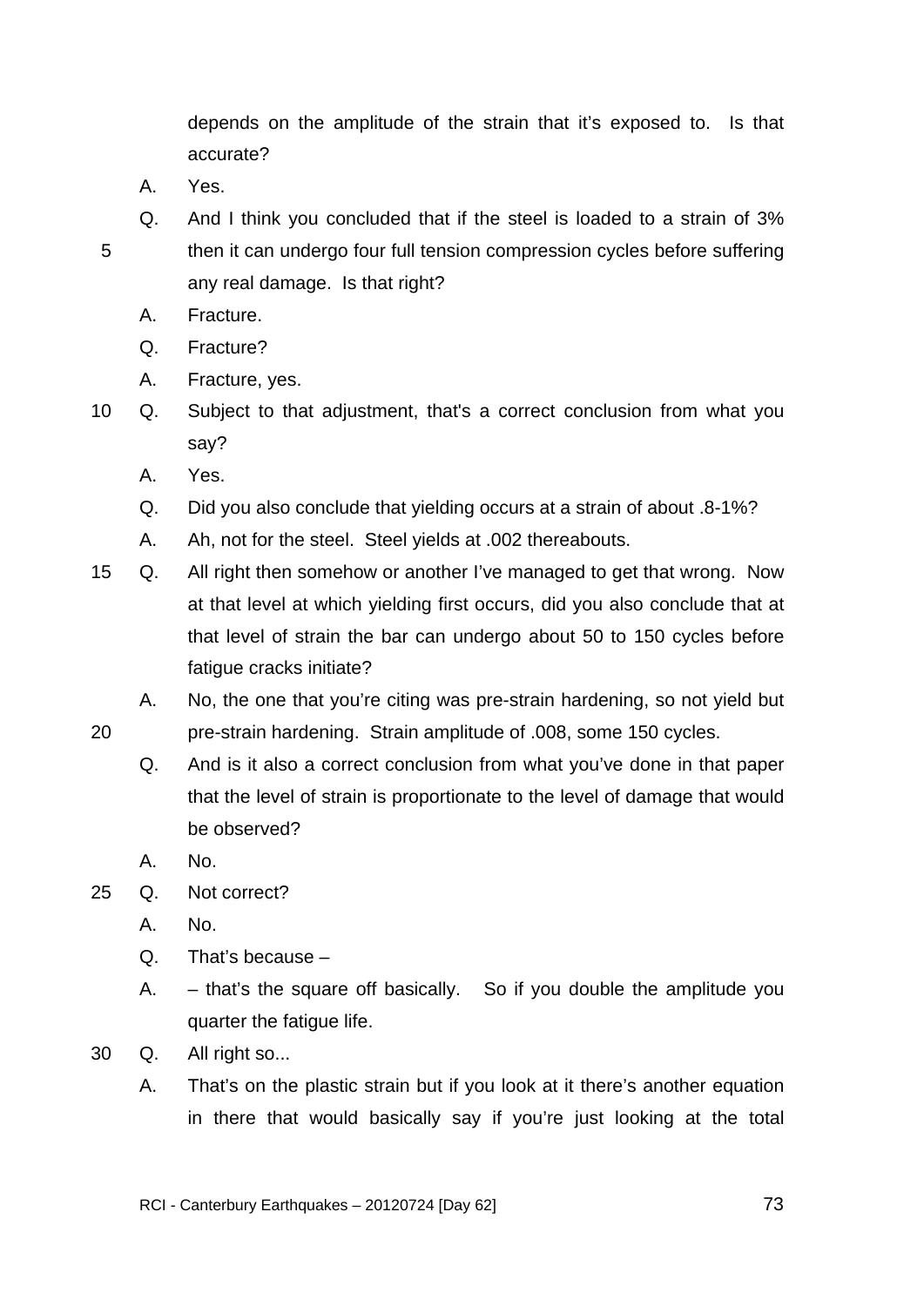depends on the amplitude of the strain that it's exposed to. Is that accurate?

A. Yes.

Q. And I think you concluded that if the steel is loaded to a strain of 3% then it can undergo four full tension compression cycles before suffering any real damage. Is that right?

A. Fracture.

Q. Fracture?

A. Fracture, yes.

Q. Subject to that adjustment, that's a correct conclusion from what you say?

A. Yes.

Q. Did you also conclude that yielding occurs at a strain of about .8-1%?

A. Ah, not for the steel. Steel yields at .002 thereabouts.

Q. All right then somehow or another I've managed to get that wrong. Now at that level at which yielding first occurs, did you also conclude that at that level of strain the bar can undergo about 50 to 150 cycles before fatigue cracks initiate?

A. No, the one that you're citing was pre-strain hardening, so not yield but pre-strain hardening. Strain amplitude of .008, some 150 cycles.

Q. And is it also a correct conclusion from what you've done in that paper that the level of strain is proportionate to the level of damage that would be observed?

A. No.

Q. Not correct?

A. No.

Q. That's because –

A. – that's the square off basically. So if you double the amplitude you quarter the fatigue life.

Q. All right so...

A. That's on the plastic strain but if you look at it there's another equation in there that would basically say if you're just looking at the total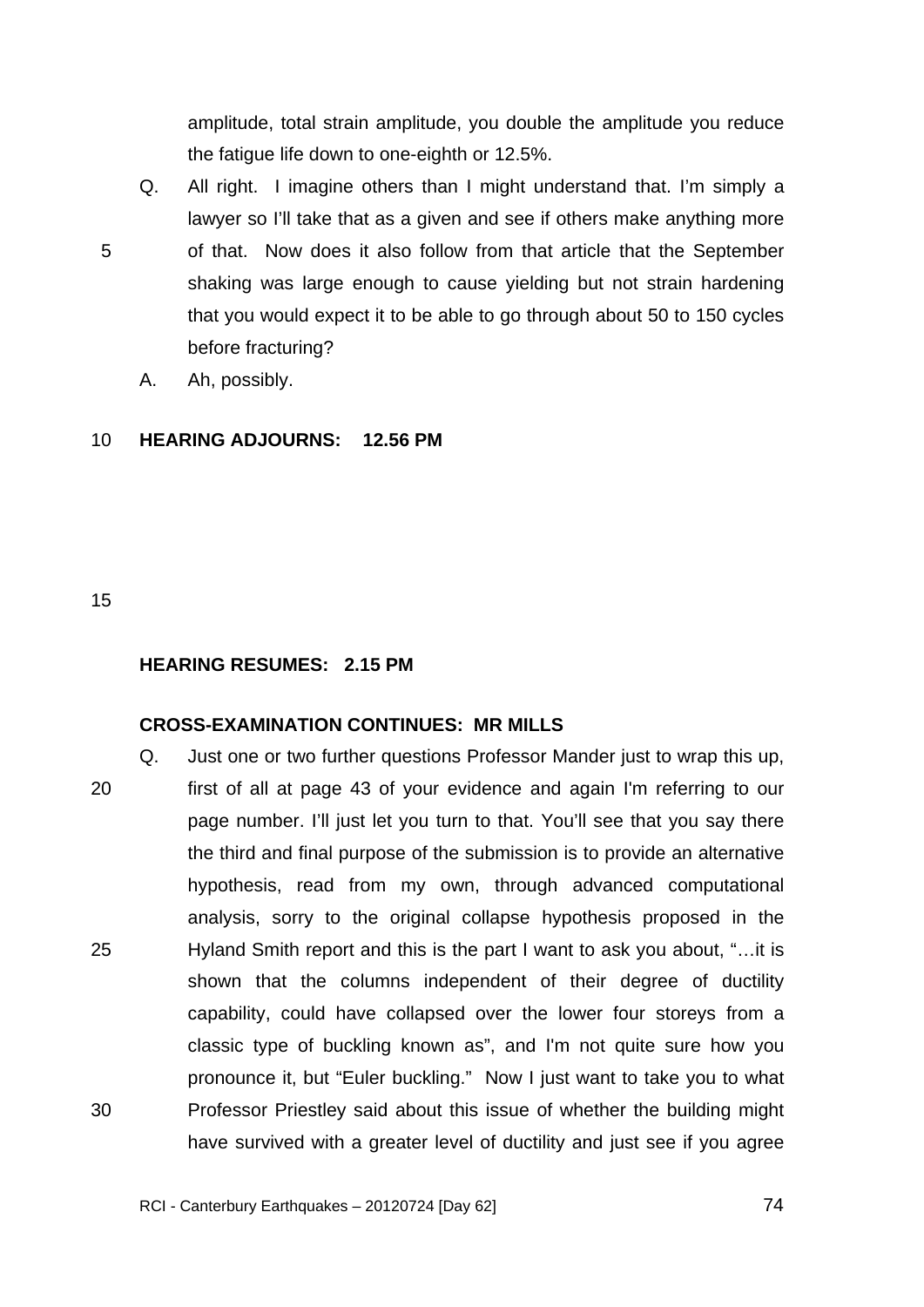amplitude, total strain amplitude, you double the amplitude you reduce the fatigue life down to one-eighth or 12.5%.

Q. All right. I imagine others than I might understand that. I'm simply a lawyer so I'll take that as a given and see if others make anything more of that. Now does it also follow from that article that the September shaking was large enough to cause yielding but not strain hardening that you would expect it to be able to go through about 50 to 150 cycles before fracturing?

A. Ah, possibly.

**HEARING ADJOURNS: 12.56 PM**

**HEARING RESUMES: 2.15 PM**

**CROSS-EXAMINATION CONTINUES: MR MILLS**

Q. Just one or two further questions Professor Mander just to wrap this up, first of all at page 43 of your evidence and again I'm referring to our page number. I'll just let you turn to that. You'll see that you say there the third and final purpose of the submission is to provide an alternative hypothesis, read from my own, through advanced computational analysis, sorry to the original collapse hypothesis proposed in the Hyland Smith report and this is the part I want to ask you about, "…it is shown that the columns independent of their degree of ductility capability, could have collapsed over the lower four storeys from a classic type of buckling known as", and I'm not quite sure how you pronounce it, but "Euler buckling." Now I just want to take you to what Professor Priestley said about this issue of whether the building might have survived with a greater level of ductility and just see if you agree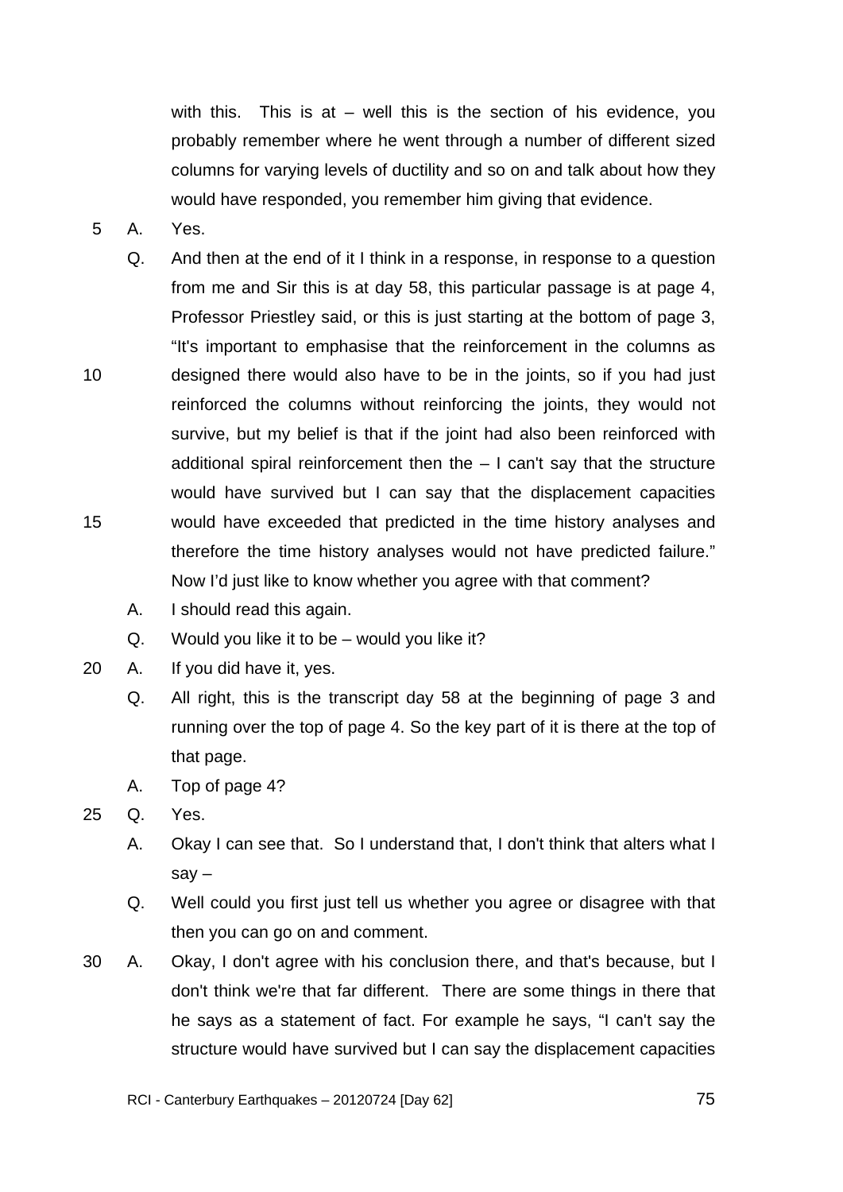with this. This is at – well this is the section of his evidence, you probably remember where he went through a number of different sized columns for varying levels of ductility and so on and talk about how they would have responded, you remember him giving that evidence.

A. Yes.

Q. And then at the end of it I think in a response, in response to a question from me and Sir this is at day 58, this particular passage is at page 4, Professor Priestley said, or this is just starting at the bottom of page 3, "It's important to emphasise that the reinforcement in the columns as designed there would also have to be in the joints, so if you had just reinforced the columns without reinforcing the joints, they would not survive, but my belief is that if the joint had also been reinforced with additional spiral reinforcement then the – I can't say that the structure would have survived but I can say that the displacement capacities would have exceeded that predicted in the time history analyses and therefore the time history analyses would not have predicted failure." Now I'd just like to know whether you agree with that comment?

A. I should read this again.

Q. Would you like it to be – would you like it?

A. If you did have it, yes.

Q. All right, this is the transcript day 58 at the beginning of page 3 and running over the top of page 4. So the key part of it is there at the top of that page.

A. Top of page 4?

Q. Yes.

A. Okay I can see that. So I understand that, I don't think that alters what I say –

Q. Well could you first just tell us whether you agree or disagree with that then you can go on and comment.

A. Okay, I don't agree with his conclusion there, and that's because, but I don't think we're that far different. There are some things in there that he says as a statement of fact. For example he says, "I can't say the structure would have survived but I can say the displacement capacities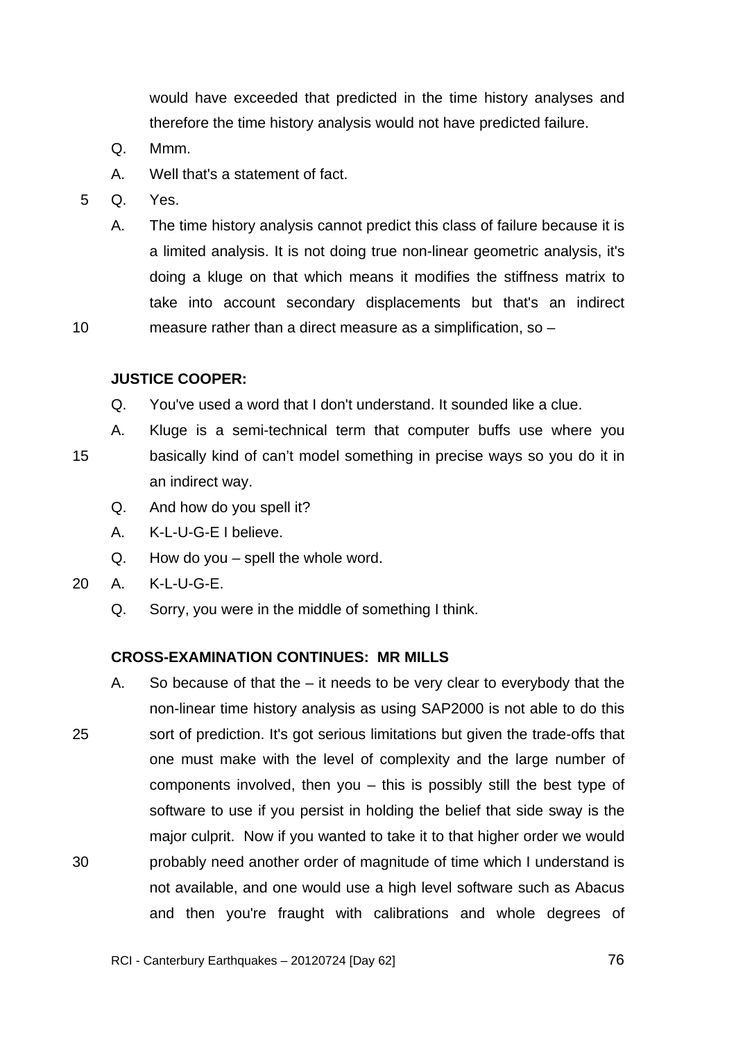would have exceeded that predicted in the time history analyses and therefore the time history analysis would not have predicted failure.

Q. Mmm.

A. Well that's a statement of fact.

Q. Yes.

A. The time history analysis cannot predict this class of failure because it is a limited analysis. It is not doing true non-linear geometric analysis, it's doing a kluge on that which means it modifies the stiffness matrix to take into account secondary displacements but that's an indirect measure rather than a direct measure as a simplification, so –

**JUSTICE COOPER:**

Q. You've used a word that I don't understand. It sounded like a clue.

A. Kluge is a semi-technical term that computer buffs use where you basically kind of can't model something in precise ways so you do it in an indirect way.

Q. And how do you spell it?

A. K-L-U-G-E I believe.

Q. How do you – spell the whole word.

A. K-L-U-G-E.

Q. Sorry, you were in the middle of something I think.

**CROSS-EXAMINATION CONTINUES: MR MILLS**

A. So because of that the – it needs to be very clear to everybody that the non-linear time history analysis as using SAP2000 is not able to do this sort of prediction. It's got serious limitations but given the trade-offs that one must make with the level of complexity and the large number of components involved, then you – this is possibly still the best type of software to use if you persist in holding the belief that side sway is the major culprit. Now if you wanted to take it to that higher order we would probably need another order of magnitude of time which I understand is not available, and one would use a high level software such as Abacus and then you're fraught with calibrations and whole degrees of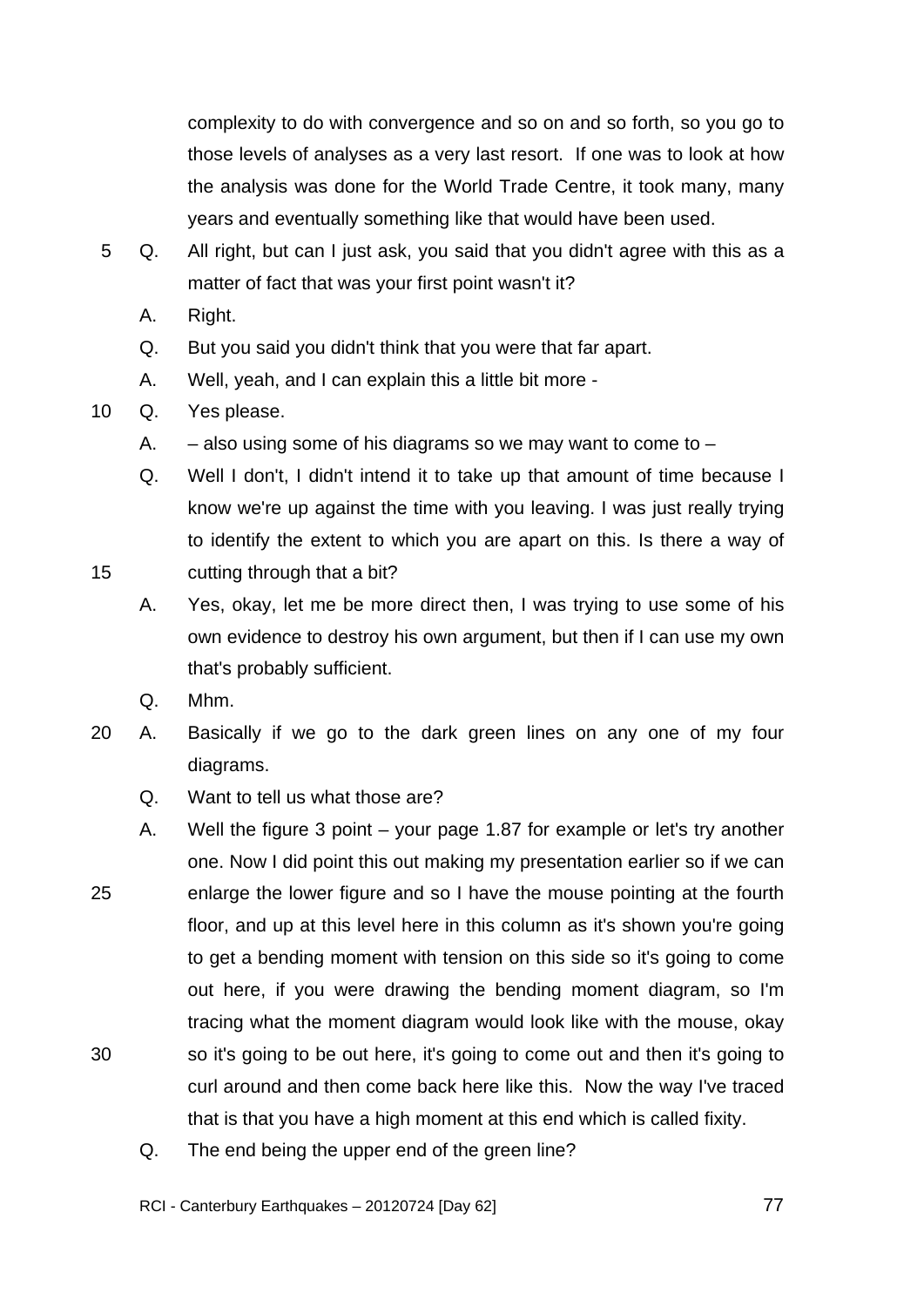complexity to do with convergence and so on and so forth, so you go to those levels of analyses as a very last resort. If one was to look at how the analysis was done for the World Trade Centre, it took many, many years and eventually something like that would have been used.

5 Q. All right, but can I just ask, you said that you didn't agree with this as a matter of fact that was your first point wasn't it?

A. Right.

Q. But you said you didn't think that you were that far apart.

A. Well, yeah, and I can explain this a little bit more -

10 Q. Yes please.

A. – also using some of his diagrams so we may want to come to –

Q. Well I don't, I didn't intend it to take up that amount of time because I know we're up against the time with you leaving. I was just really trying to identify the extent to which you are apart on this. Is there a way of

15 cutting through that a bit?

A. Yes, okay, let me be more direct then, I was trying to use some of his own evidence to destroy his own argument, but then if I can use my own that's probably sufficient.

Q. Mhm.

20 A. Basically if we go to the dark green lines on any one of my four diagrams.

Q. Want to tell us what those are?

A. Well the figure 3 point – your page 1.87 for example or let's try another one. Now I did point this out making my presentation earlier so if we can

25 enlarge the lower figure and so I have the mouse pointing at the fourth floor, and up at this level here in this column as it's shown you're going to get a bending moment with tension on this side so it's going to come out here, if you were drawing the bending moment diagram, so I'm tracing what the moment diagram would look like with the mouse, okay

30 so it's going to be out here, it's going to come out and then it's going to curl around and then come back here like this. Now the way I've traced that is that you have a high moment at this end which is called fixity.

Q. The end being the upper end of the green line?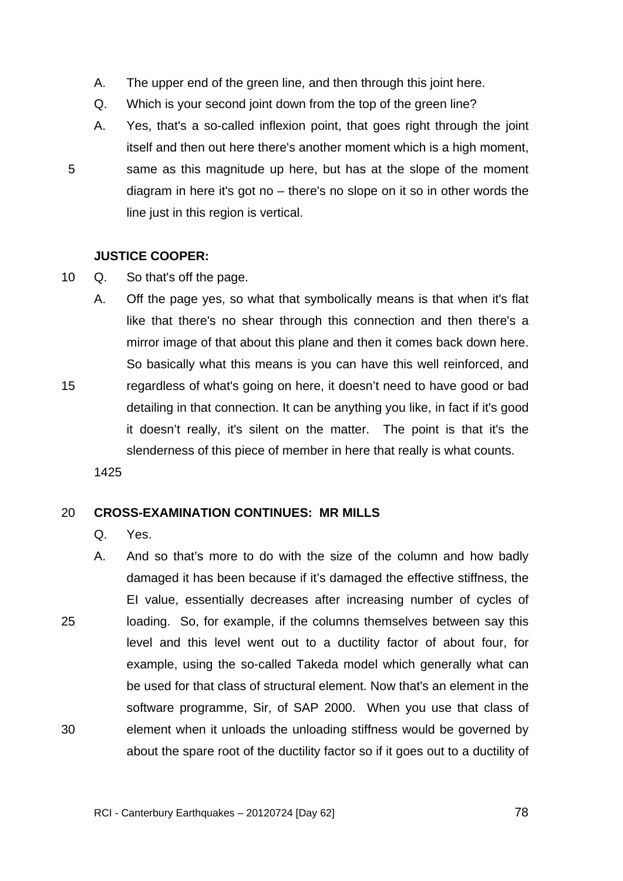A. The upper end of the green line, and then through this joint here.

Q. Which is your second joint down from the top of the green line?

A. Yes, that's a so-called inflexion point, that goes right through the joint itself and then out here there's another moment which is a high moment, same as this magnitude up here, but has at the slope of the moment diagram in here it's got no – there's no slope on it so in other words the line just in this region is vertical.

**JUSTICE COOPER:**

Q. So that's off the page.

A. Off the page yes, so what that symbolically means is that when it's flat like that there's no shear through this connection and then there's a mirror image of that about this plane and then it comes back down here. So basically what this means is you can have this well reinforced, and regardless of what's going on here, it doesn't need to have good or bad detailing in that connection. It can be anything you like, in fact if it's good it doesn't really, it's silent on the matter. The point is that it's the slenderness of this piece of member in here that really is what counts.

1425

**CROSS-EXAMINATION CONTINUES: MR MILLS**

Q. Yes.

A. And so that's more to do with the size of the column and how badly damaged it has been because if it's damaged the effective stiffness, the EI value, essentially decreases after increasing number of cycles of loading. So, for example, if the columns themselves between say this level and this level went out to a ductility factor of about four, for example, using the so-called Takeda model which generally what can be used for that class of structural element. Now that's an element in the software programme, Sir, of SAP 2000. When you use that class of element when it unloads the unloading stiffness would be governed by about the spare root of the ductility factor so if it goes out to a ductility of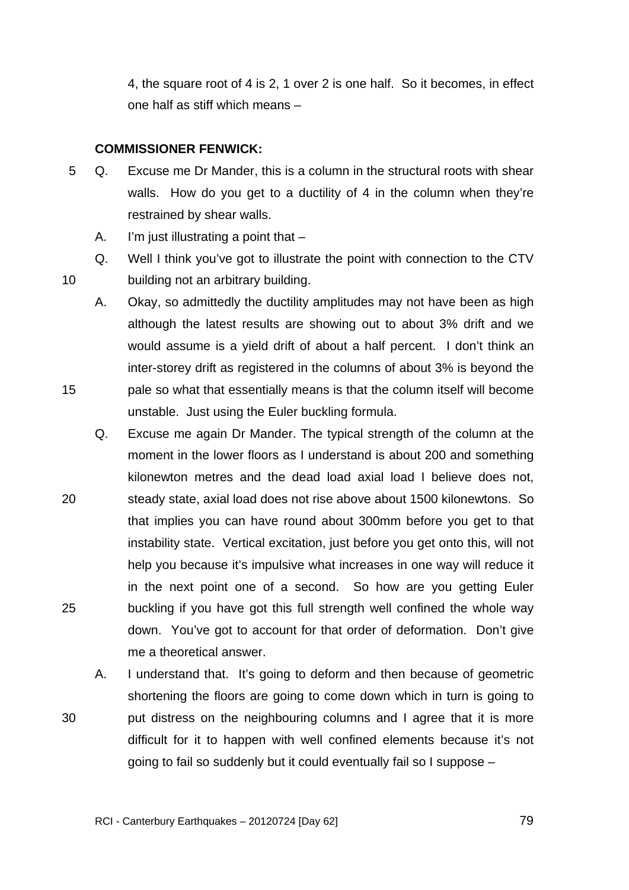4, the square root of 4 is 2, 1 over 2 is one half. So it becomes, in effect one half as stiff which means –

**COMMISSIONER FENWICK:**

Q. Excuse me Dr Mander, this is a column in the structural roots with shear walls. How do you get to a ductility of 4 in the column when they're restrained by shear walls.

A. I'm just illustrating a point that –

Q. Well I think you've got to illustrate the point with connection to the CTV building not an arbitrary building.

A. Okay, so admittedly the ductility amplitudes may not have been as high although the latest results are showing out to about 3% drift and we would assume is a yield drift of about a half percent. I don't think an inter-storey drift as registered in the columns of about 3% is beyond the pale so what that essentially means is that the column itself will become unstable. Just using the Euler buckling formula.

Q. Excuse me again Dr Mander. The typical strength of the column at the moment in the lower floors as I understand is about 200 and something kilonewton metres and the dead load axial load I believe does not, steady state, axial load does not rise above about 1500 kilonewtons. So that implies you can have round about 300mm before you get to that instability state. Vertical excitation, just before you get onto this, will not help you because it's impulsive what increases in one way will reduce it in the next point one of a second. So how are you getting Euler buckling if you have got this full strength well confined the whole way down. You've got to account for that order of deformation. Don't give me a theoretical answer.

A. I understand that. It's going to deform and then because of geometric shortening the floors are going to come down which in turn is going to put distress on the neighbouring columns and I agree that it is more difficult for it to happen with well confined elements because it's not going to fail so suddenly but it could eventually fail so I suppose –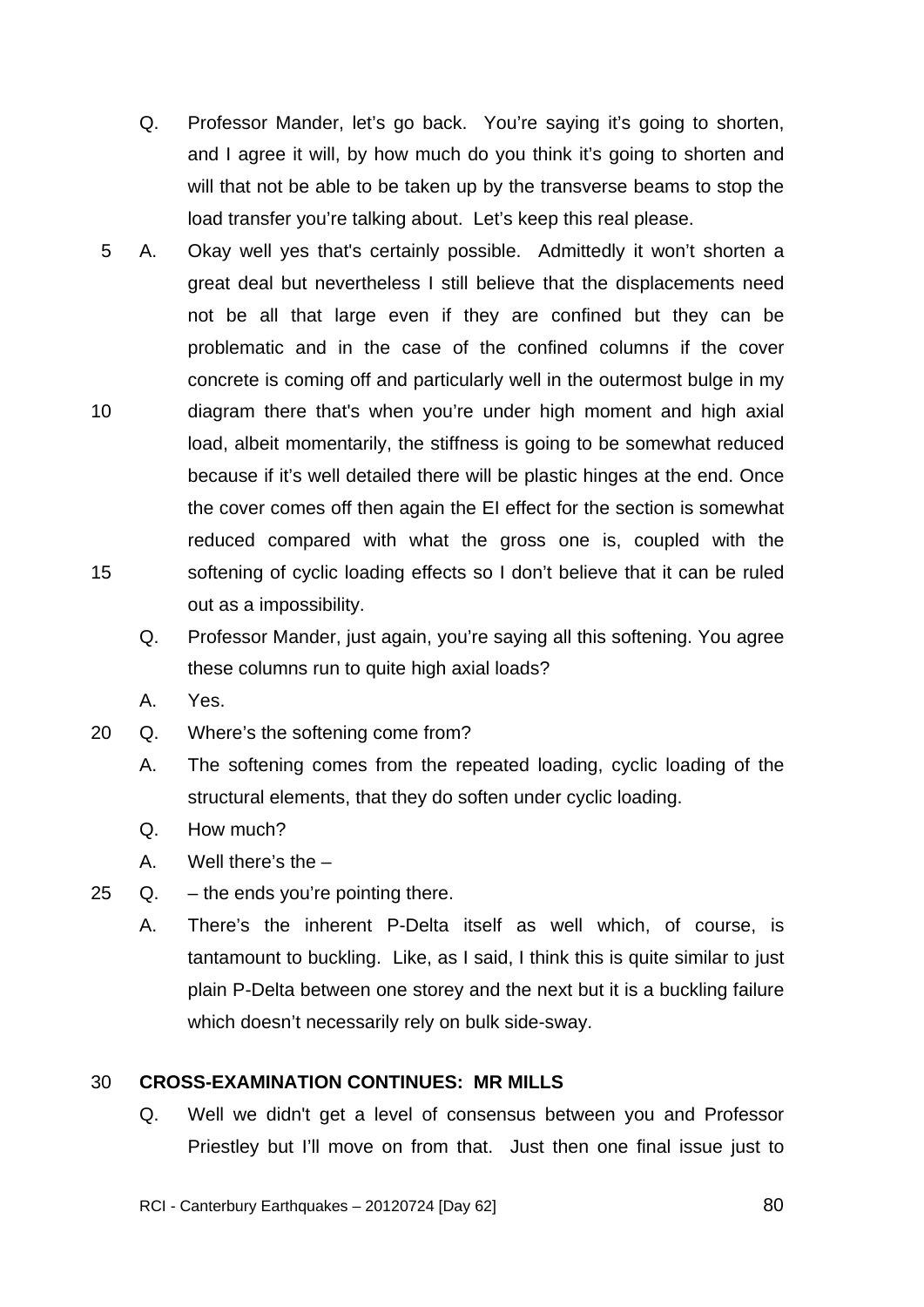Q. Professor Mander, let's go back. You're saying it's going to shorten, and I agree it will, by how much do you think it's going to shorten and will that not be able to be taken up by the transverse beams to stop the load transfer you're talking about. Let's keep this real please.

A. Okay well yes that's certainly possible. Admittedly it won't shorten a great deal but nevertheless I still believe that the displacements need not be all that large even if they are confined but they can be problematic and in the case of the confined columns if the cover concrete is coming off and particularly well in the outermost bulge in my diagram there that's when you're under high moment and high axial load, albeit momentarily, the stiffness is going to be somewhat reduced because if it's well detailed there will be plastic hinges at the end. Once the cover comes off then again the EI effect for the section is somewhat reduced compared with what the gross one is, coupled with the softening of cyclic loading effects so I don't believe that it can be ruled out as a impossibility.

Q. Professor Mander, just again, you're saying all this softening. You agree these columns run to quite high axial loads?

A. Yes.

Q. Where's the softening come from?

A. The softening comes from the repeated loading, cyclic loading of the structural elements, that they do soften under cyclic loading.

Q. How much?

A. Well there's the –

Q. – the ends you're pointing there.

A. There's the inherent P-Delta itself as well which, of course, is tantamount to buckling. Like, as I said, I think this is quite similar to just plain P-Delta between one storey and the next but it is a buckling failure which doesn't necessarily rely on bulk side-sway.

**CROSS-EXAMINATION CONTINUES: MR MILLS**

Q. Well we didn't get a level of consensus between you and Professor Priestley but I'll move on from that. Just then one final issue just to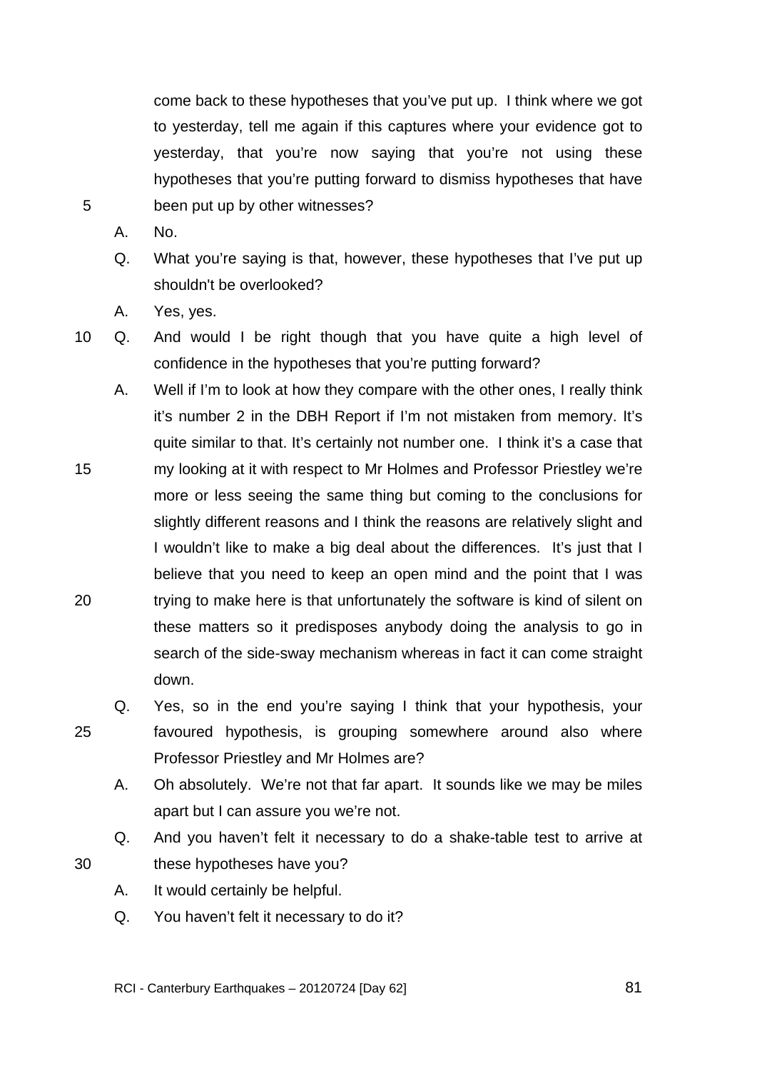come back to these hypotheses that you've put up. I think where we got to yesterday, tell me again if this captures where your evidence got to yesterday, that you're now saying that you're not using these hypotheses that you're putting forward to dismiss hypotheses that have been put up by other witnesses?

A. No.

Q. What you're saying is that, however, these hypotheses that I've put up shouldn't be overlooked?

A. Yes, yes.

Q. And would I be right though that you have quite a high level of confidence in the hypotheses that you're putting forward?

A. Well if I'm to look at how they compare with the other ones, I really think it's number 2 in the DBH Report if I'm not mistaken from memory. It's quite similar to that. It's certainly not number one. I think it's a case that my looking at it with respect to Mr Holmes and Professor Priestley we're more or less seeing the same thing but coming to the conclusions for slightly different reasons and I think the reasons are relatively slight and I wouldn't like to make a big deal about the differences. It's just that I believe that you need to keep an open mind and the point that I was trying to make here is that unfortunately the software is kind of silent on these matters so it predisposes anybody doing the analysis to go in search of the side-sway mechanism whereas in fact it can come straight down.

Q. Yes, so in the end you're saying I think that your hypothesis, your favoured hypothesis, is grouping somewhere around also where Professor Priestley and Mr Holmes are?

A. Oh absolutely. We're not that far apart. It sounds like we may be miles apart but I can assure you we're not.

Q. And you haven't felt it necessary to do a shake-table test to arrive at these hypotheses have you?

A. It would certainly be helpful.

Q. You haven't felt it necessary to do it?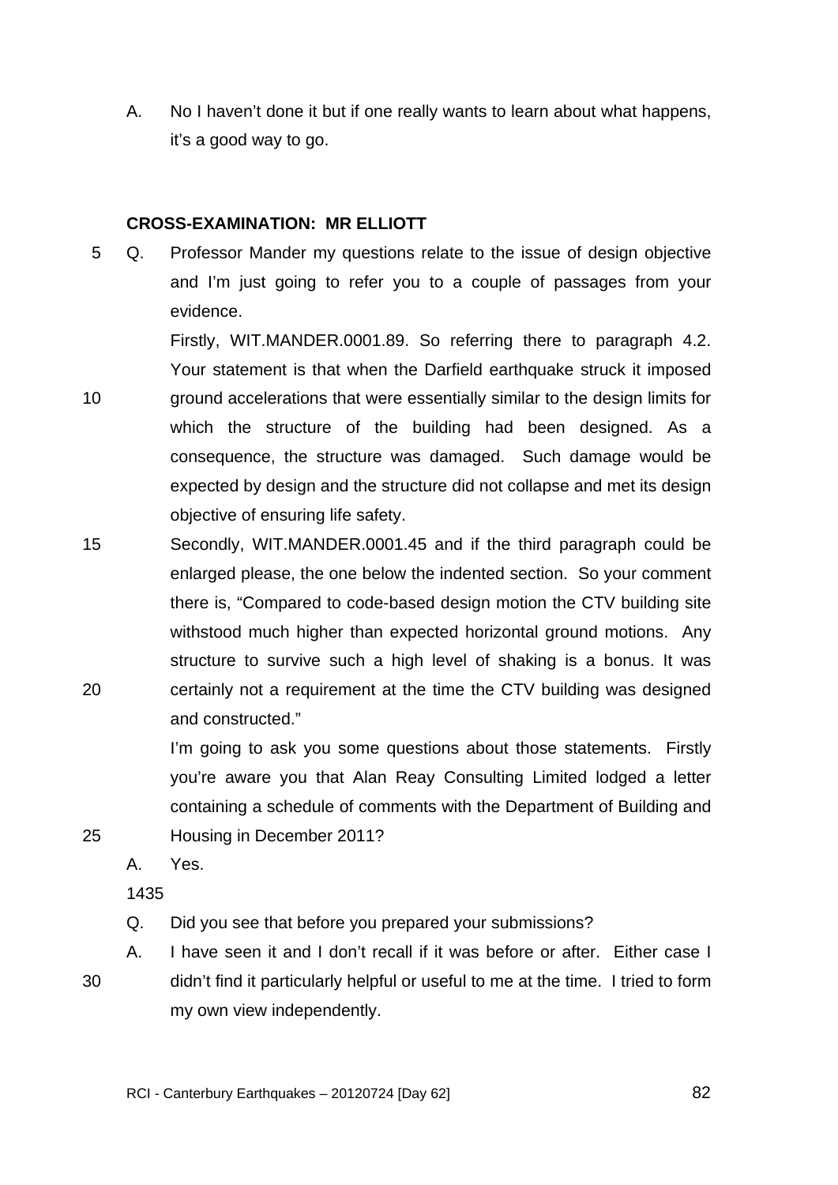A. No I haven't done it but if one really wants to learn about what happens, it's a good way to go.

**CROSS-EXAMINATION: MR ELLIOTT**

Q. Professor Mander my questions relate to the issue of design objective and I'm just going to refer you to a couple of passages from your evidence.

Firstly, WIT.MANDER.0001.89. So referring there to paragraph 4.2. Your statement is that when the Darfield earthquake struck it imposed ground accelerations that were essentially similar to the design limits for which the structure of the building had been designed. As a consequence, the structure was damaged. Such damage would be expected by design and the structure did not collapse and met its design objective of ensuring life safety.

Secondly, WIT.MANDER.0001.45 and if the third paragraph could be enlarged please, the one below the indented section. So your comment there is, "Compared to code-based design motion the CTV building site withstood much higher than expected horizontal ground motions. Any structure to survive such a high level of shaking is a bonus. It was certainly not a requirement at the time the CTV building was designed and constructed."

I'm going to ask you some questions about those statements. Firstly you're aware you that Alan Reay Consulting Limited lodged a letter containing a schedule of comments with the Department of Building and Housing in December 2011?

A. Yes.

1435

Q. Did you see that before you prepared your submissions?

A. I have seen it and I don't recall if it was before or after. Either case I didn't find it particularly helpful or useful to me at the time. I tried to form my own view independently.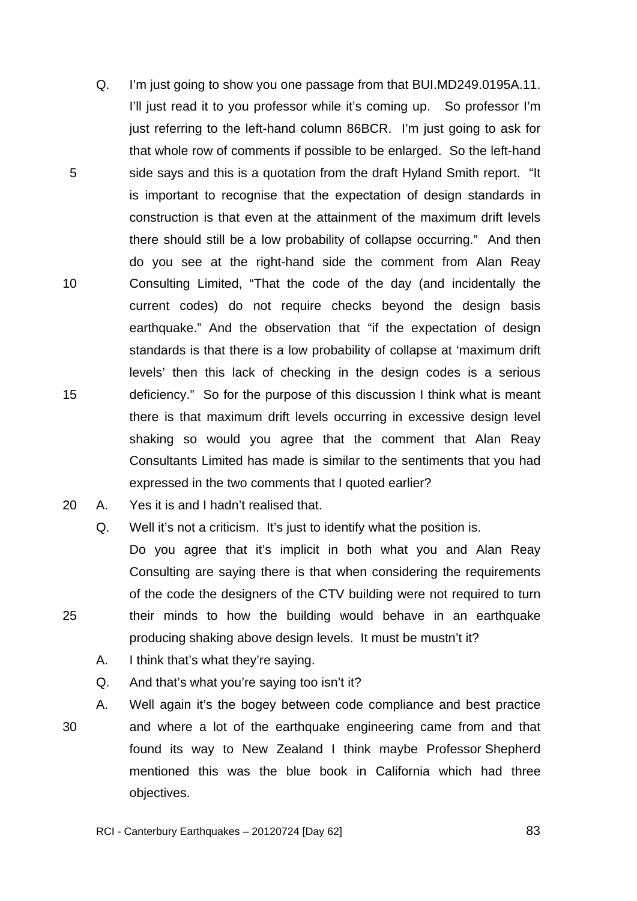Q. I'm just going to show you one passage from that BUI.MD249.0195A.11. I'll just read it to you professor while it's coming up. So professor I'm just referring to the left-hand column 86BCR. I'm just going to ask for that whole row of comments if possible to be enlarged. So the left-hand side says and this is a quotation from the draft Hyland Smith report. "It is important to recognise that the expectation of design standards in construction is that even at the attainment of the maximum drift levels there should still be a low probability of collapse occurring." And then do you see at the right-hand side the comment from Alan Reay Consulting Limited, "That the code of the day (and incidentally the current codes) do not require checks beyond the design basis earthquake." And the observation that "if the expectation of design standards is that there is a low probability of collapse at 'maximum drift levels' then this lack of checking in the design codes is a serious deficiency." So for the purpose of this discussion I think what is meant there is that maximum drift levels occurring in excessive design level shaking so would you agree that the comment that Alan Reay Consultants Limited has made is similar to the sentiments that you had expressed in the two comments that I quoted earlier?

A. Yes it is and I hadn't realised that.

Q. Well it's not a criticism. It's just to identify what the position is. Do you agree that it's implicit in both what you and Alan Reay Consulting are saying there is that when considering the requirements of the code the designers of the CTV building were not required to turn their minds to how the building would behave in an earthquake producing shaking above design levels. It must be mustn't it?

A. I think that's what they're saying.

Q. And that's what you're saying too isn't it?

A. Well again it's the bogey between code compliance and best practice and where a lot of the earthquake engineering came from and that found its way to New Zealand I think maybe Professor Shepherd mentioned this was the blue book in California which had three objectives.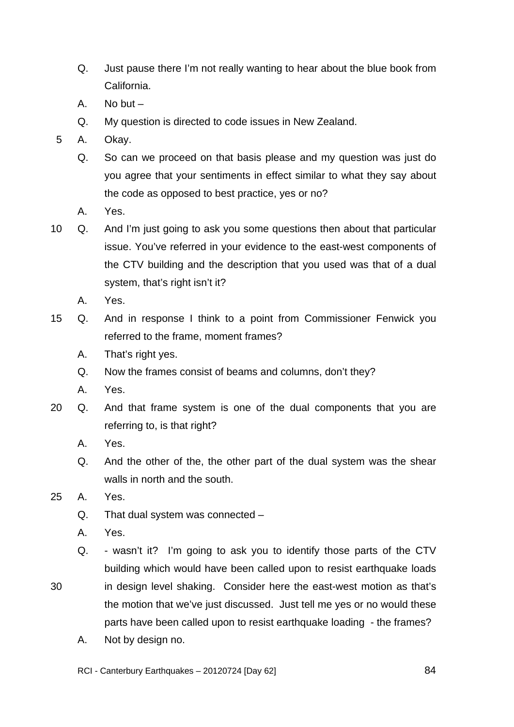Q. Just pause there I'm not really wanting to hear about the blue book from California.

A. No but –

Q. My question is directed to code issues in New Zealand.

A. Okay.

Q. So can we proceed on that basis please and my question was just do you agree that your sentiments in effect similar to what they say about the code as opposed to best practice, yes or no?

A. Yes.

Q. And I'm just going to ask you some questions then about that particular issue. You've referred in your evidence to the east-west components of the CTV building and the description that you used was that of a dual system, that's right isn't it?

A. Yes.

Q. And in response I think to a point from Commissioner Fenwick you referred to the frame, moment frames?

A. That's right yes.

Q. Now the frames consist of beams and columns, don't they?

A. Yes.

Q. And that frame system is one of the dual components that you are referring to, is that right?

A. Yes.

Q. And the other of the, the other part of the dual system was the shear walls in north and the south.

A. Yes.

Q. That dual system was connected –

A. Yes.

Q. - wasn't it? I'm going to ask you to identify those parts of the CTV building which would have been called upon to resist earthquake loads in design level shaking. Consider here the east-west motion as that's the motion that we've just discussed. Just tell me yes or no would these parts have been called upon to resist earthquake loading - the frames?

A. Not by design no.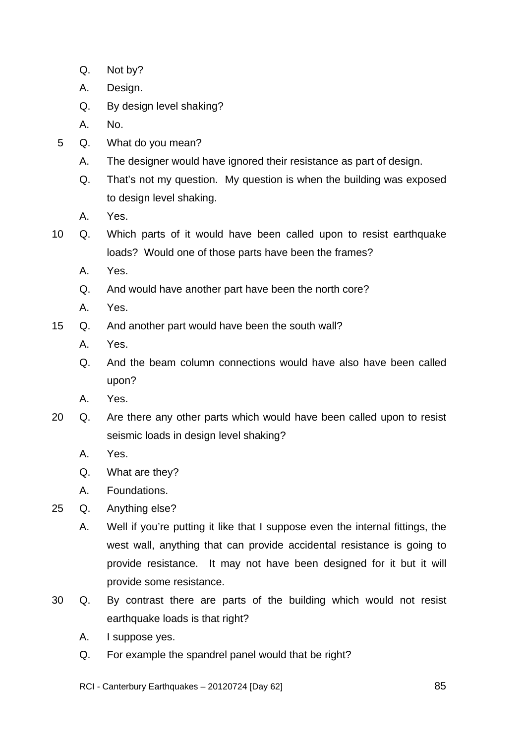Q. Not by?

A. Design.

Q. By design level shaking?

A. No.

Q. What do you mean?

A. The designer would have ignored their resistance as part of design.

Q. That's not my question. My question is when the building was exposed to design level shaking.

A. Yes.

Q. Which parts of it would have been called upon to resist earthquake loads? Would one of those parts have been the frames?

A. Yes.

Q. And would have another part have been the north core?

A. Yes.

Q. And another part would have been the south wall?

A. Yes.

Q. And the beam column connections would have also have been called upon?

A. Yes.

Q. Are there any other parts which would have been called upon to resist seismic loads in design level shaking?

A. Yes.

Q. What are they?

A. Foundations.

Q. Anything else?

A. Well if you're putting it like that I suppose even the internal fittings, the west wall, anything that can provide accidental resistance is going to provide resistance. It may not have been designed for it but it will provide some resistance.

Q. By contrast there are parts of the building which would not resist earthquake loads is that right?

A. I suppose yes.

Q. For example the spandrel panel would that be right?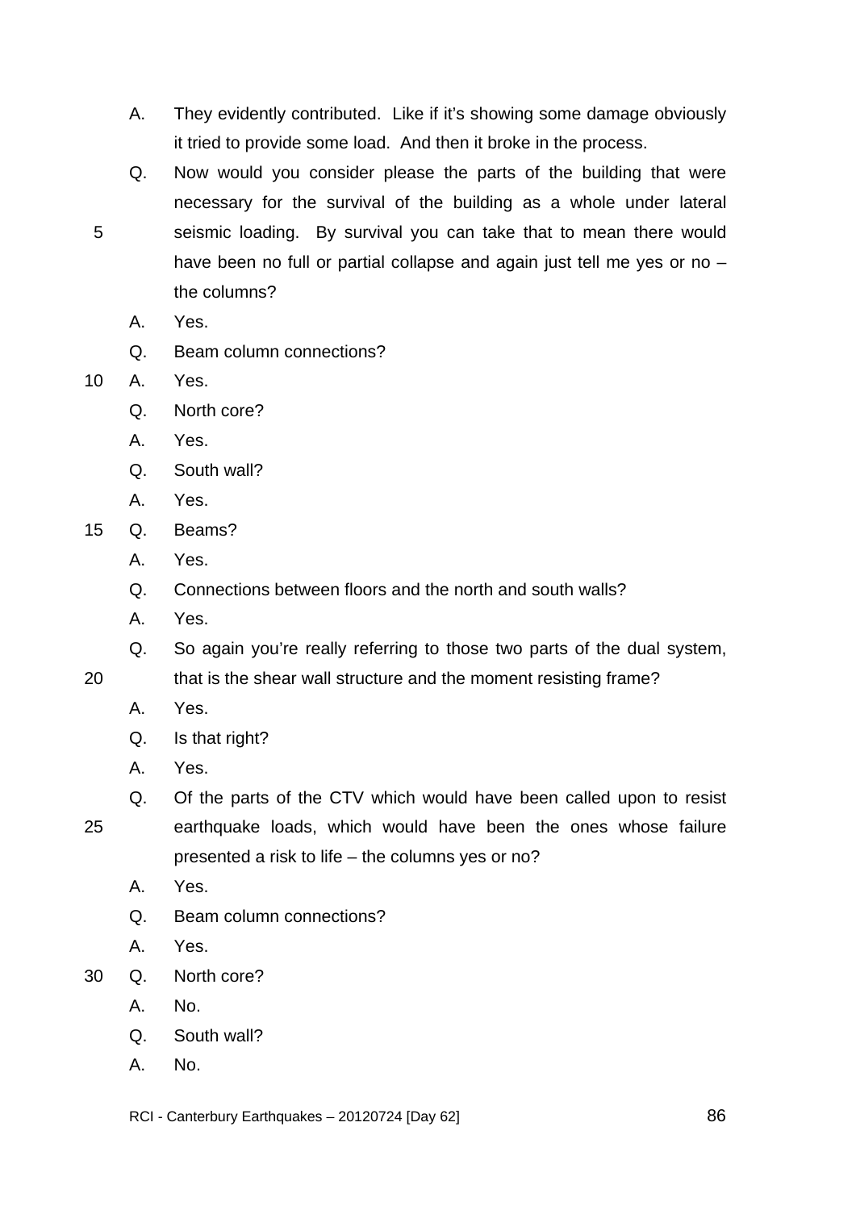A. They evidently contributed. Like if it's showing some damage obviously it tried to provide some load. And then it broke in the process.

Q. Now would you consider please the parts of the building that were necessary for the survival of the building as a whole under lateral seismic loading. By survival you can take that to mean there would have been no full or partial collapse and again just tell me yes or no – the columns?

A. Yes.

Q. Beam column connections?

A. Yes.

Q. North core?

A. Yes.

Q. South wall?

A. Yes.

Q. Beams?

A. Yes.

Q. Connections between floors and the north and south walls?

A. Yes.

Q. So again you're really referring to those two parts of the dual system, that is the shear wall structure and the moment resisting frame?

A. Yes.

Q. Is that right?

A. Yes.

Q. Of the parts of the CTV which would have been called upon to resist earthquake loads, which would have been the ones whose failure presented a risk to life – the columns yes or no?

A. Yes.

Q. Beam column connections?

A. Yes.

Q. North core?

A. No.

Q. South wall?

A. No.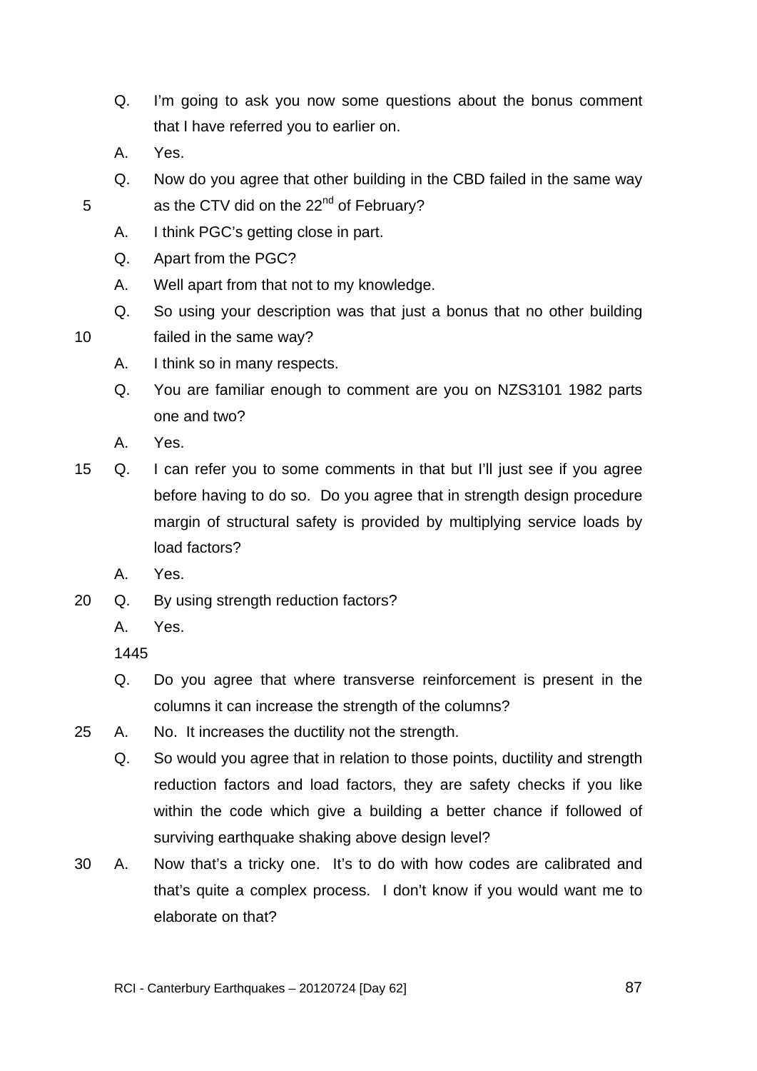Q. I'm going to ask you now some questions about the bonus comment that I have referred you to earlier on.

A. Yes.

Q. Now do you agree that other building in the CBD failed in the same way as the CTV did on the 22nd of February?

A. I think PGC's getting close in part.

Q. Apart from the PGC?

A. Well apart from that not to my knowledge.

Q. So using your description was that just a bonus that no other building failed in the same way?

A. I think so in many respects.

Q. You are familiar enough to comment are you on NZS3101 1982 parts one and two?

A. Yes.

Q. I can refer you to some comments in that but I'll just see if you agree before having to do so. Do you agree that in strength design procedure margin of structural safety is provided by multiplying service loads by load factors?

A. Yes.

Q. By using strength reduction factors?

A. Yes.

1445

Q. Do you agree that where transverse reinforcement is present in the columns it can increase the strength of the columns?

A. No. It increases the ductility not the strength.

Q. So would you agree that in relation to those points, ductility and strength reduction factors and load factors, they are safety checks if you like within the code which give a building a better chance if followed of surviving earthquake shaking above design level?

A. Now that's a tricky one. It's to do with how codes are calibrated and that's quite a complex process. I don't know if you would want me to elaborate on that?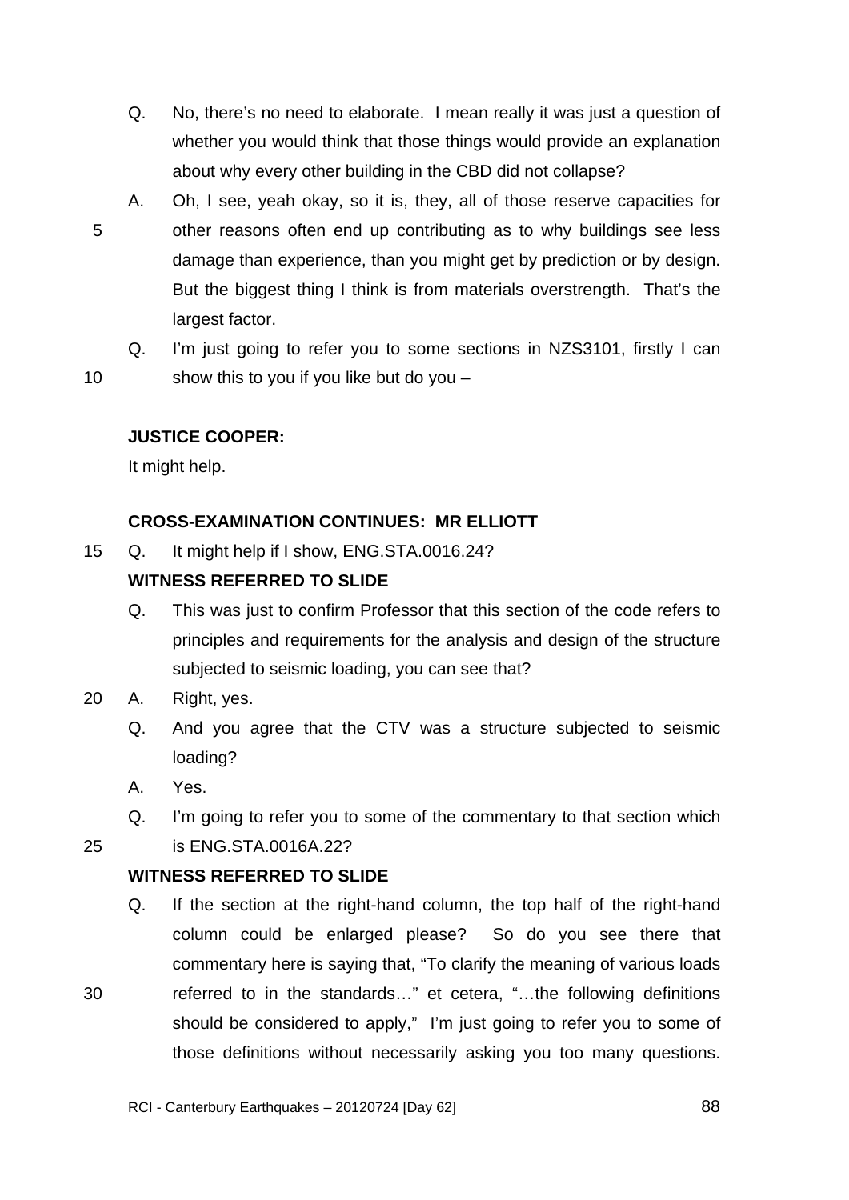Q. No, there's no need to elaborate. I mean really it was just a question of whether you would think that those things would provide an explanation about why every other building in the CBD did not collapse?

A. Oh, I see, yeah okay, so it is, they, all of those reserve capacities for other reasons often end up contributing as to why buildings see less damage than experience, than you might get by prediction or by design. But the biggest thing I think is from materials overstrength. That's the largest factor.

Q. I'm just going to refer you to some sections in NZS3101, firstly I can show this to you if you like but do you –

**JUSTICE COOPER:**

It might help.

**CROSS-EXAMINATION CONTINUES: MR ELLIOTT**

Q. It might help if I show, ENG.STA.0016.24?

**WITNESS REFERRED TO SLIDE**

Q. This was just to confirm Professor that this section of the code refers to principles and requirements for the analysis and design of the structure subjected to seismic loading, you can see that?

A. Right, yes.

Q. And you agree that the CTV was a structure subjected to seismic loading?

A. Yes.

Q. I'm going to refer you to some of the commentary to that section which is ENG.STA.0016A.22?

**WITNESS REFERRED TO SLIDE**

Q. If the section at the right-hand column, the top half of the right-hand column could be enlarged please? So do you see there that commentary here is saying that, "To clarify the meaning of various loads referred to in the standards…" et cetera, "…the following definitions should be considered to apply," I'm just going to refer you to some of those definitions without necessarily asking you too many questions.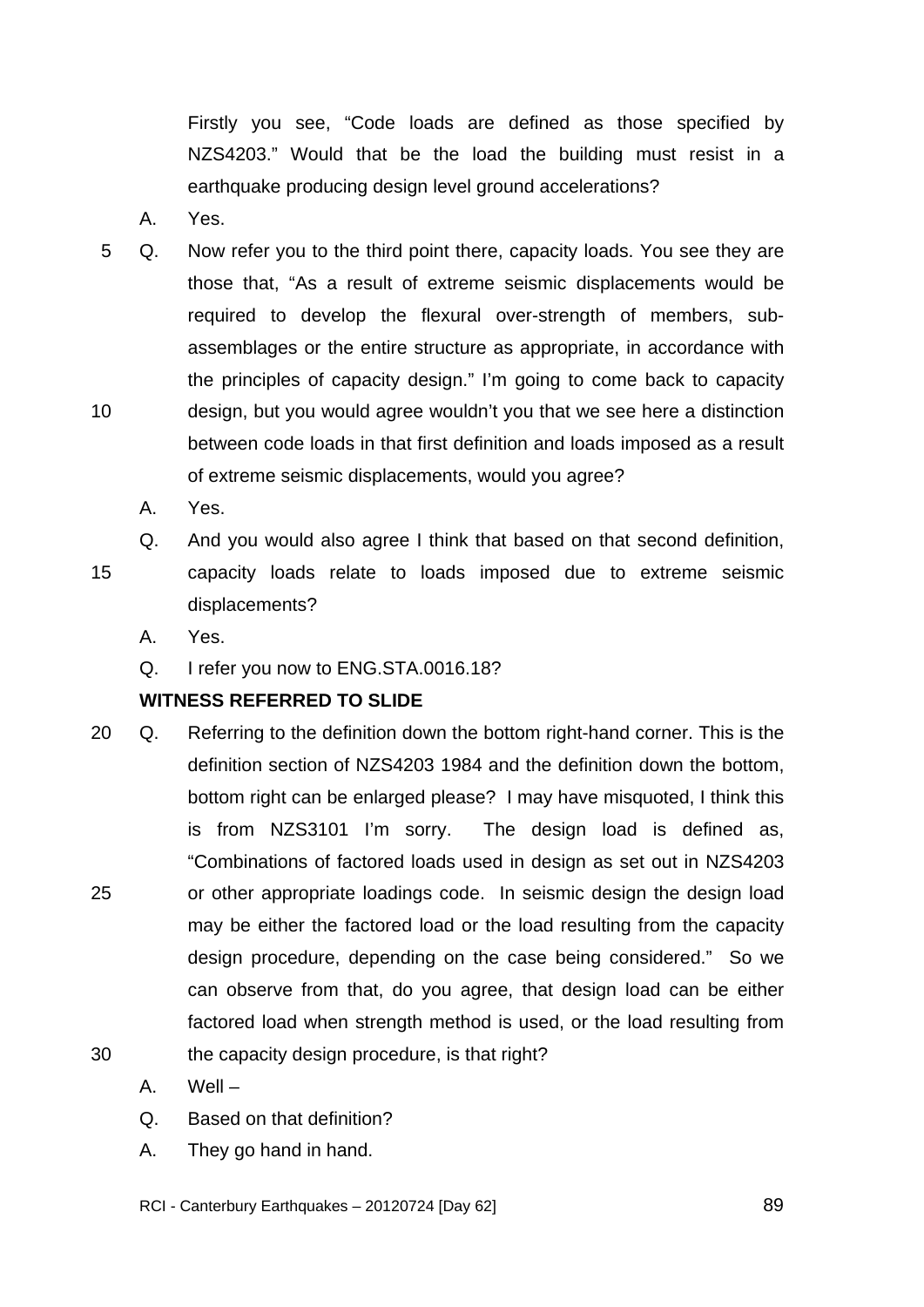Firstly you see, "Code loads are defined as those specified by NZS4203." Would that be the load the building must resist in a earthquake producing design level ground accelerations?

A. Yes.

Q. Now refer you to the third point there, capacity loads. You see they are those that, "As a result of extreme seismic displacements would be required to develop the flexural over-strength of members, sub-assemblages or the entire structure as appropriate, in accordance with the principles of capacity design." I'm going to come back to capacity design, but you would agree wouldn't you that we see here a distinction between code loads in that first definition and loads imposed as a result of extreme seismic displacements, would you agree?

A. Yes.

Q. And you would also agree I think that based on that second definition, capacity loads relate to loads imposed due to extreme seismic displacements?

A. Yes.

Q. I refer you now to ENG.STA.0016.18?

**WITNESS REFERRED TO SLIDE**

Q. Referring to the definition down the bottom right-hand corner. This is the definition section of NZS4203 1984 and the definition down the bottom, bottom right can be enlarged please? I may have misquoted, I think this is from NZS3101 I'm sorry. The design load is defined as, "Combinations of factored loads used in design as set out in NZS4203 or other appropriate loadings code. In seismic design the design load may be either the factored load or the load resulting from the capacity design procedure, depending on the case being considered." So we can observe from that, do you agree, that design load can be either factored load when strength method is used, or the load resulting from the capacity design procedure, is that right?

A. Well –

Q. Based on that definition?

A. They go hand in hand.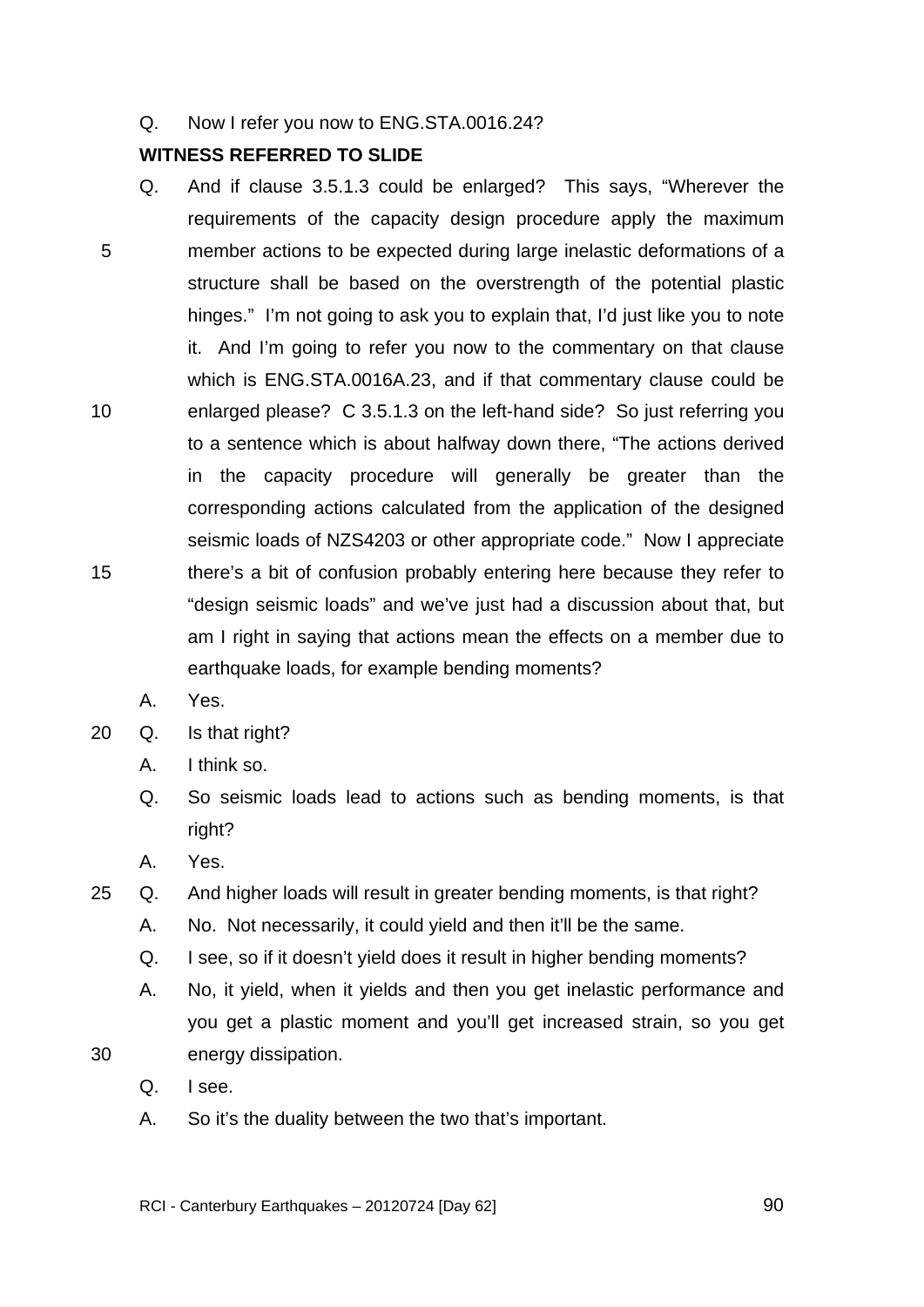Q. Now I refer you now to ENG.STA.0016.24?

**WITNESS REFERRED TO SLIDE**

Q. And if clause 3.5.1.3 could be enlarged? This says, "Wherever the requirements of the capacity design procedure apply the maximum member actions to be expected during large inelastic deformations of a structure shall be based on the overstrength of the potential plastic hinges." I'm not going to ask you to explain that, I'd just like you to note it. And I'm going to refer you now to the commentary on that clause which is ENG.STA.0016A.23, and if that commentary clause could be enlarged please? C 3.5.1.3 on the left-hand side? So just referring you to a sentence which is about halfway down there, "The actions derived in the capacity procedure will generally be greater than the corresponding actions calculated from the application of the designed seismic loads of NZS4203 or other appropriate code." Now I appreciate there's a bit of confusion probably entering here because they refer to "design seismic loads" and we've just had a discussion about that, but am I right in saying that actions mean the effects on a member due to earthquake loads, for example bending moments?

A. Yes.

Q. Is that right?

A. I think so.

Q. So seismic loads lead to actions such as bending moments, is that right?

A. Yes.

Q. And higher loads will result in greater bending moments, is that right?

A. No. Not necessarily, it could yield and then it'll be the same.

Q. I see, so if it doesn't yield does it result in higher bending moments?

A. No, it yield, when it yields and then you get inelastic performance and you get a plastic moment and you'll get increased strain, so you get energy dissipation.

Q. I see.

A. So it's the duality between the two that's important.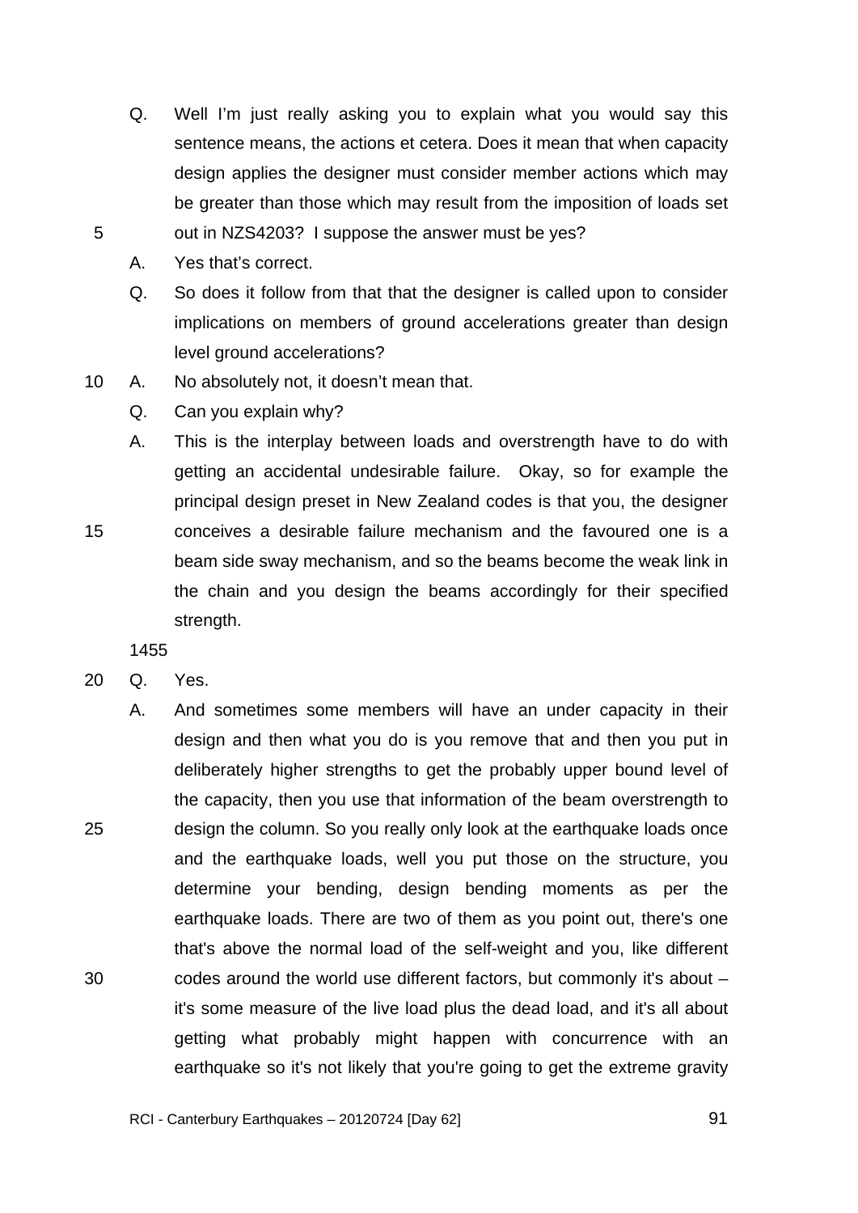Q. Well I'm just really asking you to explain what you would say this sentence means, the actions et cetera. Does it mean that when capacity design applies the designer must consider member actions which may be greater than those which may result from the imposition of loads set out in NZS4203? I suppose the answer must be yes?

A. Yes that's correct.

Q. So does it follow from that that the designer is called upon to consider implications on members of ground accelerations greater than design level ground accelerations?

A. No absolutely not, it doesn't mean that.

Q. Can you explain why?

A. This is the interplay between loads and overstrength have to do with getting an accidental undesirable failure. Okay, so for example the principal design preset in New Zealand codes is that you, the designer conceives a desirable failure mechanism and the favoured one is a beam side sway mechanism, and so the beams become the weak link in the chain and you design the beams accordingly for their specified strength.

1455

Q. Yes.

A. And sometimes some members will have an under capacity in their design and then what you do is you remove that and then you put in deliberately higher strengths to get the probably upper bound level of the capacity, then you use that information of the beam overstrength to design the column. So you really only look at the earthquake loads once and the earthquake loads, well you put those on the structure, you determine your bending, design bending moments as per the earthquake loads. There are two of them as you point out, there's one that's above the normal load of the self-weight and you, like different codes around the world use different factors, but commonly it's about – it's some measure of the live load plus the dead load, and it's all about getting what probably might happen with concurrence with an earthquake so it's not likely that you're going to get the extreme gravity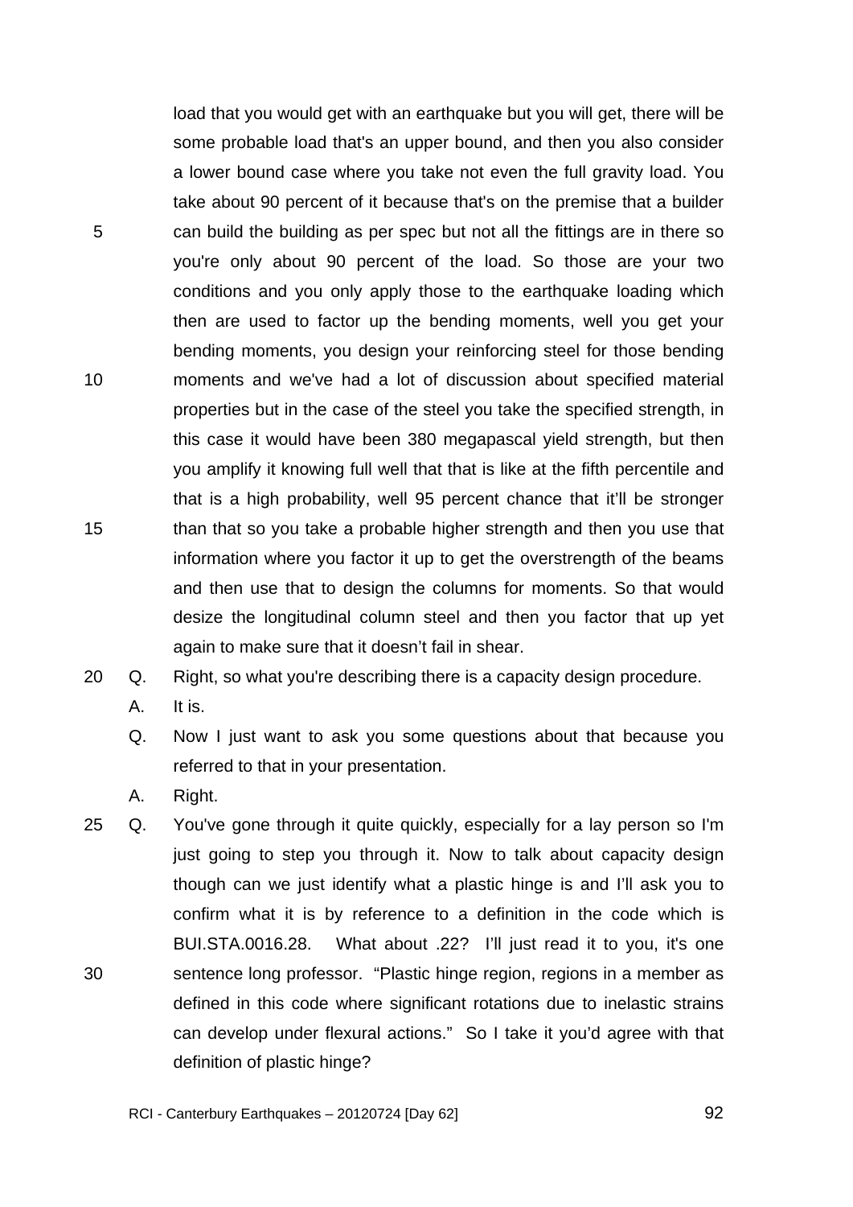load that you would get with an earthquake but you will get, there will be some probable load that's an upper bound, and then you also consider a lower bound case where you take not even the full gravity load. You take about 90 percent of it because that's on the premise that a builder can build the building as per spec but not all the fittings are in there so you're only about 90 percent of the load. So those are your two conditions and you only apply those to the earthquake loading which then are used to factor up the bending moments, well you get your bending moments, you design your reinforcing steel for those bending moments and we've had a lot of discussion about specified material properties but in the case of the steel you take the specified strength, in this case it would have been 380 megapascal yield strength, but then you amplify it knowing full well that that is like at the fifth percentile and that is a high probability, well 95 percent chance that it'll be stronger than that so you take a probable higher strength and then you use that information where you factor it up to get the overstrength of the beams and then use that to design the columns for moments. So that would desize the longitudinal column steel and then you factor that up yet again to make sure that it doesn't fail in shear.

Q. Right, so what you're describing there is a capacity design procedure.

A. It is.

Q. Now I just want to ask you some questions about that because you referred to that in your presentation.

A. Right.

Q. You've gone through it quite quickly, especially for a lay person so I'm just going to step you through it. Now to talk about capacity design though can we just identify what a plastic hinge is and I'll ask you to confirm what it is by reference to a definition in the code which is BUI.STA.0016.28. What about .22? I'll just read it to you, it's one sentence long professor. "Plastic hinge region, regions in a member as defined in this code where significant rotations due to inelastic strains can develop under flexural actions." So I take it you'd agree with that definition of plastic hinge?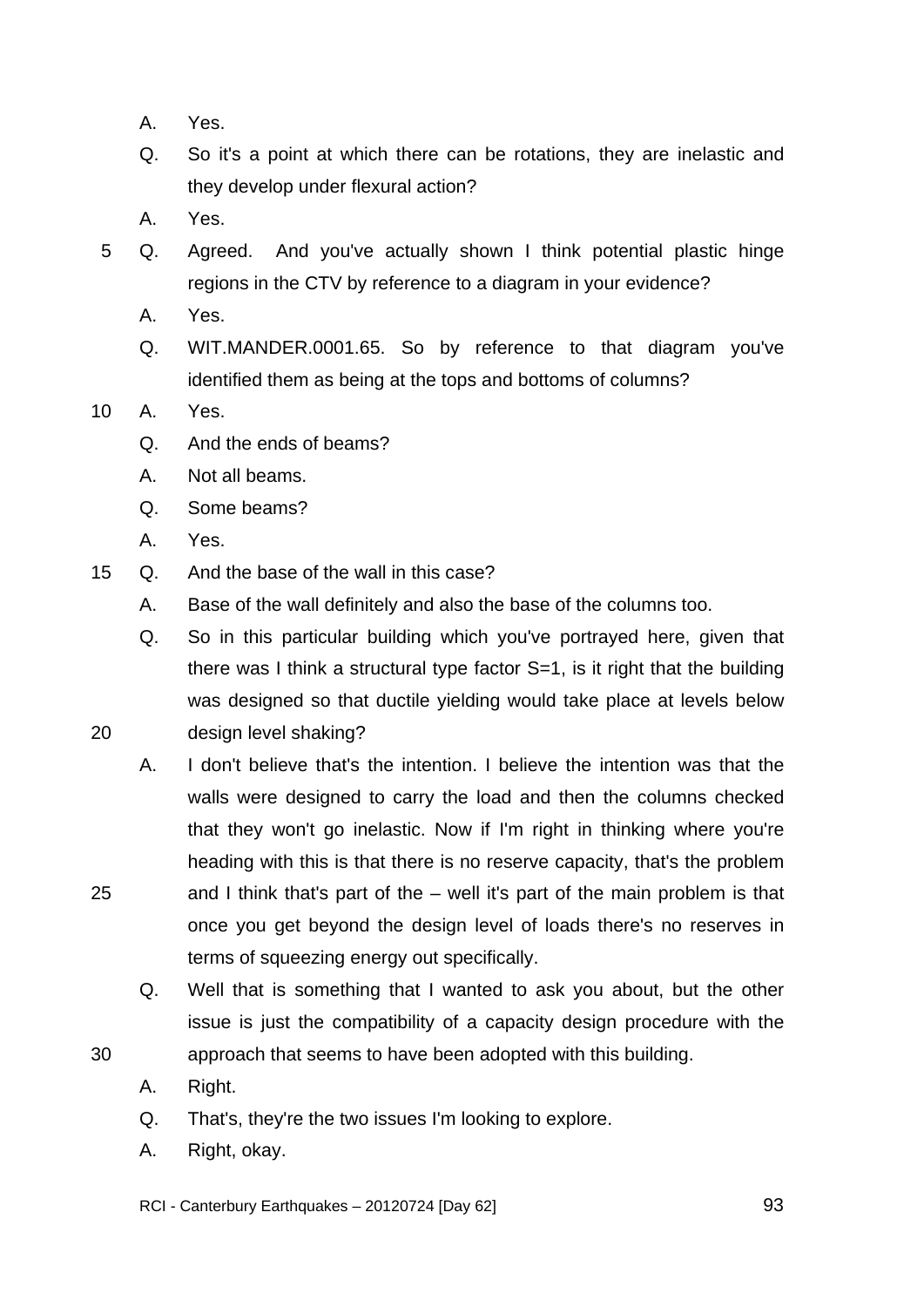A. Yes.

Q. So it's a point at which there can be rotations, they are inelastic and they develop under flexural action?

A. Yes.

Q. Agreed. And you've actually shown I think potential plastic hinge regions in the CTV by reference to a diagram in your evidence?

A. Yes.

Q. WIT.MANDER.0001.65. So by reference to that diagram you've identified them as being at the tops and bottoms of columns?

A. Yes.

Q. And the ends of beams?

A. Not all beams.

Q. Some beams?

A. Yes.

Q. And the base of the wall in this case?

A. Base of the wall definitely and also the base of the columns too.

Q. So in this particular building which you've portrayed here, given that there was I think a structural type factor S=1, is it right that the building was designed so that ductile yielding would take place at levels below design level shaking?

A. I don't believe that's the intention. I believe the intention was that the walls were designed to carry the load and then the columns checked that they won't go inelastic. Now if I'm right in thinking where you're heading with this is that there is no reserve capacity, that's the problem and I think that's part of the – well it's part of the main problem is that once you get beyond the design level of loads there's no reserves in terms of squeezing energy out specifically.

Q. Well that is something that I wanted to ask you about, but the other issue is just the compatibility of a capacity design procedure with the approach that seems to have been adopted with this building.

A. Right.

Q. That's, they're the two issues I'm looking to explore.

A. Right, okay.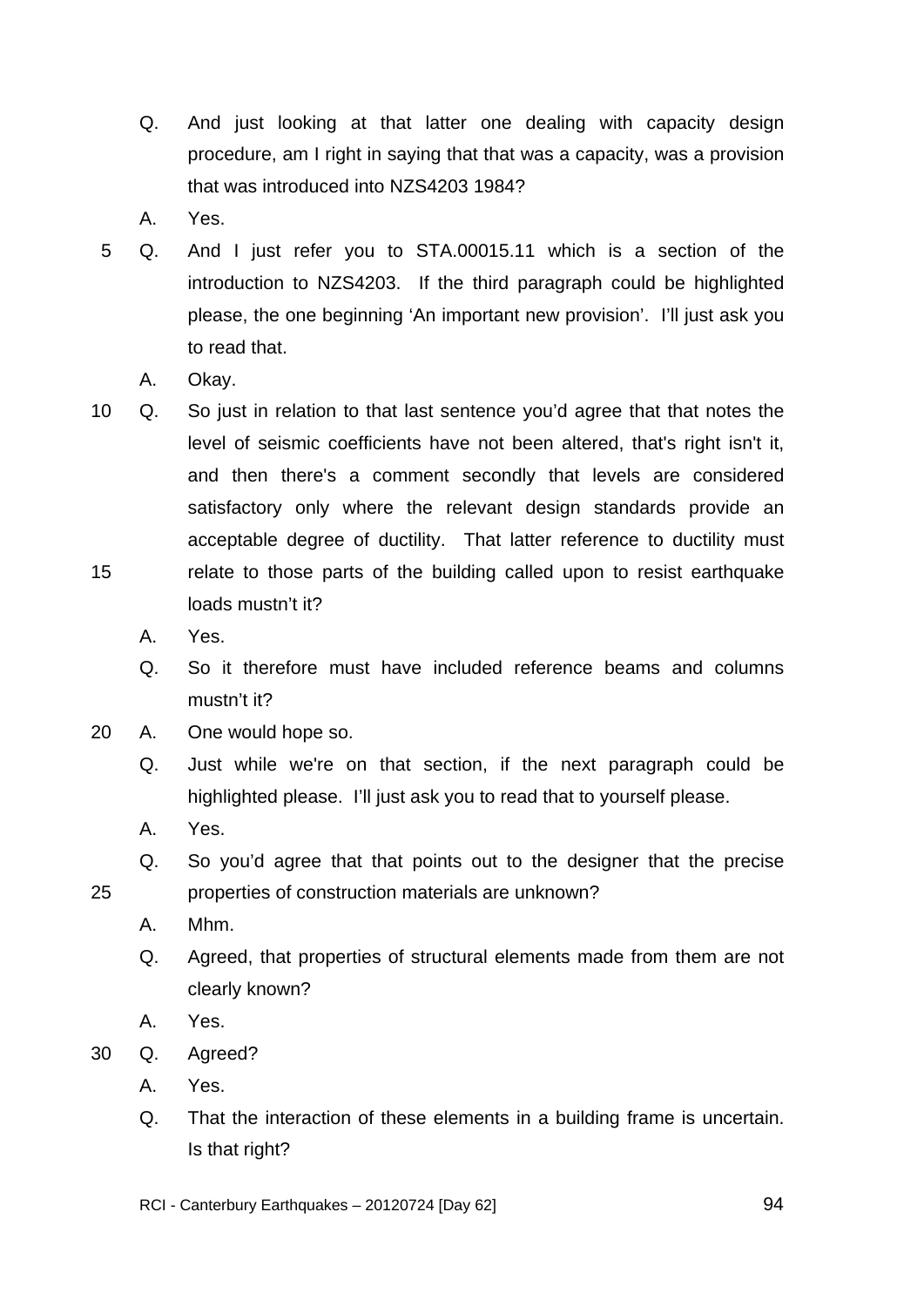Q. And just looking at that latter one dealing with capacity design procedure, am I right in saying that that was a capacity, was a provision that was introduced into NZS4203 1984?

A. Yes.

Q. And I just refer you to STA.00015.11 which is a section of the introduction to NZS4203. If the third paragraph could be highlighted please, the one beginning 'An important new provision'. I'll just ask you to read that.

A. Okay.

Q. So just in relation to that last sentence you'd agree that that notes the level of seismic coefficients have not been altered, that's right isn't it, and then there's a comment secondly that levels are considered satisfactory only where the relevant design standards provide an acceptable degree of ductility. That latter reference to ductility must relate to those parts of the building called upon to resist earthquake loads mustn't it?

A. Yes.

Q. So it therefore must have included reference beams and columns mustn't it?

A. One would hope so.

Q. Just while we're on that section, if the next paragraph could be highlighted please. I'll just ask you to read that to yourself please.

A. Yes.

Q. So you'd agree that that points out to the designer that the precise properties of construction materials are unknown?

A. Mhm.

Q. Agreed, that properties of structural elements made from them are not clearly known?

A. Yes.

Q. Agreed?

A. Yes.

Q. That the interaction of these elements in a building frame is uncertain. Is that right?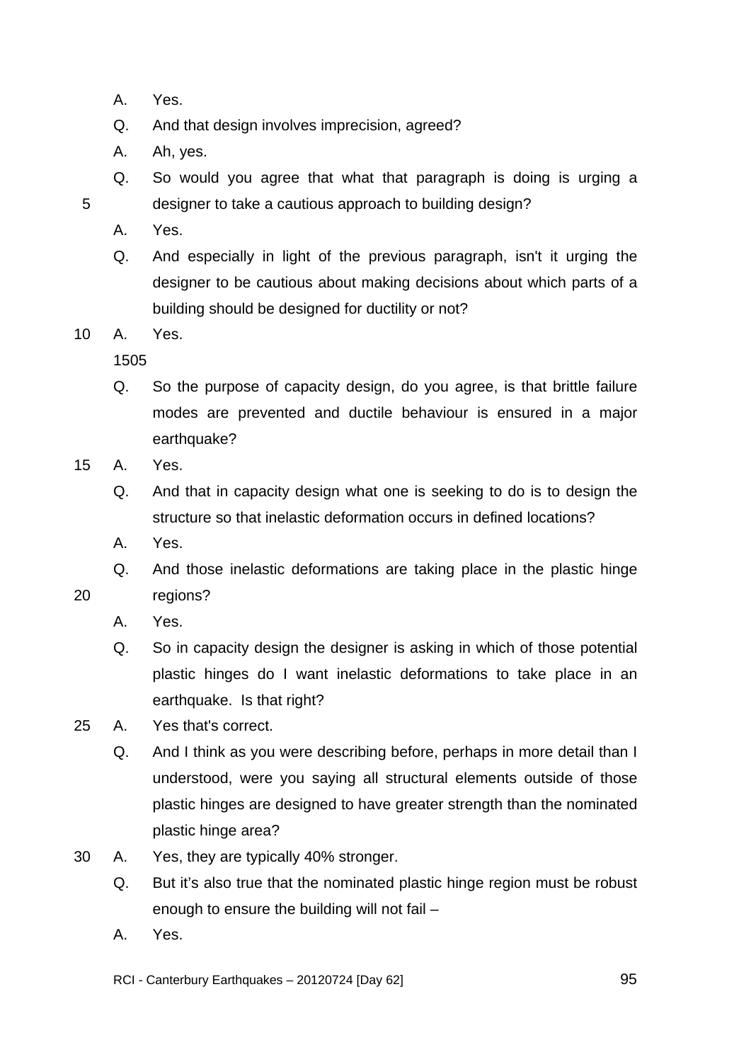A. Yes.

Q. And that design involves imprecision, agreed?

A. Ah, yes.

Q. So would you agree that what that paragraph is doing is urging a designer to take a cautious approach to building design?

A. Yes.

Q. And especially in light of the previous paragraph, isn't it urging the designer to be cautious about making decisions about which parts of a building should be designed for ductility or not?

A. Yes.

1505

Q. So the purpose of capacity design, do you agree, is that brittle failure modes are prevented and ductile behaviour is ensured in a major earthquake?

A. Yes.

Q. And that in capacity design what one is seeking to do is to design the structure so that inelastic deformation occurs in defined locations?

A. Yes.

Q. And those inelastic deformations are taking place in the plastic hinge regions?

A. Yes.

Q. So in capacity design the designer is asking in which of those potential plastic hinges do I want inelastic deformations to take place in an earthquake. Is that right?

A. Yes that's correct.

Q. And I think as you were describing before, perhaps in more detail than I understood, were you saying all structural elements outside of those plastic hinges are designed to have greater strength than the nominated plastic hinge area?

A. Yes, they are typically 40% stronger.

Q. But it’s also true that the nominated plastic hinge region must be robust enough to ensure the building will not fail –

A. Yes.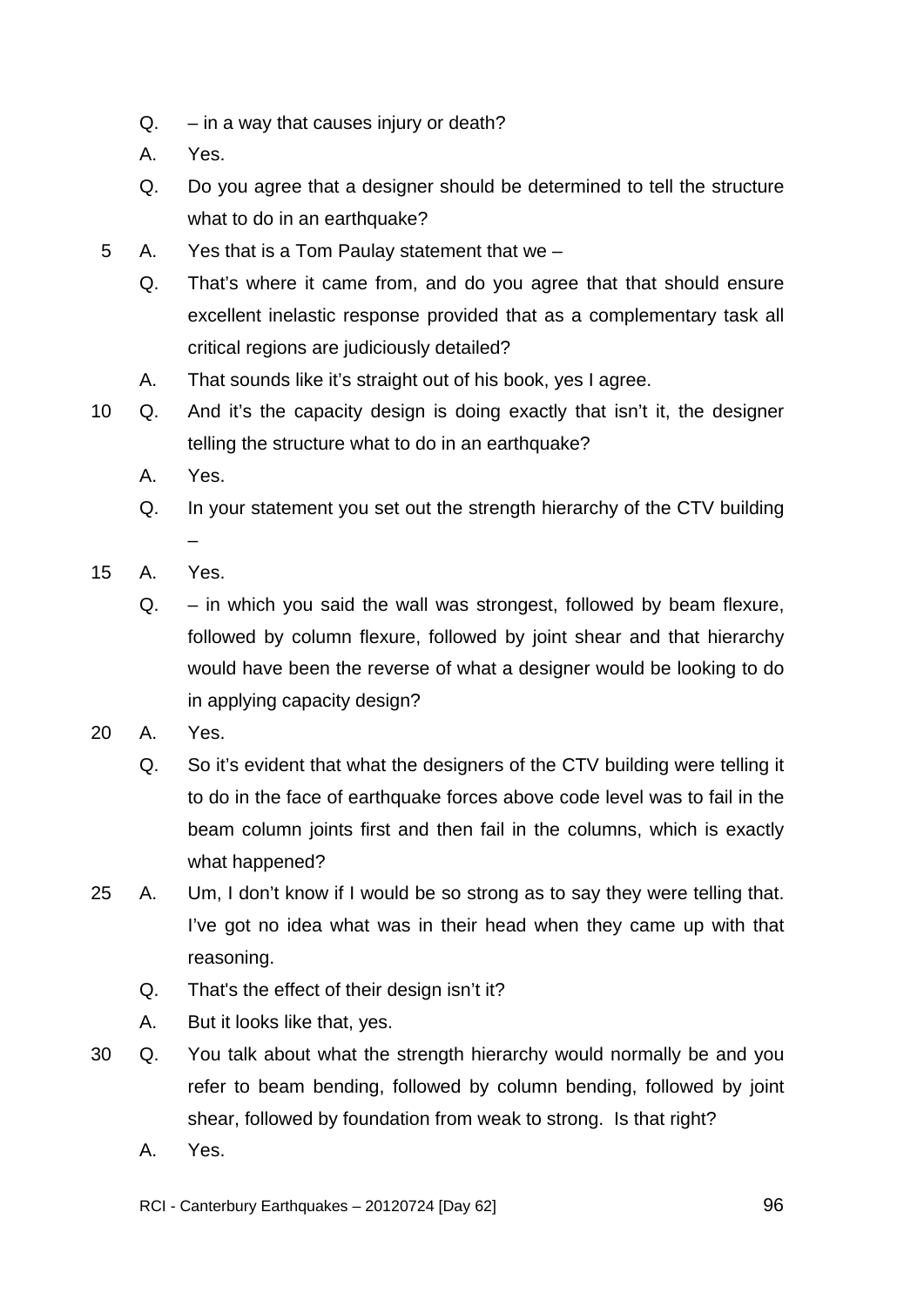Q. – in a way that causes injury or death?

A. Yes.

Q. Do you agree that a designer should be determined to tell the structure what to do in an earthquake?

A. Yes that is a Tom Paulay statement that we –

Q. That's where it came from, and do you agree that that should ensure excellent inelastic response provided that as a complementary task all critical regions are judiciously detailed?

A. That sounds like it's straight out of his book, yes I agree.

Q. And it's the capacity design is doing exactly that isn't it, the designer telling the structure what to do in an earthquake?

A. Yes.

Q. In your statement you set out the strength hierarchy of the CTV building –

A. Yes.

Q. – in which you said the wall was strongest, followed by beam flexure, followed by column flexure, followed by joint shear and that hierarchy would have been the reverse of what a designer would be looking to do in applying capacity design?

A. Yes.

Q. So it's evident that what the designers of the CTV building were telling it to do in the face of earthquake forces above code level was to fail in the beam column joints first and then fail in the columns, which is exactly what happened?

A. Um, I don't know if I would be so strong as to say they were telling that. I've got no idea what was in their head when they came up with that reasoning.

Q. That's the effect of their design isn't it?

A. But it looks like that, yes.

Q. You talk about what the strength hierarchy would normally be and you refer to beam bending, followed by column bending, followed by joint shear, followed by foundation from weak to strong. Is that right?

A. Yes.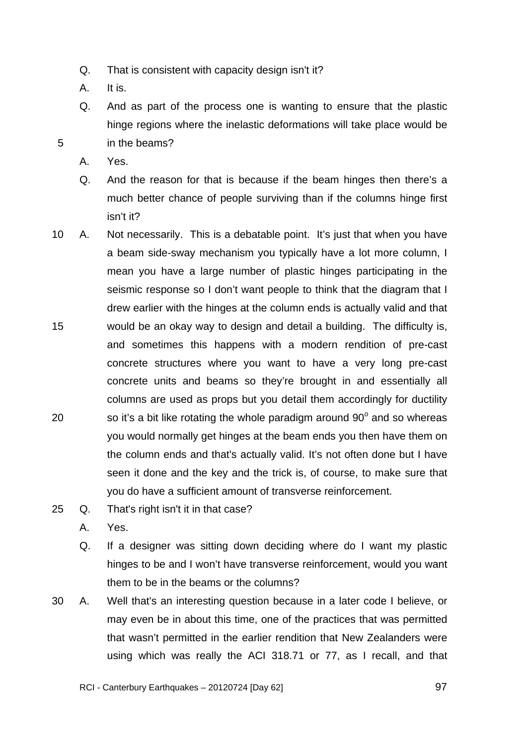Q. That is consistent with capacity design isn't it?

A. It is.

Q. And as part of the process one is wanting to ensure that the plastic hinge regions where the inelastic deformations will take place would be in the beams?

A. Yes.

Q. And the reason for that is because if the beam hinges then there's a much better chance of people surviving than if the columns hinge first isn't it?

A. Not necessarily. This is a debatable point. It's just that when you have a beam side-sway mechanism you typically have a lot more column, I mean you have a large number of plastic hinges participating in the seismic response so I don't want people to think that the diagram that I drew earlier with the hinges at the column ends is actually valid and that would be an okay way to design and detail a building. The difficulty is, and sometimes this happens with a modern rendition of pre-cast concrete structures where you want to have a very long pre-cast concrete units and beams so they're brought in and essentially all columns are used as props but you detail them accordingly for ductility so it's a bit like rotating the whole paradigm around 90$^{o}$ and so whereas you would normally get hinges at the beam ends you then have them on the column ends and that's actually valid. It's not often done but I have seen it done and the key and the trick is, of course, to make sure that you do have a sufficient amount of transverse reinforcement.

Q. That's right isn't it in that case?

A. Yes.

Q. If a designer was sitting down deciding where do I want my plastic hinges to be and I won't have transverse reinforcement, would you want them to be in the beams or the columns?

A. Well that's an interesting question because in a later code I believe, or may even be in about this time, one of the practices that was permitted that wasn't permitted in the earlier rendition that New Zealanders were using which was really the ACI 318.71 or 77, as I recall, and that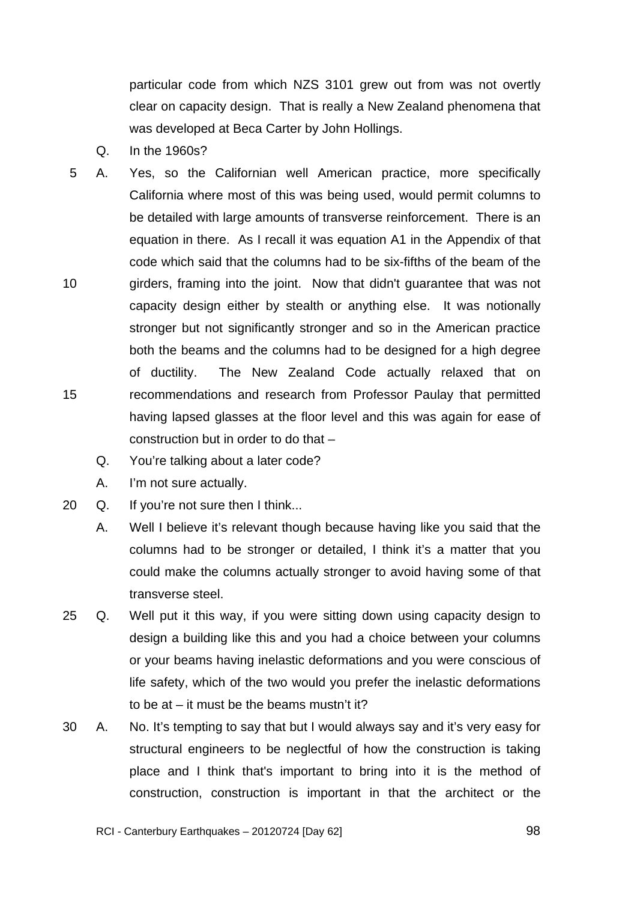particular code from which NZS 3101 grew out from was not overtly clear on capacity design. That is really a New Zealand phenomena that was developed at Beca Carter by John Hollings.

Q. In the 1960s?

A. Yes, so the Californian well American practice, more specifically California where most of this was being used, would permit columns to be detailed with large amounts of transverse reinforcement. There is an equation in there. As I recall it was equation A1 in the Appendix of that code which said that the columns had to be six-fifths of the beam of the girders, framing into the joint. Now that didn't guarantee that was not capacity design either by stealth or anything else. It was notionally stronger but not significantly stronger and so in the American practice both the beams and the columns had to be designed for a high degree of ductility. The New Zealand Code actually relaxed that on recommendations and research from Professor Paulay that permitted having lapsed glasses at the floor level and this was again for ease of construction but in order to do that –

Q. You're talking about a later code?

A. I'm not sure actually.

Q. If you're not sure then I think...

A. Well I believe it's relevant though because having like you said that the columns had to be stronger or detailed, I think it's a matter that you could make the columns actually stronger to avoid having some of that transverse steel.

Q. Well put it this way, if you were sitting down using capacity design to design a building like this and you had a choice between your columns or your beams having inelastic deformations and you were conscious of life safety, which of the two would you prefer the inelastic deformations to be at – it must be the beams mustn't it?

A. No. It's tempting to say that but I would always say and it's very easy for structural engineers to be neglectful of how the construction is taking place and I think that's important to bring into it is the method of construction, construction is important in that the architect or the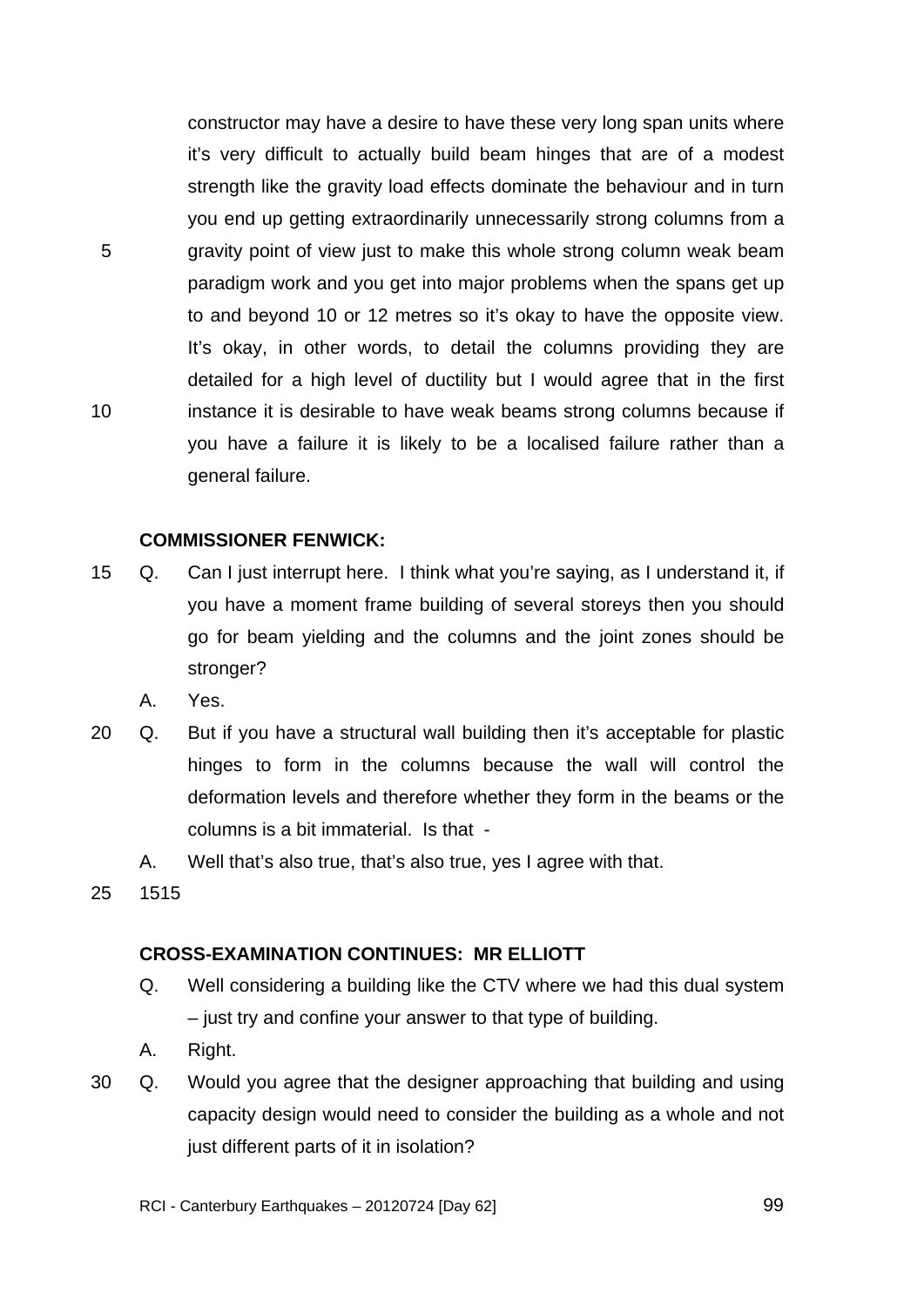constructor may have a desire to have these very long span units where it's very difficult to actually build beam hinges that are of a modest strength like the gravity load effects dominate the behaviour and in turn you end up getting extraordinarily unnecessarily strong columns from a gravity point of view just to make this whole strong column weak beam paradigm work and you get into major problems when the spans get up to and beyond 10 or 12 metres so it's okay to have the opposite view. It's okay, in other words, to detail the columns providing they are detailed for a high level of ductility but I would agree that in the first instance it is desirable to have weak beams strong columns because if you have a failure it is likely to be a localised failure rather than a general failure.

**COMMISSIONER FENWICK:**

Q. Can I just interrupt here. I think what you're saying, as I understand it, if you have a moment frame building of several storeys then you should go for beam yielding and the columns and the joint zones should be stronger?

A. Yes.

Q. But if you have a structural wall building then it's acceptable for plastic hinges to form in the columns because the wall will control the deformation levels and therefore whether they form in the beams or the columns is a bit immaterial. Is that -

A. Well that's also true, that's also true, yes I agree with that.

1515

**CROSS-EXAMINATION CONTINUES: MR ELLIOTT**

Q. Well considering a building like the CTV where we had this dual system – just try and confine your answer to that type of building.

A. Right.

Q. Would you agree that the designer approaching that building and using capacity design would need to consider the building as a whole and not just different parts of it in isolation?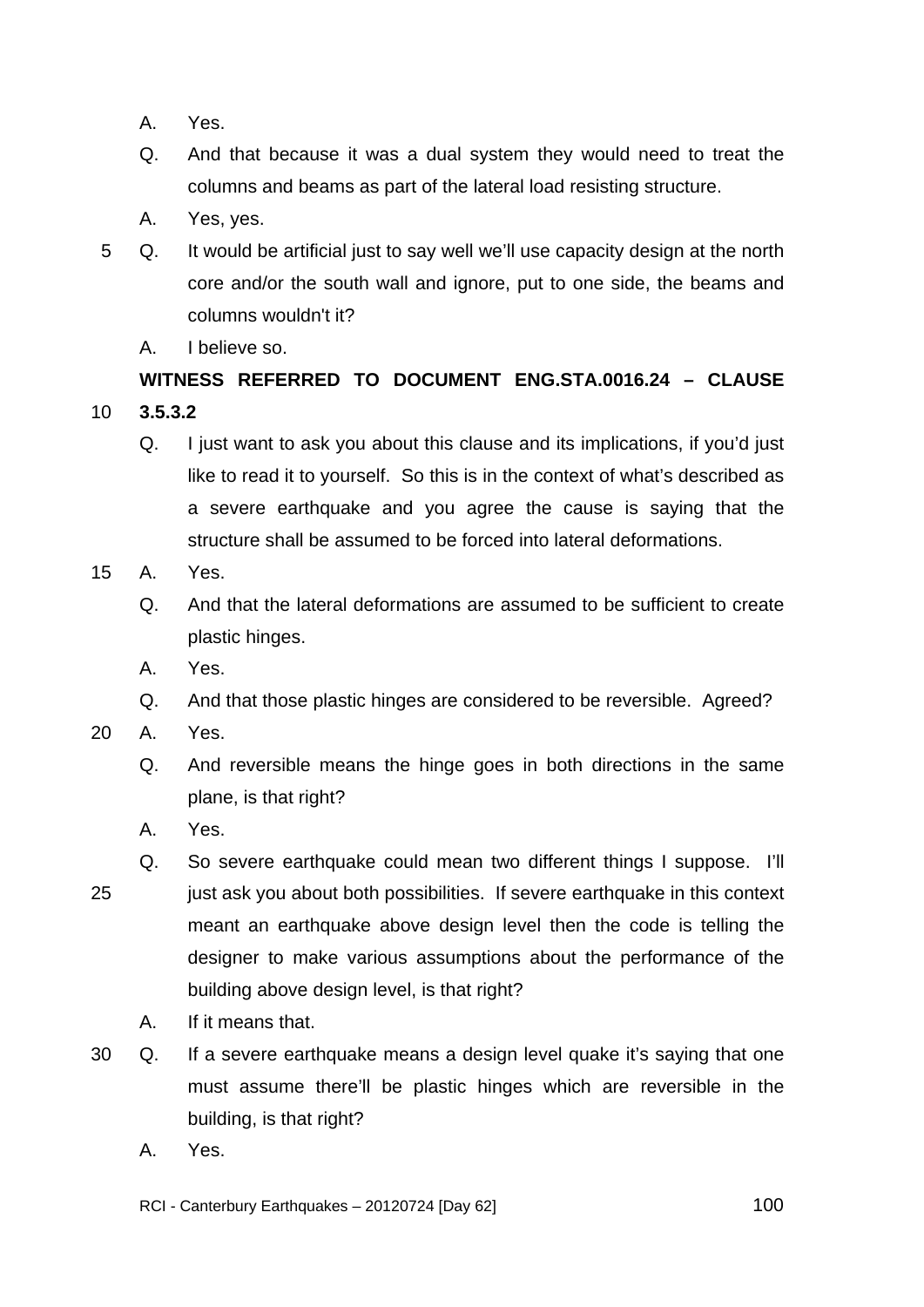A. Yes.

Q. And that because it was a dual system they would need to treat the columns and beams as part of the lateral load resisting structure.

A. Yes, yes.

Q. It would be artificial just to say well we'll use capacity design at the north core and/or the south wall and ignore, put to one side, the beams and columns wouldn't it?

A. I believe so.

**WITNESS REFERRED TO DOCUMENT ENG.STA.0016.24 – CLAUSE 3.5.3.2**

Q. I just want to ask you about this clause and its implications, if you'd just like to read it to yourself. So this is in the context of what's described as a severe earthquake and you agree the cause is saying that the structure shall be assumed to be forced into lateral deformations.

A. Yes.

Q. And that the lateral deformations are assumed to be sufficient to create plastic hinges.

A. Yes.

Q. And that those plastic hinges are considered to be reversible. Agreed?

A. Yes.

Q. And reversible means the hinge goes in both directions in the same plane, is that right?

A. Yes.

Q. So severe earthquake could mean two different things I suppose. I'll just ask you about both possibilities. If severe earthquake in this context meant an earthquake above design level then the code is telling the designer to make various assumptions about the performance of the building above design level, is that right?

A. If it means that.

Q. If a severe earthquake means a design level quake it's saying that one must assume there'll be plastic hinges which are reversible in the building, is that right?

A. Yes.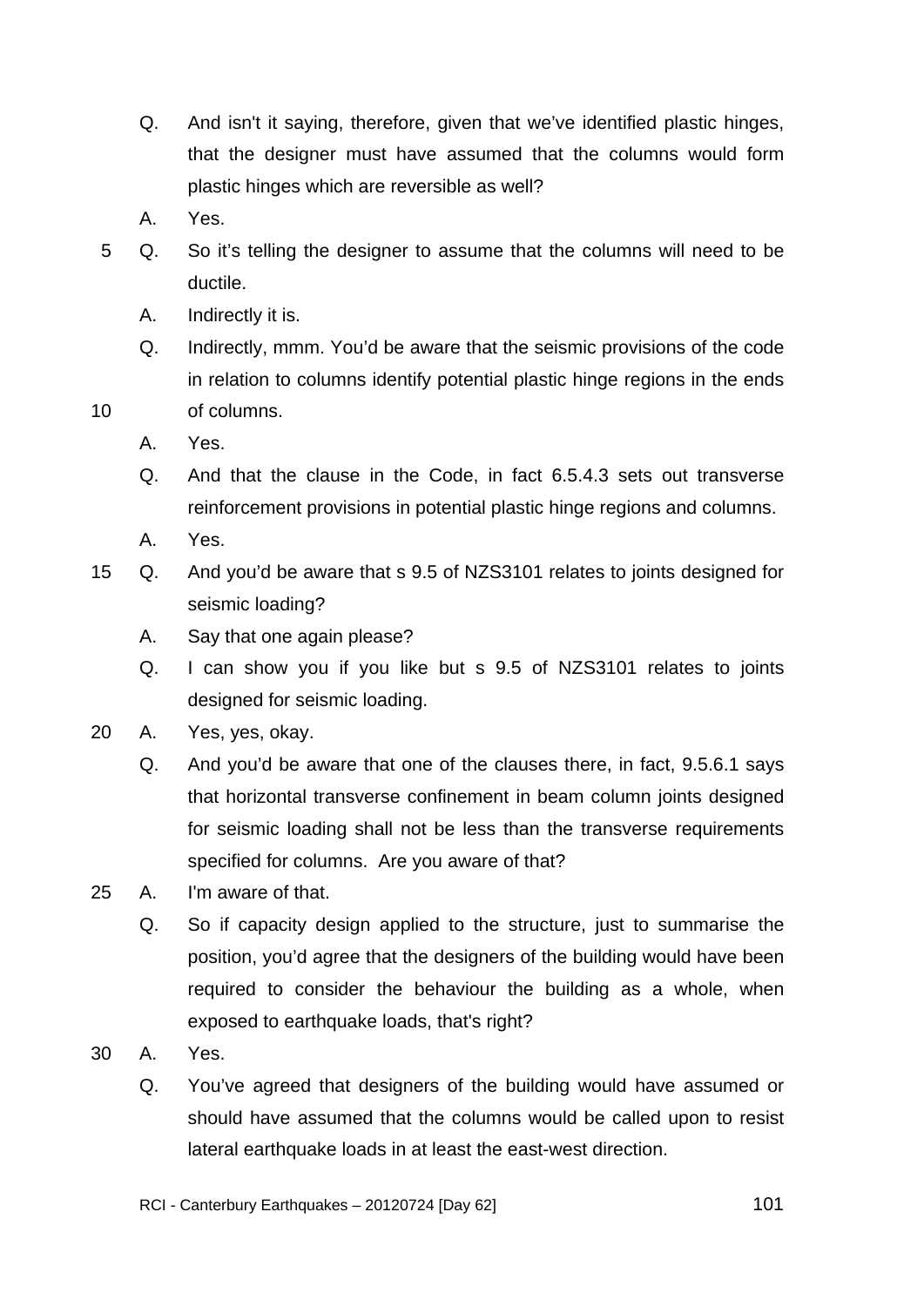Q. And isn't it saying, therefore, given that we've identified plastic hinges, that the designer must have assumed that the columns would form plastic hinges which are reversible as well?

A. Yes.

Q. So it's telling the designer to assume that the columns will need to be ductile.

A. Indirectly it is.

Q. Indirectly, mmm. You'd be aware that the seismic provisions of the code in relation to columns identify potential plastic hinge regions in the ends of columns.

A. Yes.

Q. And that the clause in the Code, in fact 6.5.4.3 sets out transverse reinforcement provisions in potential plastic hinge regions and columns.

A. Yes.

Q. And you'd be aware that s 9.5 of NZS3101 relates to joints designed for seismic loading?

A. Say that one again please?

Q. I can show you if you like but s 9.5 of NZS3101 relates to joints designed for seismic loading.

A. Yes, yes, okay.

Q. And you'd be aware that one of the clauses there, in fact, 9.5.6.1 says that horizontal transverse confinement in beam column joints designed for seismic loading shall not be less than the transverse requirements specified for columns. Are you aware of that?

A. I'm aware of that.

Q. So if capacity design applied to the structure, just to summarise the position, you'd agree that the designers of the building would have been required to consider the behaviour the building as a whole, when exposed to earthquake loads, that's right?

A. Yes.

Q. You've agreed that designers of the building would have assumed or should have assumed that the columns would be called upon to resist lateral earthquake loads in at least the east-west direction.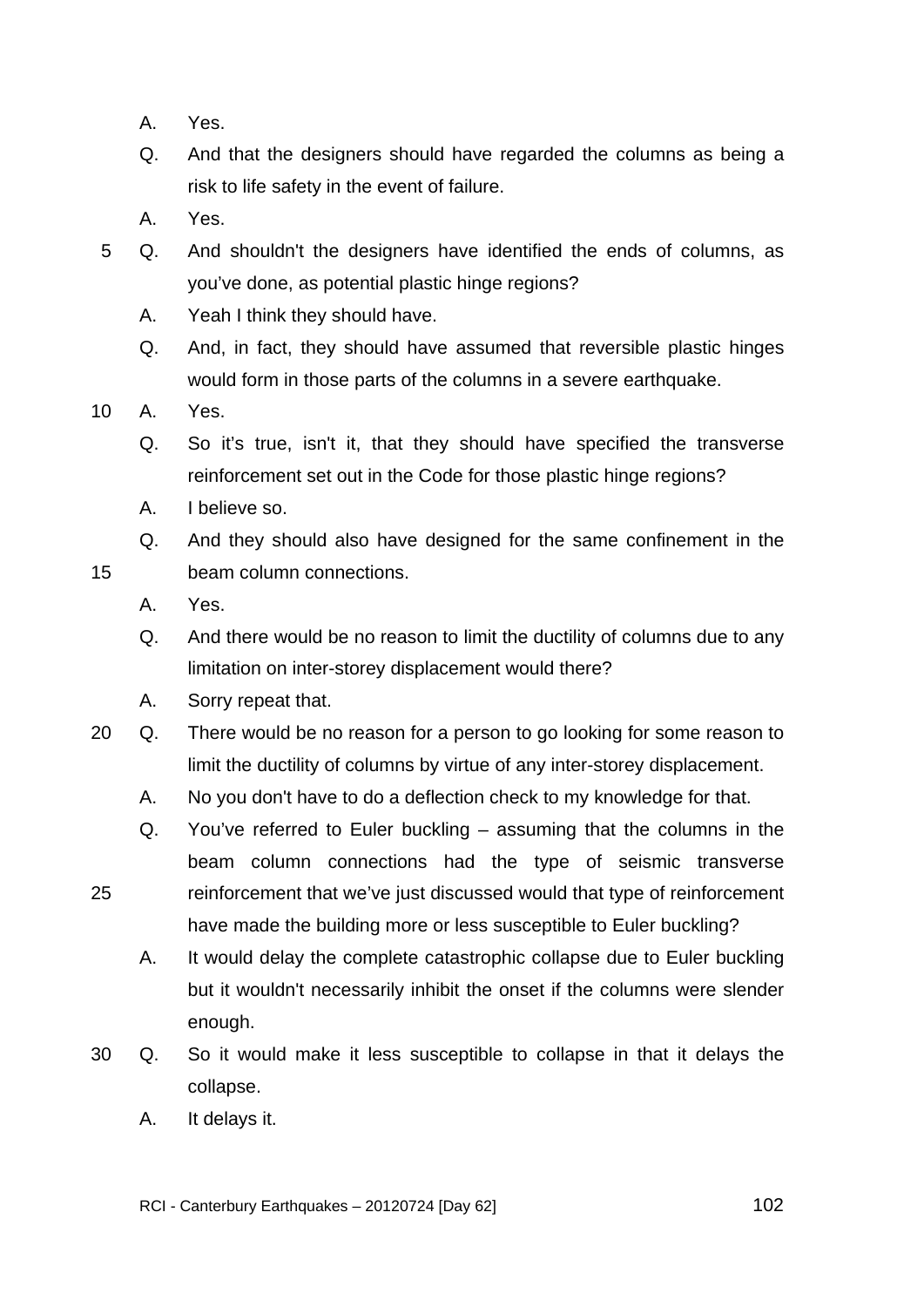A. Yes.

Q. And that the designers should have regarded the columns as being a risk to life safety in the event of failure.

A. Yes.

Q. And shouldn't the designers have identified the ends of columns, as you've done, as potential plastic hinge regions?

A. Yeah I think they should have.

Q. And, in fact, they should have assumed that reversible plastic hinges would form in those parts of the columns in a severe earthquake.

A. Yes.

Q. So it's true, isn't it, that they should have specified the transverse reinforcement set out in the Code for those plastic hinge regions?

A. I believe so.

Q. And they should also have designed for the same confinement in the beam column connections.

A. Yes.

Q. And there would be no reason to limit the ductility of columns due to any limitation on inter-storey displacement would there?

A. Sorry repeat that.

Q. There would be no reason for a person to go looking for some reason to limit the ductility of columns by virtue of any inter-storey displacement.

A. No you don't have to do a deflection check to my knowledge for that.

Q. You've referred to Euler buckling – assuming that the columns in the beam column connections had the type of seismic transverse reinforcement that we've just discussed would that type of reinforcement have made the building more or less susceptible to Euler buckling?

A. It would delay the complete catastrophic collapse due to Euler buckling but it wouldn't necessarily inhibit the onset if the columns were slender enough.

Q. So it would make it less susceptible to collapse in that it delays the collapse.

A. It delays it.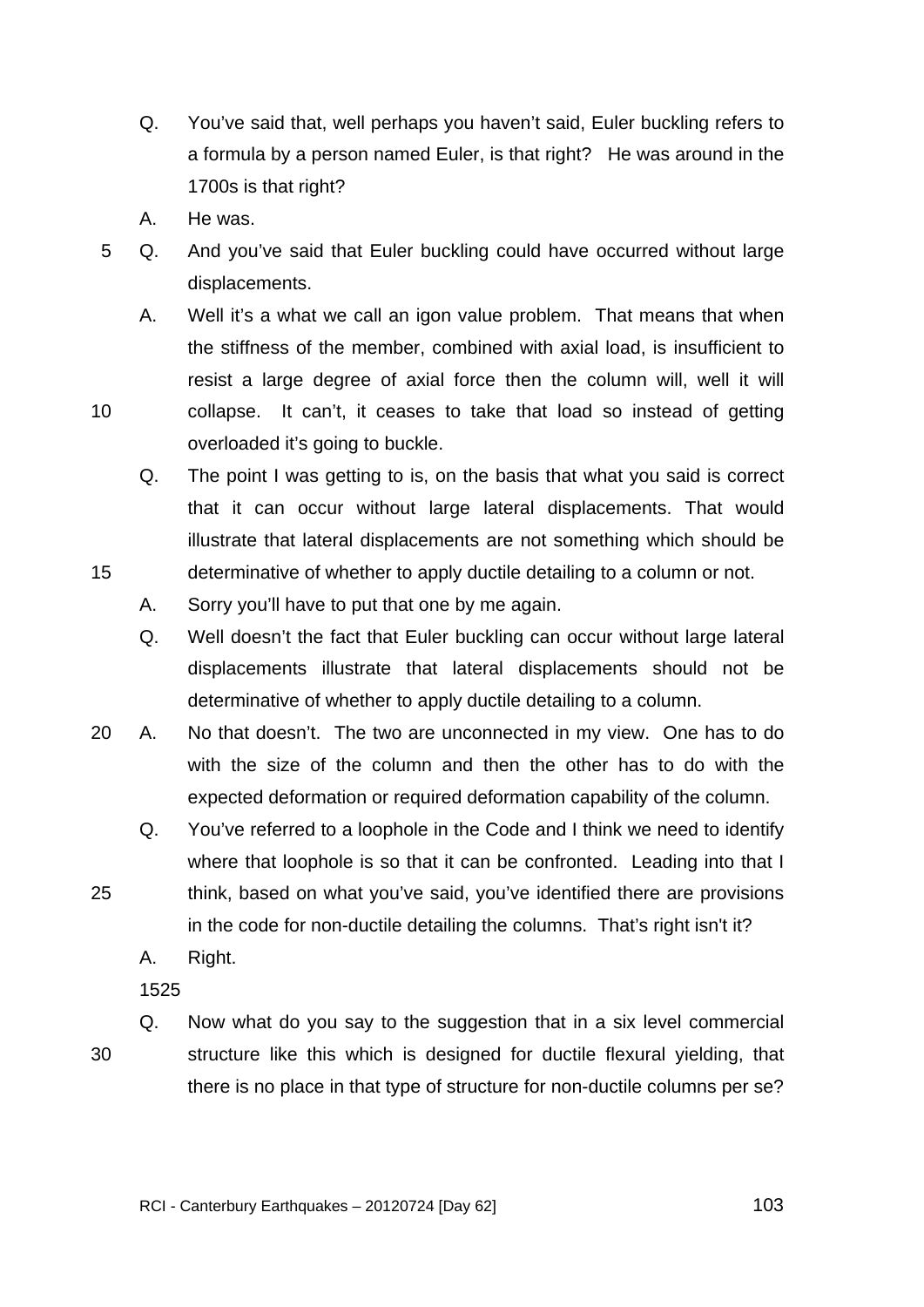Q. You've said that, well perhaps you haven't said, Euler buckling refers to a formula by a person named Euler, is that right? He was around in the 1700s is that right?

A. He was.

Q. And you've said that Euler buckling could have occurred without large displacements.

A. Well it's a what we call an igon value problem. That means that when the stiffness of the member, combined with axial load, is insufficient to resist a large degree of axial force then the column will, well it will collapse. It can't, it ceases to take that load so instead of getting overloaded it's going to buckle.

Q. The point I was getting to is, on the basis that what you said is correct that it can occur without large lateral displacements. That would illustrate that lateral displacements are not something which should be determinative of whether to apply ductile detailing to a column or not.

A. Sorry you'll have to put that one by me again.

Q. Well doesn't the fact that Euler buckling can occur without large lateral displacements illustrate that lateral displacements should not be determinative of whether to apply ductile detailing to a column.

A. No that doesn't. The two are unconnected in my view. One has to do with the size of the column and then the other has to do with the expected deformation or required deformation capability of the column.

Q. You've referred to a loophole in the Code and I think we need to identify where that loophole is so that it can be confronted. Leading into that I think, based on what you've said, you've identified there are provisions in the code for non-ductile detailing the columns. That's right isn't it?

A. Right.

1525

Q. Now what do you say to the suggestion that in a six level commercial structure like this which is designed for ductile flexural yielding, that there is no place in that type of structure for non-ductile columns per se?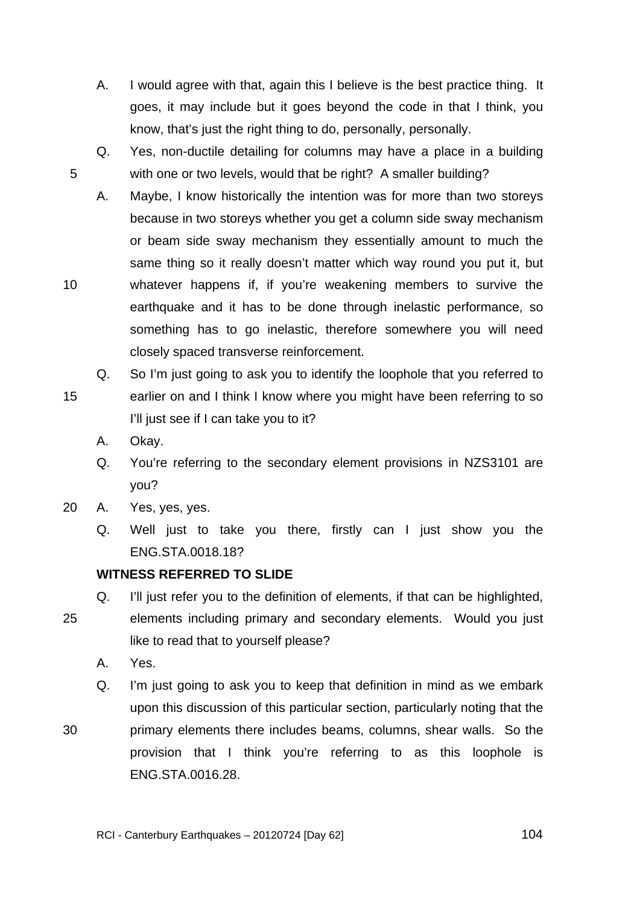A. I would agree with that, again this I believe is the best practice thing. It goes, it may include but it goes beyond the code in that I think, you know, that's just the right thing to do, personally, personally.

Q. Yes, non-ductile detailing for columns may have a place in a building with one or two levels, would that be right? A smaller building?

A. Maybe, I know historically the intention was for more than two storeys because in two storeys whether you get a column side sway mechanism or beam side sway mechanism they essentially amount to much the same thing so it really doesn't matter which way round you put it, but whatever happens if, if you're weakening members to survive the earthquake and it has to be done through inelastic performance, so something has to go inelastic, therefore somewhere you will need closely spaced transverse reinforcement.

Q. So I'm just going to ask you to identify the loophole that you referred to earlier on and I think I know where you might have been referring to so I'll just see if I can take you to it?

A. Okay.

Q. You're referring to the secondary element provisions in NZS3101 are you?

A. Yes, yes, yes.

Q. Well just to take you there, firstly can I just show you the ENG.STA.0018.18?

**WITNESS REFERRED TO SLIDE**

Q. I'll just refer you to the definition of elements, if that can be highlighted, elements including primary and secondary elements. Would you just like to read that to yourself please?

A. Yes.

Q. I'm just going to ask you to keep that definition in mind as we embark upon this discussion of this particular section, particularly noting that the primary elements there includes beams, columns, shear walls. So the provision that I think you're referring to as this loophole is ENG.STA.0016.28.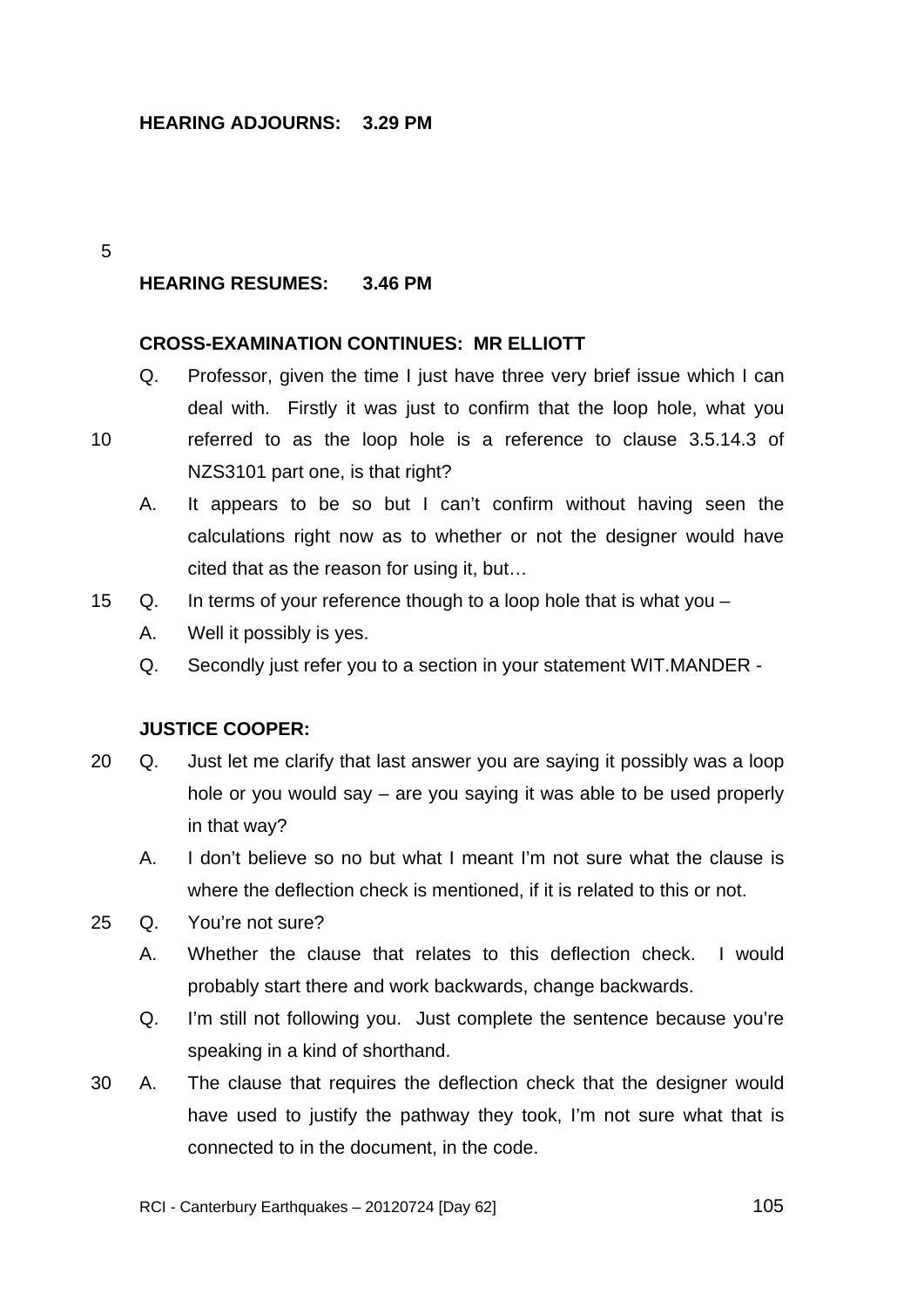**HEARING ADJOURNS: 3.29 PM**

**HEARING RESUMES: 3.46 PM**

**CROSS-EXAMINATION CONTINUES: MR ELLIOTT**

Q. Professor, given the time I just have three very brief issue which I can deal with. Firstly it was just to confirm that the loop hole, what you referred to as the loop hole is a reference to clause 3.5.14.3 of NZS3101 part one, is that right?

A. It appears to be so but I can't confirm without having seen the calculations right now as to whether or not the designer would have cited that as the reason for using it, but…

Q. In terms of your reference though to a loop hole that is what you –

A. Well it possibly is yes.

Q. Secondly just refer you to a section in your statement WIT.MANDER -

**JUSTICE COOPER:**

Q. Just let me clarify that last answer you are saying it possibly was a loop hole or you would say – are you saying it was able to be used properly in that way?

A. I don't believe so no but what I meant I'm not sure what the clause is where the deflection check is mentioned, if it is related to this or not.

Q. You're not sure?

A. Whether the clause that relates to this deflection check. I would probably start there and work backwards, change backwards.

Q. I'm still not following you. Just complete the sentence because you're speaking in a kind of shorthand.

A. The clause that requires the deflection check that the designer would have used to justify the pathway they took, I'm not sure what that is connected to in the document, in the code.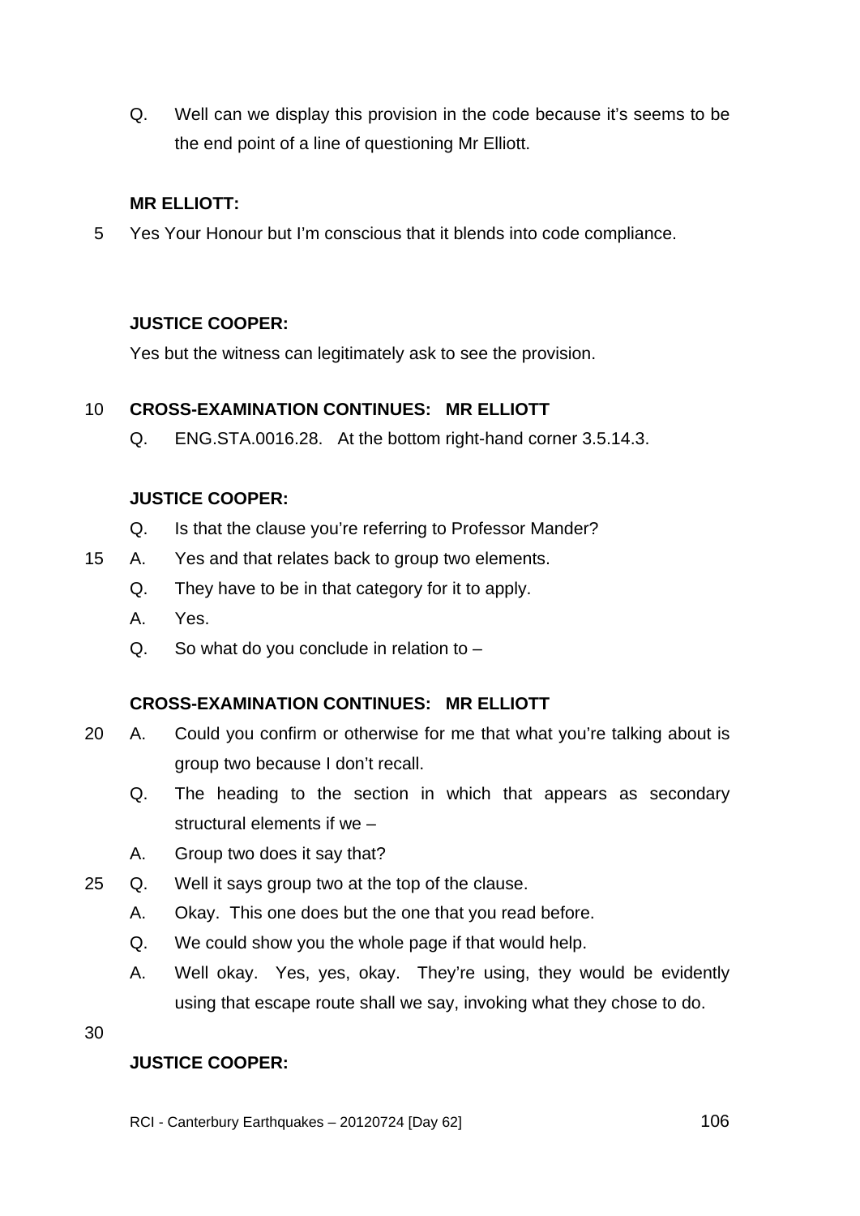Q. Well can we display this provision in the code because it's seems to be the end point of a line of questioning Mr Elliott.

**MR ELLIOTT:**

Yes Your Honour but I'm conscious that it blends into code compliance.

**JUSTICE COOPER:**

Yes but the witness can legitimately ask to see the provision.

**CROSS-EXAMINATION CONTINUES: MR ELLIOTT**

Q. ENG.STA.0016.28. At the bottom right-hand corner 3.5.14.3.

**JUSTICE COOPER:**

Q. Is that the clause you're referring to Professor Mander?

A. Yes and that relates back to group two elements.

Q. They have to be in that category for it to apply.

A. Yes.

Q. So what do you conclude in relation to –

**CROSS-EXAMINATION CONTINUES: MR ELLIOTT**

A. Could you confirm or otherwise for me that what you're talking about is group two because I don't recall.

Q. The heading to the section in which that appears as secondary structural elements if we –

A. Group two does it say that?

Q. Well it says group two at the top of the clause.

A. Okay. This one does but the one that you read before.

Q. We could show you the whole page if that would help.

A. Well okay. Yes, yes, okay. They're using, they would be evidently using that escape route shall we say, invoking what they chose to do.

**JUSTICE COOPER:**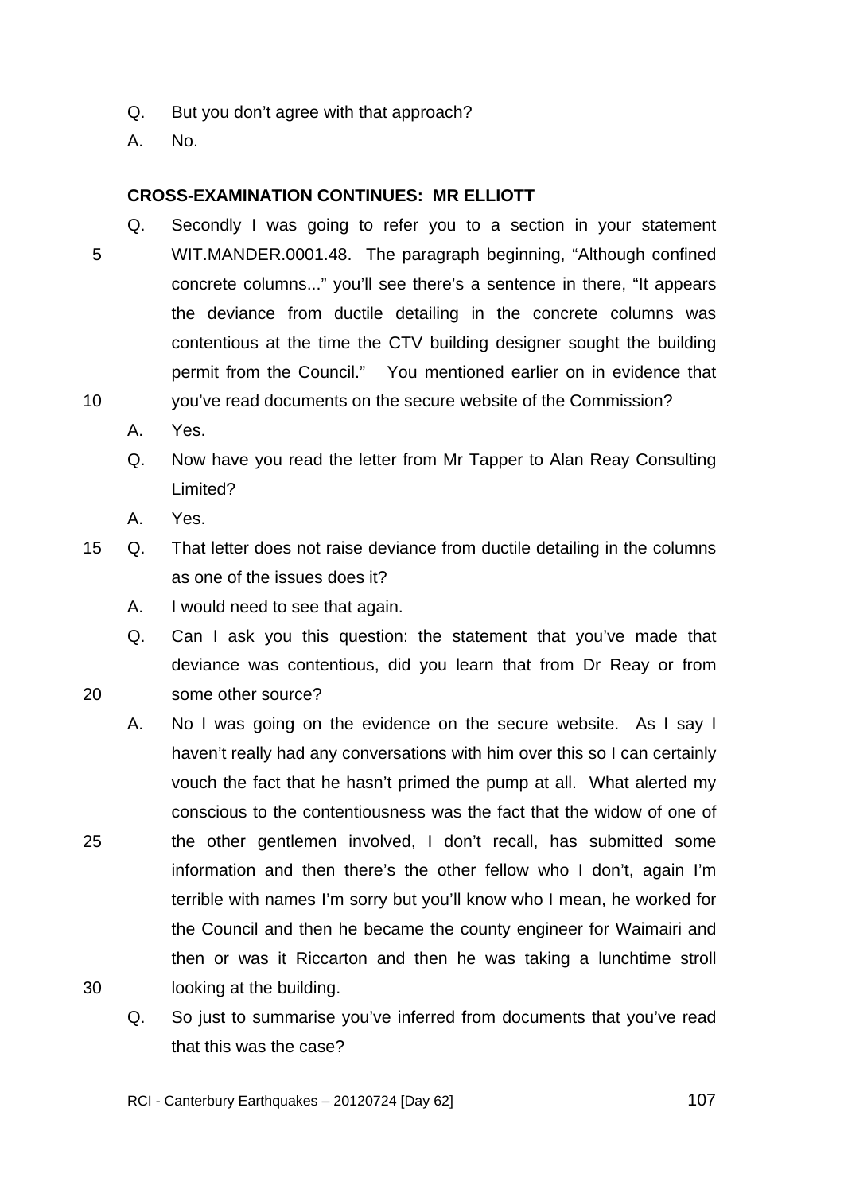Q. But you don't agree with that approach?

A. No.

**CROSS-EXAMINATION CONTINUES: MR ELLIOTT**

Q. Secondly I was going to refer you to a section in your statement WIT.MANDER.0001.48. The paragraph beginning, "Although confined concrete columns..." you'll see there's a sentence in there, "It appears the deviance from ductile detailing in the concrete columns was contentious at the time the CTV building designer sought the building permit from the Council." You mentioned earlier on in evidence that you've read documents on the secure website of the Commission?

A. Yes.

Q. Now have you read the letter from Mr Tapper to Alan Reay Consulting Limited?

A. Yes.

Q. That letter does not raise deviance from ductile detailing in the columns as one of the issues does it?

A. I would need to see that again.

Q. Can I ask you this question: the statement that you've made that deviance was contentious, did you learn that from Dr Reay or from some other source?

A. No I was going on the evidence on the secure website. As I say I haven't really had any conversations with him over this so I can certainly vouch the fact that he hasn't primed the pump at all. What alerted my conscious to the contentiousness was the fact that the widow of one of the other gentlemen involved, I don't recall, has submitted some information and then there's the other fellow who I don't, again I'm terrible with names I'm sorry but you'll know who I mean, he worked for the Council and then he became the county engineer for Waimairi and then or was it Riccarton and then he was taking a lunchtime stroll looking at the building.

Q. So just to summarise you've inferred from documents that you've read that this was the case?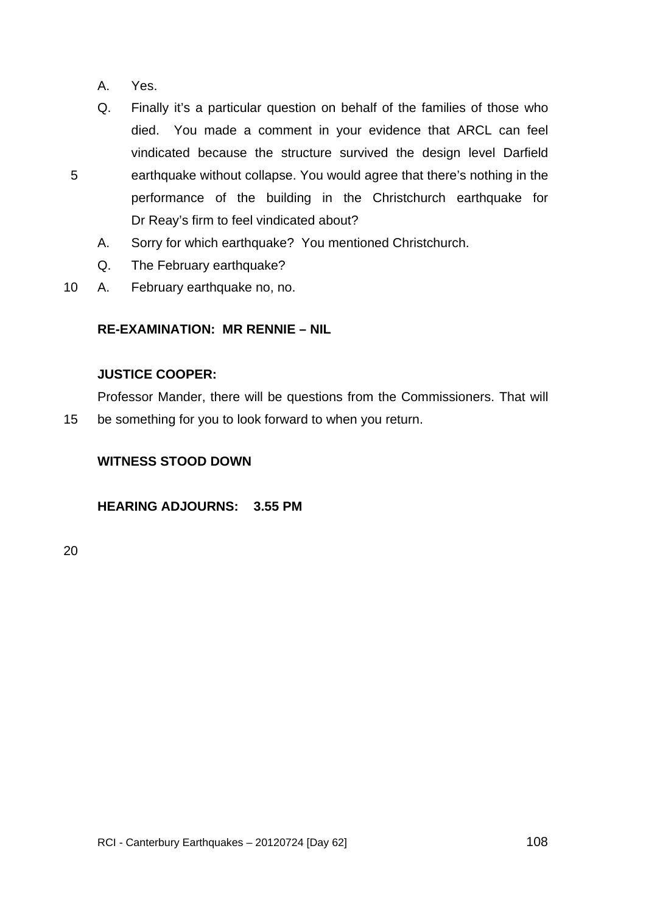A. Yes.

Q. Finally it's a particular question on behalf of the families of those who died. You made a comment in your evidence that ARCL can feel vindicated because the structure survived the design level Darfield earthquake without collapse. You would agree that there's nothing in the performance of the building in the Christchurch earthquake for Dr Reay's firm to feel vindicated about?

A. Sorry for which earthquake? You mentioned Christchurch.

Q. The February earthquake?

A. February earthquake no, no.

**RE-EXAMINATION: MR RENNIE – NIL**

**JUSTICE COOPER:**

Professor Mander, there will be questions from the Commissioners. That will be something for you to look forward to when you return.

**WITNESS STOOD DOWN**

**HEARING ADJOURNS: 3.55 PM**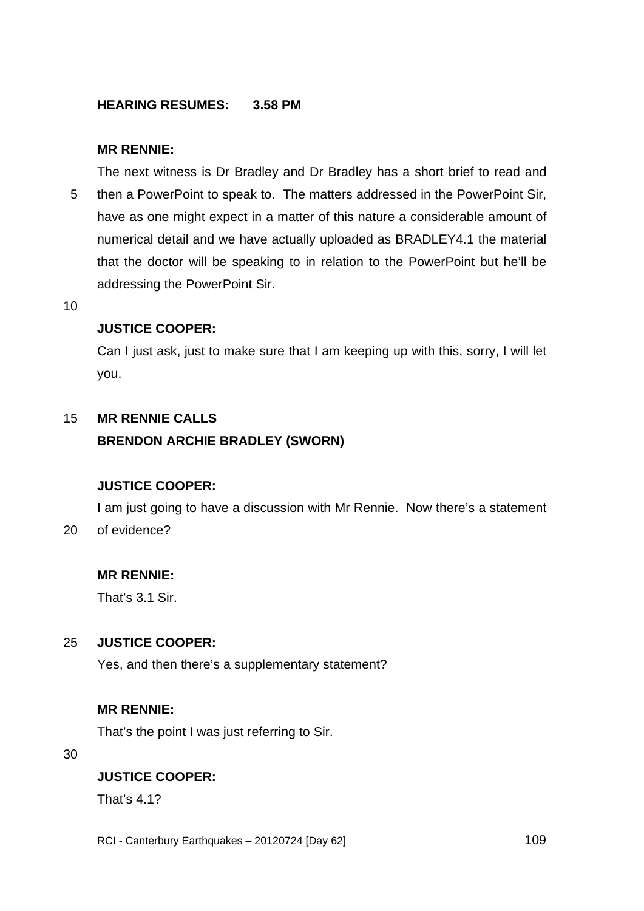**HEARING RESUMES: 3.58 PM**

**MR RENNIE:**

The next witness is Dr Bradley and Dr Bradley has a short brief to read and then a PowerPoint to speak to. The matters addressed in the PowerPoint Sir, have as one might expect in a matter of this nature a considerable amount of numerical detail and we have actually uploaded as BRADLEY4.1 the material that the doctor will be speaking to in relation to the PowerPoint but he'll be addressing the PowerPoint Sir.

**JUSTICE COOPER:**

Can I just ask, just to make sure that I am keeping up with this, sorry, I will let you.

**MR RENNIE CALLS**
**BRENDON ARCHIE BRADLEY (SWORN)**

**JUSTICE COOPER:**

I am just going to have a discussion with Mr Rennie. Now there's a statement of evidence?

**MR RENNIE:**

That's 3.1 Sir.

**JUSTICE COOPER:**

Yes, and then there's a supplementary statement?

**MR RENNIE:**

That's the point I was just referring to Sir.

**JUSTICE COOPER:**

That's 4.1?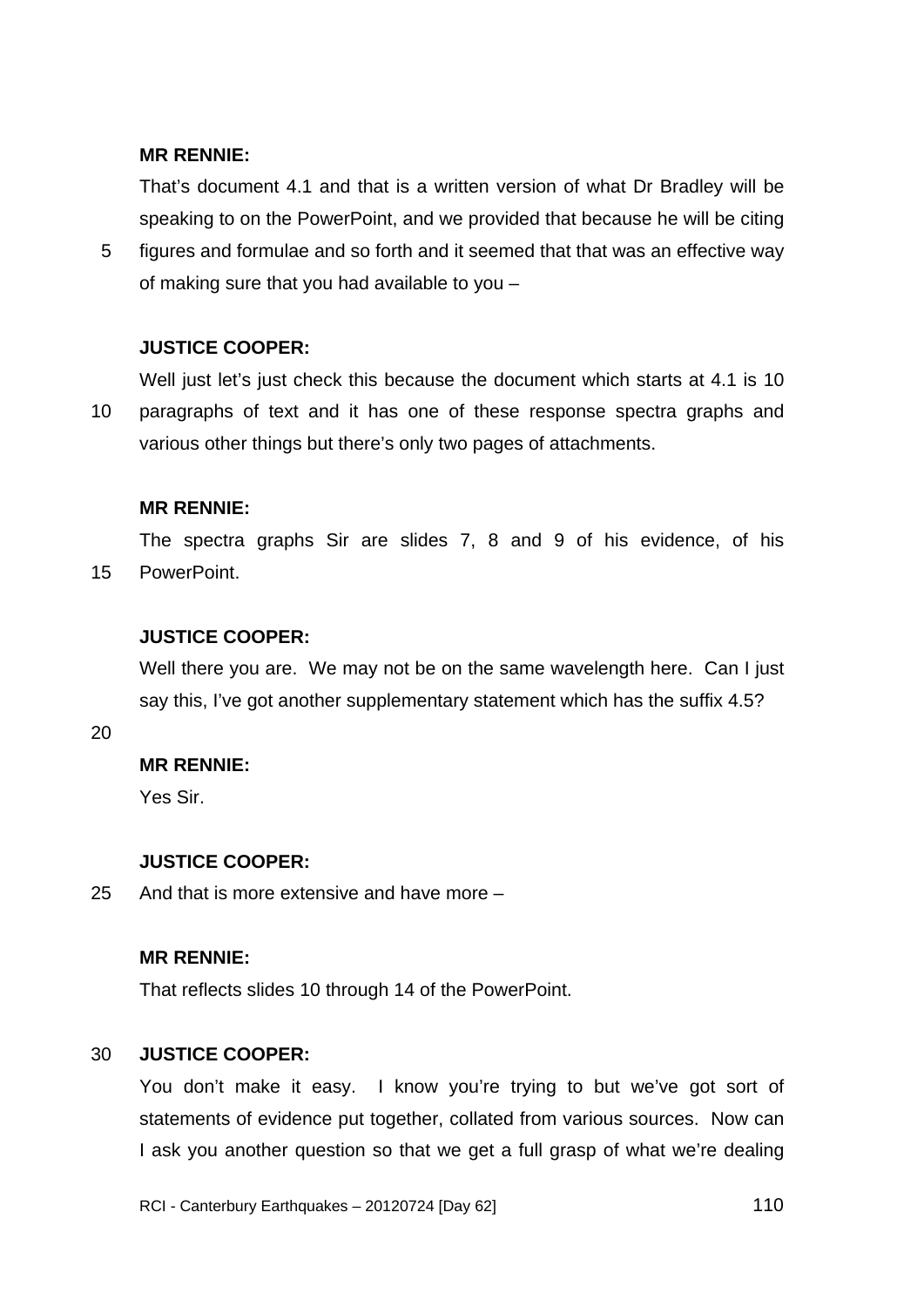**MR RENNIE:**

That's document 4.1 and that is a written version of what Dr Bradley will be speaking to on the PowerPoint, and we provided that because he will be citing figures and formulae and so forth and it seemed that that was an effective way of making sure that you had available to you –

**JUSTICE COOPER:**

Well just let's just check this because the document which starts at 4.1 is 10 paragraphs of text and it has one of these response spectra graphs and various other things but there's only two pages of attachments.

**MR RENNIE:**

The spectra graphs Sir are slides 7, 8 and 9 of his evidence, of his PowerPoint.

**JUSTICE COOPER:**

Well there you are. We may not be on the same wavelength here. Can I just say this, I've got another supplementary statement which has the suffix 4.5?

**MR RENNIE:**

Yes Sir.

**JUSTICE COOPER:**

And that is more extensive and have more –

**MR RENNIE:**

That reflects slides 10 through 14 of the PowerPoint.

**JUSTICE COOPER:**

You don't make it easy. I know you're trying to but we've got sort of statements of evidence put together, collated from various sources. Now can I ask you another question so that we get a full grasp of what we're dealing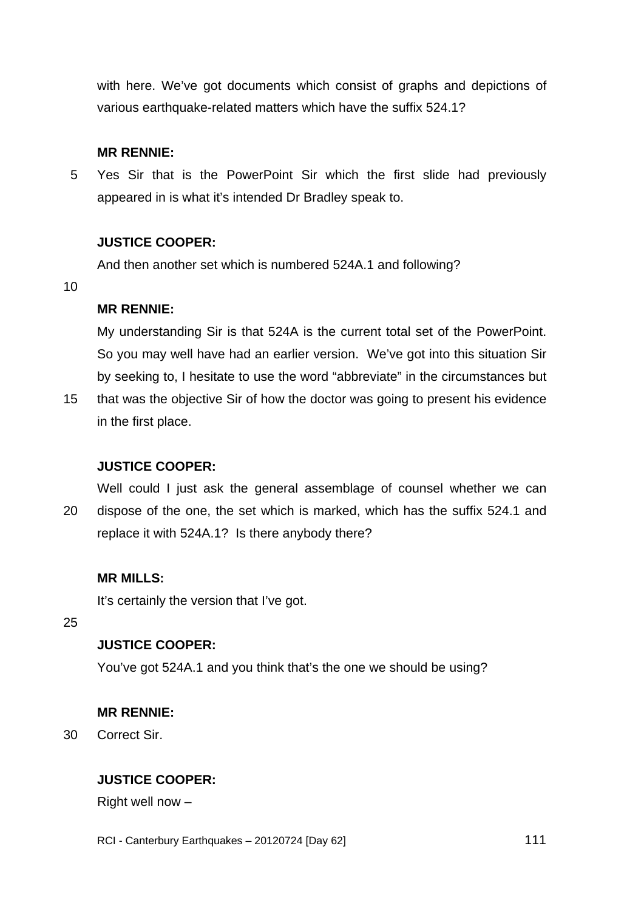with here. We've got documents which consist of graphs and depictions of various earthquake-related matters which have the suffix 524.1?

**MR RENNIE:**

Yes Sir that is the PowerPoint Sir which the first slide had previously appeared in is what it's intended Dr Bradley speak to.

**JUSTICE COOPER:**

And then another set which is numbered 524A.1 and following?

**MR RENNIE:**

My understanding Sir is that 524A is the current total set of the PowerPoint. So you may well have had an earlier version. We've got into this situation Sir by seeking to, I hesitate to use the word "abbreviate" in the circumstances but that was the objective Sir of how the doctor was going to present his evidence in the first place.

**JUSTICE COOPER:**

Well could I just ask the general assemblage of counsel whether we can dispose of the one, the set which is marked, which has the suffix 524.1 and replace it with 524A.1? Is there anybody there?

**MR MILLS:**

It's certainly the version that I've got.

**JUSTICE COOPER:**

You've got 524A.1 and you think that's the one we should be using?

**MR RENNIE:**

Correct Sir.

**JUSTICE COOPER:**

Right well now –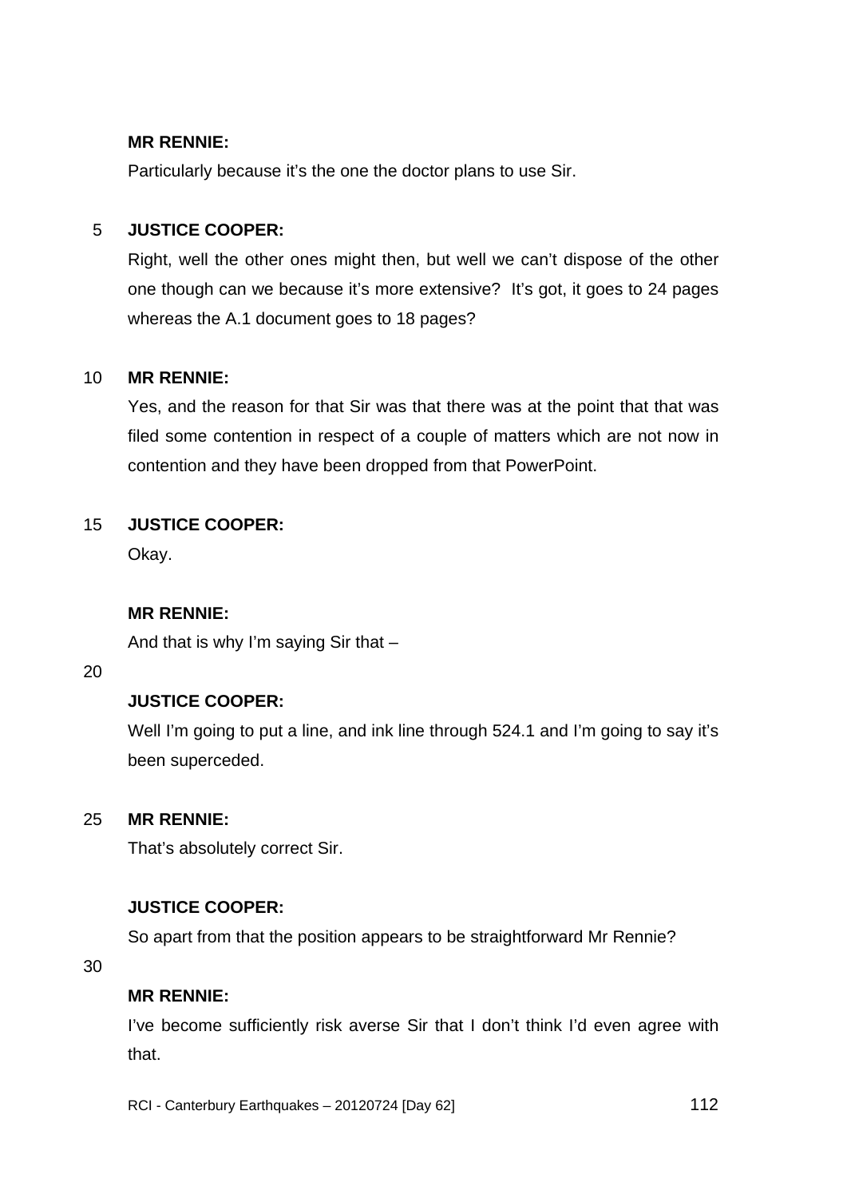**MR RENNIE:**

Particularly because it's the one the doctor plans to use Sir.

**JUSTICE COOPER:**

Right, well the other ones might then, but well we can't dispose of the other one though can we because it's more extensive? It's got, it goes to 24 pages whereas the A.1 document goes to 18 pages?

**MR RENNIE:**

Yes, and the reason for that Sir was that there was at the point that that was filed some contention in respect of a couple of matters which are not now in contention and they have been dropped from that PowerPoint.

**JUSTICE COOPER:**

Okay.

**MR RENNIE:**

And that is why I'm saying Sir that –

**JUSTICE COOPER:**

Well I'm going to put a line, and ink line through 524.1 and I'm going to say it's been superceded.

**MR RENNIE:**

That's absolutely correct Sir.

**JUSTICE COOPER:**

So apart from that the position appears to be straightforward Mr Rennie?

**MR RENNIE:**

I've become sufficiently risk averse Sir that I don't think I'd even agree with that.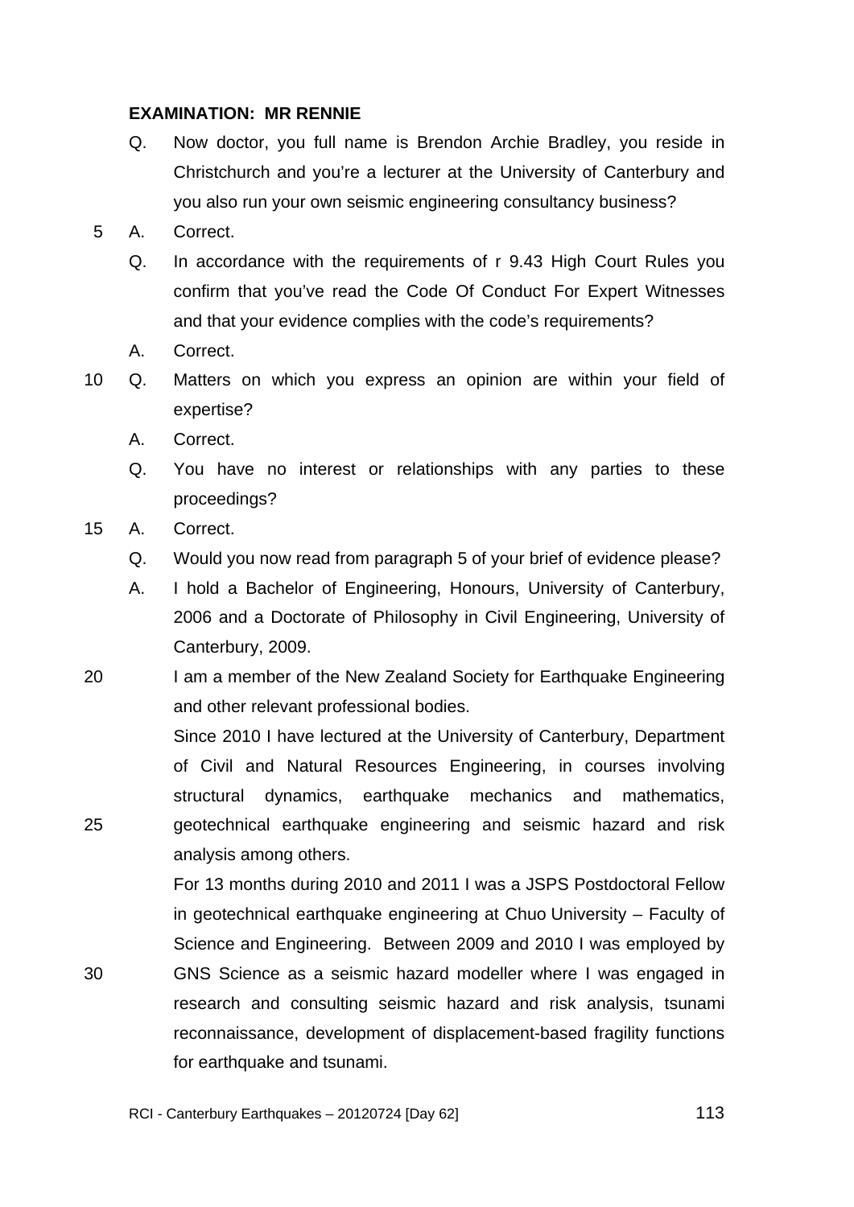**EXAMINATION: MR RENNIE**

Q. Now doctor, you full name is Brendon Archie Bradley, you reside in Christchurch and you're a lecturer at the University of Canterbury and you also run your own seismic engineering consultancy business?

A. Correct.

Q. In accordance with the requirements of r 9.43 High Court Rules you confirm that you've read the Code Of Conduct For Expert Witnesses and that your evidence complies with the code's requirements?

A. Correct.

Q. Matters on which you express an opinion are within your field of expertise?

A. Correct.

Q. You have no interest or relationships with any parties to these proceedings?

A. Correct.

Q. Would you now read from paragraph 5 of your brief of evidence please?

A. I hold a Bachelor of Engineering, Honours, University of Canterbury, 2006 and a Doctorate of Philosophy in Civil Engineering, University of Canterbury, 2009.

I am a member of the New Zealand Society for Earthquake Engineering and other relevant professional bodies.

Since 2010 I have lectured at the University of Canterbury, Department of Civil and Natural Resources Engineering, in courses involving structural dynamics, earthquake mechanics and mathematics, geotechnical earthquake engineering and seismic hazard and risk analysis among others.

For 13 months during 2010 and 2011 I was a JSPS Postdoctoral Fellow in geotechnical earthquake engineering at Chuo University – Faculty of Science and Engineering. Between 2009 and 2010 I was employed by GNS Science as a seismic hazard modeller where I was engaged in research and consulting seismic hazard and risk analysis, tsunami reconnaissance, development of displacement-based fragility functions for earthquake and tsunami.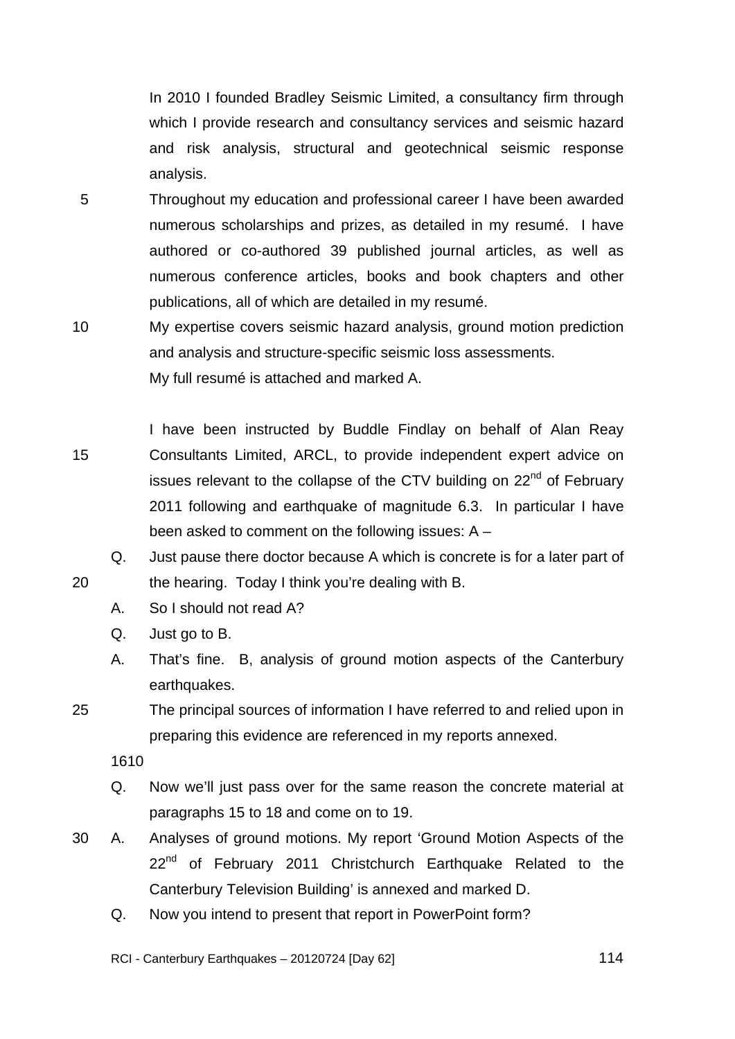In 2010 I founded Bradley Seismic Limited, a consultancy firm through which I provide research and consultancy services and seismic hazard and risk analysis, structural and geotechnical seismic response analysis.

Throughout my education and professional career I have been awarded numerous scholarships and prizes, as detailed in my resumé. I have authored or co-authored 39 published journal articles, as well as numerous conference articles, books and book chapters and other publications, all of which are detailed in my resumé.

My expertise covers seismic hazard analysis, ground motion prediction and analysis and structure-specific seismic loss assessments.

My full resumé is attached and marked A.

I have been instructed by Buddle Findlay on behalf of Alan Reay Consultants Limited, ARCL, to provide independent expert advice on issues relevant to the collapse of the CTV building on 22nd of February 2011 following and earthquake of magnitude 6.3. In particular I have been asked to comment on the following issues: A –

Q. Just pause there doctor because A which is concrete is for a later part of the hearing. Today I think you're dealing with B.

A. So I should not read A?

Q. Just go to B.

A. That's fine. B, analysis of ground motion aspects of the Canterbury earthquakes.

The principal sources of information I have referred to and relied upon in preparing this evidence are referenced in my reports annexed.

1610

Q. Now we'll just pass over for the same reason the concrete material at paragraphs 15 to 18 and come on to 19.

A. Analyses of ground motions. My report 'Ground Motion Aspects of the 22nd of February 2011 Christchurch Earthquake Related to the Canterbury Television Building' is annexed and marked D.

Q. Now you intend to present that report in PowerPoint form?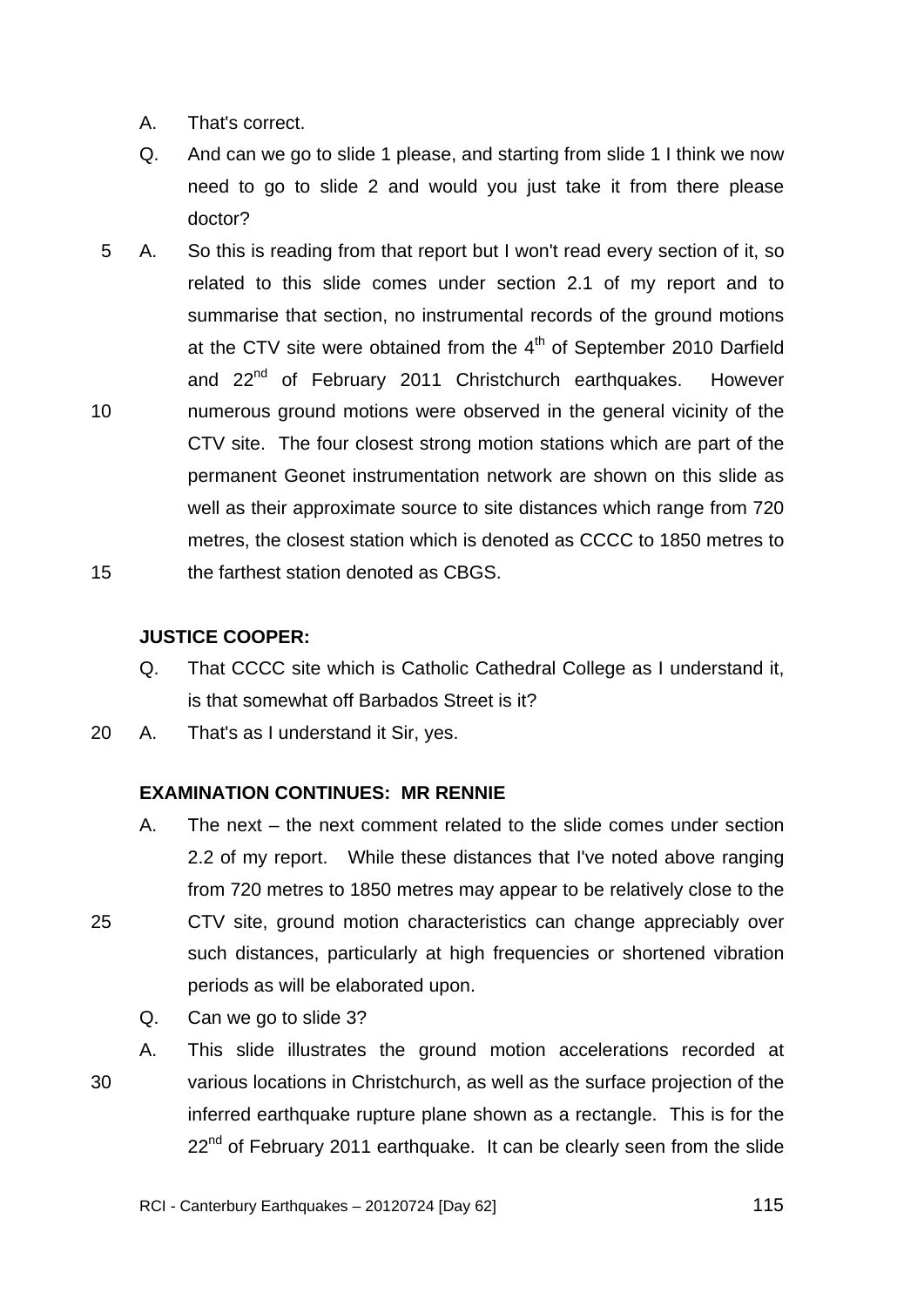A. That's correct.

Q. And can we go to slide 1 please, and starting from slide 1 I think we now need to go to slide 2 and would you just take it from there please doctor?

A. So this is reading from that report but I won't read every section of it, so related to this slide comes under section 2.1 of my report and to summarise that section, no instrumental records of the ground motions at the CTV site were obtained from the 4th of September 2010 Darfield and 22nd of February 2011 Christchurch earthquakes. However numerous ground motions were observed in the general vicinity of the CTV site. The four closest strong motion stations which are part of the permanent Geonet instrumentation network are shown on this slide as well as their approximate source to site distances which range from 720 metres, the closest station which is denoted as CCCC to 1850 metres to the farthest station denoted as CBGS.

**JUSTICE COOPER:**

Q. That CCCC site which is Catholic Cathedral College as I understand it, is that somewhat off Barbados Street is it?

A. That's as I understand it Sir, yes.

**EXAMINATION CONTINUES: MR RENNIE**

A. The next – the next comment related to the slide comes under section 2.2 of my report. While these distances that I've noted above ranging from 720 metres to 1850 metres may appear to be relatively close to the CTV site, ground motion characteristics can change appreciably over such distances, particularly at high frequencies or shortened vibration periods as will be elaborated upon.

Q. Can we go to slide 3?

A. This slide illustrates the ground motion accelerations recorded at various locations in Christchurch, as well as the surface projection of the inferred earthquake rupture plane shown as a rectangle. This is for the 22nd of February 2011 earthquake. It can be clearly seen from the slide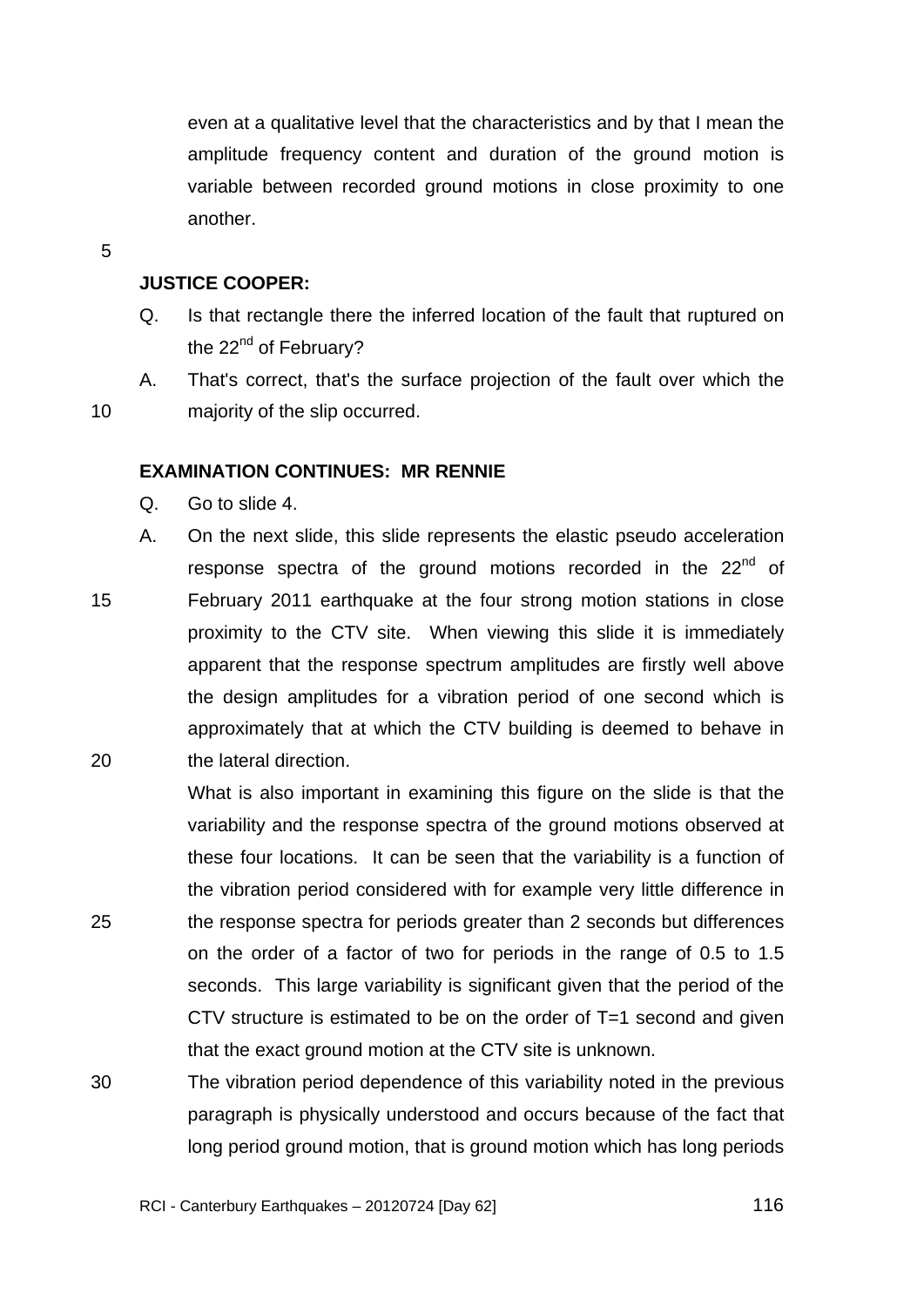even at a qualitative level that the characteristics and by that I mean the amplitude frequency content and duration of the ground motion is variable between recorded ground motions in close proximity to one another.

**JUSTICE COOPER:**

Q. Is that rectangle there the inferred location of the fault that ruptured on the 22nd of February?

A. That's correct, that's the surface projection of the fault over which the majority of the slip occurred.

**EXAMINATION CONTINUES: MR RENNIE**

Q. Go to slide 4.

A. On the next slide, this slide represents the elastic pseudo acceleration response spectra of the ground motions recorded in the 22nd of February 2011 earthquake at the four strong motion stations in close proximity to the CTV site. When viewing this slide it is immediately apparent that the response spectrum amplitudes are firstly well above the design amplitudes for a vibration period of one second which is approximately that at which the CTV building is deemed to behave in the lateral direction.

What is also important in examining this figure on the slide is that the variability and the response spectra of the ground motions observed at these four locations. It can be seen that the variability is a function of the vibration period considered with for example very little difference in the response spectra for periods greater than 2 seconds but differences on the order of a factor of two for periods in the range of 0.5 to 1.5 seconds. This large variability is significant given that the period of the CTV structure is estimated to be on the order of T=1 second and given that the exact ground motion at the CTV site is unknown.

The vibration period dependence of this variability noted in the previous paragraph is physically understood and occurs because of the fact that long period ground motion, that is ground motion which has long periods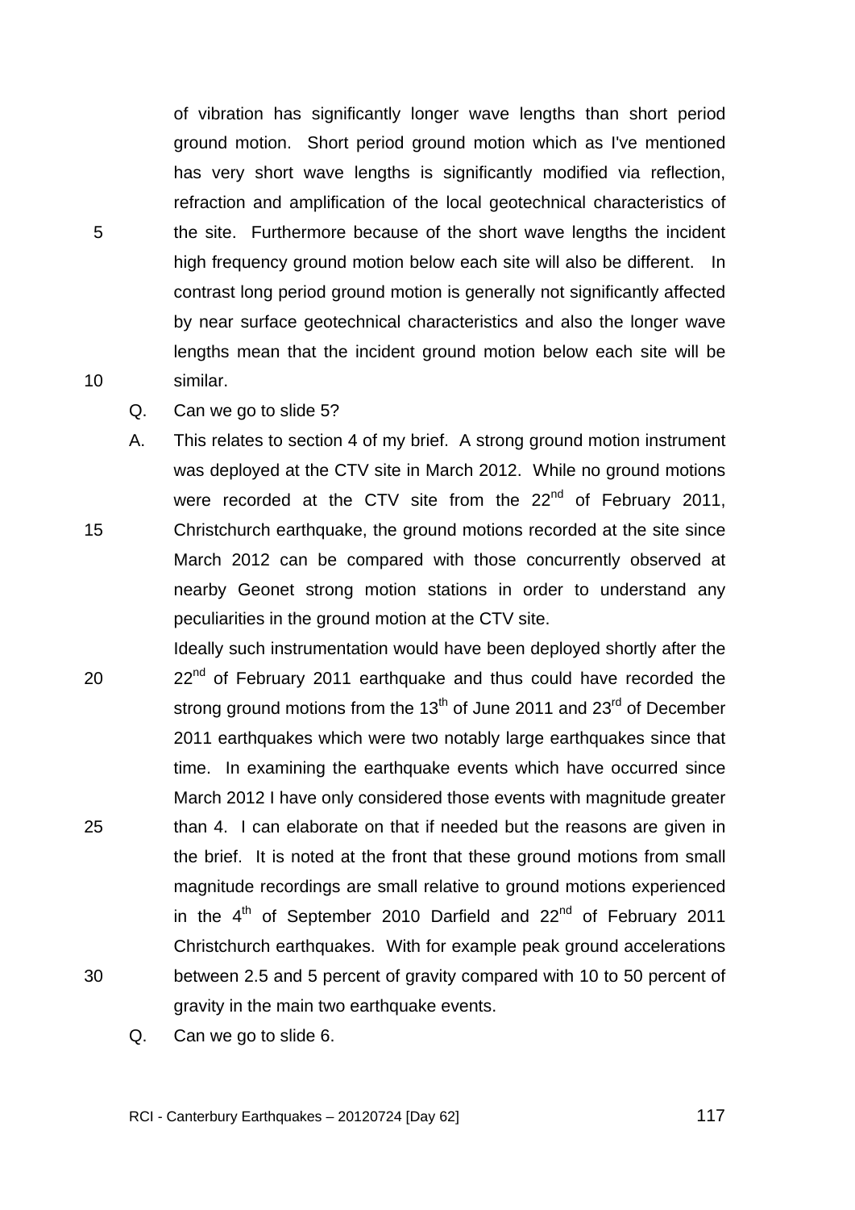of vibration has significantly longer wave lengths than short period ground motion. Short period ground motion which as I've mentioned has very short wave lengths is significantly modified via reflection, refraction and amplification of the local geotechnical characteristics of the site. Furthermore because of the short wave lengths the incident high frequency ground motion below each site will also be different. In contrast long period ground motion is generally not significantly affected by near surface geotechnical characteristics and also the longer wave lengths mean that the incident ground motion below each site will be similar.

Q. Can we go to slide 5?

A. This relates to section 4 of my brief. A strong ground motion instrument was deployed at the CTV site in March 2012. While no ground motions were recorded at the CTV site from the 22nd of February 2011, Christchurch earthquake, the ground motions recorded at the site since March 2012 can be compared with those concurrently observed at nearby Geonet strong motion stations in order to understand any peculiarities in the ground motion at the CTV site.

Ideally such instrumentation would have been deployed shortly after the 22nd of February 2011 earthquake and thus could have recorded the strong ground motions from the 13th of June 2011 and 23rd of December 2011 earthquakes which were two notably large earthquakes since that time. In examining the earthquake events which have occurred since March 2012 I have only considered those events with magnitude greater than 4. I can elaborate on that if needed but the reasons are given in the brief. It is noted at the front that these ground motions from small magnitude recordings are small relative to ground motions experienced in the 4th of September 2010 Darfield and 22nd of February 2011 Christchurch earthquakes. With for example peak ground accelerations between 2.5 and 5 percent of gravity compared with 10 to 50 percent of gravity in the main two earthquake events.

Q. Can we go to slide 6.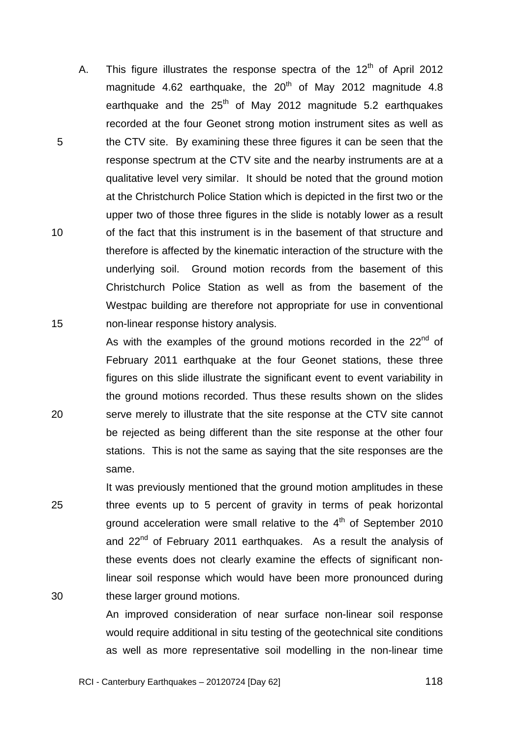A. This figure illustrates the response spectra of the 12th of April 2012 magnitude 4.62 earthquake, the 20th of May 2012 magnitude 4.8 earthquake and the 25th of May 2012 magnitude 5.2 earthquakes recorded at the four Geonet strong motion instrument sites as well as the CTV site. By examining these three figures it can be seen that the response spectrum at the CTV site and the nearby instruments are at a qualitative level very similar. It should be noted that the ground motion at the Christchurch Police Station which is depicted in the first two or the upper two of those three figures in the slide is notably lower as a result of the fact that this instrument is in the basement of that structure and therefore is affected by the kinematic interaction of the structure with the underlying soil. Ground motion records from the basement of this Christchurch Police Station as well as from the basement of the Westpac building are therefore not appropriate for use in conventional non-linear response history analysis.

As with the examples of the ground motions recorded in the 22nd of February 2011 earthquake at the four Geonet stations, these three figures on this slide illustrate the significant event to event variability in the ground motions recorded. Thus these results shown on the slides serve merely to illustrate that the site response at the CTV site cannot be rejected as being different than the site response at the other four stations. This is not the same as saying that the site responses are the same.

It was previously mentioned that the ground motion amplitudes in these three events up to 5 percent of gravity in terms of peak horizontal ground acceleration were small relative to the 4th of September 2010 and 22nd of February 2011 earthquakes. As a result the analysis of these events does not clearly examine the effects of significant non-linear soil response which would have been more pronounced during these larger ground motions.

An improved consideration of near surface non-linear soil response would require additional in situ testing of the geotechnical site conditions as well as more representative soil modelling in the non-linear time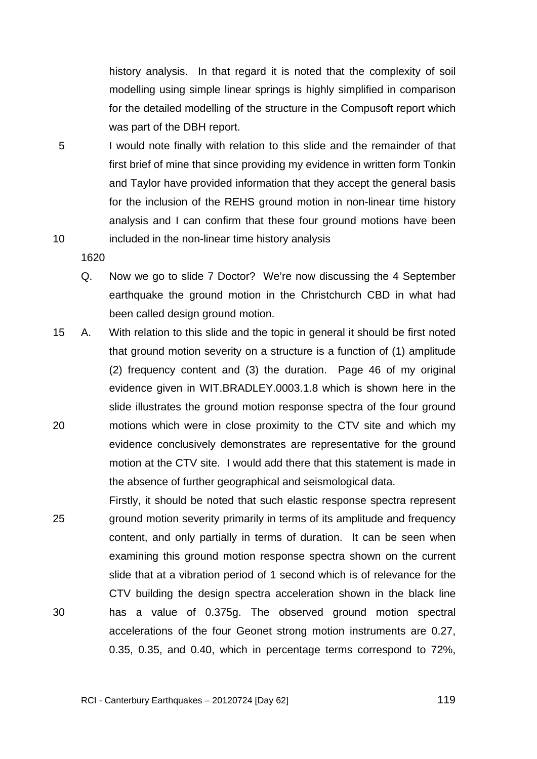history analysis. In that regard it is noted that the complexity of soil modelling using simple linear springs is highly simplified in comparison for the detailed modelling of the structure in the Compusoft report which was part of the DBH report.

I would note finally with relation to this slide and the remainder of that first brief of mine that since providing my evidence in written form Tonkin and Taylor have provided information that they accept the general basis for the inclusion of the REHS ground motion in non-linear time history analysis and I can confirm that these four ground motions have been included in the non-linear time history analysis

1620

Q. Now we go to slide 7 Doctor? We're now discussing the 4 September earthquake the ground motion in the Christchurch CBD in what had been called design ground motion.

A. With relation to this slide and the topic in general it should be first noted that ground motion severity on a structure is a function of (1) amplitude (2) frequency content and (3) the duration. Page 46 of my original evidence given in WIT.BRADLEY.0003.1.8 which is shown here in the slide illustrates the ground motion response spectra of the four ground motions which were in close proximity to the CTV site and which my evidence conclusively demonstrates are representative for the ground motion at the CTV site. I would add there that this statement is made in the absence of further geographical and seismological data.

Firstly, it should be noted that such elastic response spectra represent ground motion severity primarily in terms of its amplitude and frequency content, and only partially in terms of duration. It can be seen when examining this ground motion response spectra shown on the current slide that at a vibration period of 1 second which is of relevance for the CTV building the design spectra acceleration shown in the black line has a value of 0.375g. The observed ground motion spectral accelerations of the four Geonet strong motion instruments are 0.27, 0.35, 0.35, and 0.40, which in percentage terms correspond to 72%,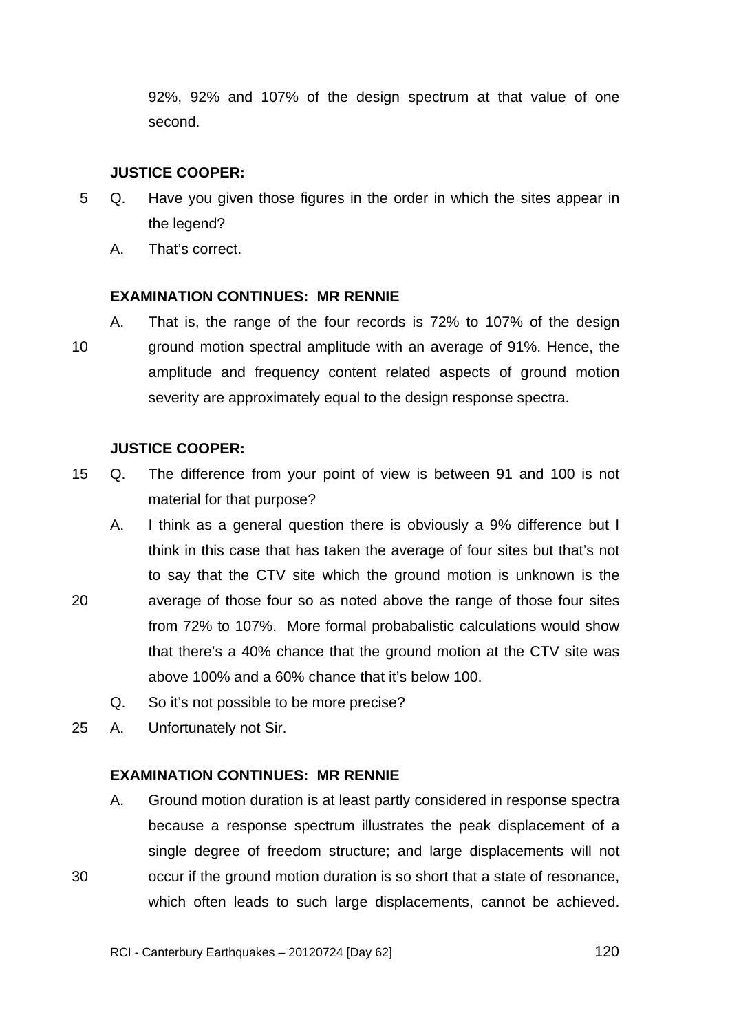92%, 92% and 107% of the design spectrum at that value of one second.

**JUSTICE COOPER:**

Q. Have you given those figures in the order in which the sites appear in the legend?

A. That's correct.

**EXAMINATION CONTINUES: MR RENNIE**

A. That is, the range of the four records is 72% to 107% of the design ground motion spectral amplitude with an average of 91%. Hence, the amplitude and frequency content related aspects of ground motion severity are approximately equal to the design response spectra.

**JUSTICE COOPER:**

Q. The difference from your point of view is between 91 and 100 is not material for that purpose?

A. I think as a general question there is obviously a 9% difference but I think in this case that has taken the average of four sites but that's not to say that the CTV site which the ground motion is unknown is the average of those four so as noted above the range of those four sites from 72% to 107%. More formal probabalistic calculations would show that there's a 40% chance that the ground motion at the CTV site was above 100% and a 60% chance that it's below 100.

Q. So it's not possible to be more precise?

A. Unfortunately not Sir.

**EXAMINATION CONTINUES: MR RENNIE**

A. Ground motion duration is at least partly considered in response spectra because a response spectrum illustrates the peak displacement of a single degree of freedom structure; and large displacements will not occur if the ground motion duration is so short that a state of resonance, which often leads to such large displacements, cannot be achieved.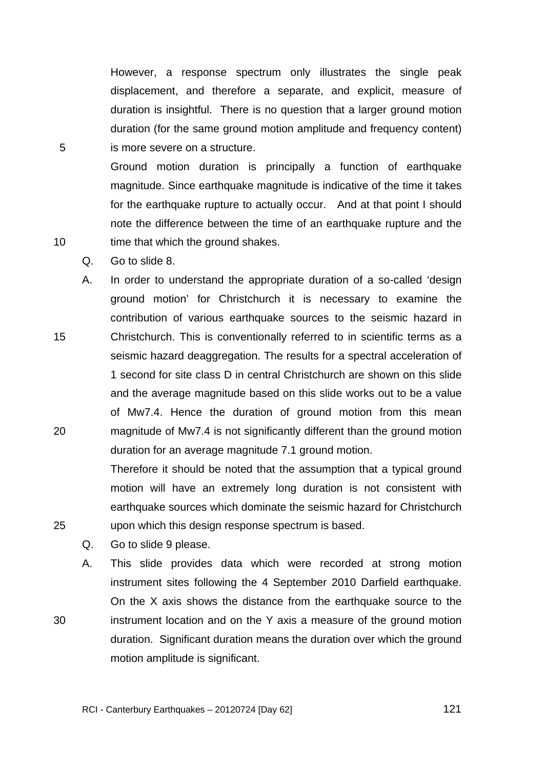However, a response spectrum only illustrates the single peak displacement, and therefore a separate, and explicit, measure of duration is insightful. There is no question that a larger ground motion duration (for the same ground motion amplitude and frequency content) is more severe on a structure.

Ground motion duration is principally a function of earthquake magnitude. Since earthquake magnitude is indicative of the time it takes for the earthquake rupture to actually occur. And at that point I should note the difference between the time of an earthquake rupture and the time that which the ground shakes.

Q. Go to slide 8.

A. In order to understand the appropriate duration of a so-called 'design ground motion' for Christchurch it is necessary to examine the contribution of various earthquake sources to the seismic hazard in Christchurch. This is conventionally referred to in scientific terms as a seismic hazard deaggregation. The results for a spectral acceleration of 1 second for site class D in central Christchurch are shown on this slide and the average magnitude based on this slide works out to be a value of Mw7.4. Hence the duration of ground motion from this mean magnitude of Mw7.4 is not significantly different than the ground motion duration for an average magnitude 7.1 ground motion.

Therefore it should be noted that the assumption that a typical ground motion will have an extremely long duration is not consistent with earthquake sources which dominate the seismic hazard for Christchurch upon which this design response spectrum is based.

Q. Go to slide 9 please.

A. This slide provides data which were recorded at strong motion instrument sites following the 4 September 2010 Darfield earthquake. On the X axis shows the distance from the earthquake source to the instrument location and on the Y axis a measure of the ground motion duration. Significant duration means the duration over which the ground motion amplitude is significant.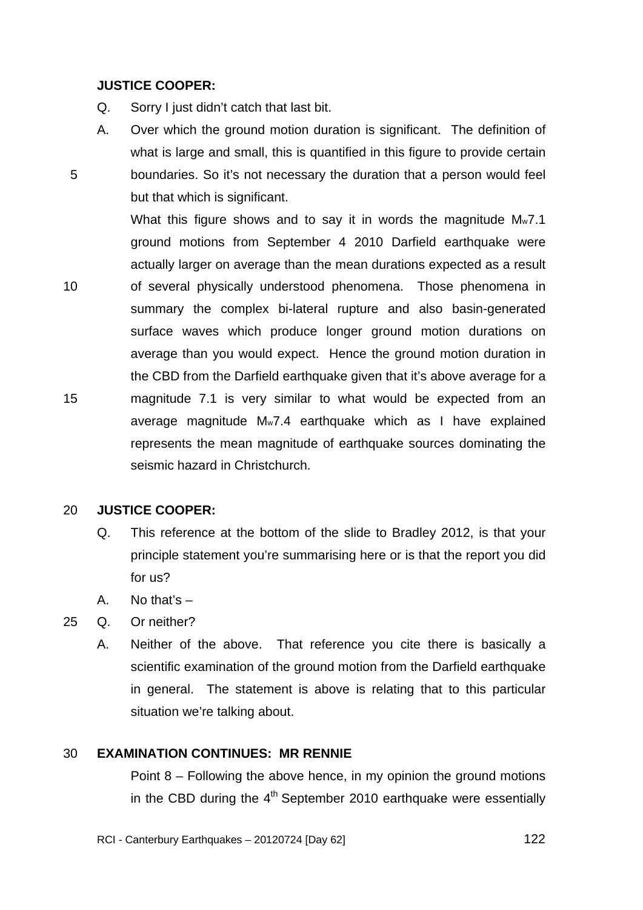**JUSTICE COOPER:**

Q. Sorry I just didn't catch that last bit.

A. Over which the ground motion duration is significant. The definition of what is large and small, this is quantified in this figure to provide certain boundaries. So it's not necessary the duration that a person would feel but that which is significant.

What this figure shows and to say it in words the magnitude $M_w$7.1 ground motions from September 4 2010 Darfield earthquake were actually larger on average than the mean durations expected as a result of several physically understood phenomena. Those phenomena in summary the complex bi-lateral rupture and also basin-generated surface waves which produce longer ground motion durations on average than you would expect. Hence the ground motion duration in the CBD from the Darfield earthquake given that it's above average for a magnitude 7.1 is very similar to what would be expected from an average magnitude $M_w$7.4 earthquake which as I have explained represents the mean magnitude of earthquake sources dominating the seismic hazard in Christchurch.

**JUSTICE COOPER:**

Q. This reference at the bottom of the slide to Bradley 2012, is that your principle statement you're summarising here or is that the report you did for us?

A. No that's –

Q. Or neither?

A. Neither of the above. That reference you cite there is basically a scientific examination of the ground motion from the Darfield earthquake in general. The statement is above is relating that to this particular situation we're talking about.

**EXAMINATION CONTINUES: MR RENNIE**

Point 8 – Following the above hence, in my opinion the ground motions in the CBD during the 4th September 2010 earthquake were essentially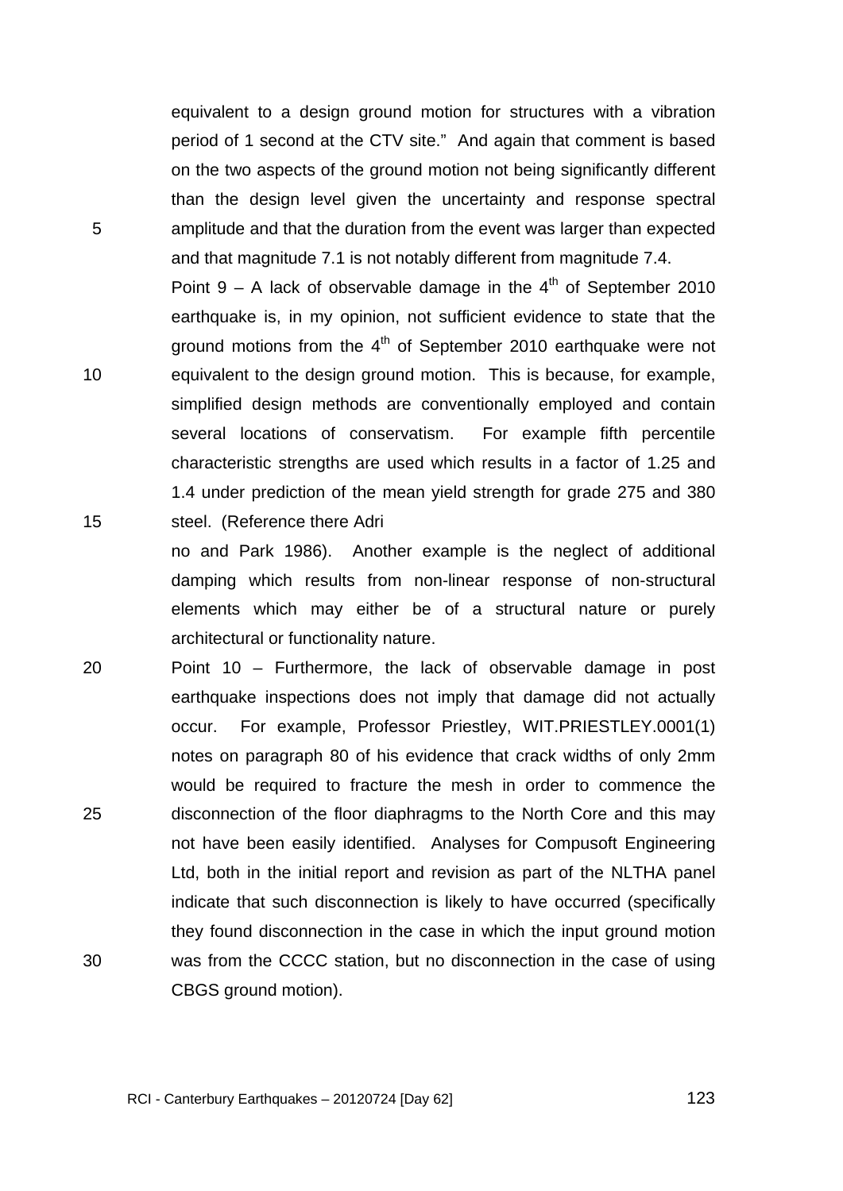equivalent to a design ground motion for structures with a vibration period of 1 second at the CTV site." And again that comment is based on the two aspects of the ground motion not being significantly different than the design level given the uncertainty and response spectral amplitude and that the duration from the event was larger than expected and that magnitude 7.1 is not notably different from magnitude 7.4.

Point 9 – A lack of observable damage in the 4th of September 2010 earthquake is, in my opinion, not sufficient evidence to state that the ground motions from the 4th of September 2010 earthquake were not equivalent to the design ground motion. This is because, for example, simplified design methods are conventionally employed and contain several locations of conservatism. For example fifth percentile characteristic strengths are used which results in a factor of 1.25 and 1.4 under prediction of the mean yield strength for grade 275 and 380 steel. (Reference there Adri

no and Park 1986). Another example is the neglect of additional damping which results from non-linear response of non-structural elements which may either be of a structural nature or purely architectural or functionality nature.

Point 10 – Furthermore, the lack of observable damage in post earthquake inspections does not imply that damage did not actually occur. For example, Professor Priestley, WIT.PRIESTLEY.0001(1) notes on paragraph 80 of his evidence that crack widths of only 2mm would be required to fracture the mesh in order to commence the disconnection of the floor diaphragms to the North Core and this may not have been easily identified. Analyses for Compusoft Engineering Ltd, both in the initial report and revision as part of the NLTHA panel indicate that such disconnection is likely to have occurred (specifically they found disconnection in the case in which the input ground motion was from the CCCC station, but no disconnection in the case of using CBGS ground motion).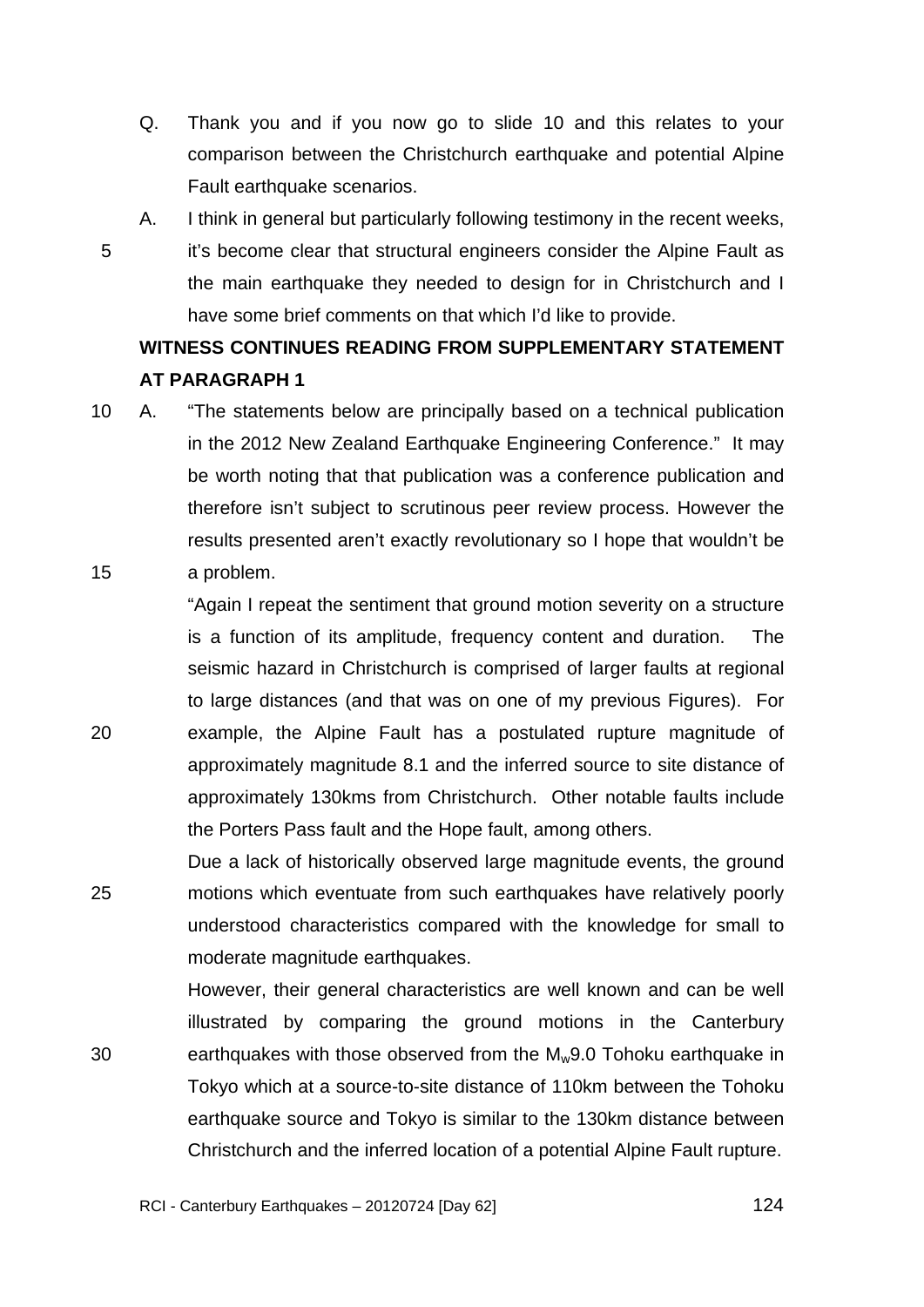Q. Thank you and if you now go to slide 10 and this relates to your comparison between the Christchurch earthquake and potential Alpine Fault earthquake scenarios.

A. I think in general but particularly following testimony in the recent weeks, it's become clear that structural engineers consider the Alpine Fault as the main earthquake they needed to design for in Christchurch and I have some brief comments on that which I'd like to provide.

**WITNESS CONTINUES READING FROM SUPPLEMENTARY STATEMENT AT PARAGRAPH 1**

A. "The statements below are principally based on a technical publication in the 2012 New Zealand Earthquake Engineering Conference." It may be worth noting that that publication was a conference publication and therefore isn't subject to scrutinous peer review process. However the results presented aren't exactly revolutionary so I hope that wouldn't be a problem.

"Again I repeat the sentiment that ground motion severity on a structure is a function of its amplitude, frequency content and duration. The seismic hazard in Christchurch is comprised of larger faults at regional to large distances (and that was on one of my previous Figures). For example, the Alpine Fault has a postulated rupture magnitude of approximately magnitude 8.1 and the inferred source to site distance of approximately 130kms from Christchurch. Other notable faults include the Porters Pass fault and the Hope fault, among others.

Due a lack of historically observed large magnitude events, the ground motions which eventuate from such earthquakes have relatively poorly understood characteristics compared with the knowledge for small to moderate magnitude earthquakes.

However, their general characteristics are well known and can be well illustrated by comparing the ground motions in the Canterbury earthquakes with those observed from the $M_w$9.0 Tohoku earthquake in Tokyo which at a source-to-site distance of 110km between the Tohoku earthquake source and Tokyo is similar to the 130km distance between Christchurch and the inferred location of a potential Alpine Fault rupture.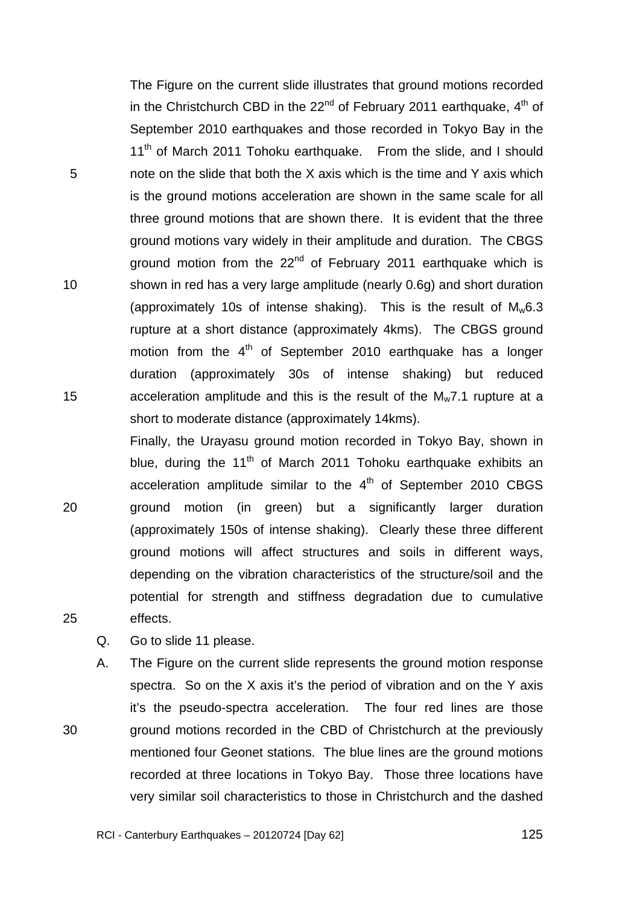The Figure on the current slide illustrates that ground motions recorded in the Christchurch CBD in the 22nd of February 2011 earthquake, 4th of September 2010 earthquakes and those recorded in Tokyo Bay in the 11th of March 2011 Tohoku earthquake. From the slide, and I should note on the slide that both the X axis which is the time and Y axis which is the ground motions acceleration are shown in the same scale for all three ground motions that are shown there. It is evident that the three ground motions vary widely in their amplitude and duration. The CBGS ground motion from the 22nd of February 2011 earthquake which is shown in red has a very large amplitude (nearly 0.6g) and short duration (approximately 10s of intense shaking). This is the result of $M_w$6.3 rupture at a short distance (approximately 4kms). The CBGS ground motion from the 4th of September 2010 earthquake has a longer duration (approximately 30s of intense shaking) but reduced acceleration amplitude and this is the result of the $M_w$7.1 rupture at a short to moderate distance (approximately 14kms).

Finally, the Urayasu ground motion recorded in Tokyo Bay, shown in blue, during the 11th of March 2011 Tohoku earthquake exhibits an acceleration amplitude similar to the 4th of September 2010 CBGS ground motion (in green) but a significantly larger duration (approximately 150s of intense shaking). Clearly these three different ground motions will affect structures and soils in different ways, depending on the vibration characteristics of the structure/soil and the potential for strength and stiffness degradation due to cumulative effects.

Q. Go to slide 11 please.

A. The Figure on the current slide represents the ground motion response spectra. So on the X axis it's the period of vibration and on the Y axis it's the pseudo-spectra acceleration. The four red lines are those ground motions recorded in the CBD of Christchurch at the previously mentioned four Geonet stations. The blue lines are the ground motions recorded at three locations in Tokyo Bay. Those three locations have very similar soil characteristics to those in Christchurch and the dashed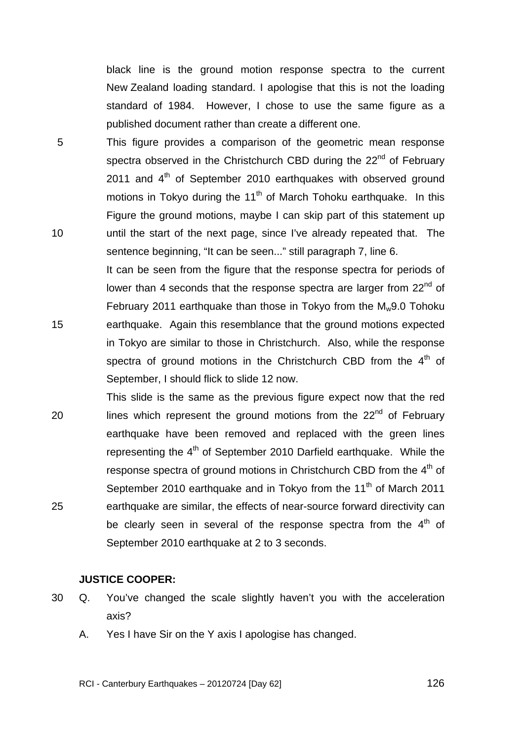black line is the ground motion response spectra to the current New Zealand loading standard. I apologise that this is not the loading standard of 1984. However, I chose to use the same figure as a published document rather than create a different one.

This figure provides a comparison of the geometric mean response spectra observed in the Christchurch CBD during the 22nd of February 2011 and 4th of September 2010 earthquakes with observed ground motions in Tokyo during the 11th of March Tohoku earthquake. In this Figure the ground motions, maybe I can skip part of this statement up until the start of the next page, since I've already repeated that. The sentence beginning, "It can be seen..." still paragraph 7, line 6.

It can be seen from the figure that the response spectra for periods of lower than 4 seconds that the response spectra are larger from 22nd of February 2011 earthquake than those in Tokyo from the $M_w$9.0 Tohoku earthquake. Again this resemblance that the ground motions expected in Tokyo are similar to those in Christchurch. Also, while the response spectra of ground motions in the Christchurch CBD from the 4th of September, I should flick to slide 12 now.

This slide is the same as the previous figure expect now that the red lines which represent the ground motions from the 22nd of February earthquake have been removed and replaced with the green lines representing the 4th of September 2010 Darfield earthquake. While the response spectra of ground motions in Christchurch CBD from the 4th of September 2010 earthquake and in Tokyo from the 11th of March 2011 earthquake are similar, the effects of near-source forward directivity can be clearly seen in several of the response spectra from the 4th of September 2010 earthquake at 2 to 3 seconds.

**JUSTICE COOPER:**

Q. You've changed the scale slightly haven't you with the acceleration axis?

A. Yes I have Sir on the Y axis I apologise has changed.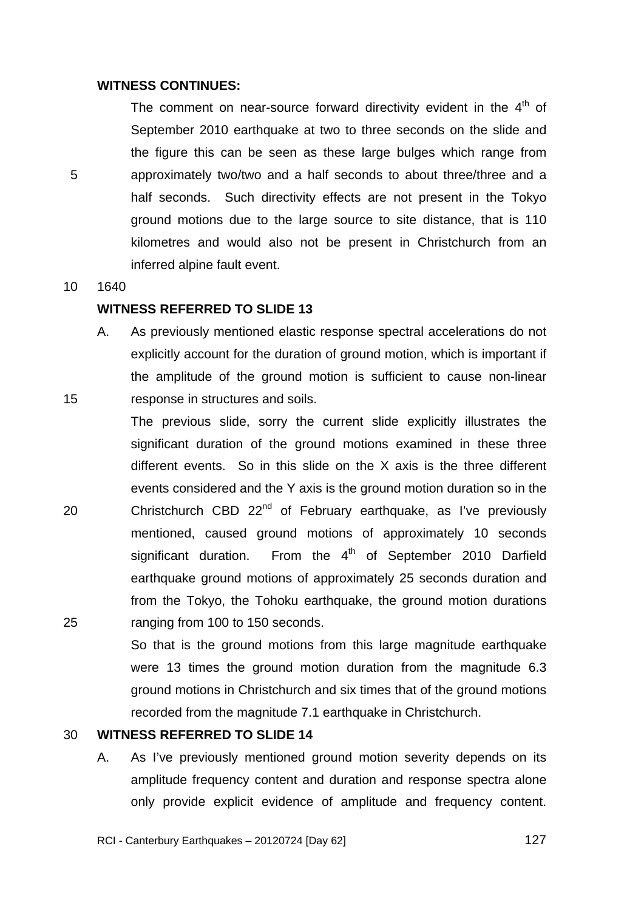**WITNESS CONTINUES:**

The comment on near-source forward directivity evident in the 4th of September 2010 earthquake at two to three seconds on the slide and the figure this can be seen as these large bulges which range from approximately two/two and a half seconds to about three/three and a half seconds. Such directivity effects are not present in the Tokyo ground motions due to the large source to site distance, that is 110 kilometres and would also not be present in Christchurch from an inferred alpine fault event.

1640

**WITNESS REFERRED TO SLIDE 13**

A. As previously mentioned elastic response spectral accelerations do not explicitly account for the duration of ground motion, which is important if the amplitude of the ground motion is sufficient to cause non-linear response in structures and soils.

The previous slide, sorry the current slide explicitly illustrates the significant duration of the ground motions examined in these three different events. So in this slide on the X axis is the three different events considered and the Y axis is the ground motion duration so in the Christchurch CBD 22nd of February earthquake, as I've previously mentioned, caused ground motions of approximately 10 seconds significant duration. From the 4th of September 2010 Darfield earthquake ground motions of approximately 25 seconds duration and from the Tokyo, the Tohoku earthquake, the ground motion durations ranging from 100 to 150 seconds.

So that is the ground motions from this large magnitude earthquake were 13 times the ground motion duration from the magnitude 6.3 ground motions in Christchurch and six times that of the ground motions recorded from the magnitude 7.1 earthquake in Christchurch.

**WITNESS REFERRED TO SLIDE 14**

A. As I've previously mentioned ground motion severity depends on its amplitude frequency content and duration and response spectra alone only provide explicit evidence of amplitude and frequency content.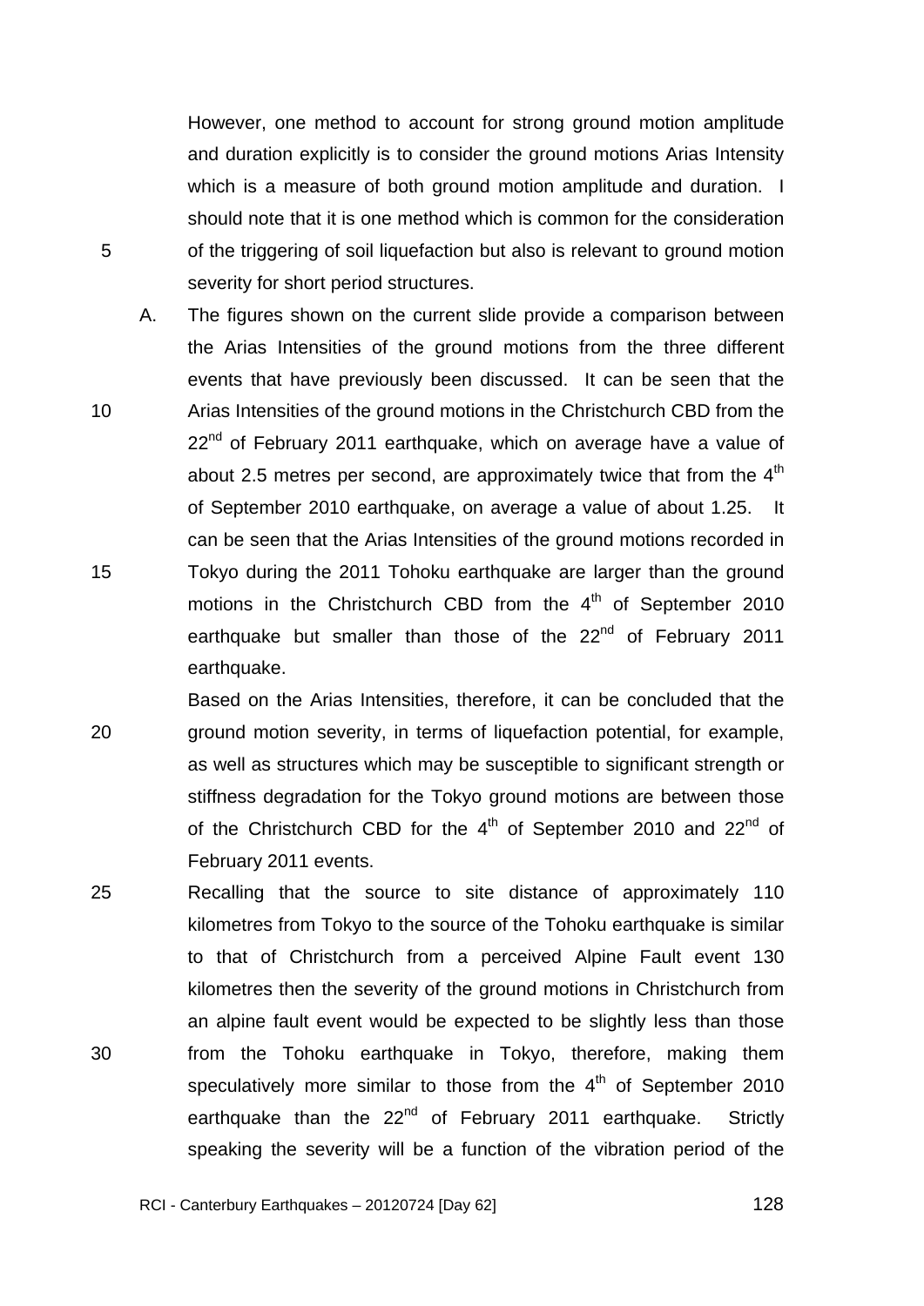However, one method to account for strong ground motion amplitude and duration explicitly is to consider the ground motions Arias Intensity which is a measure of both ground motion amplitude and duration. I should note that it is one method which is common for the consideration of the triggering of soil liquefaction but also is relevant to ground motion severity for short period structures.

A. The figures shown on the current slide provide a comparison between the Arias Intensities of the ground motions from the three different events that have previously been discussed. It can be seen that the Arias Intensities of the ground motions in the Christchurch CBD from the 22nd of February 2011 earthquake, which on average have a value of about 2.5 metres per second, are approximately twice that from the 4th of September 2010 earthquake, on average a value of about 1.25. It can be seen that the Arias Intensities of the ground motions recorded in Tokyo during the 2011 Tohoku earthquake are larger than the ground motions in the Christchurch CBD from the 4th of September 2010 earthquake but smaller than those of the 22nd of February 2011 earthquake.

Based on the Arias Intensities, therefore, it can be concluded that the ground motion severity, in terms of liquefaction potential, for example, as well as structures which may be susceptible to significant strength or stiffness degradation for the Tokyo ground motions are between those of the Christchurch CBD for the 4th of September 2010 and 22nd of February 2011 events.

Recalling that the source to site distance of approximately 110 kilometres from Tokyo to the source of the Tohoku earthquake is similar to that of Christchurch from a perceived Alpine Fault event 130 kilometres then the severity of the ground motions in Christchurch from an alpine fault event would be expected to be slightly less than those from the Tohoku earthquake in Tokyo, therefore, making them speculatively more similar to those from the 4th of September 2010 earthquake than the 22nd of February 2011 earthquake. Strictly speaking the severity will be a function of the vibration period of the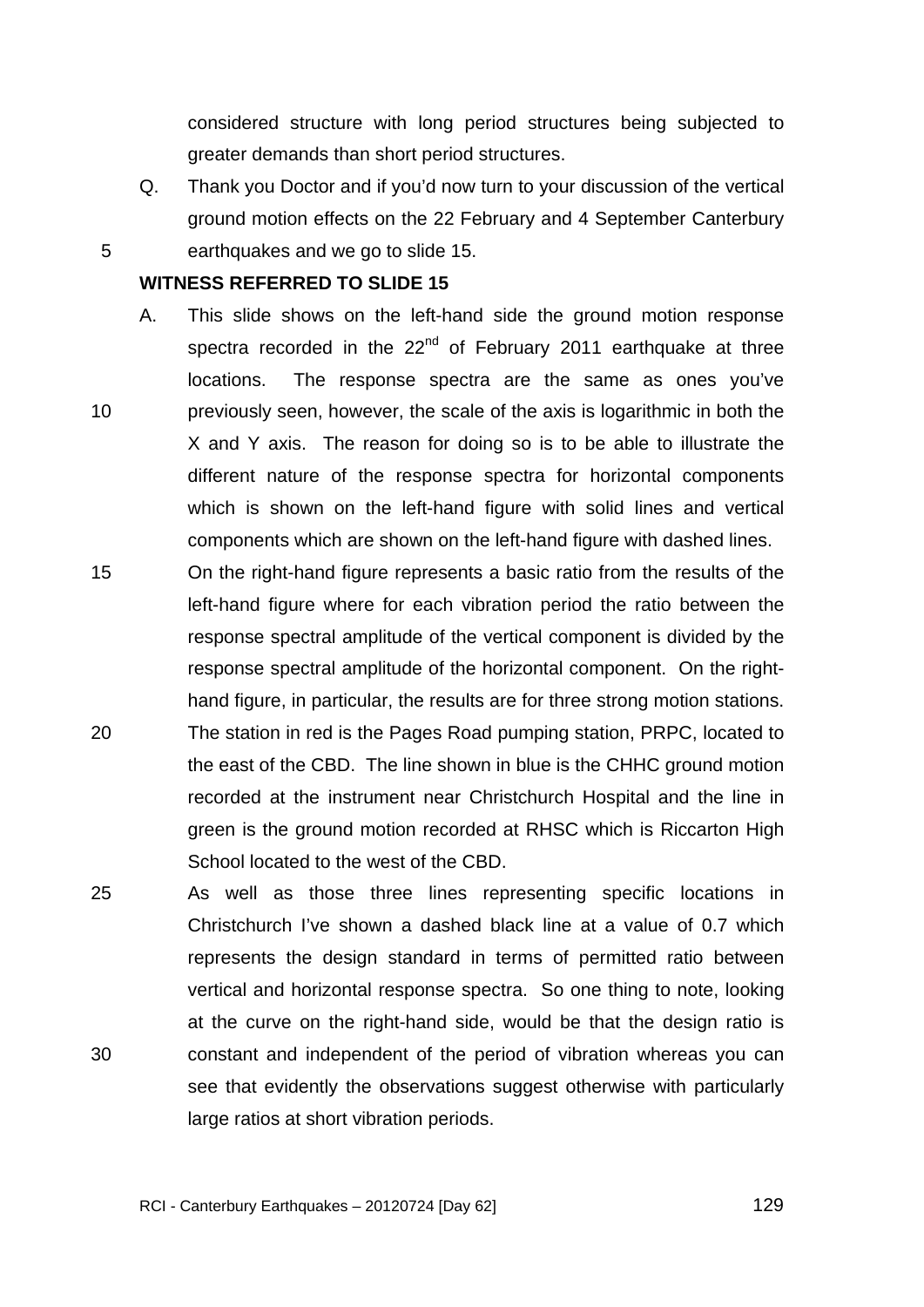considered structure with long period structures being subjected to greater demands than short period structures.

Q. Thank you Doctor and if you'd now turn to your discussion of the vertical ground motion effects on the 22 February and 4 September Canterbury earthquakes and we go to slide 15.

**WITNESS REFERRED TO SLIDE 15**

A. This slide shows on the left-hand side the ground motion response spectra recorded in the 22nd of February 2011 earthquake at three locations. The response spectra are the same as ones you've previously seen, however, the scale of the axis is logarithmic in both the X and Y axis. The reason for doing so is to be able to illustrate the different nature of the response spectra for horizontal components which is shown on the left-hand figure with solid lines and vertical components which are shown on the left-hand figure with dashed lines. On the right-hand figure represents a basic ratio from the results of the left-hand figure where for each vibration period the ratio between the response spectral amplitude of the vertical component is divided by the response spectral amplitude of the horizontal component. On the right-hand figure, in particular, the results are for three strong motion stations. The station in red is the Pages Road pumping station, PRPC, located to the east of the CBD. The line shown in blue is the CHHC ground motion recorded at the instrument near Christchurch Hospital and the line in green is the ground motion recorded at RHSC which is Riccarton High School located to the west of the CBD.

As well as those three lines representing specific locations in Christchurch I've shown a dashed black line at a value of 0.7 which represents the design standard in terms of permitted ratio between vertical and horizontal response spectra. So one thing to note, looking at the curve on the right-hand side, would be that the design ratio is constant and independent of the period of vibration whereas you can see that evidently the observations suggest otherwise with particularly large ratios at short vibration periods.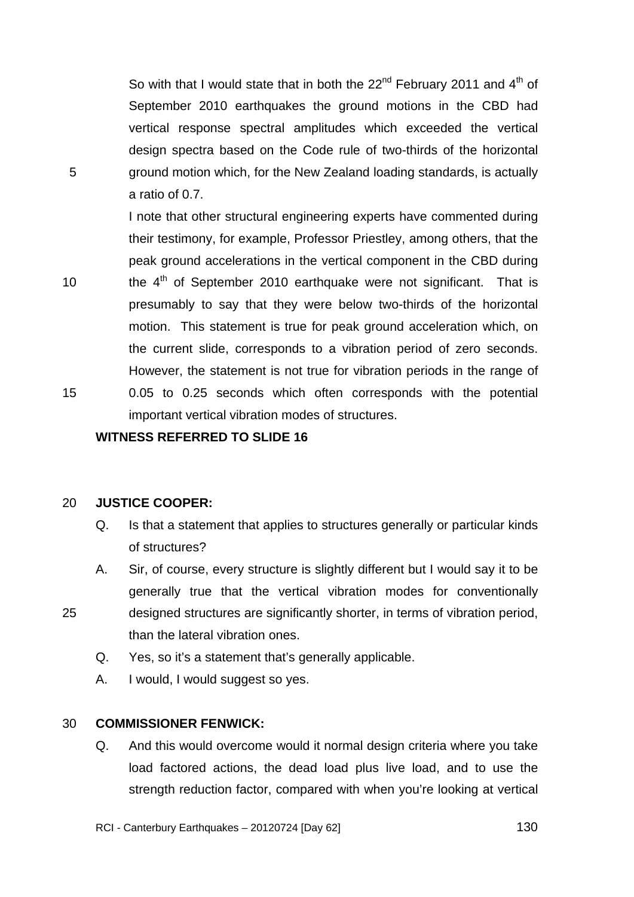So with that I would state that in both the 22nd February 2011 and 4th of September 2010 earthquakes the ground motions in the CBD had vertical response spectral amplitudes which exceeded the vertical design spectra based on the Code rule of two-thirds of the horizontal ground motion which, for the New Zealand loading standards, is actually a ratio of 0.7.

I note that other structural engineering experts have commented during their testimony, for example, Professor Priestley, among others, that the peak ground accelerations in the vertical component in the CBD during the 4th of September 2010 earthquake were not significant. That is presumably to say that they were below two-thirds of the horizontal motion. This statement is true for peak ground acceleration which, on the current slide, corresponds to a vibration period of zero seconds. However, the statement is not true for vibration periods in the range of 0.05 to 0.25 seconds which often corresponds with the potential important vertical vibration modes of structures.

**WITNESS REFERRED TO SLIDE 16**

**JUSTICE COOPER:**

Q. Is that a statement that applies to structures generally or particular kinds of structures?

A. Sir, of course, every structure is slightly different but I would say it to be generally true that the vertical vibration modes for conventionally designed structures are significantly shorter, in terms of vibration period, than the lateral vibration ones.

Q. Yes, so it's a statement that's generally applicable.

A. I would, I would suggest so yes.

**COMMISSIONER FENWICK:**

Q. And this would overcome would it normal design criteria where you take load factored actions, the dead load plus live load, and to use the strength reduction factor, compared with when you're looking at vertical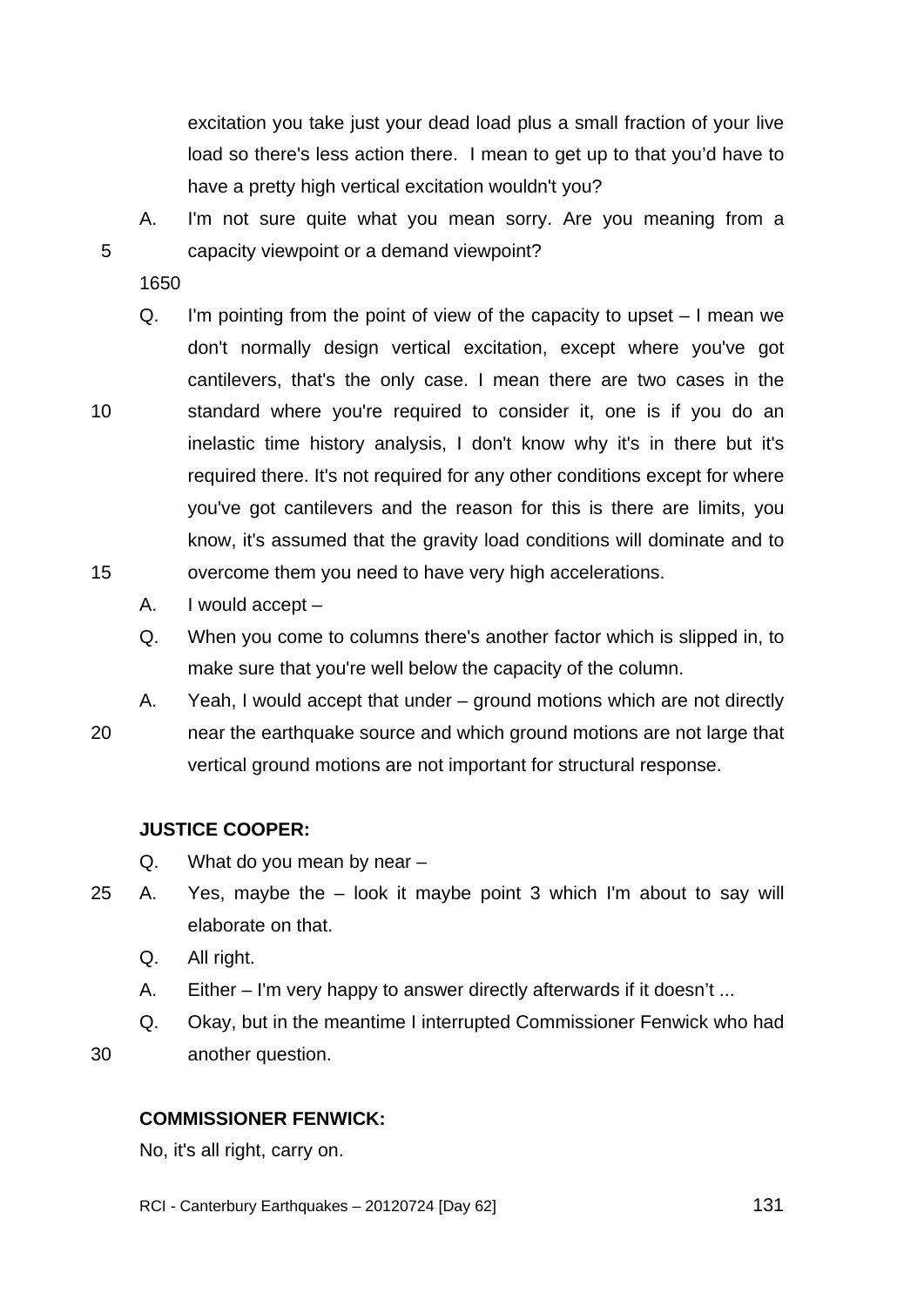excitation you take just your dead load plus a small fraction of your live load so there's less action there. I mean to get up to that you'd have to have a pretty high vertical excitation wouldn't you?

A. I'm not sure quite what you mean sorry. Are you meaning from a capacity viewpoint or a demand viewpoint?

1650

Q. I'm pointing from the point of view of the capacity to upset – I mean we don't normally design vertical excitation, except where you've got cantilevers, that's the only case. I mean there are two cases in the standard where you're required to consider it, one is if you do an inelastic time history analysis, I don't know why it's in there but it's required there. It's not required for any other conditions except for where you've got cantilevers and the reason for this is there are limits, you know, it's assumed that the gravity load conditions will dominate and to overcome them you need to have very high accelerations.

A. I would accept –

Q. When you come to columns there's another factor which is slipped in, to make sure that you're well below the capacity of the column.

A. Yeah, I would accept that under – ground motions which are not directly near the earthquake source and which ground motions are not large that vertical ground motions are not important for structural response.

**JUSTICE COOPER:**

Q. What do you mean by near –

A. Yes, maybe the – look it maybe point 3 which I'm about to say will elaborate on that.

Q. All right.

A. Either – I'm very happy to answer directly afterwards if it doesn't ...

Q. Okay, but in the meantime I interrupted Commissioner Fenwick who had another question.

**COMMISSIONER FENWICK:**

No, it's all right, carry on.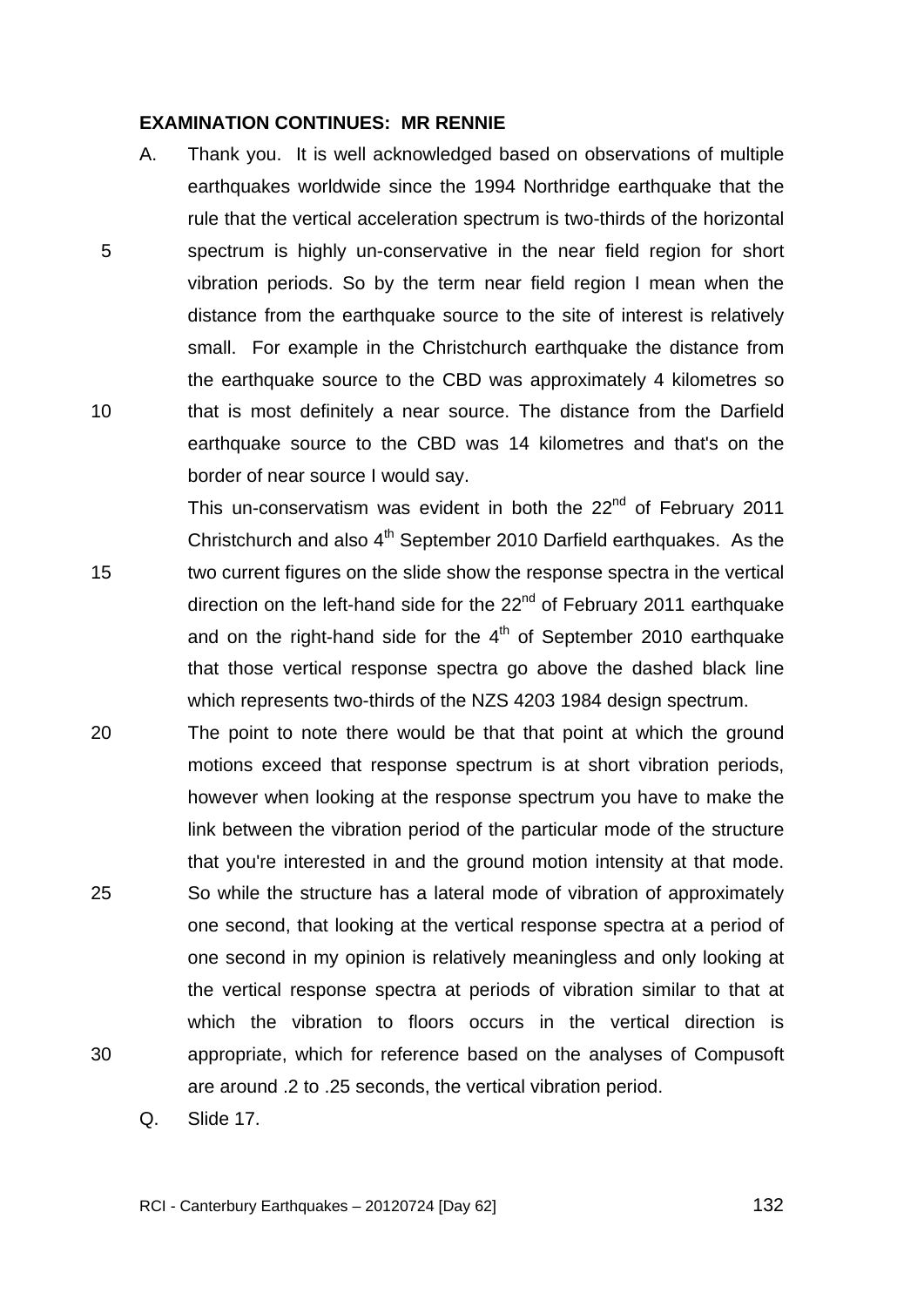**EXAMINATION CONTINUES: MR RENNIE**

A. Thank you. It is well acknowledged based on observations of multiple earthquakes worldwide since the 1994 Northridge earthquake that the rule that the vertical acceleration spectrum is two-thirds of the horizontal spectrum is highly un-conservative in the near field region for short vibration periods. So by the term near field region I mean when the distance from the earthquake source to the site of interest is relatively small. For example in the Christchurch earthquake the distance from the earthquake source to the CBD was approximately 4 kilometres so that is most definitely a near source. The distance from the Darfield earthquake source to the CBD was 14 kilometres and that's on the border of near source I would say.

This un-conservatism was evident in both the 22nd of February 2011 Christchurch and also 4th September 2010 Darfield earthquakes. As the two current figures on the slide show the response spectra in the vertical direction on the left-hand side for the 22nd of February 2011 earthquake and on the right-hand side for the 4th of September 2010 earthquake that those vertical response spectra go above the dashed black line which represents two-thirds of the NZS 4203 1984 design spectrum.

The point to note there would be that that point at which the ground motions exceed that response spectrum is at short vibration periods, however when looking at the response spectrum you have to make the link between the vibration period of the particular mode of the structure that you're interested in and the ground motion intensity at that mode. So while the structure has a lateral mode of vibration of approximately one second, that looking at the vertical response spectra at a period of one second in my opinion is relatively meaningless and only looking at the vertical response spectra at periods of vibration similar to that at which the vibration to floors occurs in the vertical direction is appropriate, which for reference based on the analyses of Compusoft are around .2 to .25 seconds, the vertical vibration period.

Q. Slide 17.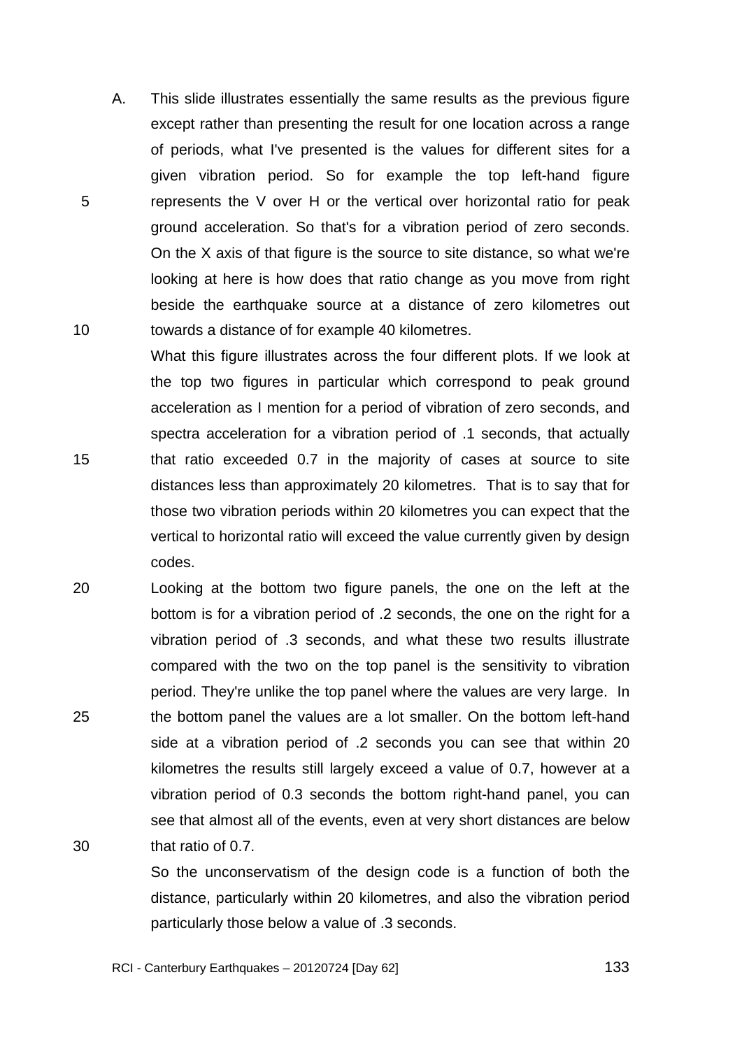A. This slide illustrates essentially the same results as the previous figure except rather than presenting the result for one location across a range of periods, what I've presented is the values for different sites for a given vibration period. So for example the top left-hand figure represents the V over H or the vertical over horizontal ratio for peak ground acceleration. So that's for a vibration period of zero seconds. On the X axis of that figure is the source to site distance, so what we're looking at here is how does that ratio change as you move from right beside the earthquake source at a distance of zero kilometres out towards a distance of for example 40 kilometres.

What this figure illustrates across the four different plots. If we look at the top two figures in particular which correspond to peak ground acceleration as I mention for a period of vibration of zero seconds, and spectra acceleration for a vibration period of .1 seconds, that actually that ratio exceeded 0.7 in the majority of cases at source to site distances less than approximately 20 kilometres. That is to say that for those two vibration periods within 20 kilometres you can expect that the vertical to horizontal ratio will exceed the value currently given by design codes.

Looking at the bottom two figure panels, the one on the left at the bottom is for a vibration period of .2 seconds, the one on the right for a vibration period of .3 seconds, and what these two results illustrate compared with the two on the top panel is the sensitivity to vibration period. They're unlike the top panel where the values are very large. In the bottom panel the values are a lot smaller. On the bottom left-hand side at a vibration period of .2 seconds you can see that within 20 kilometres the results still largely exceed a value of 0.7, however at a vibration period of 0.3 seconds the bottom right-hand panel, you can see that almost all of the events, even at very short distances are below that ratio of 0.7.

So the unconservatism of the design code is a function of both the distance, particularly within 20 kilometres, and also the vibration period particularly those below a value of .3 seconds.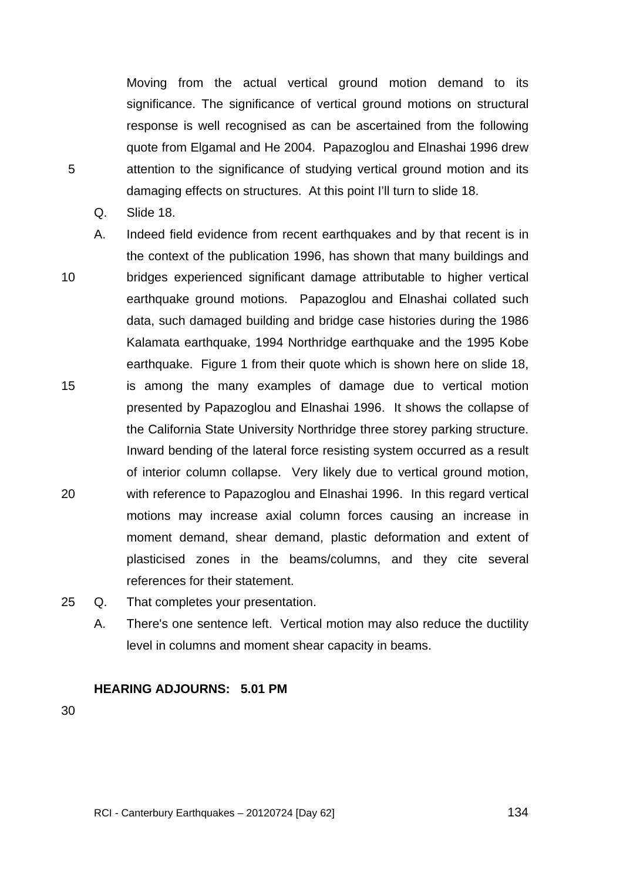Moving from the actual vertical ground motion demand to its significance. The significance of vertical ground motions on structural response is well recognised as can be ascertained from the following quote from Elgamal and He 2004. Papazoglou and Elnashai 1996 drew attention to the significance of studying vertical ground motion and its damaging effects on structures. At this point I'll turn to slide 18.

Q. Slide 18.

A. Indeed field evidence from recent earthquakes and by that recent is in the context of the publication 1996, has shown that many buildings and bridges experienced significant damage attributable to higher vertical earthquake ground motions. Papazoglou and Elnashai collated such data, such damaged building and bridge case histories during the 1986 Kalamata earthquake, 1994 Northridge earthquake and the 1995 Kobe earthquake. Figure 1 from their quote which is shown here on slide 18, is among the many examples of damage due to vertical motion presented by Papazoglou and Elnashai 1996. It shows the collapse of the California State University Northridge three storey parking structure. Inward bending of the lateral force resisting system occurred as a result of interior column collapse. Very likely due to vertical ground motion, with reference to Papazoglou and Elnashai 1996. In this regard vertical motions may increase axial column forces causing an increase in moment demand, shear demand, plastic deformation and extent of plasticised zones in the beams/columns, and they cite several references for their statement.

Q. That completes your presentation.

A. There's one sentence left. Vertical motion may also reduce the ductility level in columns and moment shear capacity in beams.

**HEARING ADJOURNS: 5.01 PM**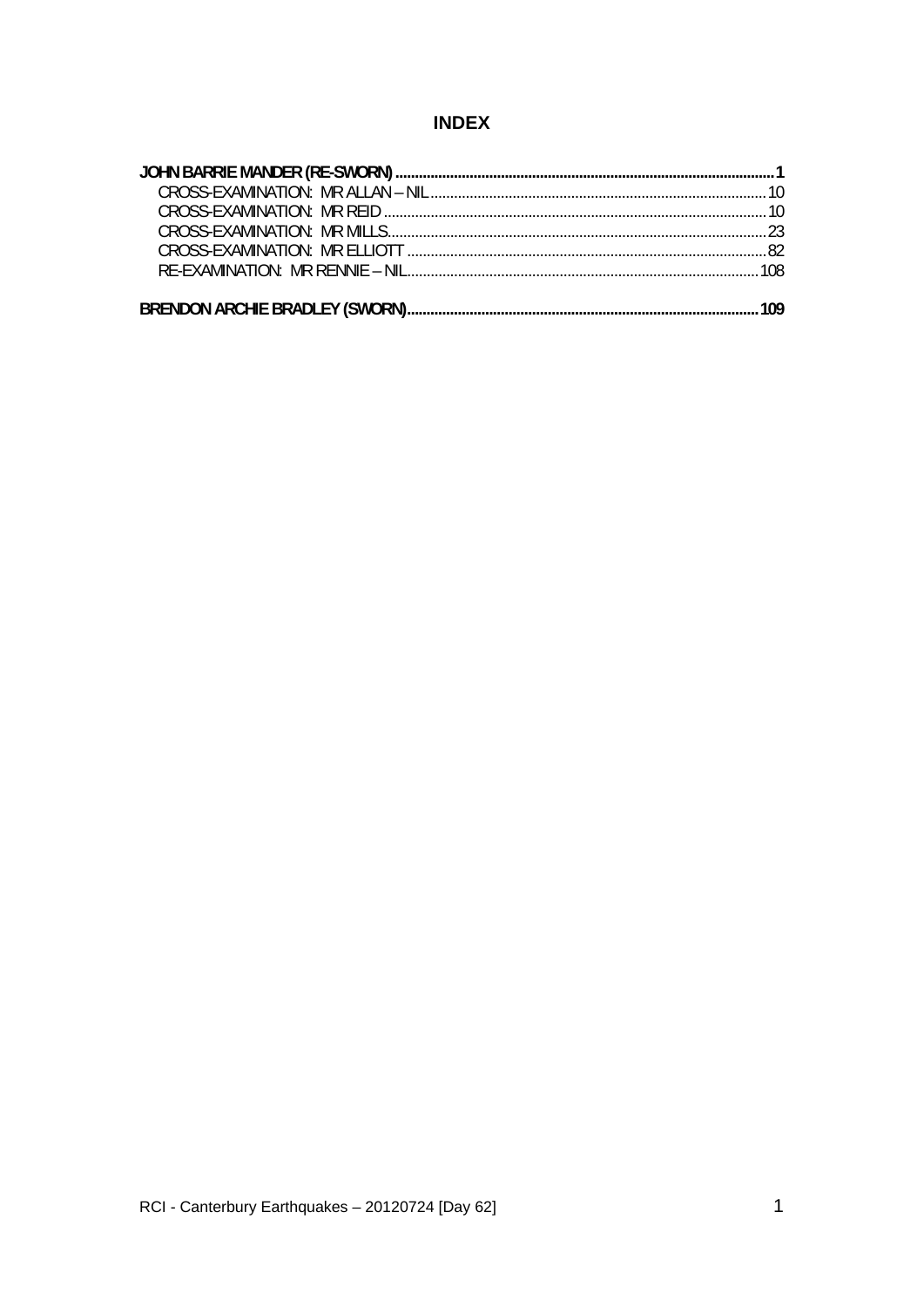# INDEX

**JOHN BARRIE MANDER (RE-SWORN)................................................................................................1**

CROSS-EXAMINATION: MR ALLAN – NIL.....................................................................................10

CROSS-EXAMINATION: MR REID.................................................................................................10

CROSS-EXAMINATION: MR MILLS................................................................................................23

CROSS-EXAMINATION: MR ELLIOTT..........................................................................................82

RE-EXAMINATION: MR RENNIE – NIL.........................................................................................108

**BRENDON ARCHIE BRADLEY (SWORN)........................................................................................109**